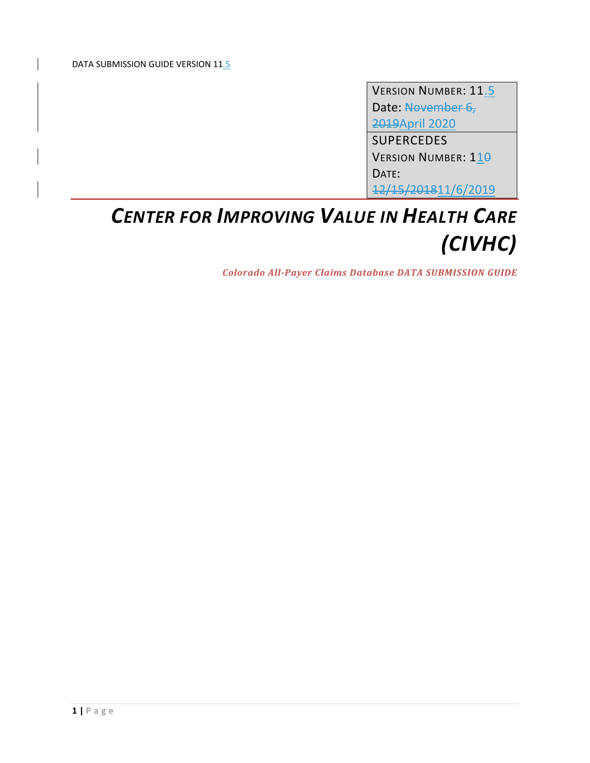| VERSION NUMBER: 11.5 Date: ~~November 6, 2019~~April 2020 |
| --- |
| SUPERCEDES VERSION NUMBER: 1~~0~~1 DATE: ~~12/15/2018~~11/6/2019 |

# *CENTER FOR IMPROVING VALUE IN HEALTH CARE (CIVHC)*

***Colorado All-Payer Claims Database DATA SUBMISSION GUIDE***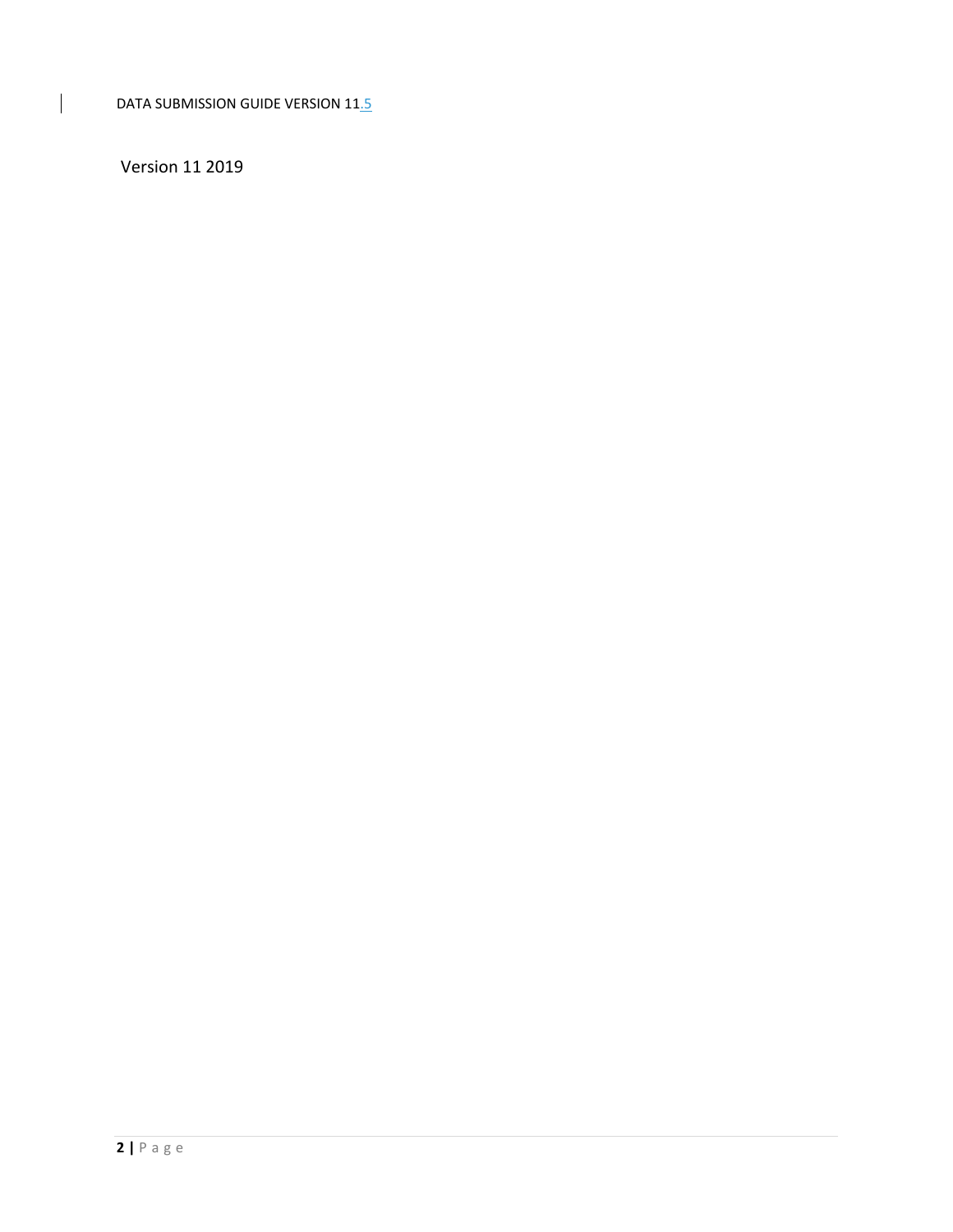Version 11 2019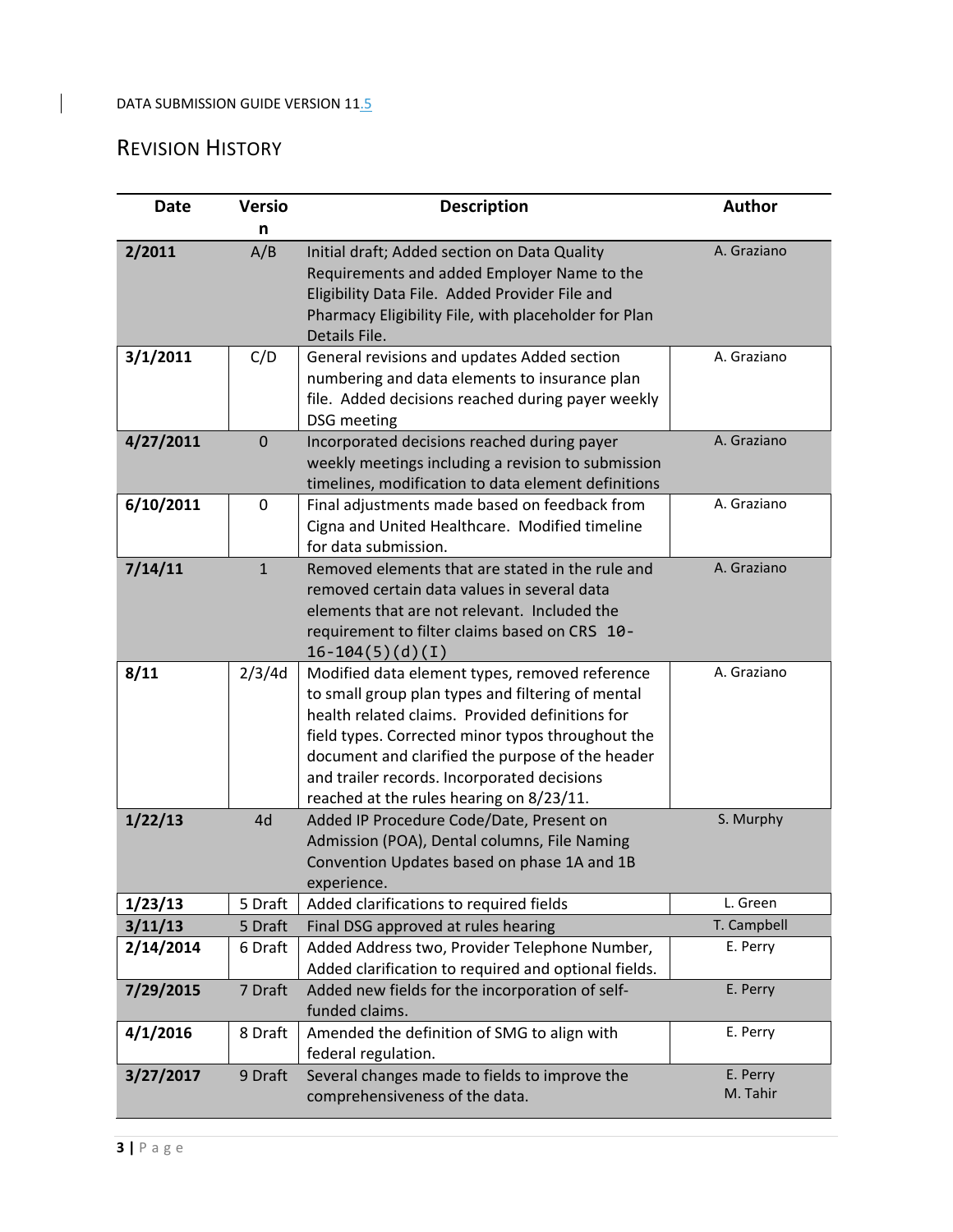## Revision History

| Date | Version | Description | Author |
|---|---|---|---|
| **2/2011** | A/B | Initial draft; Added section on Data Quality Requirements and added Employer Name to the Eligibility Data File. Added Provider File and Pharmacy Eligibility File, with placeholder for Plan Details File. | A. Graziano |
| **3/1/2011** | C/D | General revisions and updates Added section numbering and data elements to insurance plan file. Added decisions reached during payer weekly DSG meeting | A. Graziano |
| **4/27/2011** | 0 | Incorporated decisions reached during payer weekly meetings including a revision to submission timelines, modification to data element definitions | A. Graziano |
| **6/10/2011** | 0 | Final adjustments made based on feedback from Cigna and United Healthcare. Modified timeline for data submission. | A. Graziano |
| **7/14/11** | 1 | Removed elements that are stated in the rule and removed certain data values in several data elements that are not relevant. Included the requirement to filter claims based on CRS `10-16-104(5)(d)(I)` | A. Graziano |
| **8/11** | 2/3/4d | Modified data element types, removed reference to small group plan types and filtering of mental health related claims. Provided definitions for field types. Corrected minor typos throughout the document and clarified the purpose of the header and trailer records. Incorporated decisions reached at the rules hearing on 8/23/11. | A. Graziano |
| **1/22/13** | 4d | Added IP Procedure Code/Date, Present on Admission (POA), Dental columns, File Naming Convention Updates based on phase 1A and 1B experience. | S. Murphy |
| **1/23/13** | 5 Draft | Added clarifications to required fields | L. Green |
| **3/11/13** | 5 Draft | Final DSG approved at rules hearing | T. Campbell |
| **2/14/2014** | 6 Draft | Added Address two, Provider Telephone Number, Added clarification to required and optional fields. | E. Perry |
| **7/29/2015** | 7 Draft | Added new fields for the incorporation of self-funded claims. | E. Perry |
| **4/1/2016** | 8 Draft | Amended the definition of SMG to align with federal regulation. | E. Perry |
| **3/27/2017** | 9 Draft | Several changes made to fields to improve the comprehensiveness of the data. | E. Perry M. Tahir |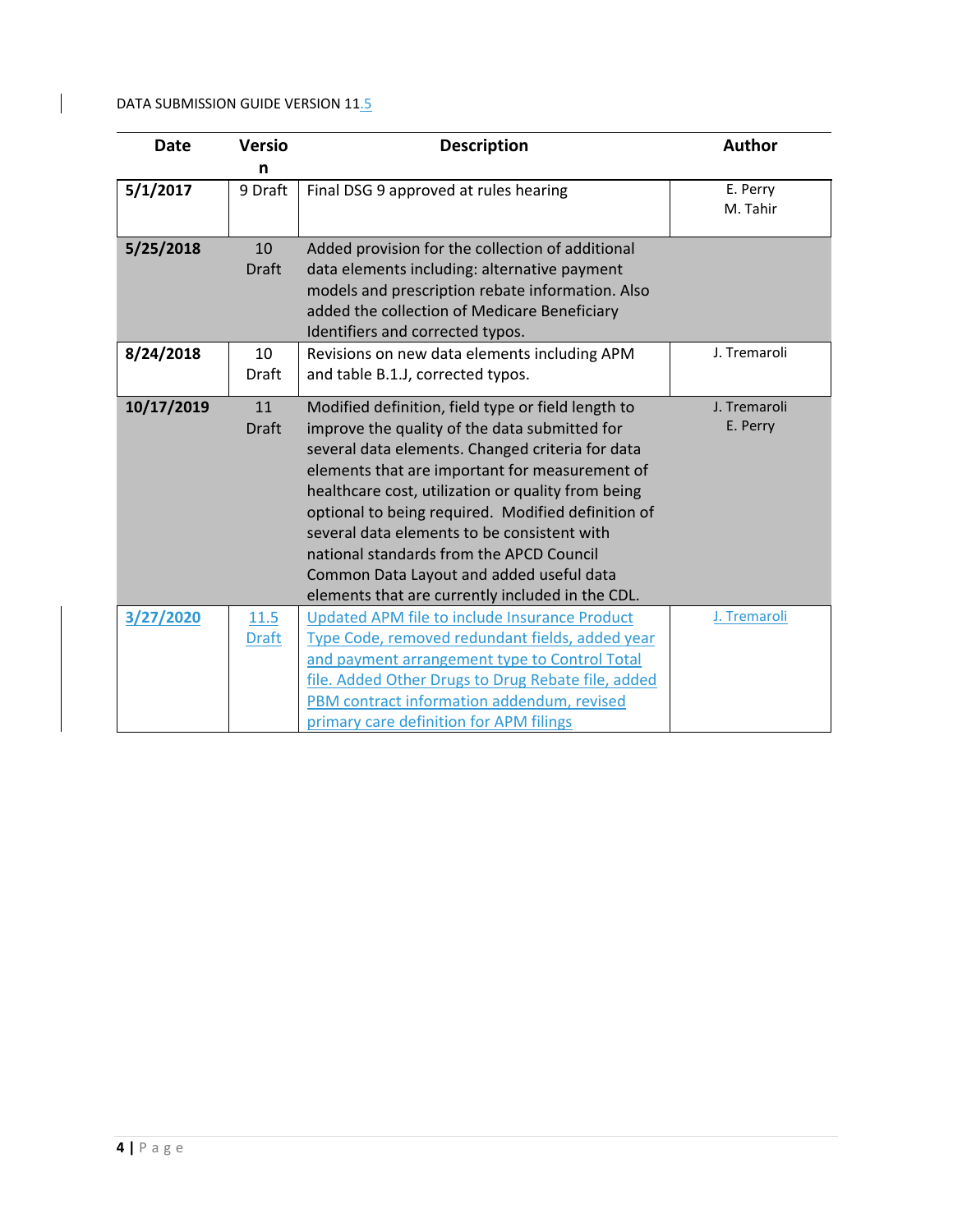| Date | Version | Description | Author |
|---|---|---|---|
| **5/1/2017** | 9 Draft | Final DSG 9 approved at rules hearing | E. Perry<br>M. Tahir |
| **5/25/2018** | 10 Draft | Added provision for the collection of additional data elements including: alternative payment models and prescription rebate information. Also added the collection of Medicare Beneficiary Identifiers and corrected typos. | |
| **8/24/2018** | 10 Draft | Revisions on new data elements including APM and table B.1.J, corrected typos. | J. Tremaroli |
| **10/17/2019** | 11 Draft | Modified definition, field type or field length to improve the quality of the data submitted for several data elements. Changed criteria for data elements that are important for measurement of healthcare cost, utilization or quality from being optional to being required. Modified definition of several data elements to be consistent with national standards from the APCD Council Common Data Layout and added useful data elements that are currently included in the CDL. | J. Tremaroli<br>E. Perry |
| **3/27/2020** | 11.5 Draft | Updated APM file to include Insurance Product Type Code, removed redundant fields, added year and payment arrangement type to Control Total file. Added Other Drugs to Drug Rebate file, added PBM contract information addendum, revised primary care definition for APM filings | J. Tremaroli |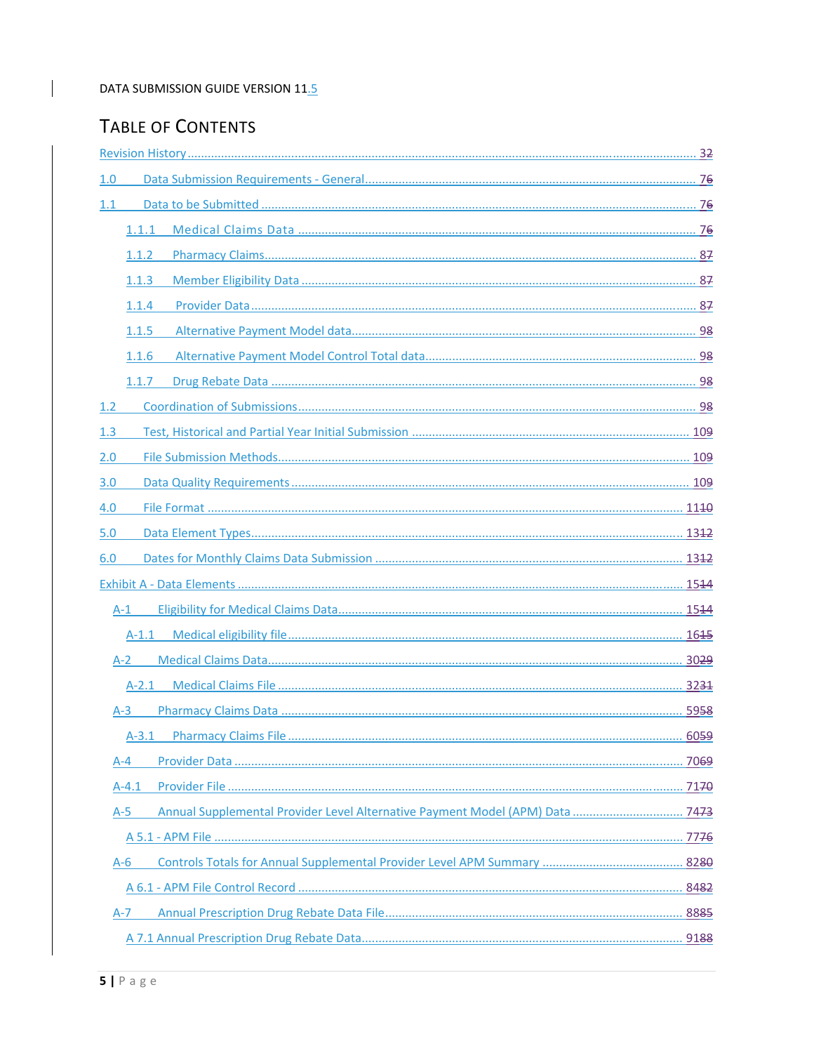## TABLE OF CONTENTS

Revision History ..................................................... 32

1.0 Data Submission Requirements - General ..................................................... 76

1.1 Data to be Submitted ..................................................... 76

- 1.1.1 Medical Claims Data ..................................................... 76
- 1.1.2 Pharmacy Claims ..................................................... 87
- 1.1.3 Member Eligibility Data ..................................................... 87
- 1.1.4 Provider Data ..................................................... 87
- 1.1.5 Alternative Payment Model data ..................................................... 98
- 1.1.6 Alternative Payment Model Control Total data ..................................................... 98
- 1.1.7 Drug Rebate Data ..................................................... 98

1.2 Coordination of Submissions ..................................................... 98

1.3 Test, Historical and Partial Year Initial Submission ..................................................... 109

2.0 File Submission Methods ..................................................... 109

3.0 Data Quality Requirements ..................................................... 109

4.0 File Format ..................................................... 1110

5.0 Data Element Types ..................................................... 1312

6.0 Dates for Monthly Claims Data Submission ..................................................... 1312

Exhibit A - Data Elements ..................................................... 1514

- A-1 Eligibility for Medical Claims Data ..................................................... 1514
  - A-1.1 Medical eligibility file ..................................................... 1615
- A-2 Medical Claims Data ..................................................... 3029
  - A-2.1 Medical Claims File ..................................................... 3231
- A-3 Pharmacy Claims Data ..................................................... 5958
  - A-3.1 Pharmacy Claims File ..................................................... 6059
- A-4 Provider Data ..................................................... 7069
- A-4.1 Provider File ..................................................... 7170
- A-5 Annual Supplemental Provider Level Alternative Payment Model (APM) Data ..................................................... 7473
  - A 5.1 - APM File ..................................................... 7776
- A-6 Controls Totals for Annual Supplemental Provider Level APM Summary ..................................................... 8280
  - A 6.1 - APM File Control Record ..................................................... 8482
- A-7 Annual Prescription Drug Rebate Data File ..................................................... 8885
  - A 7.1 Annual Prescription Drug Rebate Data ..................................................... 9188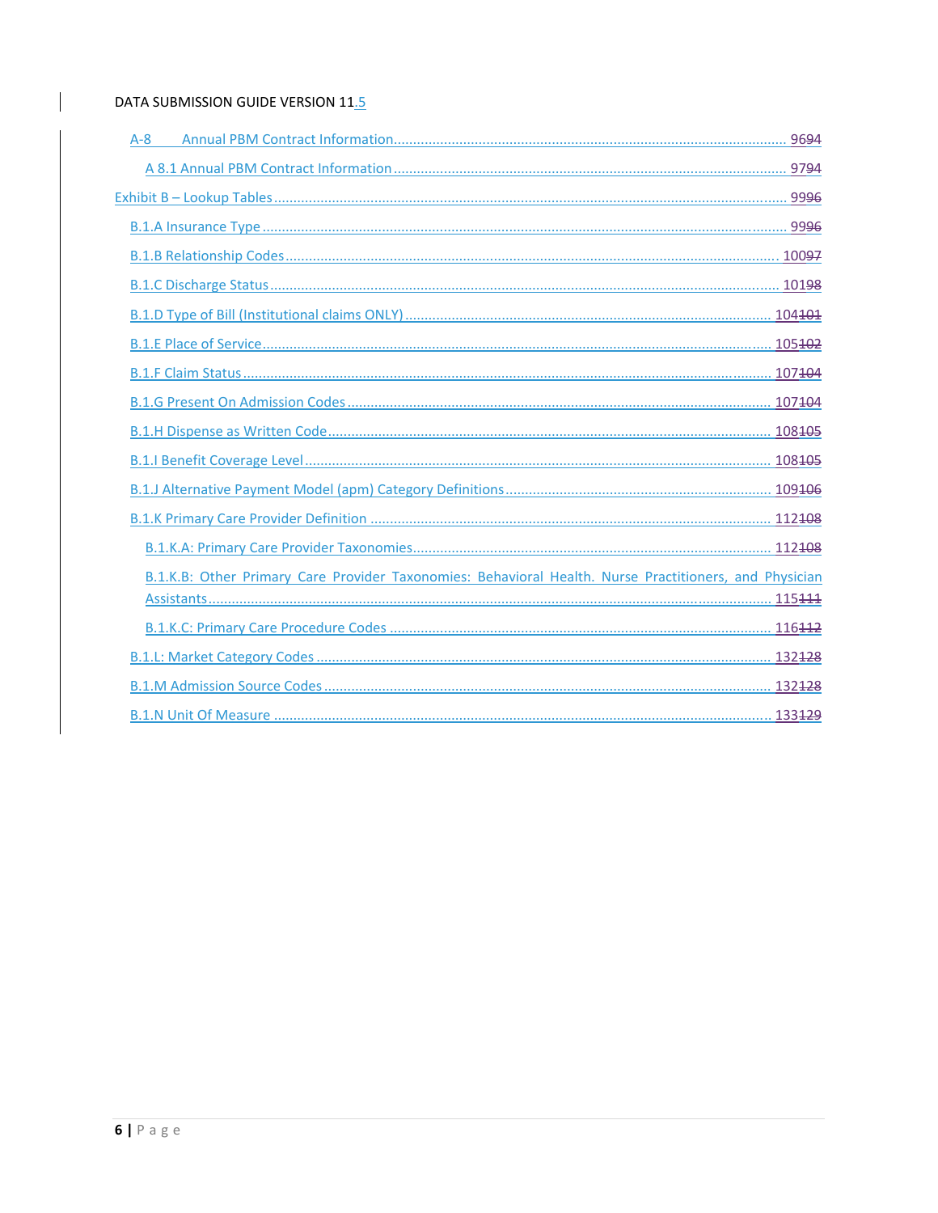A-8 Annual PBM Contract Information ........................................................................................... 9694

A 8.1 Annual PBM Contract Information ................................................................................... 9794

Exhibit B – Lookup Tables ................................................................................................................... 9996

B.1.A Insurance Type .................................................................................................................... 9996

B.1.B Relationship Codes .............................................................................................................. 10097

B.1.C Discharge Status .................................................................................................................. 10198

B.1.D Type of Bill (Institutional claims ONLY) ............................................................................... 104101

B.1.E Place of Service .................................................................................................................... 105102

B.1.F Claim Status ......................................................................................................................... 107104

B.1.G Present On Admission Codes ............................................................................................... 107104

B.1.H Dispense as Written Code .................................................................................................... 108105

B.1.I Benefit Coverage Level .......................................................................................................... 108105

B.1.J Alternative Payment Model (apm) Category Definitions ...................................................... 109106

B.1.K Primary Care Provider Definition ......................................................................................... 112108

B.1.K.A: Primary Care Provider Taxonomies ................................................................................ 112108

B.1.K.B: Other Primary Care Provider Taxonomies: Behavioral Health. Nurse Practitioners, and Physician Assistants ........................................................................................................................ 115111

B.1.K.C: Primary Care Procedure Codes ..................................................................................... 116112

B.1.L: Market Category Codes ........................................................................................................ 132128

B.1.M Admission Source Codes ....................................................................................................... 132128

B.1.N Unit Of Measure .................................................................................................................... 133129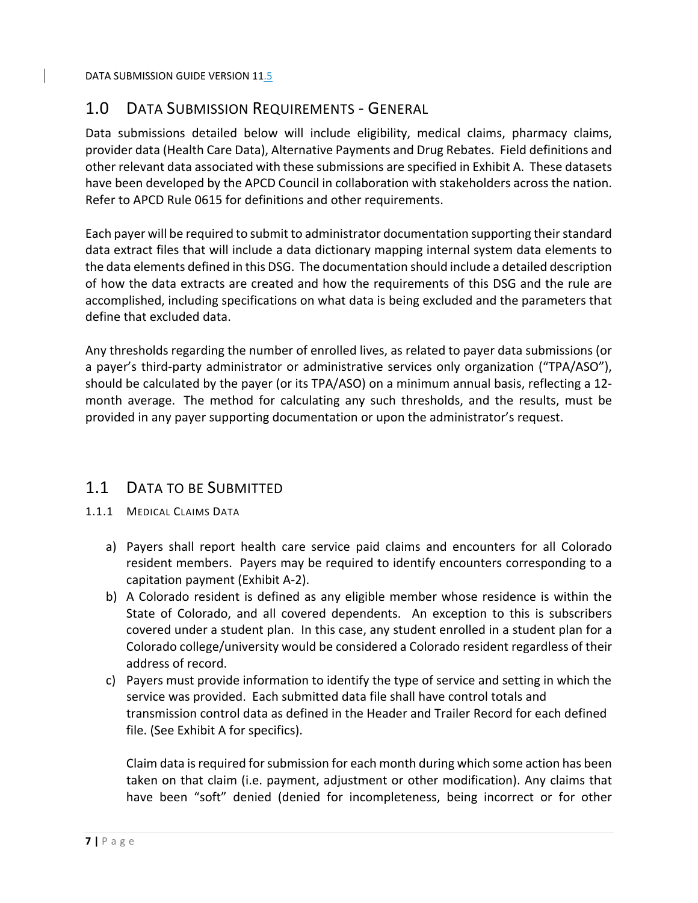## 1.0 DATA SUBMISSION REQUIREMENTS - GENERAL

Data submissions detailed below will include eligibility, medical claims, pharmacy claims, provider data (Health Care Data), Alternative Payments and Drug Rebates. Field definitions and other relevant data associated with these submissions are specified in Exhibit A. These datasets have been developed by the APCD Council in collaboration with stakeholders across the nation. Refer to APCD Rule 0615 for definitions and other requirements.

Each payer will be required to submit to administrator documentation supporting their standard data extract files that will include a data dictionary mapping internal system data elements to the data elements defined in this DSG. The documentation should include a detailed description of how the data extracts are created and how the requirements of this DSG and the rule are accomplished, including specifications on what data is being excluded and the parameters that define that excluded data.

Any thresholds regarding the number of enrolled lives, as related to payer data submissions (or a payer's third-party administrator or administrative services only organization ("TPA/ASO"), should be calculated by the payer (or its TPA/ASO) on a minimum annual basis, reflecting a 12-month average. The method for calculating any such thresholds, and the results, must be provided in any payer supporting documentation or upon the administrator's request.

## 1.1 DATA TO BE SUBMITTED

### 1.1.1 MEDICAL CLAIMS DATA

a) Payers shall report health care service paid claims and encounters for all Colorado resident members. Payers may be required to identify encounters corresponding to a capitation payment (Exhibit A-2).
b) A Colorado resident is defined as any eligible member whose residence is within the State of Colorado, and all covered dependents. An exception to this is subscribers covered under a student plan. In this case, any student enrolled in a student plan for a Colorado college/university would be considered a Colorado resident regardless of their address of record.
c) Payers must provide information to identify the type of service and setting in which the service was provided. Each submitted data file shall have control totals and transmission control data as defined in the Header and Trailer Record for each defined file. (See Exhibit A for specifics).

   Claim data is required for submission for each month during which some action has been taken on that claim (i.e. payment, adjustment or other modification). Any claims that have been "soft" denied (denied for incompleteness, being incorrect or for other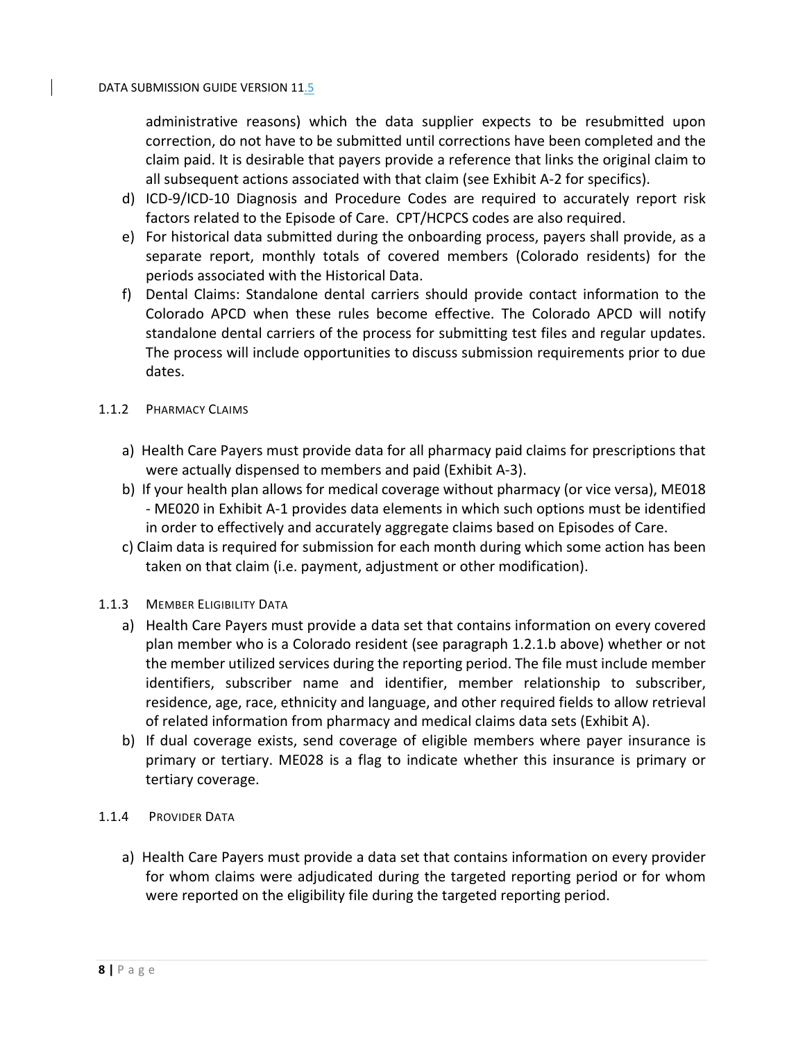administrative reasons) which the data supplier expects to be resubmitted upon correction, do not have to be submitted until corrections have been completed and the claim paid. It is desirable that payers provide a reference that links the original claim to all subsequent actions associated with that claim (see Exhibit A-2 for specifics).

d) ICD-9/ICD-10 Diagnosis and Procedure Codes are required to accurately report risk factors related to the Episode of Care. CPT/HCPCS codes are also required.

e) For historical data submitted during the onboarding process, payers shall provide, as a separate report, monthly totals of covered members (Colorado residents) for the periods associated with the Historical Data.

f) Dental Claims: Standalone dental carriers should provide contact information to the Colorado APCD when these rules become effective. The Colorado APCD will notify standalone dental carriers of the process for submitting test files and regular updates. The process will include opportunities to discuss submission requirements prior to due dates.

### 1.1.2 Pharmacy Claims

a) Health Care Payers must provide data for all pharmacy paid claims for prescriptions that were actually dispensed to members and paid (Exhibit A-3).

b) If your health plan allows for medical coverage without pharmacy (or vice versa), ME018 - ME020 in Exhibit A-1 provides data elements in which such options must be identified in order to effectively and accurately aggregate claims based on Episodes of Care.

c) Claim data is required for submission for each month during which some action has been taken on that claim (i.e. payment, adjustment or other modification).

### 1.1.3 Member Eligibility Data

a) Health Care Payers must provide a data set that contains information on every covered plan member who is a Colorado resident (see paragraph 1.2.1.b above) whether or not the member utilized services during the reporting period. The file must include member identifiers, subscriber name and identifier, member relationship to subscriber, residence, age, race, ethnicity and language, and other required fields to allow retrieval of related information from pharmacy and medical claims data sets (Exhibit A).

b) If dual coverage exists, send coverage of eligible members where payer insurance is primary or tertiary. ME028 is a flag to indicate whether this insurance is primary or tertiary coverage.

### 1.1.4 Provider Data

a) Health Care Payers must provide a data set that contains information on every provider for whom claims were adjudicated during the targeted reporting period or for whom were reported on the eligibility file during the targeted reporting period.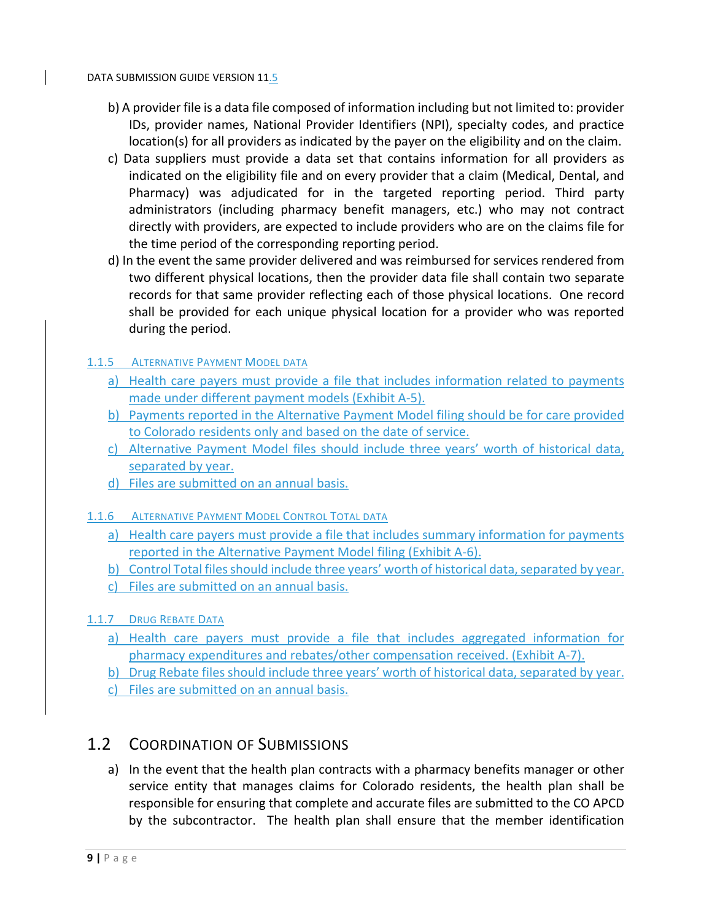b) A provider file is a data file composed of information including but not limited to: provider IDs, provider names, National Provider Identifiers (NPI), specialty codes, and practice location(s) for all providers as indicated by the payer on the eligibility and on the claim.

c) Data suppliers must provide a data set that contains information for all providers as indicated on the eligibility file and on every provider that a claim (Medical, Dental, and Pharmacy) was adjudicated for in the targeted reporting period. Third party administrators (including pharmacy benefit managers, etc.) who may not contract directly with providers, are expected to include providers who are on the claims file for the time period of the corresponding reporting period.

d) In the event the same provider delivered and was reimbursed for services rendered from two different physical locations, then the provider data file shall contain two separate records for that same provider reflecting each of those physical locations. One record shall be provided for each unique physical location for a provider who was reported during the period.

#### 1.1.5 Alternative Payment Model Data

a) Health care payers must provide a file that includes information related to payments made under different payment models (Exhibit A-5).

b) Payments reported in the Alternative Payment Model filing should be for care provided to Colorado residents only and based on the date of service.

c) Alternative Payment Model files should include three years' worth of historical data, separated by year.

d) Files are submitted on an annual basis.

#### 1.1.6 Alternative Payment Model Control Total Data

a) Health care payers must provide a file that includes summary information for payments reported in the Alternative Payment Model filing (Exhibit A-6).

b) Control Total files should include three years' worth of historical data, separated by year.

c) Files are submitted on an annual basis.

#### 1.1.7 Drug Rebate Data

a) Health care payers must provide a file that includes aggregated information for pharmacy expenditures and rebates/other compensation received. (Exhibit A-7).

b) Drug Rebate files should include three years' worth of historical data, separated by year.

c) Files are submitted on an annual basis.

## 1.2 Coordination of Submissions

a) In the event that the health plan contracts with a pharmacy benefits manager or other service entity that manages claims for Colorado residents, the health plan shall be responsible for ensuring that complete and accurate files are submitted to the CO APCD by the subcontractor. The health plan shall ensure that the member identification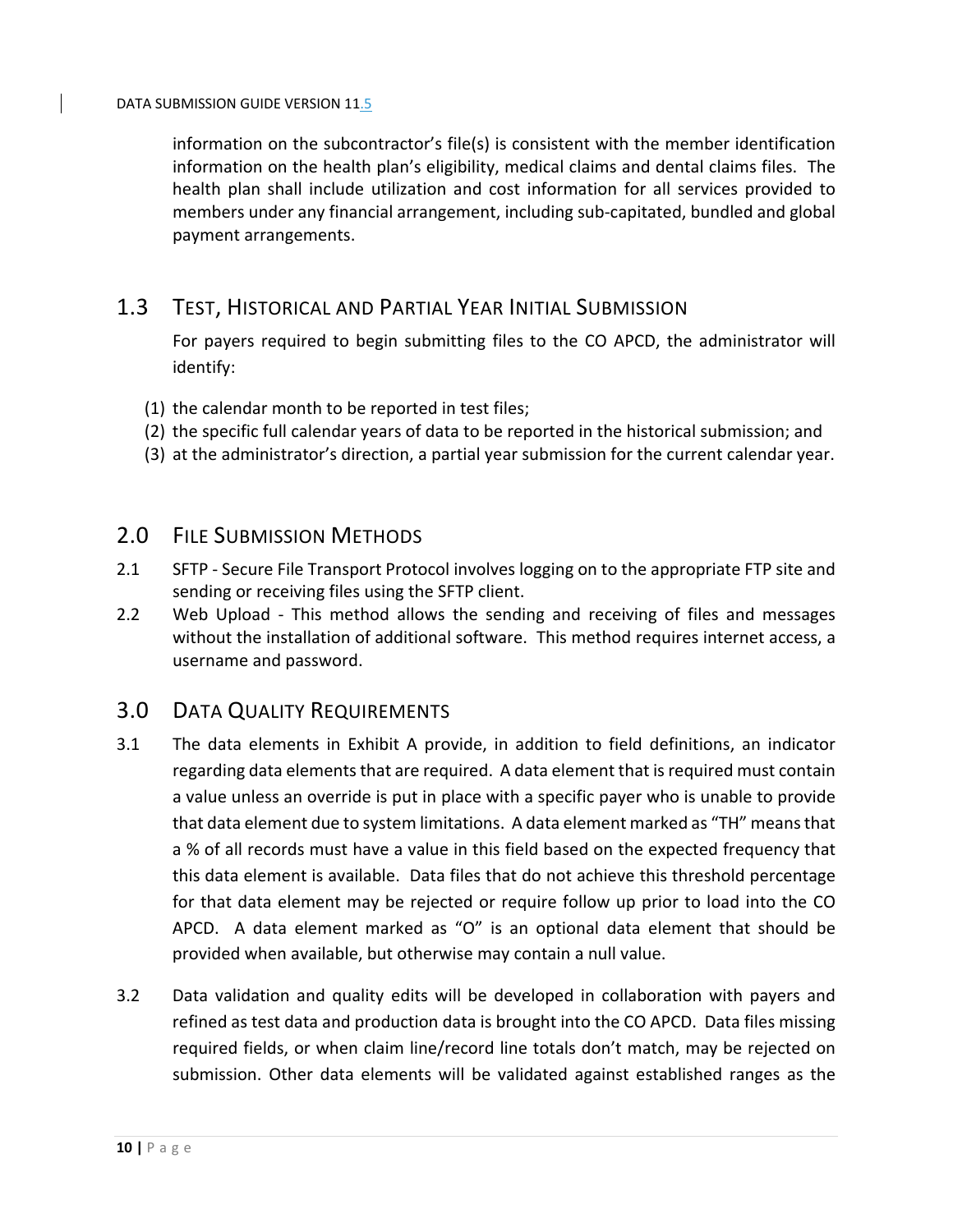information on the subcontractor's file(s) is consistent with the member identification information on the health plan's eligibility, medical claims and dental claims files. The health plan shall include utilization and cost information for all services provided to members under any financial arrangement, including sub-capitated, bundled and global payment arrangements.

## 1.3 Test, Historical and Partial Year Initial Submission

For payers required to begin submitting files to the CO APCD, the administrator will identify:

(1) the calendar month to be reported in test files;
(2) the specific full calendar years of data to be reported in the historical submission; and
(3) at the administrator's direction, a partial year submission for the current calendar year.

# 2.0 File Submission Methods

2.1 SFTP - Secure File Transport Protocol involves logging on to the appropriate FTP site and sending or receiving files using the SFTP client.

2.2 Web Upload - This method allows the sending and receiving of files and messages without the installation of additional software. This method requires internet access, a username and password.

# 3.0 Data Quality Requirements

3.1 The data elements in Exhibit A provide, in addition to field definitions, an indicator regarding data elements that are required. A data element that is required must contain a value unless an override is put in place with a specific payer who is unable to provide that data element due to system limitations. A data element marked as "TH" means that a % of all records must have a value in this field based on the expected frequency that this data element is available. Data files that do not achieve this threshold percentage for that data element may be rejected or require follow up prior to load into the CO APCD. A data element marked as "O" is an optional data element that should be provided when available, but otherwise may contain a null value.

3.2 Data validation and quality edits will be developed in collaboration with payers and refined as test data and production data is brought into the CO APCD. Data files missing required fields, or when claim line/record line totals don't match, may be rejected on submission. Other data elements will be validated against established ranges as the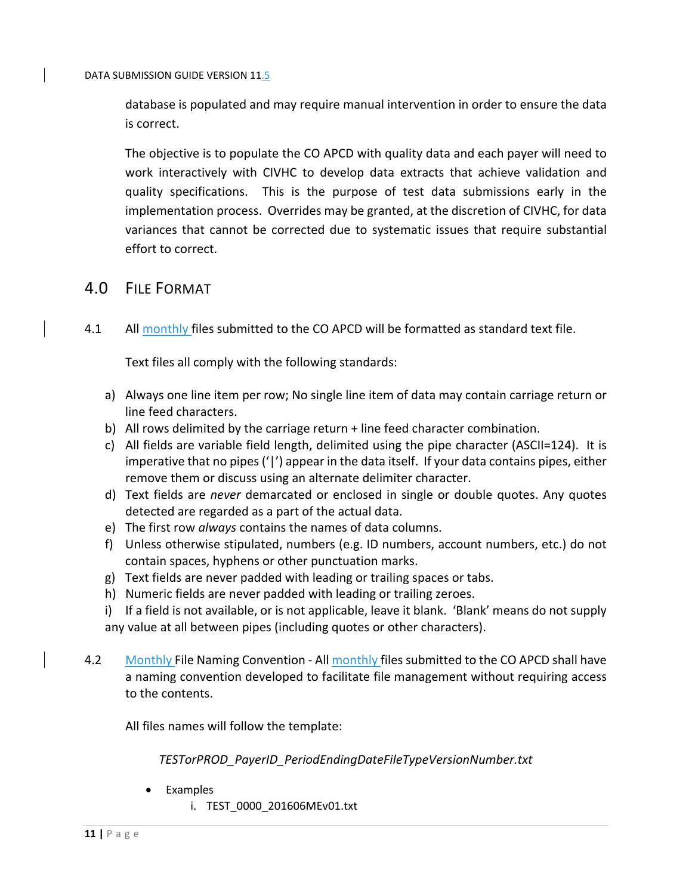database is populated and may require manual intervention in order to ensure the data is correct.

The objective is to populate the CO APCD with quality data and each payer will need to work interactively with CIVHC to develop data extracts that achieve validation and quality specifications. This is the purpose of test data submissions early in the implementation process. Overrides may be granted, at the discretion of CIVHC, for data variances that cannot be corrected due to systematic issues that require substantial effort to correct.

## 4.0 File Format

4.1 All monthly files submitted to the CO APCD will be formatted as standard text file.

Text files all comply with the following standards:

a) Always one line item per row; No single line item of data may contain carriage return or line feed characters.
b) All rows delimited by the carriage return + line feed character combination.
c) All fields are variable field length, delimited using the pipe character (ASCII=124). It is imperative that no pipes ('|') appear in the data itself. If your data contains pipes, either remove them or discuss using an alternate delimiter character.
d) Text fields are *never* demarcated or enclosed in single or double quotes. Any quotes detected are regarded as a part of the actual data.
e) The first row *always* contains the names of data columns.
f) Unless otherwise stipulated, numbers (e.g. ID numbers, account numbers, etc.) do not contain spaces, hyphens or other punctuation marks.
g) Text fields are never padded with leading or trailing spaces or tabs.
h) Numeric fields are never padded with leading or trailing zeroes.
i) If a field is not available, or is not applicable, leave it blank. 'Blank' means do not supply any value at all between pipes (including quotes or other characters).

4.2 Monthly File Naming Convention - All monthly files submitted to the CO APCD shall have a naming convention developed to facilitate file management without requiring access to the contents.

All files names will follow the template:

*TESTorPROD_PayerID_PeriodEndingDateFileTypeVersionNumber.txt*

- Examples
    i. TEST_0000_201606MEv01.txt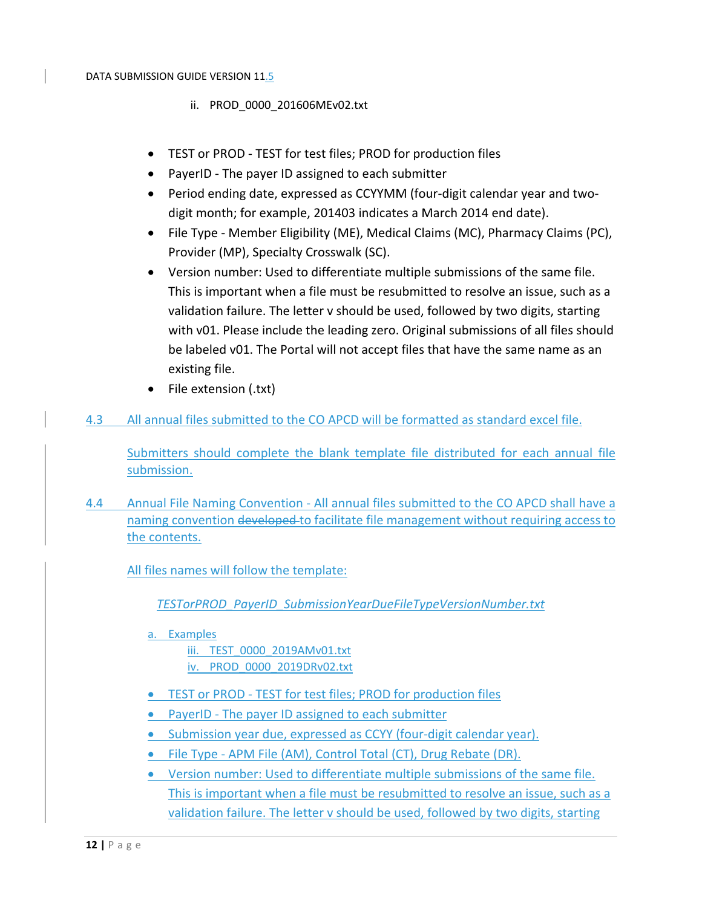ii. PROD_0000_201606MEv02.txt

- TEST or PROD - TEST for test files; PROD for production files
- PayerID - The payer ID assigned to each submitter
- Period ending date, expressed as CCYYMM (four-digit calendar year and two-digit month; for example, 201403 indicates a March 2014 end date).
- File Type - Member Eligibility (ME), Medical Claims (MC), Pharmacy Claims (PC), Provider (MP), Specialty Crosswalk (SC).
- Version number: Used to differentiate multiple submissions of the same file. This is important when a file must be resubmitted to resolve an issue, such as a validation failure. The letter v should be used, followed by two digits, starting with v01. Please include the leading zero. Original submissions of all files should be labeled v01. The Portal will not accept files that have the same name as an existing file.
- File extension (.txt)

4.3 All annual files submitted to the CO APCD will be formatted as standard excel file.

Submitters should complete the blank template file distributed for each annual file submission.

4.4 Annual File Naming Convention - All annual files submitted to the CO APCD shall have a naming convention ~~developed~~ to facilitate file management without requiring access to the contents.

All files names will follow the template:

*TESTorPROD_PayerID_SubmissionYearDueFileTypeVersionNumber.txt*

a. Examples

iii. TEST_0000_2019AMv01.txt

iv. PROD_0000_2019DRv02.txt

- TEST or PROD - TEST for test files; PROD for production files
- PayerID - The payer ID assigned to each submitter
- Submission year due, expressed as CCYY (four-digit calendar year).
- File Type - APM File (AM), Control Total (CT), Drug Rebate (DR).
- Version number: Used to differentiate multiple submissions of the same file. This is important when a file must be resubmitted to resolve an issue, such as a validation failure. The letter v should be used, followed by two digits, starting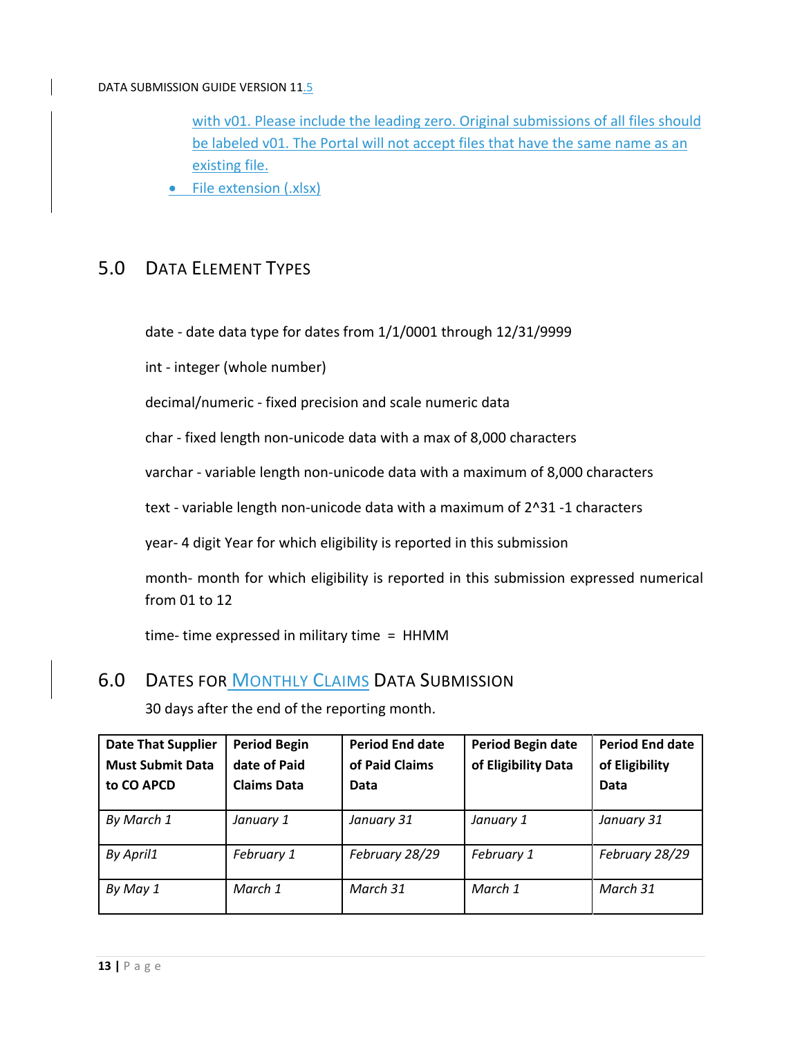with v01. Please include the leading zero. Original submissions of all files should be labeled v01. The Portal will not accept files that have the same name as an existing file.

- File extension (.xlsx)

## 5.0 Data Element Types

date - date data type for dates from 1/1/0001 through 12/31/9999

int - integer (whole number)

decimal/numeric - fixed precision and scale numeric data

char - fixed length non-unicode data with a max of 8,000 characters

varchar - variable length non-unicode data with a maximum of 8,000 characters

text - variable length non-unicode data with a maximum of 2^31 -1 characters

year- 4 digit Year for which eligibility is reported in this submission

month- month for which eligibility is reported in this submission expressed numerical from 01 to 12

time- time expressed in military time = HHMM

## 6.0 Dates for Monthly Claims Data Submission

30 days after the end of the reporting month.

| Date That Supplier Must Submit Data to CO APCD | Period Begin date of Paid Claims Data | Period End date of Paid Claims Data | Period Begin date of Eligibility Data | Period End date of Eligibility Data |
|---|---|---|---|---|
| *By March 1* | *January 1* | *January 31* | *January 1* | *January 31* |
| *By April1* | *February 1* | *February 28/29* | *February 1* | *February 28/29* |
| *By May 1* | *March 1* | *March 31* | *March 1* | *March 31* |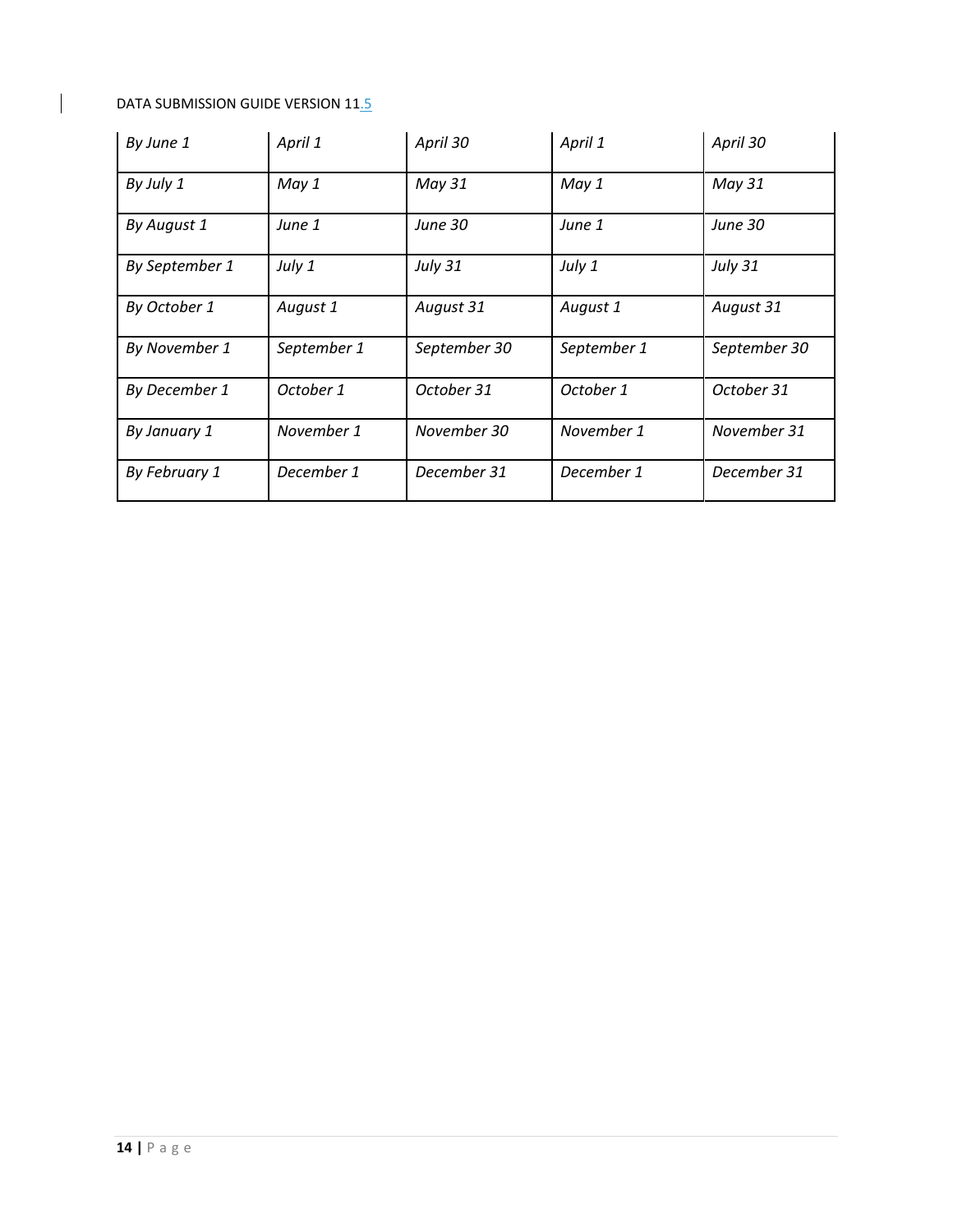| *By June 1* | *April 1* | *April 30* | *April 1* | *April 30* |
|---|---|---|---|---|
| *By July 1* | *May 1* | *May 31* | *May 1* | *May 31* |
| *By August 1* | *June 1* | *June 30* | *June 1* | *June 30* |
| *By September 1* | *July 1* | *July 31* | *July 1* | *July 31* |
| *By October 1* | *August 1* | *August 31* | *August 1* | *August 31* |
| *By November 1* | *September 1* | *September 30* | *September 1* | *September 30* |
| *By December 1* | *October 1* | *October 31* | *October 1* | *October 31* |
| *By January 1* | *November 1* | *November 30* | *November 1* | *November 31* |
| *By February 1* | *December 1* | *December 31* | *December 1* | *December 31* |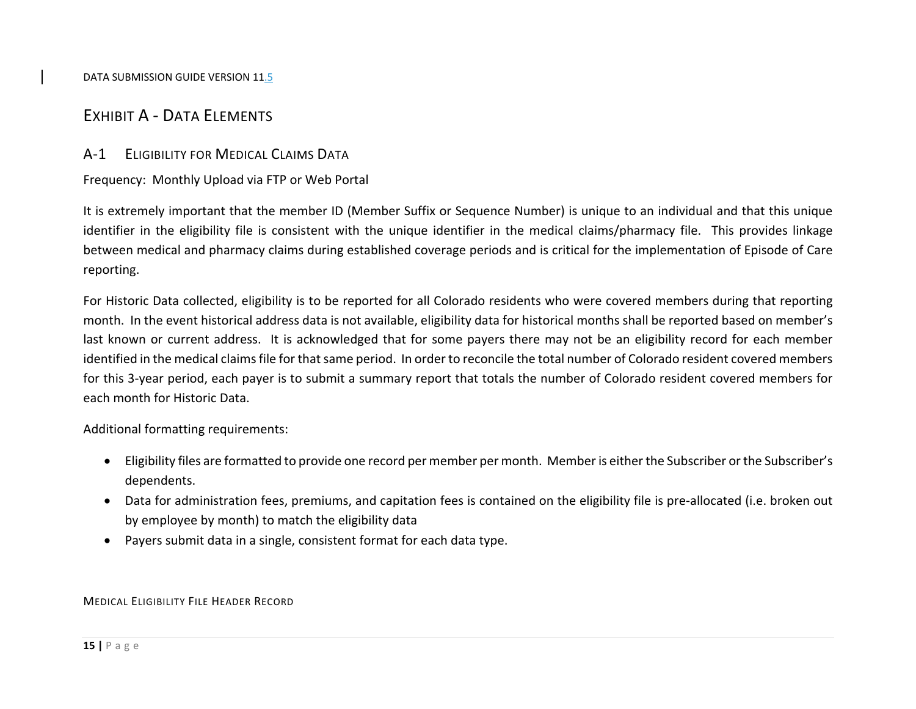# Exhibit A - Data Elements

## A-1 Eligibility for Medical Claims Data

Frequency: Monthly Upload via FTP or Web Portal

It is extremely important that the member ID (Member Suffix or Sequence Number) is unique to an individual and that this unique identifier in the eligibility file is consistent with the unique identifier in the medical claims/pharmacy file. This provides linkage between medical and pharmacy claims during established coverage periods and is critical for the implementation of Episode of Care reporting.

For Historic Data collected, eligibility is to be reported for all Colorado residents who were covered members during that reporting month. In the event historical address data is not available, eligibility data for historical months shall be reported based on member's last known or current address. It is acknowledged that for some payers there may not be an eligibility record for each member identified in the medical claims file for that same period. In order to reconcile the total number of Colorado resident covered members for this 3-year period, each payer is to submit a summary report that totals the number of Colorado resident covered members for each month for Historic Data.

Additional formatting requirements:

- Eligibility files are formatted to provide one record per member per month. Member is either the Subscriber or the Subscriber's dependents.
- Data for administration fees, premiums, and capitation fees is contained on the eligibility file is pre-allocated (i.e. broken out by employee by month) to match the eligibility data
- Payers submit data in a single, consistent format for each data type.

### Medical Eligibility File Header Record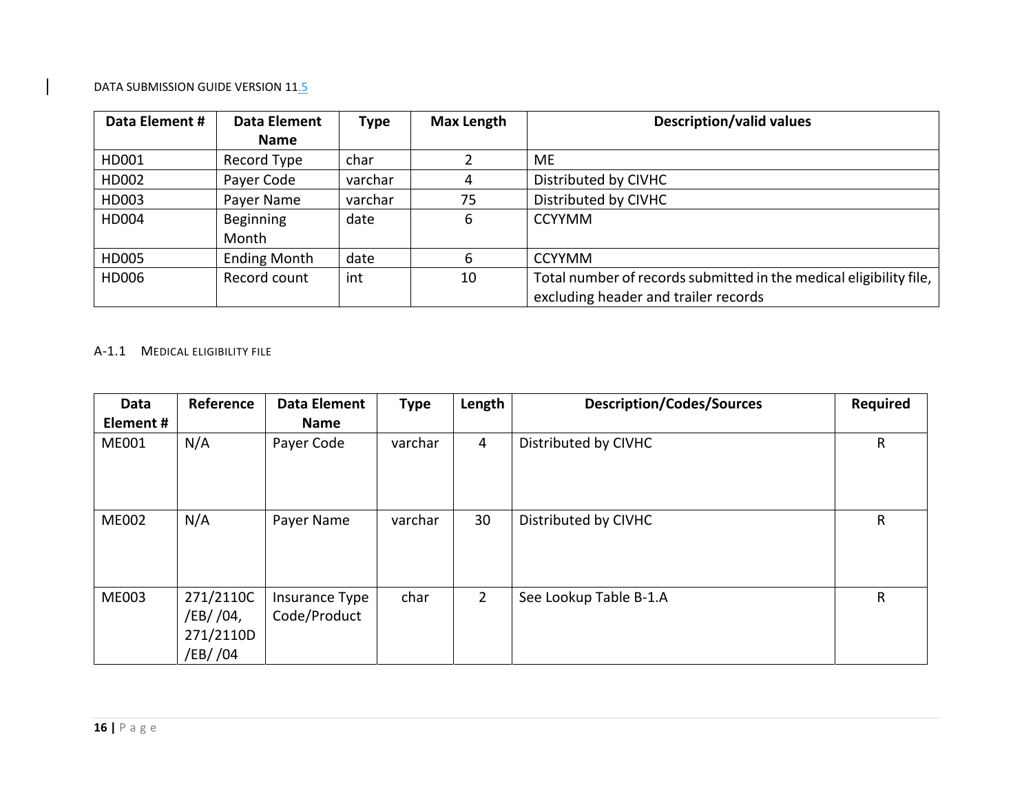| Data Element # | Data Element Name | Type | Max Length | Description/valid values |
|---|---|---|---|---|
| HD001 | Record Type | char | 2 | ME |
| HD002 | Payer Code | varchar | 4 | Distributed by CIVHC |
| HD003 | Payer Name | varchar | 75 | Distributed by CIVHC |
| HD004 | Beginning Month | date | 6 | CCYYMM |
| HD005 | Ending Month | date | 6 | CCYYMM |
| HD006 | Record count | int | 10 | Total number of records submitted in the medical eligibility file, excluding header and trailer records |

### A-1.1 MEDICAL ELIGIBILITY FILE

| Data Element # | Reference | Data Element Name | Type | Length | Description/Codes/Sources | Required |
|---|---|---|---|---|---|---|
| ME001 | N/A | Payer Code | varchar | 4 | Distributed by CIVHC | R |
| ME002 | N/A | Payer Name | varchar | 30 | Distributed by CIVHC | R |
| ME003 | 271/2110C /EB/ /04, 271/2110D /EB/ /04 | Insurance Type Code/Product | char | 2 | See Lookup Table B-1.A | R |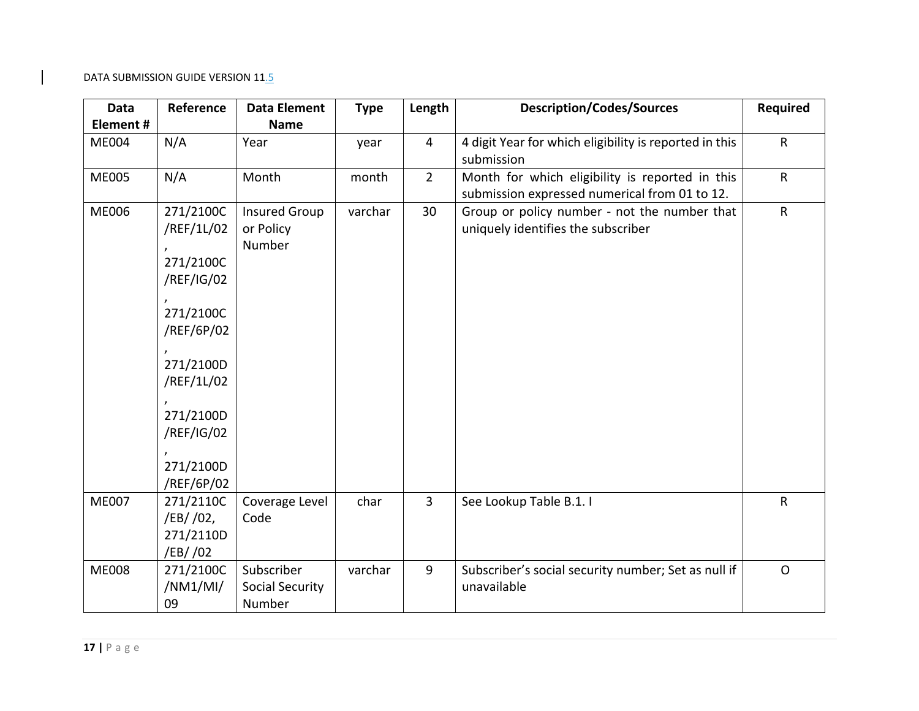| Data Element # | Reference | Data Element Name | Type | Length | Description/Codes/Sources | Required |
|---|---|---|---|---|---|---|
| ME004 | N/A | Year | year | 4 | 4 digit Year for which eligibility is reported in this submission | R |
| ME005 | N/A | Month | month | 2 | Month for which eligibility is reported in this submission expressed numerical from 01 to 12. | R |
| ME006 | 271/2100C/REF/1L/02, 271/2100C/REF/IG/02, 271/2100C/REF/6P/02, 271/2100D/REF/1L/02, 271/2100D/REF/IG/02, 271/2100D/REF/6P/02 | Insured Group or Policy Number | varchar | 30 | Group or policy number - not the number that uniquely identifies the subscriber | R |
| ME007 | 271/2110C/EB/ /02, 271/2110D/EB/ /02 | Coverage Level Code | char | 3 | See Lookup Table B.1. I | R |
| ME008 | 271/2100C/NM1/MI/09 | Subscriber Social Security Number | varchar | 9 | Subscriber's social security number; Set as null if unavailable | O |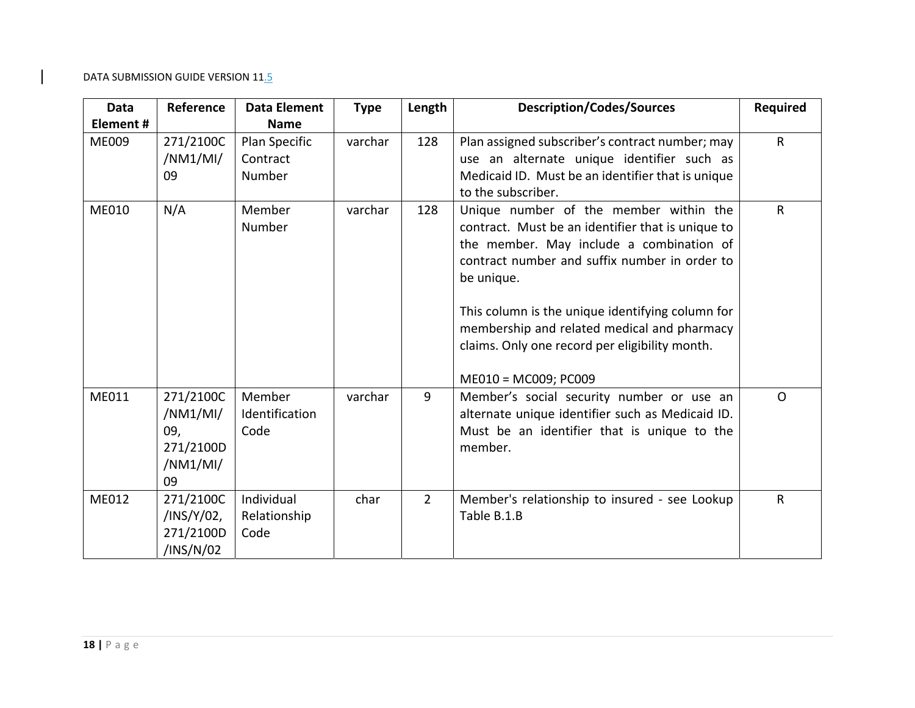| Data Element # | Reference | Data Element Name | Type | Length | Description/Codes/Sources | Required |
|---|---|---|---|---|---|---|
| ME009 | 271/2100C/NM1/MI/09 | Plan Specific Contract Number | varchar | 128 | Plan assigned subscriber's contract number; may use an alternate unique identifier such as Medicaid ID. Must be an identifier that is unique to the subscriber. | R |
| ME010 | N/A | Member Number | varchar | 128 | Unique number of the member within the contract. Must be an identifier that is unique to the member. May include a combination of contract number and suffix number in order to be unique.<br><br>This column is the unique identifying column for membership and related medical and pharmacy claims. Only one record per eligibility month.<br><br>ME010 = MC009; PC009 | R |
| ME011 | 271/2100C/NM1/MI/09, 271/2100D/NM1/MI/09 | Member Identification Code | varchar | 9 | Member's social security number or use an alternate unique identifier such as Medicaid ID. Must be an identifier that is unique to the member. | O |
| ME012 | 271/2100C/INS/Y/02, 271/2100D/INS/N/02 | Individual Relationship Code | char | 2 | Member's relationship to insured - see Lookup Table B.1.B | R |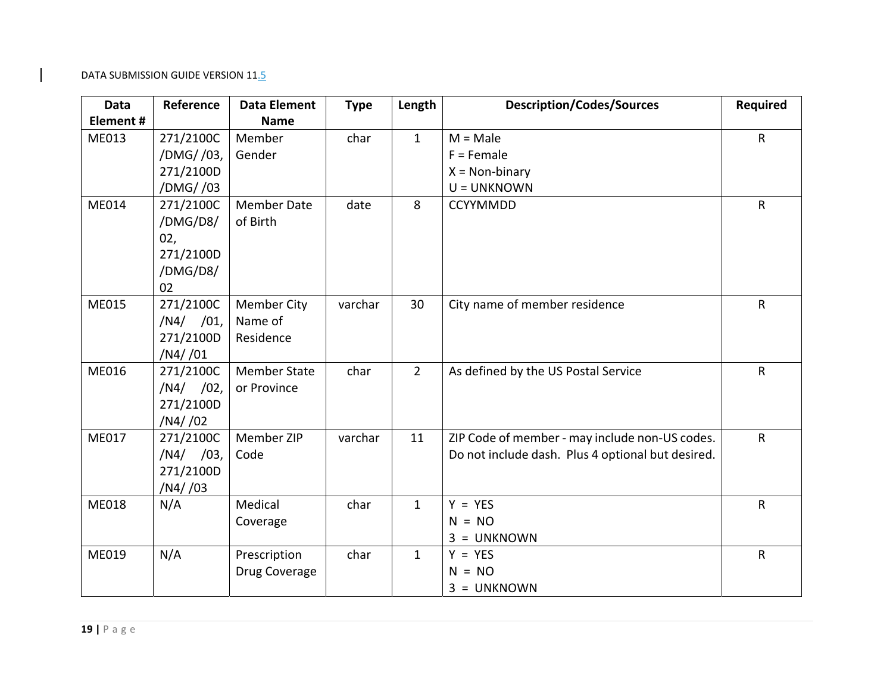| Data Element # | Reference | Data Element Name | Type | Length | Description/Codes/Sources | Required |
|---|---|---|---|---|---|---|
| ME013 | 271/2100C/DMG/ /03, 271/2100D/DMG/ /03 | Member Gender | char | 1 | M = Male<br>F = Female<br>X = Non-binary<br>U = UNKNOWN | R |
| ME014 | 271/2100C/DMG/D8/02, 271/2100D/DMG/D8/02 | Member Date of Birth | date | 8 | CCYYMMDD | R |
| ME015 | 271/2100C/N4/ /01, 271/2100D/N4/ /01 | Member City Name of Residence | varchar | 30 | City name of member residence | R |
| ME016 | 271/2100C/N4/ /02, 271/2100D/N4/ /02 | Member State or Province | char | 2 | As defined by the US Postal Service | R |
| ME017 | 271/2100C/N4/ /03, 271/2100D/N4/ /03 | Member ZIP Code | varchar | 11 | ZIP Code of member - may include non-US codes. Do not include dash. Plus 4 optional but desired. | R |
| ME018 | N/A | Medical Coverage | char | 1 | Y = YES<br>N = NO<br>3 = UNKNOWN | R |
| ME019 | N/A | Prescription Drug Coverage | char | 1 | Y = YES<br>N = NO<br>3 = UNKNOWN | R |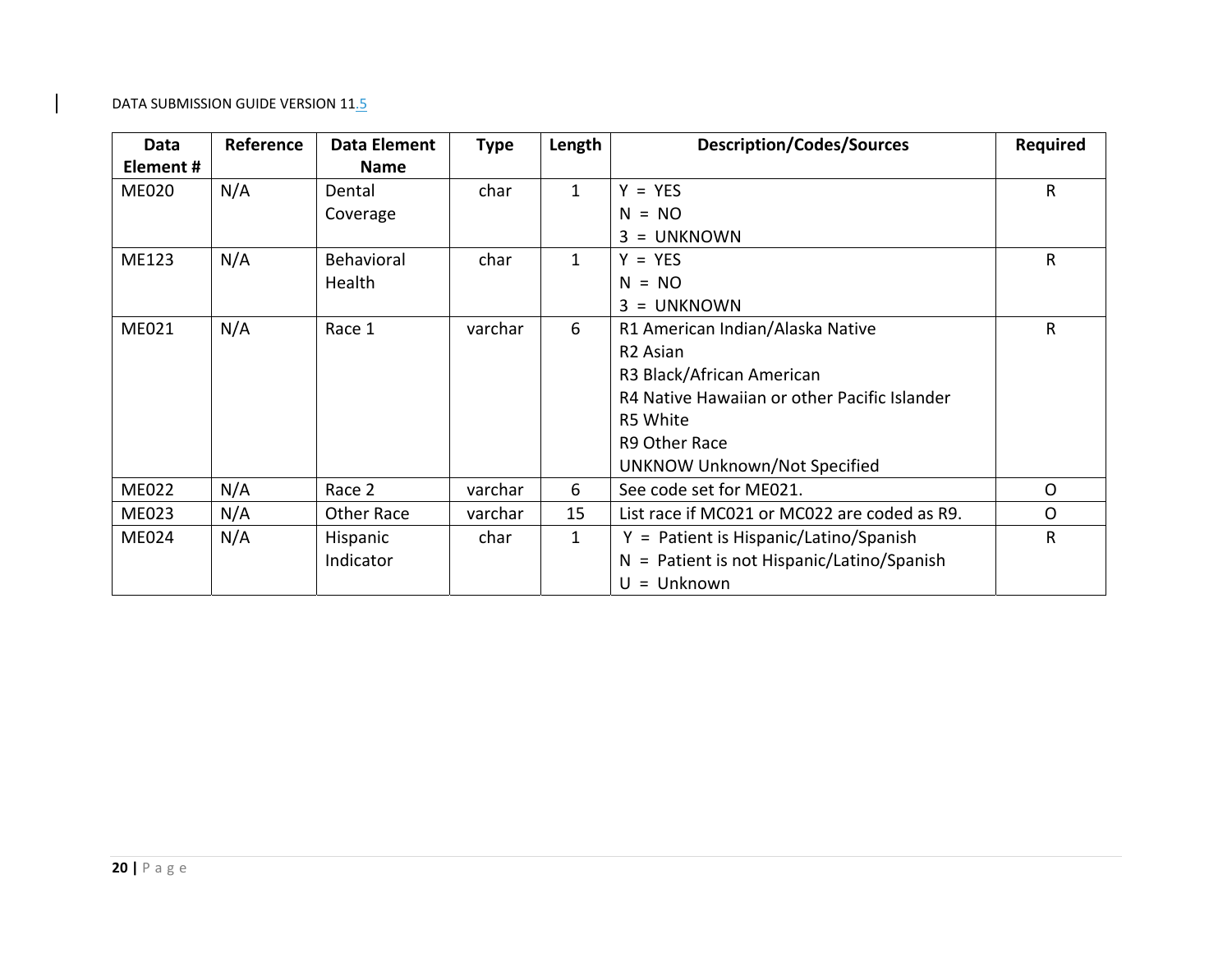| Data Element # | Reference | Data Element Name | Type | Length | Description/Codes/Sources | Required |
|---|---|---|---|---|---|---|
| ME020 | N/A | Dental Coverage | char | 1 | Y = YES<br>N = NO<br>3 = UNKNOWN | R |
| ME123 | N/A | Behavioral Health | char | 1 | Y = YES<br>N = NO<br>3 = UNKNOWN | R |
| ME021 | N/A | Race 1 | varchar | 6 | R1 American Indian/Alaska Native<br>R2 Asian<br>R3 Black/African American<br>R4 Native Hawaiian or other Pacific Islander<br>R5 White<br>R9 Other Race<br>UNKNOW Unknown/Not Specified | R |
| ME022 | N/A | Race 2 | varchar | 6 | See code set for ME021. | O |
| ME023 | N/A | Other Race | varchar | 15 | List race if MC021 or MC022 are coded as R9. | O |
| ME024 | N/A | Hispanic Indicator | char | 1 | Y = Patient is Hispanic/Latino/Spanish<br>N = Patient is not Hispanic/Latino/Spanish<br>U = Unknown | R |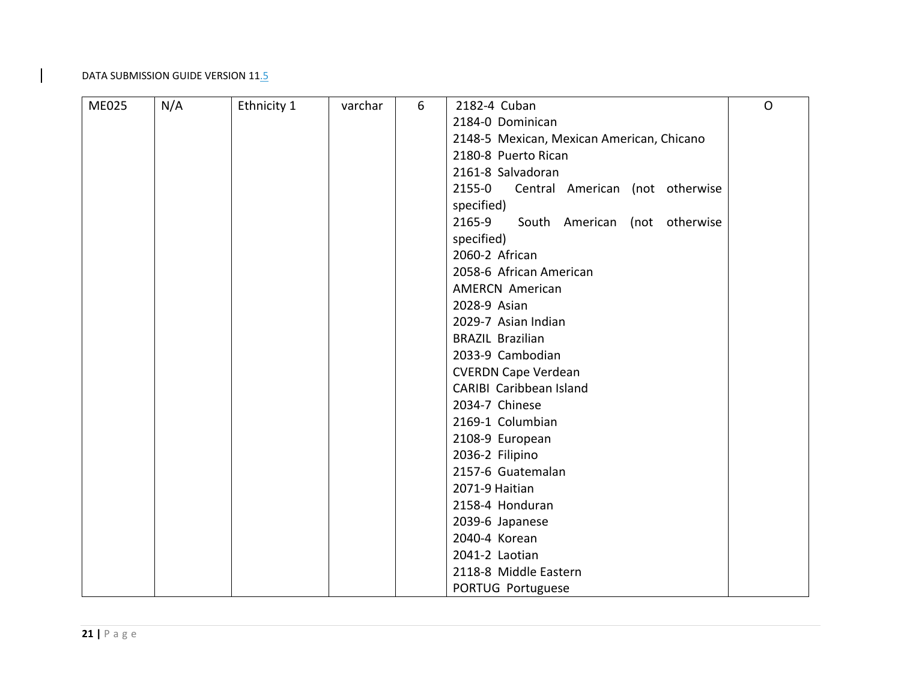| ME025 | N/A | Ethnicity 1 | varchar | 6 | 2182-4 Cuban<br>2184-0 Dominican<br>2148-5 Mexican, Mexican American, Chicano<br>2180-8 Puerto Rican<br>2161-8 Salvadoran<br>2155-0 Central American (not otherwise specified)<br>2165-9 South American (not otherwise specified)<br>2060-2 African<br>2058-6 African American<br>AMERCN American<br>2028-9 Asian<br>2029-7 Asian Indian<br>BRAZIL Brazilian<br>2033-9 Cambodian<br>CVERDN Cape Verdean<br>CARIBI Caribbean Island<br>2034-7 Chinese<br>2169-1 Columbian<br>2108-9 European<br>2036-2 Filipino<br>2157-6 Guatemalan<br>2071-9 Haitian<br>2158-4 Honduran<br>2039-6 Japanese<br>2040-4 Korean<br>2041-2 Laotian<br>2118-8 Middle Eastern<br>PORTUG Portuguese | O |
|---|---|---|---|---|---|---|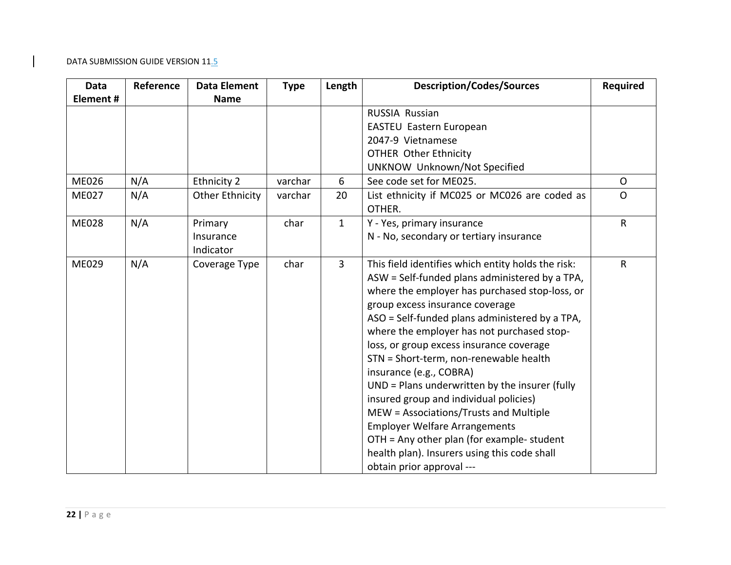| Data Element # | Reference | Data Element Name | Type | Length | Description/Codes/Sources | Required |
|---|---|---|---|---|---|---|
| | | | | | RUSSIA Russian<br>EASTEU Eastern European<br>2047-9 Vietnamese<br>OTHER Other Ethnicity<br>UNKNOW Unknown/Not Specified | |
| ME026 | N/A | Ethnicity 2 | varchar | 6 | See code set for ME025. | O |
| ME027 | N/A | Other Ethnicity | varchar | 20 | List ethnicity if MC025 or MC026 are coded as OTHER. | O |
| ME028 | N/A | Primary Insurance Indicator | char | 1 | Y - Yes, primary insurance<br>N - No, secondary or tertiary insurance | R |
| ME029 | N/A | Coverage Type | char | 3 | This field identifies which entity holds the risk:<br>ASW = Self-funded plans administered by a TPA, where the employer has purchased stop-loss, or group excess insurance coverage<br>ASO = Self-funded plans administered by a TPA, where the employer has not purchased stop-loss, or group excess insurance coverage<br>STN = Short-term, non-renewable health insurance (e.g., COBRA)<br>UND = Plans underwritten by the insurer (fully insured group and individual policies)<br>MEW = Associations/Trusts and Multiple Employer Welfare Arrangements<br>OTH = Any other plan (for example- student health plan). Insurers using this code shall obtain prior approval --- | R |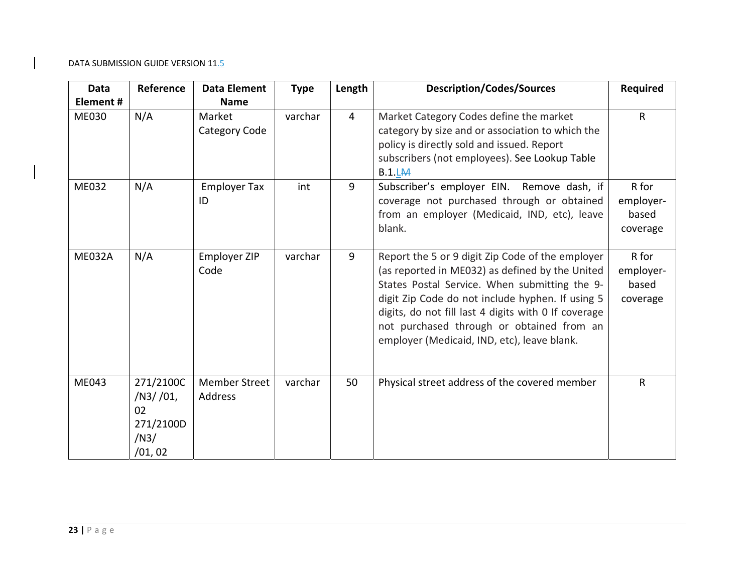| Data Element # | Reference | Data Element Name | Type | Length | Description/Codes/Sources | Required |
|---|---|---|---|---|---|---|
| ME030 | N/A | Market Category Code | varchar | 4 | Market Category Codes define the market category by size and or association to which the policy is directly sold and issued. Report subscribers (not employees). See Lookup Table B.1.LM | R |
| ME032 | N/A | Employer Tax ID | int | 9 | Subscriber's employer EIN. Remove dash, if coverage not purchased through or obtained from an employer (Medicaid, IND, etc), leave blank. | R for employer-based coverage |
| ME032A | N/A | Employer ZIP Code | varchar | 9 | Report the 5 or 9 digit Zip Code of the employer (as reported in ME032) as defined by the United States Postal Service. When submitting the 9-digit Zip Code do not include hyphen. If using 5 digits, do not fill last 4 digits with 0 If coverage not purchased through or obtained from an employer (Medicaid, IND, etc), leave blank. | R for employer-based coverage |
| ME043 | 271/2100C /N3/ /01, 02 271/2100D /N3/ /01, 02 | Member Street Address | varchar | 50 | Physical street address of the covered member | R |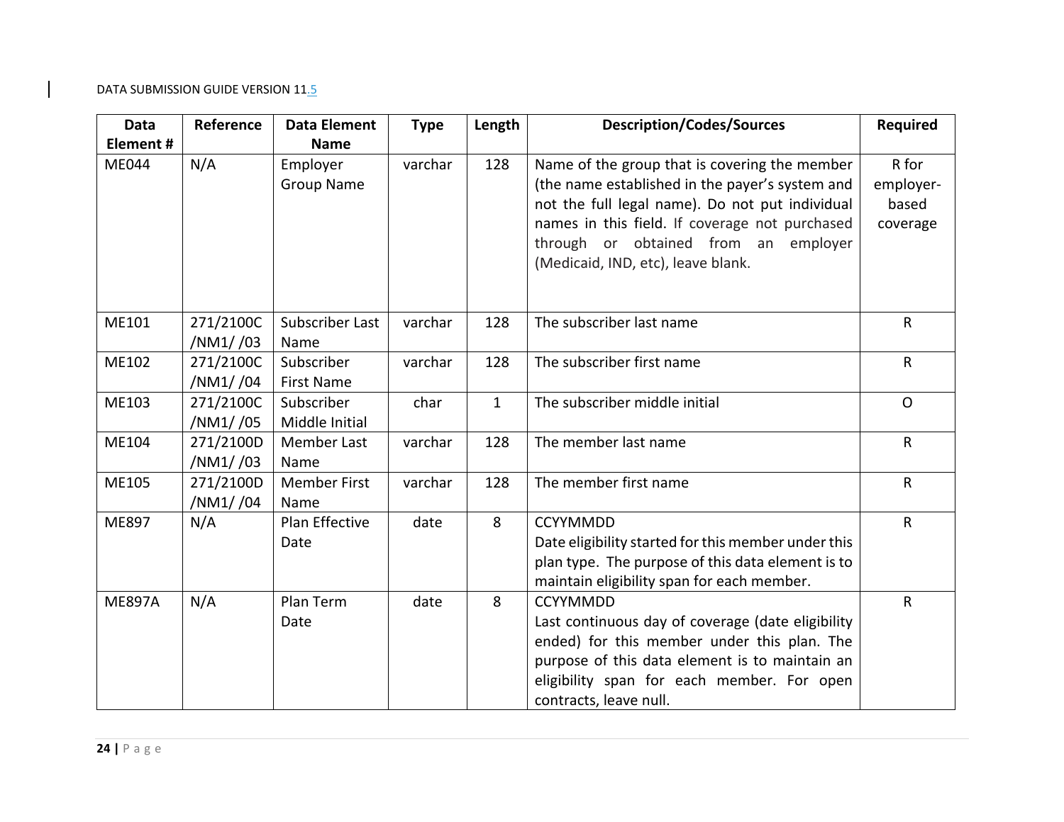| Data Element # | Reference | Data Element Name | Type | Length | Description/Codes/Sources | Required |
|---|---|---|---|---|---|---|
| ME044 | N/A | Employer Group Name | varchar | 128 | Name of the group that is covering the member (the name established in the payer's system and not the full legal name). Do not put individual names in this field. If coverage not purchased through or obtained from an employer (Medicaid, IND, etc), leave blank. | R for employer-based coverage |
| ME101 | 271/2100C /NM1/ /03 | Subscriber Last Name | varchar | 128 | The subscriber last name | R |
| ME102 | 271/2100C /NM1/ /04 | Subscriber First Name | varchar | 128 | The subscriber first name | R |
| ME103 | 271/2100C /NM1/ /05 | Subscriber Middle Initial | char | 1 | The subscriber middle initial | O |
| ME104 | 271/2100D /NM1/ /03 | Member Last Name | varchar | 128 | The member last name | R |
| ME105 | 271/2100D /NM1/ /04 | Member First Name | varchar | 128 | The member first name | R |
| ME897 | N/A | Plan Effective Date | date | 8 | CCYYMMDD<br>Date eligibility started for this member under this plan type. The purpose of this data element is to maintain eligibility span for each member. | R |
| ME897A | N/A | Plan Term Date | date | 8 | CCYYMMDD<br>Last continuous day of coverage (date eligibility ended) for this member under this plan. The purpose of this data element is to maintain an eligibility span for each member. For open contracts, leave null. | R |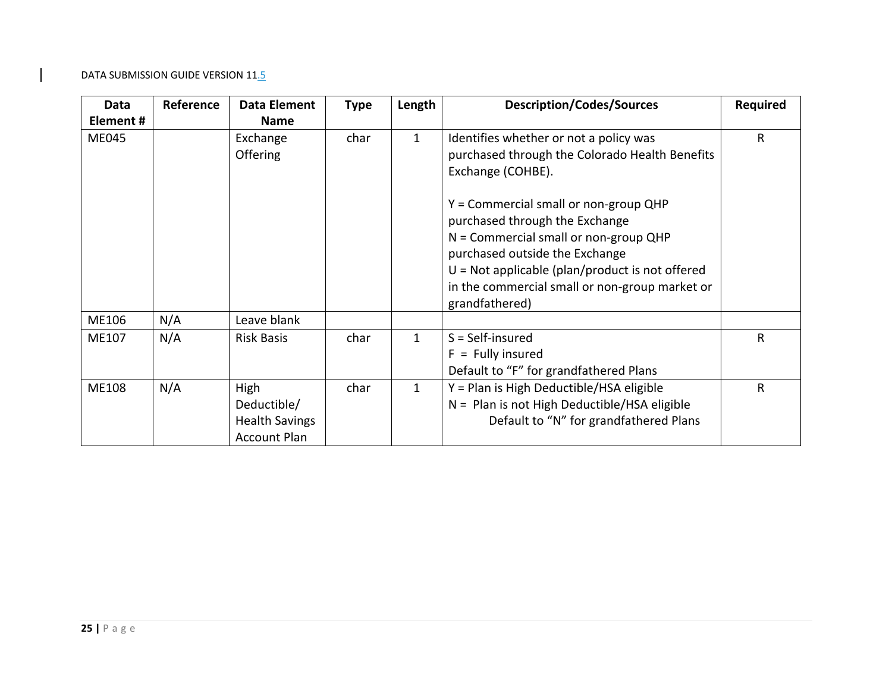| Data Element # | Reference | Data Element Name | Type | Length | Description/Codes/Sources | Required |
|---|---|---|---|---|---|---|
| ME045 | | Exchange Offering | char | 1 | Identifies whether or not a policy was purchased through the Colorado Health Benefits Exchange (COHBE).<br><br>Y = Commercial small or non-group QHP purchased through the Exchange<br>N = Commercial small or non-group QHP purchased outside the Exchange<br>U = Not applicable (plan/product is not offered in the commercial small or non-group market or grandfathered) | R |
| ME106 | N/A | Leave blank | | | | |
| ME107 | N/A | Risk Basis | char | 1 | S = Self-insured<br>F = Fully insured<br>Default to "F" for grandfathered Plans | R |
| ME108 | N/A | High Deductible/ Health Savings Account Plan | char | 1 | Y = Plan is High Deductible/HSA eligible<br>N = Plan is not High Deductible/HSA eligible<br>Default to "N" for grandfathered Plans | R |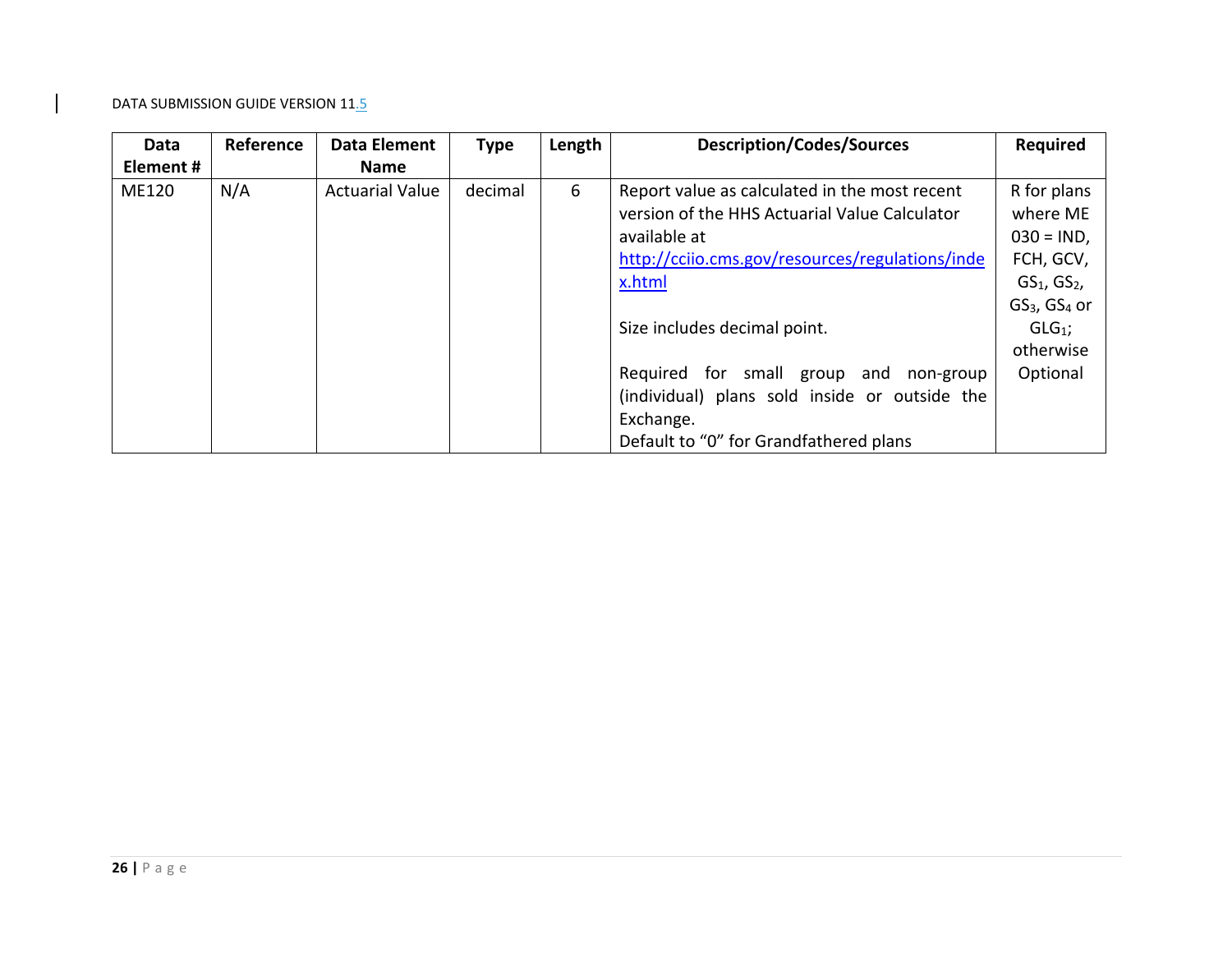| Data Element # | Reference | Data Element Name | Type | Length | Description/Codes/Sources | Required |
|---|---|---|---|---|---|---|
| ME120 | N/A | Actuarial Value | decimal | 6 | Report value as calculated in the most recent version of the HHS Actuarial Value Calculator available at http://cciio.cms.gov/resources/regulations/index.html<br><br>Size includes decimal point.<br><br>Required for small group and non-group (individual) plans sold inside or outside the Exchange.<br>Default to "0" for Grandfathered plans | R for plans where ME 030 = IND, FCH, GCV, $GS_1$, $GS_2$, $GS_3$, $GS_4$ or $GLG_1$; otherwise Optional |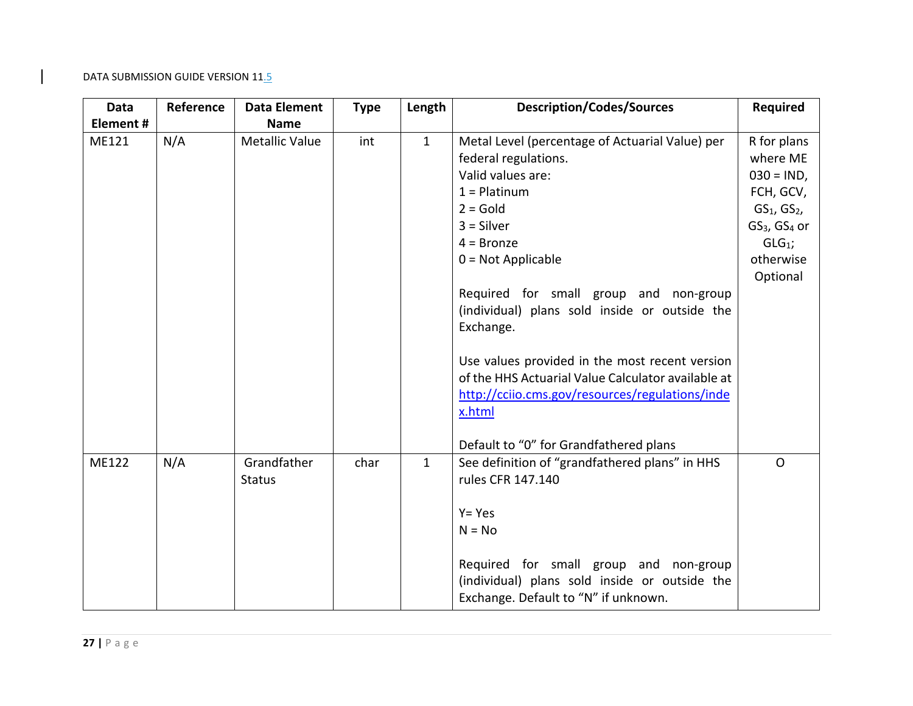| Data Element # | Reference | Data Element Name | Type | Length | Description/Codes/Sources | Required |
|---|---|---|---|---|---|---|
| ME121 | N/A | Metallic Value | int | 1 | Metal Level (percentage of Actuarial Value) per federal regulations.<br>Valid values are:<br>1 = Platinum<br>2 = Gold<br>3 = Silver<br>4 = Bronze<br>0 = Not Applicable<br><br>Required for small group and non-group (individual) plans sold inside or outside the Exchange.<br><br>Use values provided in the most recent version of the HHS Actuarial Value Calculator available at http://cciio.cms.gov/resources/regulations/index.html<br><br>Default to "0" for Grandfathered plans | R for plans where ME 030 = IND, FCH, GCV, $GS_1$, $GS_2$, $GS_3$, $GS_4$ or $GLG_1$; otherwise Optional |
| ME122 | N/A | Grandfather Status | char | 1 | See definition of "grandfathered plans" in HHS rules CFR 147.140<br><br>Y= Yes<br>N = No<br><br>Required for small group and non-group (individual) plans sold inside or outside the Exchange. Default to "N" if unknown. | O |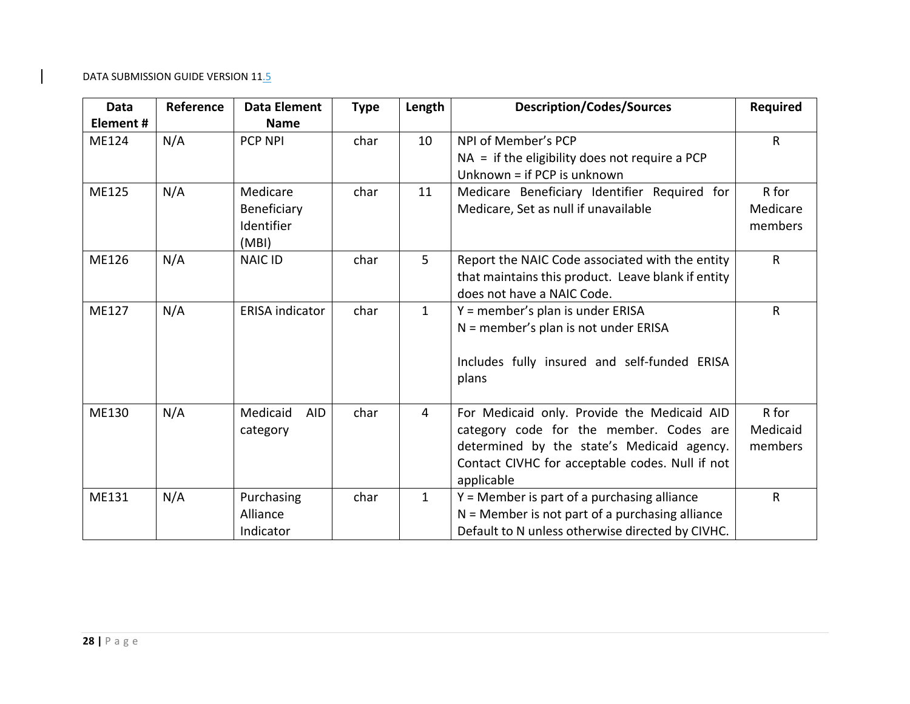| Data Element # | Reference | Data Element Name | Type | Length | Description/Codes/Sources | Required |
|---|---|---|---|---|---|---|
| ME124 | N/A | PCP NPI | char | 10 | NPI of Member's PCP<br>NA = if the eligibility does not require a PCP<br>Unknown = if PCP is unknown | R |
| ME125 | N/A | Medicare Beneficiary Identifier (MBI) | char | 11 | Medicare Beneficiary Identifier Required for Medicare, Set as null if unavailable | R for Medicare members |
| ME126 | N/A | NAIC ID | char | 5 | Report the NAIC Code associated with the entity that maintains this product. Leave blank if entity does not have a NAIC Code. | R |
| ME127 | N/A | ERISA indicator | char | 1 | Y = member's plan is under ERISA<br>N = member's plan is not under ERISA<br><br>Includes fully insured and self-funded ERISA plans | R |
| ME130 | N/A | Medicaid AID category | char | 4 | For Medicaid only. Provide the Medicaid AID category code for the member. Codes are determined by the state's Medicaid agency. Contact CIVHC for acceptable codes. Null if not applicable | R for Medicaid members |
| ME131 | N/A | Purchasing Alliance Indicator | char | 1 | Y = Member is part of a purchasing alliance<br>N = Member is not part of a purchasing alliance<br>Default to N unless otherwise directed by CIVHC. | R |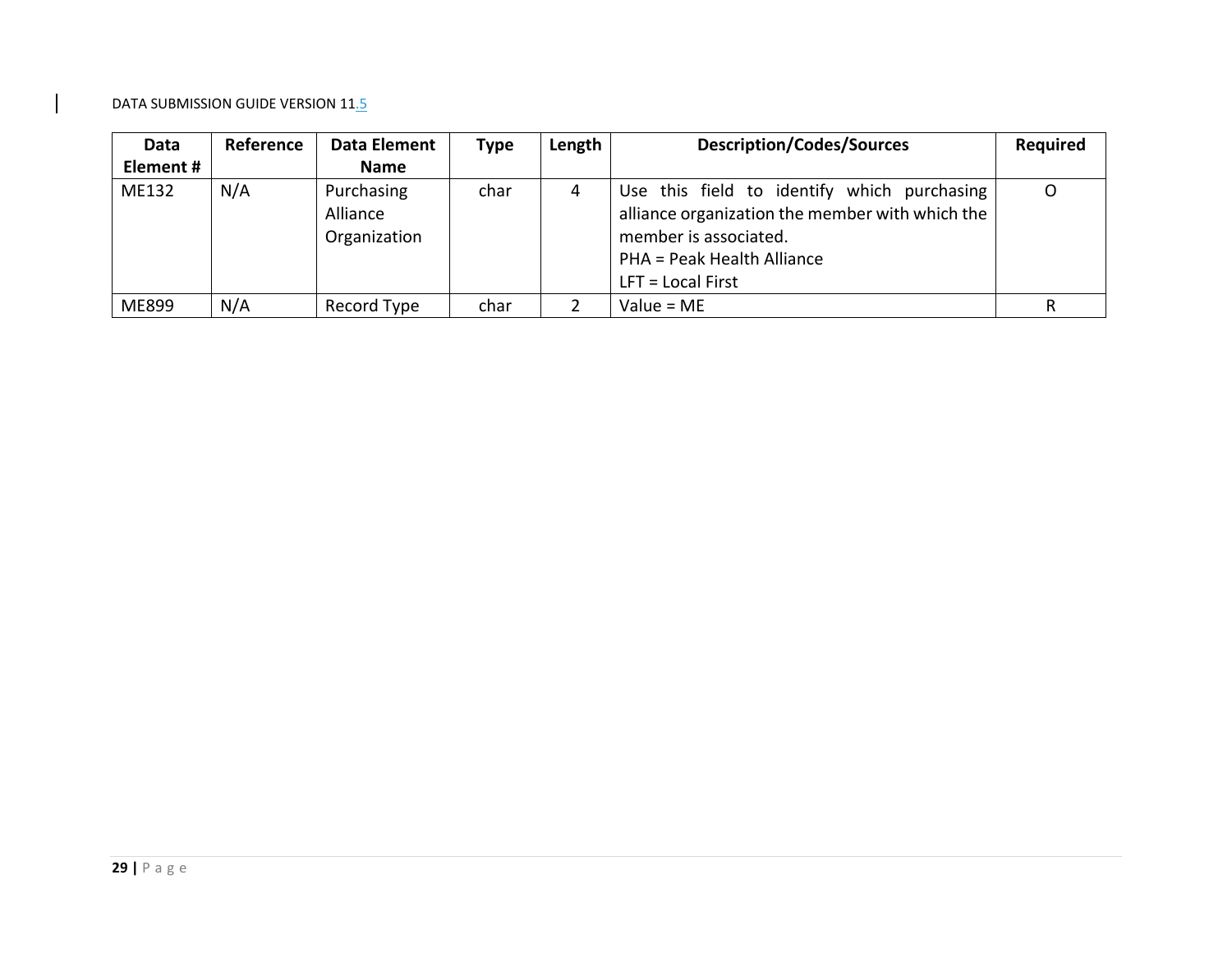| Data Element # | Reference | Data Element Name | Type | Length | Description/Codes/Sources | Required |
|---|---|---|---|---|---|---|
| ME132 | N/A | Purchasing Alliance Organization | char | 4 | Use this field to identify which purchasing alliance organization the member with which the member is associated.<br>PHA = Peak Health Alliance<br>LFT = Local First | O |
| ME899 | N/A | Record Type | char | 2 | Value = ME | R |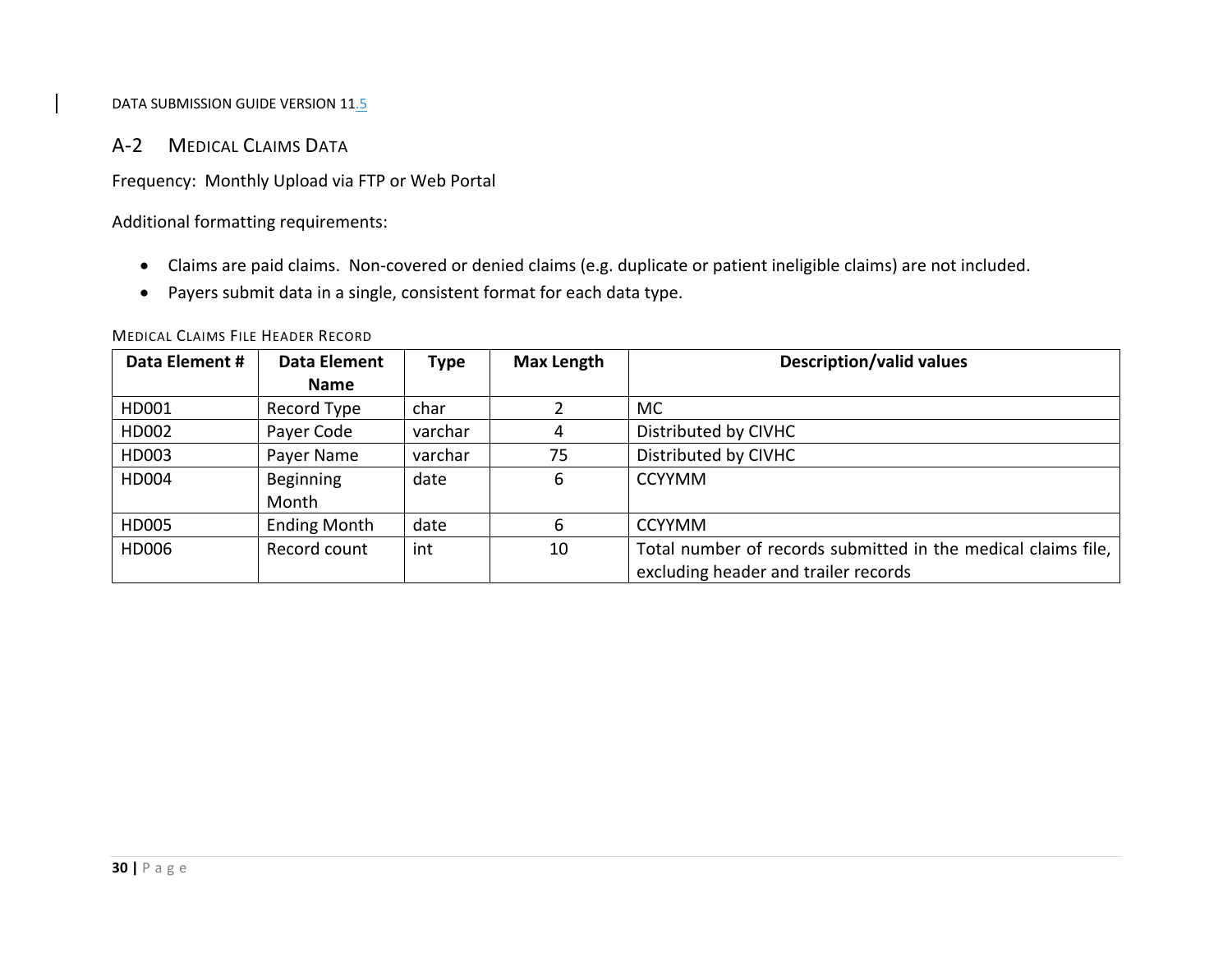## A-2 MEDICAL CLAIMS DATA

Frequency: Monthly Upload via FTP or Web Portal

Additional formatting requirements:

- Claims are paid claims. Non-covered or denied claims (e.g. duplicate or patient ineligible claims) are not included.
- Payers submit data in a single, consistent format for each data type.

MEDICAL CLAIMS FILE HEADER RECORD

| Data Element # | Data Element Name | Type | Max Length | Description/valid values |
|---|---|---|---|---|
| HD001 | Record Type | char | 2 | MC |
| HD002 | Payer Code | varchar | 4 | Distributed by CIVHC |
| HD003 | Payer Name | varchar | 75 | Distributed by CIVHC |
| HD004 | Beginning Month | date | 6 | CCYYMM |
| HD005 | Ending Month | date | 6 | CCYYMM |
| HD006 | Record count | int | 10 | Total number of records submitted in the medical claims file, excluding header and trailer records |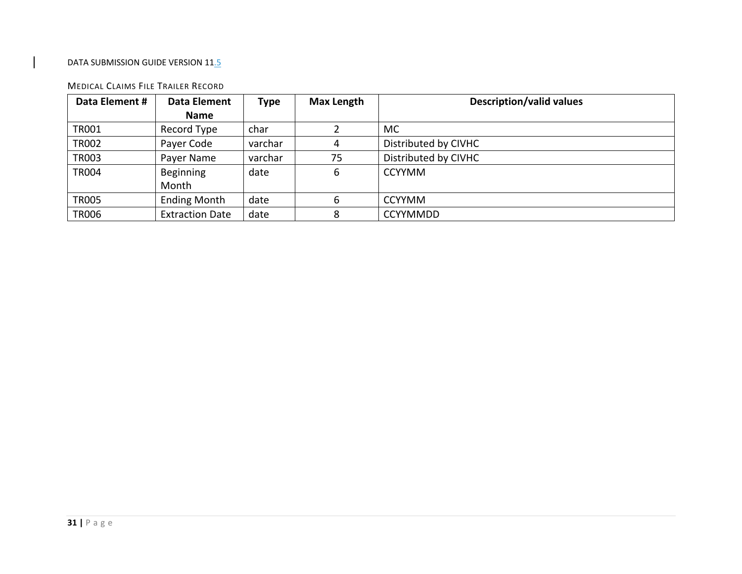### MEDICAL CLAIMS FILE TRAILER RECORD

| Data Element # | Data Element Name | Type | Max Length | Description/valid values |
|---|---|---|---|---|
| TR001 | Record Type | char | 2 | MC |
| TR002 | Payer Code | varchar | 4 | Distributed by CIVHC |
| TR003 | Payer Name | varchar | 75 | Distributed by CIVHC |
| TR004 | Beginning Month | date | 6 | CCYYMM |
| TR005 | Ending Month | date | 6 | CCYYMM |
| TR006 | Extraction Date | date | 8 | CCYYMMDD |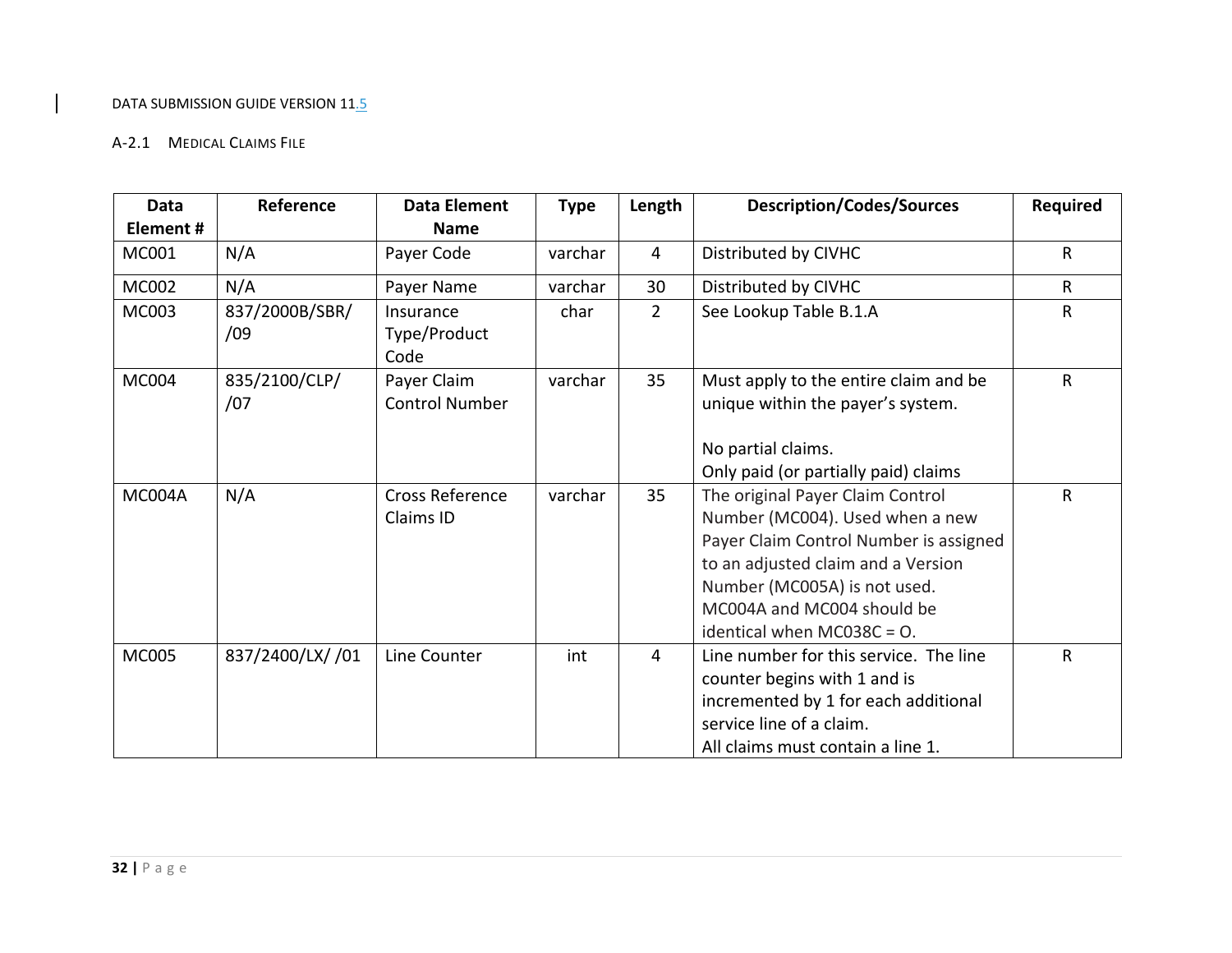### A-2.1 Medical Claims File

| Data Element # | Reference | Data Element Name | Type | Length | Description/Codes/Sources | Required |
|---|---|---|---|---|---|---|
| MC001 | N/A | Payer Code | varchar | 4 | Distributed by CIVHC | R |
| MC002 | N/A | Payer Name | varchar | 30 | Distributed by CIVHC | R |
| MC003 | 837/2000B/SBR/ /09 | Insurance Type/Product Code | char | 2 | See Lookup Table B.1.A | R |
| MC004 | 835/2100/CLP/ /07 | Payer Claim Control Number | varchar | 35 | Must apply to the entire claim and be unique within the payer's system.<br><br>No partial claims.<br>Only paid (or partially paid) claims | R |
| MC004A | N/A | Cross Reference Claims ID | varchar | 35 | The original Payer Claim Control Number (MC004). Used when a new Payer Claim Control Number is assigned to an adjusted claim and a Version Number (MC005A) is not used. MC004A and MC004 should be identical when MC038C = O. | R |
| MC005 | 837/2400/LX/ /01 | Line Counter | int | 4 | Line number for this service. The line counter begins with 1 and is incremented by 1 for each additional service line of a claim.<br>All claims must contain a line 1. | R |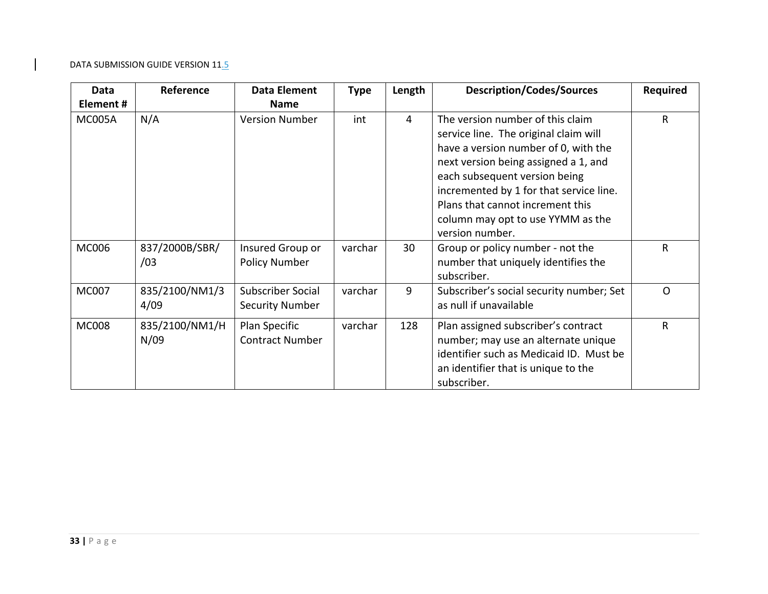| Data Element # | Reference | Data Element Name | Type | Length | Description/Codes/Sources | Required |
|---|---|---|---|---|---|---|
| MC005A | N/A | Version Number | int | 4 | The version number of this claim service line. The original claim will have a version number of 0, with the next version being assigned a 1, and each subsequent version being incremented by 1 for that service line. Plans that cannot increment this column may opt to use YYMM as the version number. | R |
| MC006 | 837/2000B/SBR//03 | Insured Group or Policy Number | varchar | 30 | Group or policy number - not the number that uniquely identifies the subscriber. | R |
| MC007 | 835/2100/NM1/34/09 | Subscriber Social Security Number | varchar | 9 | Subscriber's social security number; Set as null if unavailable | O |
| MC008 | 835/2100/NM1/HN/09 | Plan Specific Contract Number | varchar | 128 | Plan assigned subscriber's contract number; may use an alternate unique identifier such as Medicaid ID. Must be an identifier that is unique to the subscriber. | R |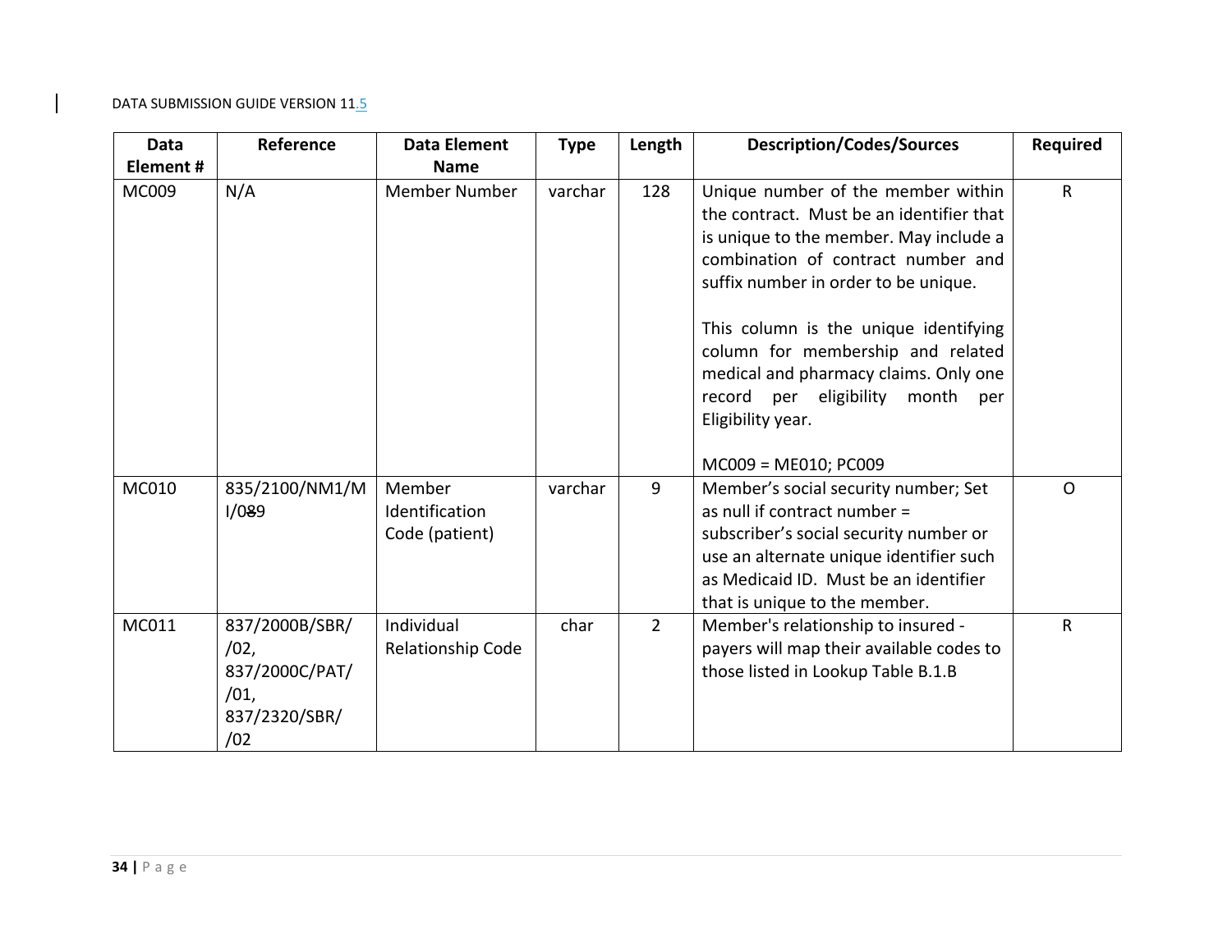| Data Element # | Reference | Data Element Name | Type | Length | Description/Codes/Sources | Required |
|---|---|---|---|---|---|---|
| MC009 | N/A | Member Number | varchar | 128 | Unique number of the member within the contract. Must be an identifier that is unique to the member. May include a combination of contract number and suffix number in order to be unique.<br><br>This column is the unique identifying column for membership and related medical and pharmacy claims. Only one record per eligibility month per Eligibility year.<br><br>MC009 = ME010; PC009 | R |
| MC010 | 835/2100/NM1/MI/089 | Member Identification Code (patient) | varchar | 9 | Member's social security number; Set as null if contract number = subscriber's social security number or use an alternate unique identifier such as Medicaid ID. Must be an identifier that is unique to the member. | O |
| MC011 | 837/2000B/SBR//02, 837/2000C/PAT//01, 837/2320/SBR//02 | Individual Relationship Code | char | 2 | Member's relationship to insured - payers will map their available codes to those listed in Lookup Table B.1.B | R |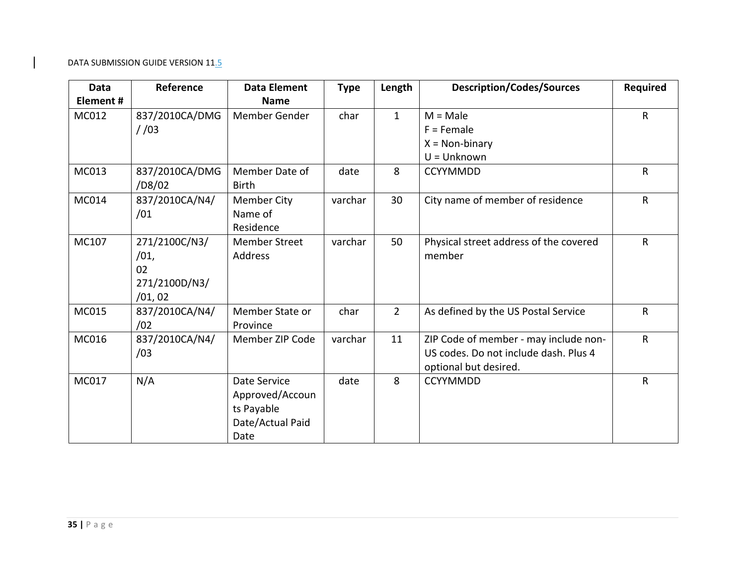| Data Element # | Reference | Data Element Name | Type | Length | Description/Codes/Sources | Required |
|---|---|---|---|---|---|---|
| MC012 | 837/2010CA/DMG/ /03 | Member Gender | char | 1 | M = Male<br>F = Female<br>X = Non-binary<br>U = Unknown | R |
| MC013 | 837/2010CA/DMG/D8/02 | Member Date of Birth | date | 8 | CCYYMMDD | R |
| MC014 | 837/2010CA/N4/ /01 | Member City Name of Residence | varchar | 30 | City name of member of residence | R |
| MC107 | 271/2100C/N3/ /01, 02<br>271/2100D/N3/ /01, 02 | Member Street Address | varchar | 50 | Physical street address of the covered member | R |
| MC015 | 837/2010CA/N4/ /02 | Member State or Province | char | 2 | As defined by the US Postal Service | R |
| MC016 | 837/2010CA/N4/ /03 | Member ZIP Code | varchar | 11 | ZIP Code of member - may include non-US codes. Do not include dash. Plus 4 optional but desired. | R |
| MC017 | N/A | Date Service Approved/Accounts Payable Date/Actual Paid Date | date | 8 | CCYYMMDD | R |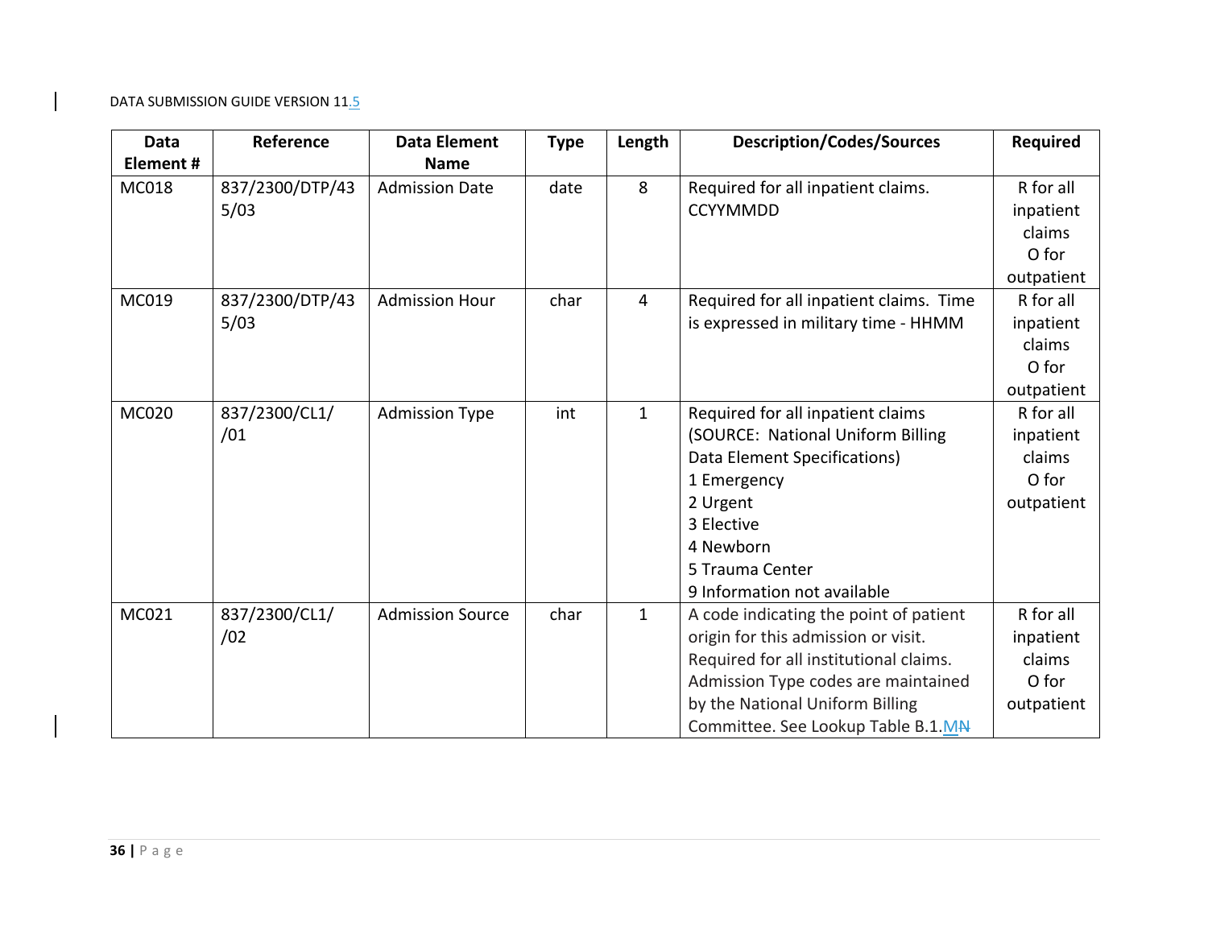| Data Element # | Reference | Data Element Name | Type | Length | Description/Codes/Sources | Required |
|---|---|---|---|---|---|---|
| MC018 | 837/2300/DTP/435/03 | Admission Date | date | 8 | Required for all inpatient claims. CCYYMMDD | R for all inpatient claims O for outpatient |
| MC019 | 837/2300/DTP/435/03 | Admission Hour | char | 4 | Required for all inpatient claims. Time is expressed in military time - HHMM | R for all inpatient claims O for outpatient |
| MC020 | 837/2300/CL1/ /01 | Admission Type | int | 1 | Required for all inpatient claims (SOURCE: National Uniform Billing Data Element Specifications) 1 Emergency 2 Urgent 3 Elective 4 Newborn 5 Trauma Center 9 Information not available | R for all inpatient claims O for outpatient |
| MC021 | 837/2300/CL1/ /02 | Admission Source | char | 1 | A code indicating the point of patient origin for this admission or visit. Required for all institutional claims. Admission Type codes are maintained by the National Uniform Billing Committee. See Lookup Table B.1.MN | R for all inpatient claims O for outpatient |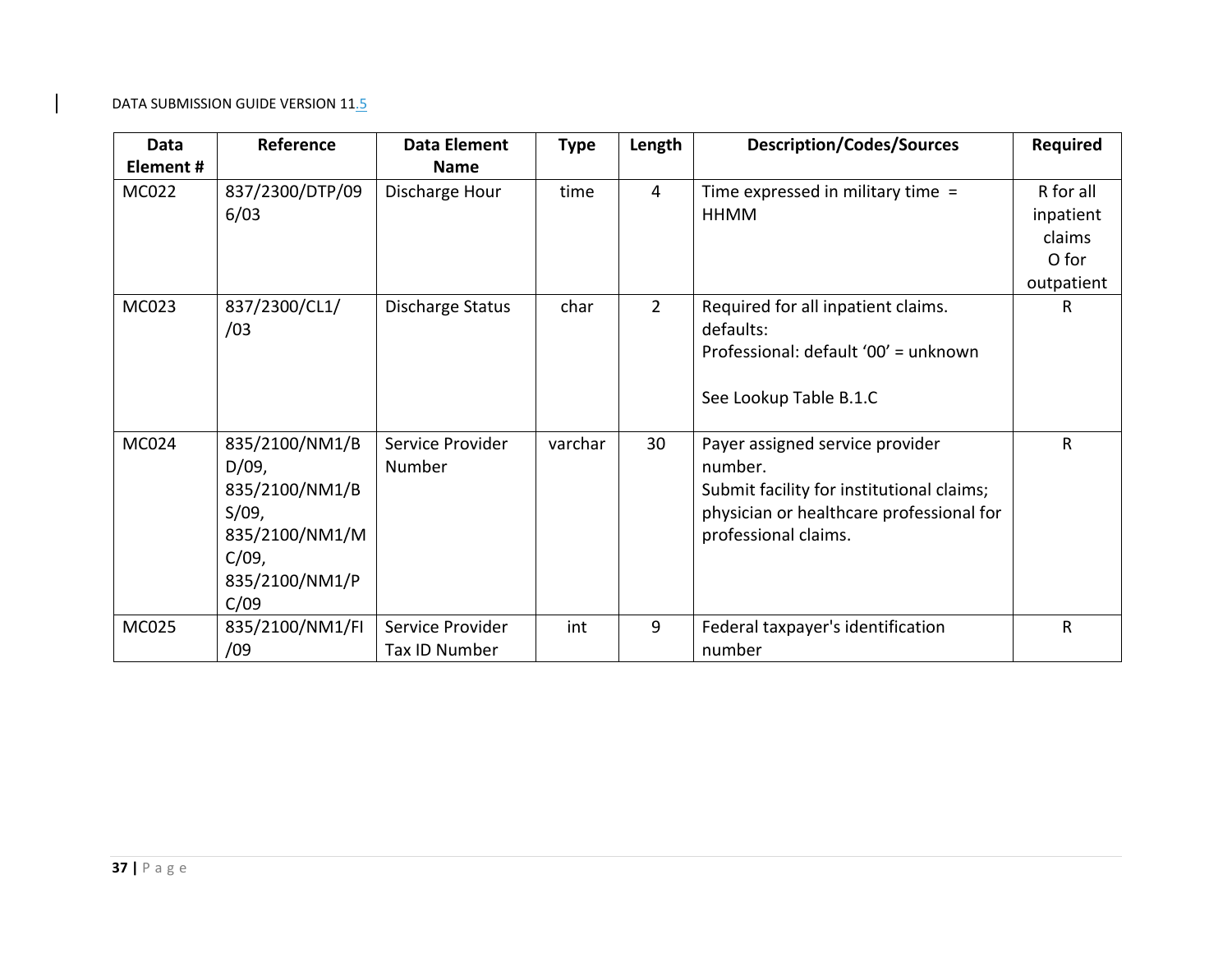| Data Element # | Reference | Data Element Name | Type | Length | Description/Codes/Sources | Required |
|---|---|---|---|---|---|---|
| MC022 | 837/2300/DTP/096/03 | Discharge Hour | time | 4 | Time expressed in military time = HHMM | R for all inpatient claims<br>O for outpatient |
| MC023 | 837/2300/CL1//03 | Discharge Status | char | 2 | Required for all inpatient claims.<br>defaults:<br>Professional: default '00' = unknown<br><br>See Lookup Table B.1.C | R |
| MC024 | 835/2100/NM1/BD/09, 835/2100/NM1/BS/09, 835/2100/NM1/MC/09, 835/2100/NM1/PC/09 | Service Provider Number | varchar | 30 | Payer assigned service provider number.<br>Submit facility for institutional claims; physician or healthcare professional for professional claims. | R |
| MC025 | 835/2100/NM1/FI/09 | Service Provider Tax ID Number | int | 9 | Federal taxpayer's identification number | R |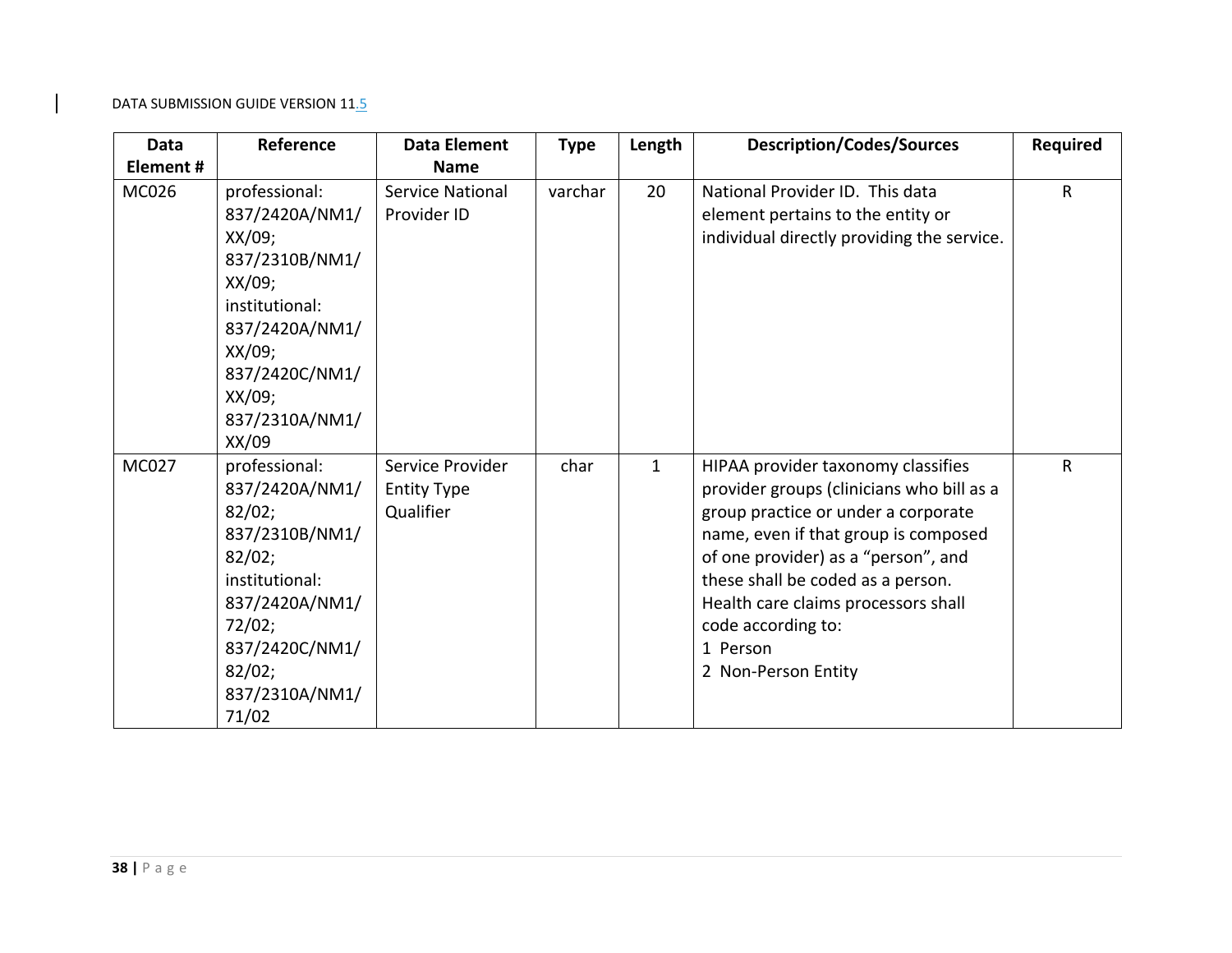| Data Element # | Reference | Data Element Name | Type | Length | Description/Codes/Sources | Required |
|---|---|---|---|---|---|---|
| MC026 | professional: 837/2420A/NM1/XX/09; 837/2310B/NM1/XX/09; institutional: 837/2420A/NM1/XX/09; 837/2420C/NM1/XX/09; 837/2310A/NM1/XX/09 | Service National Provider ID | varchar | 20 | National Provider ID. This data element pertains to the entity or individual directly providing the service. | R |
| MC027 | professional: 837/2420A/NM1/82/02; 837/2310B/NM1/82/02; institutional: 837/2420A/NM1/72/02; 837/2420C/NM1/82/02; 837/2310A/NM1/71/02 | Service Provider Entity Type Qualifier | char | 1 | HIPAA provider taxonomy classifies provider groups (clinicians who bill as a group practice or under a corporate name, even if that group is composed of one provider) as a "person", and these shall be coded as a person. Health care claims processors shall code according to:<br>1 Person<br>2 Non-Person Entity | R |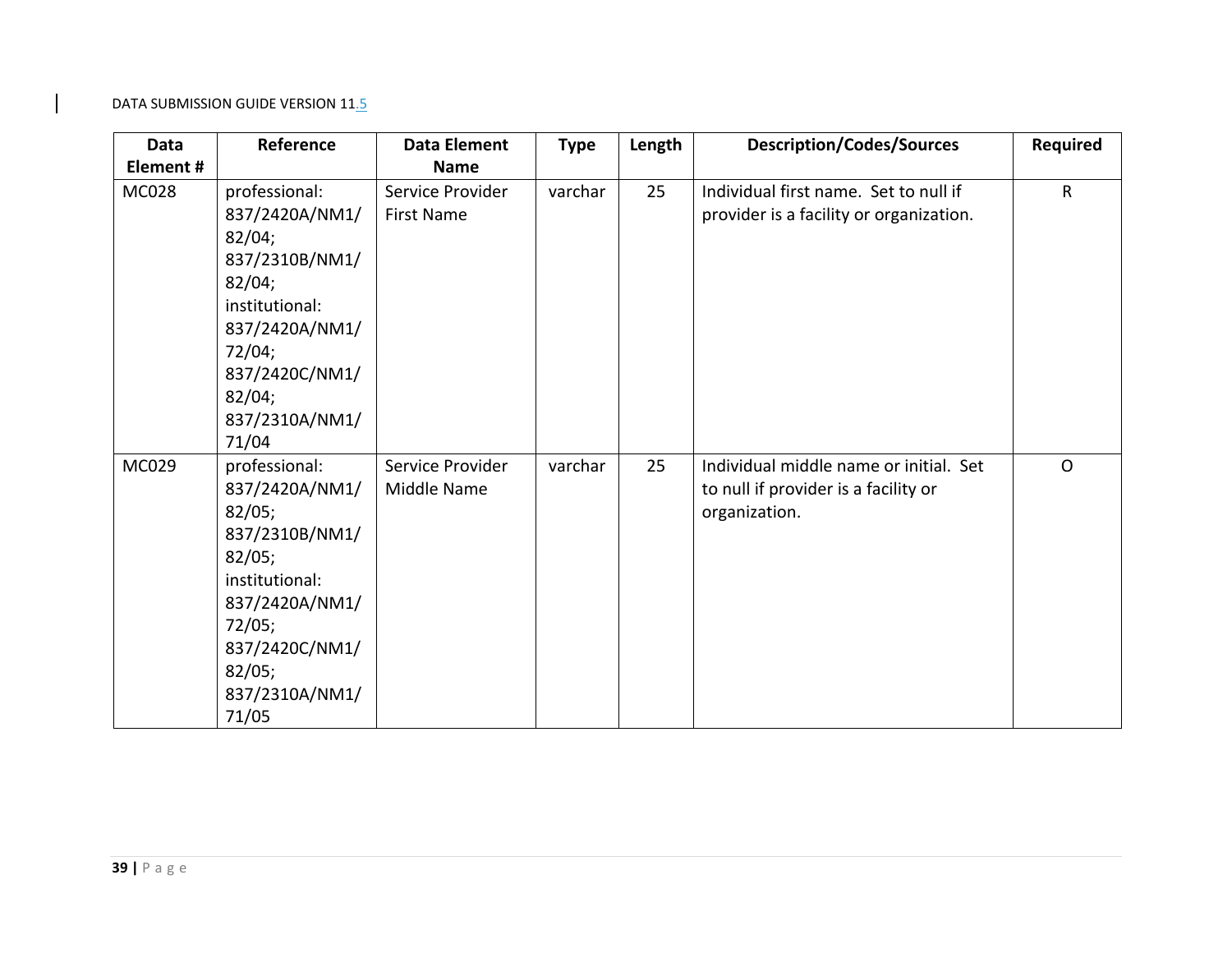| Data Element # | Reference | Data Element Name | Type | Length | Description/Codes/Sources | Required |
|---|---|---|---|---|---|---|
| MC028 | professional: 837/2420A/NM1/82/04; 837/2310B/NM1/82/04; institutional: 837/2420A/NM1/72/04; 837/2420C/NM1/82/04; 837/2310A/NM1/71/04 | Service Provider First Name | varchar | 25 | Individual first name. Set to null if provider is a facility or organization. | R |
| MC029 | professional: 837/2420A/NM1/82/05; 837/2310B/NM1/82/05; institutional: 837/2420A/NM1/72/05; 837/2420C/NM1/82/05; 837/2310A/NM1/71/05 | Service Provider Middle Name | varchar | 25 | Individual middle name or initial. Set to null if provider is a facility or organization. | O |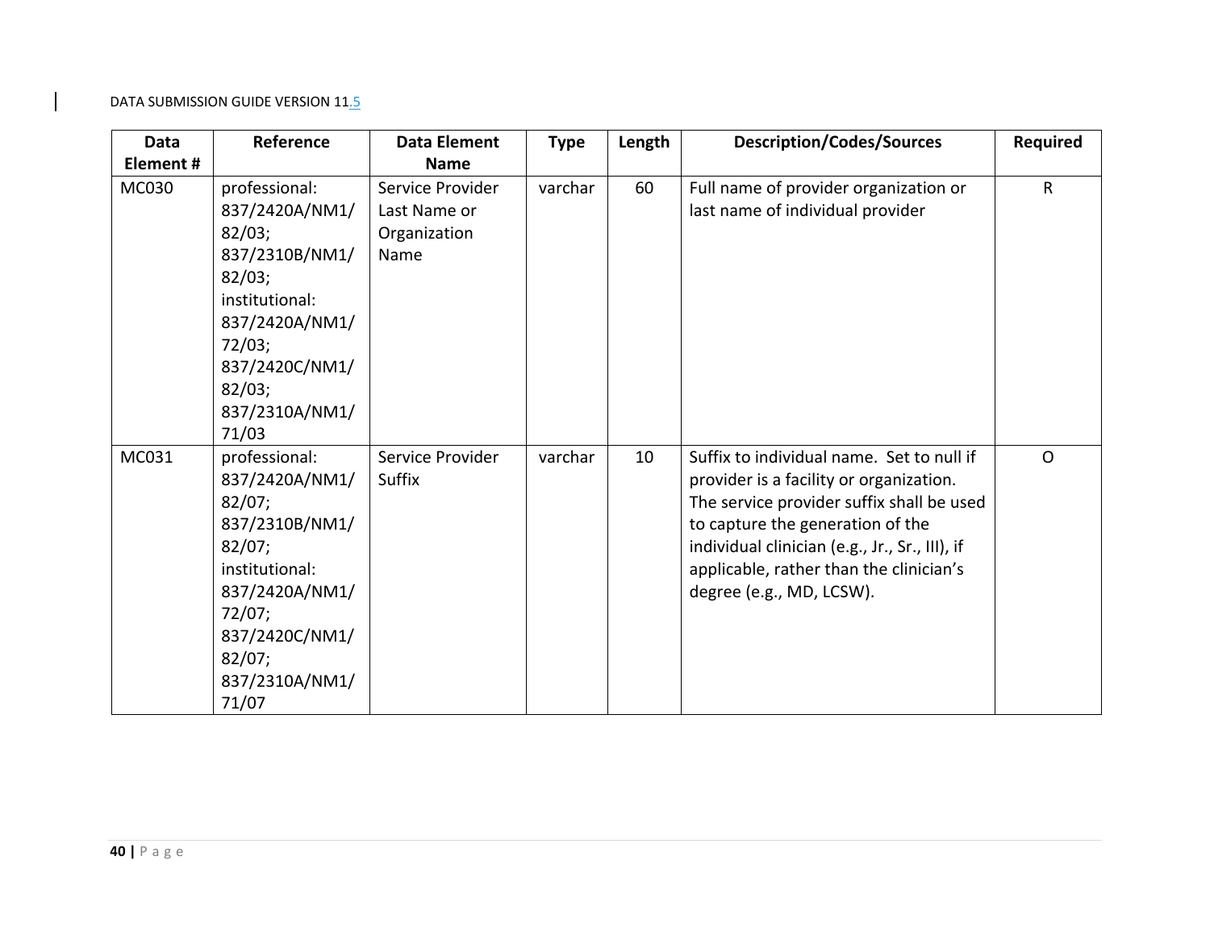| Data Element # | Reference | Data Element Name | Type | Length | Description/Codes/Sources | Required |
|---|---|---|---|---|---|---|
| MC030 | professional: 837/2420A/NM1/82/03; 837/2310B/NM1/82/03; institutional: 837/2420A/NM1/72/03; 837/2420C/NM1/82/03; 837/2310A/NM1/71/03 | Service Provider Last Name or Organization Name | varchar | 60 | Full name of provider organization or last name of individual provider | R |
| MC031 | professional: 837/2420A/NM1/82/07; 837/2310B/NM1/82/07; institutional: 837/2420A/NM1/72/07; 837/2420C/NM1/82/07; 837/2310A/NM1/71/07 | Service Provider Suffix | varchar | 10 | Suffix to individual name. Set to null if provider is a facility or organization. The service provider suffix shall be used to capture the generation of the individual clinician (e.g., Jr., Sr., III), if applicable, rather than the clinician's degree (e.g., MD, LCSW). | O |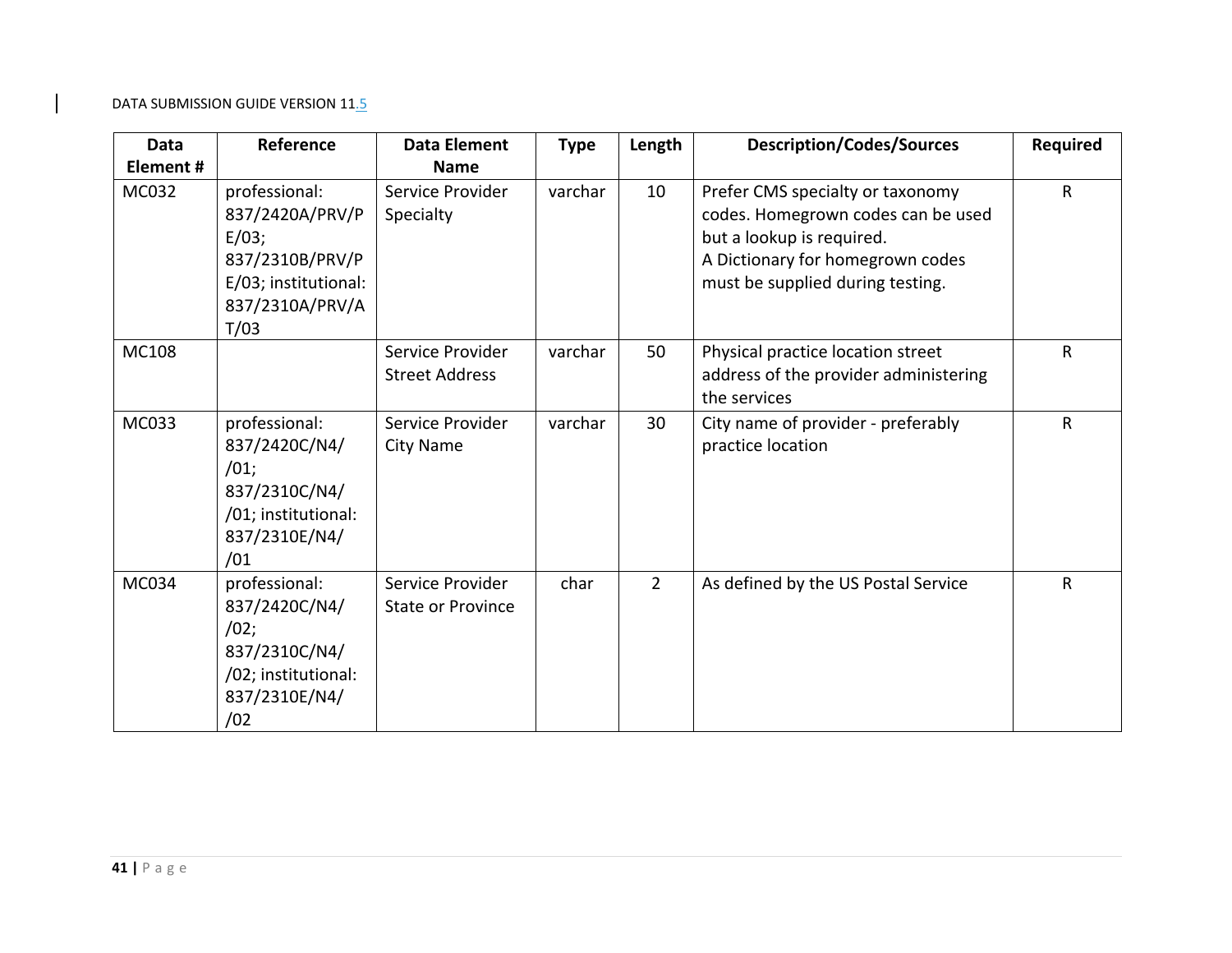| Data Element # | Reference | Data Element Name | Type | Length | Description/Codes/Sources | Required |
|---|---|---|---|---|---|---|
| MC032 | professional: 837/2420A/PRV/PE/03; 837/2310B/PRV/PE/03; institutional: 837/2310A/PRV/AT/03 | Service Provider Specialty | varchar | 10 | Prefer CMS specialty or taxonomy codes. Homegrown codes can be used but a lookup is required. A Dictionary for homegrown codes must be supplied during testing. | R |
| MC108 | | Service Provider Street Address | varchar | 50 | Physical practice location street address of the provider administering the services | R |
| MC033 | professional: 837/2420C/N4//01; 837/2310C/N4//01; institutional: 837/2310E/N4//01 | Service Provider City Name | varchar | 30 | City name of provider - preferably practice location | R |
| MC034 | professional: 837/2420C/N4//02; 837/2310C/N4//02; institutional: 837/2310E/N4//02 | Service Provider State or Province | char | 2 | As defined by the US Postal Service | R |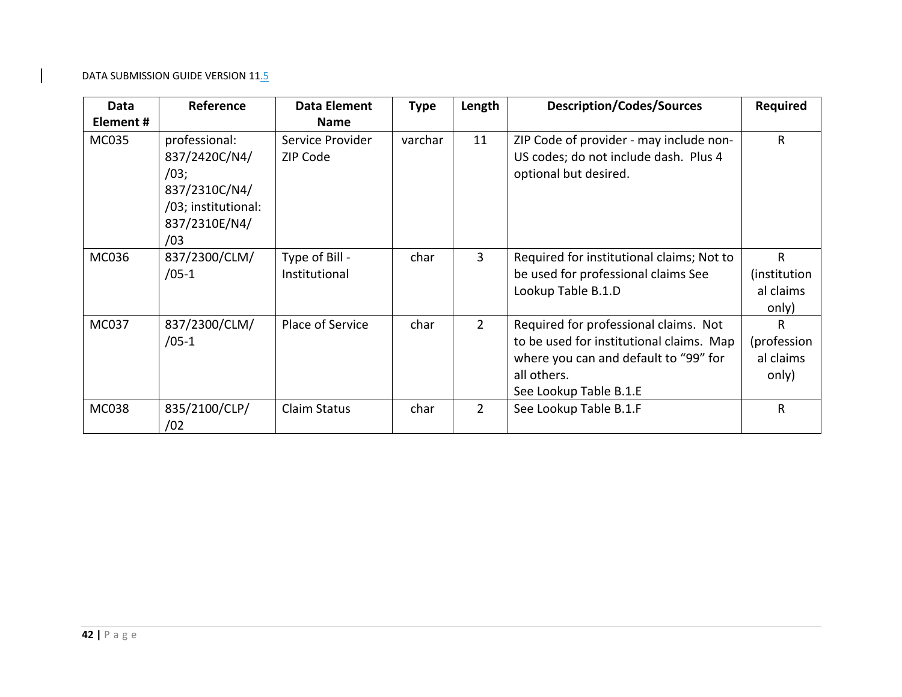| Data Element # | Reference | Data Element Name | Type | Length | Description/Codes/Sources | Required |
|---|---|---|---|---|---|---|
| MC035 | professional: 837/2420C/N4//03; 837/2310C/N4//03; institutional: 837/2310E/N4//03 | Service Provider ZIP Code | varchar | 11 | ZIP Code of provider - may include non-US codes; do not include dash. Plus 4 optional but desired. | R |
| MC036 | 837/2300/CLM//05-1 | Type of Bill - Institutional | char | 3 | Required for institutional claims; Not to be used for professional claims See Lookup Table B.1.D | R (institutional claims only) |
| MC037 | 837/2300/CLM//05-1 | Place of Service | char | 2 | Required for professional claims. Not to be used for institutional claims. Map where you can and default to "99" for all others. See Lookup Table B.1.E | R (professional claims only) |
| MC038 | 835/2100/CLP//02 | Claim Status | char | 2 | See Lookup Table B.1.F | R |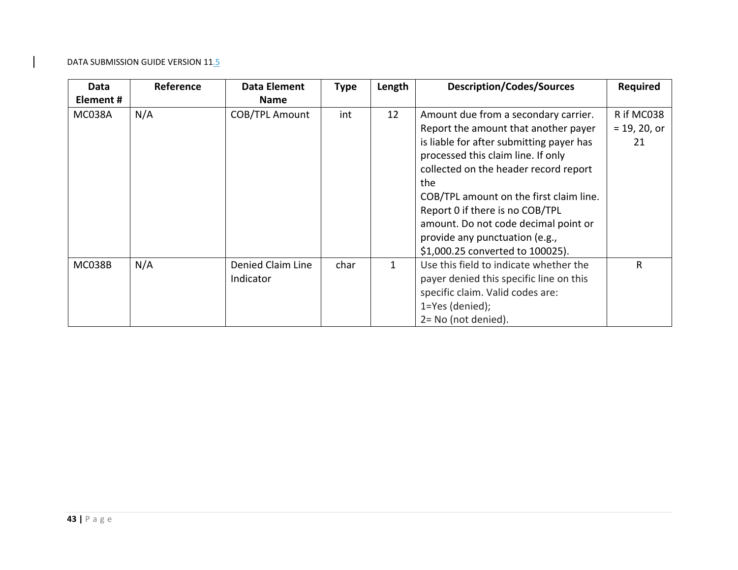| Data Element # | Reference | Data Element Name | Type | Length | Description/Codes/Sources | Required |
|---|---|---|---|---|---|---|
| MC038A | N/A | COB/TPL Amount | int | 12 | Amount due from a secondary carrier. Report the amount that another payer is liable for after submitting payer has processed this claim line. If only collected on the header record report the COB/TPL amount on the first claim line. Report 0 if there is no COB/TPL amount. Do not code decimal point or provide any punctuation (e.g., $1,000.25 converted to 100025). | R if MC038 = 19, 20, or 21 |
| MC038B | N/A | Denied Claim Line Indicator | char | 1 | Use this field to indicate whether the payer denied this specific line on this specific claim. Valid codes are:<br>1=Yes (denied);<br>2= No (not denied). | R |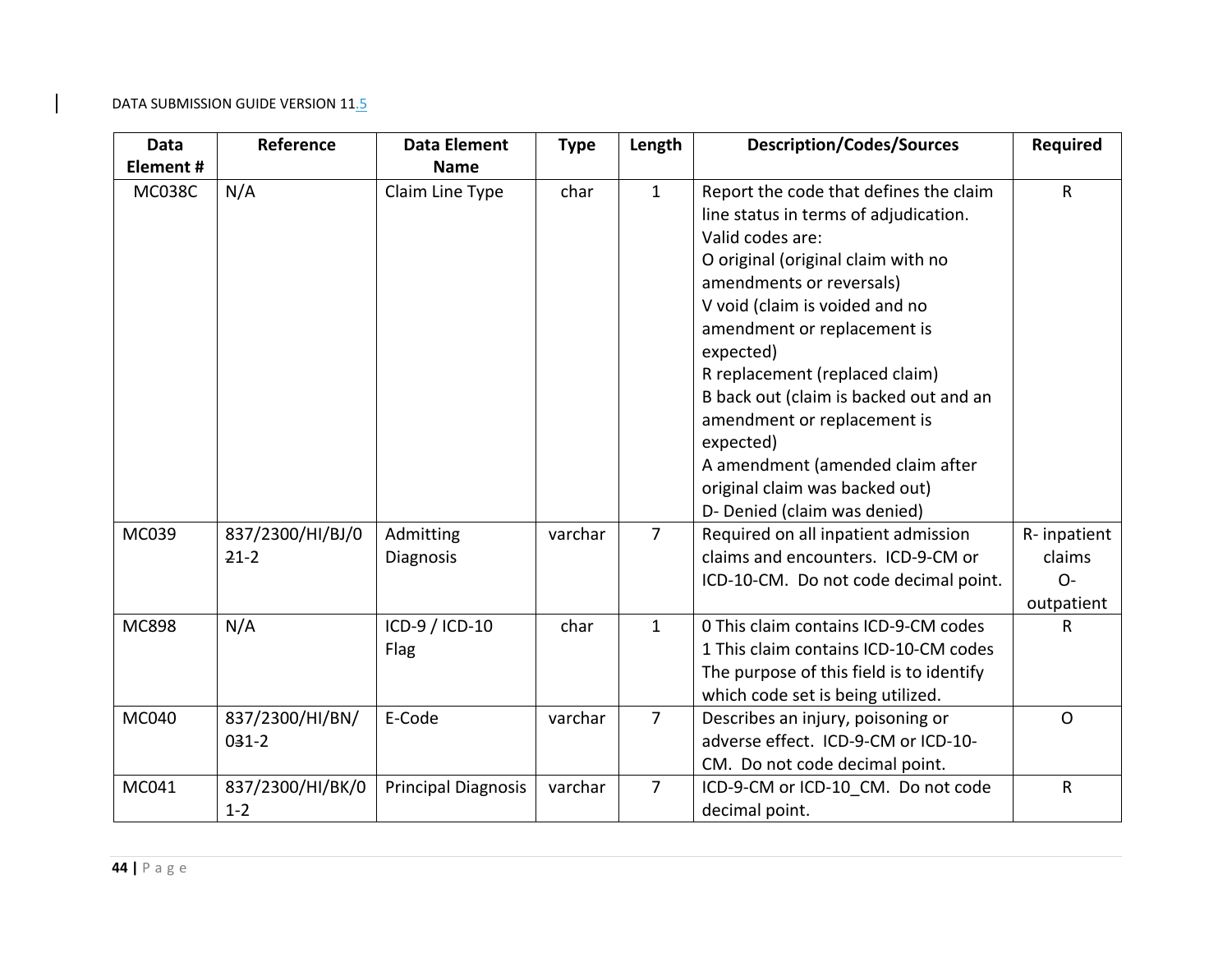| Data Element # | Reference | Data Element Name | Type | Length | Description/Codes/Sources | Required |
|---|---|---|---|---|---|---|
| MC038C | N/A | Claim Line Type | char | 1 | Report the code that defines the claim line status in terms of adjudication. Valid codes are:<br>O original (original claim with no amendments or reversals)<br>V void (claim is voided and no amendment or replacement is expected)<br>R replacement (replaced claim)<br>B back out (claim is backed out and an amendment or replacement is expected)<br>A amendment (amended claim after original claim was backed out)<br>D- Denied (claim was denied) | R |
| MC039 | 837/2300/HI/BJ/0 ~~2~~1-2 | Admitting Diagnosis | varchar | 7 | Required on all inpatient admission claims and encounters. ICD-9-CM or ICD-10-CM. Do not code decimal point. | R- inpatient claims<br>O- outpatient |
| MC898 | N/A | ICD-9 / ICD-10 Flag | char | 1 | 0 This claim contains ICD-9-CM codes<br>1 This claim contains ICD-10-CM codes<br>The purpose of this field is to identify which code set is being utilized. | R |
| MC040 | 837/2300/HI/BN/ 0~~3~~1-2 | E-Code | varchar | 7 | Describes an injury, poisoning or adverse effect. ICD-9-CM or ICD-10-CM. Do not code decimal point. | O |
| MC041 | 837/2300/HI/BK/0 1-2 | Principal Diagnosis | varchar | 7 | ICD-9-CM or ICD-10_CM. Do not code decimal point. | R |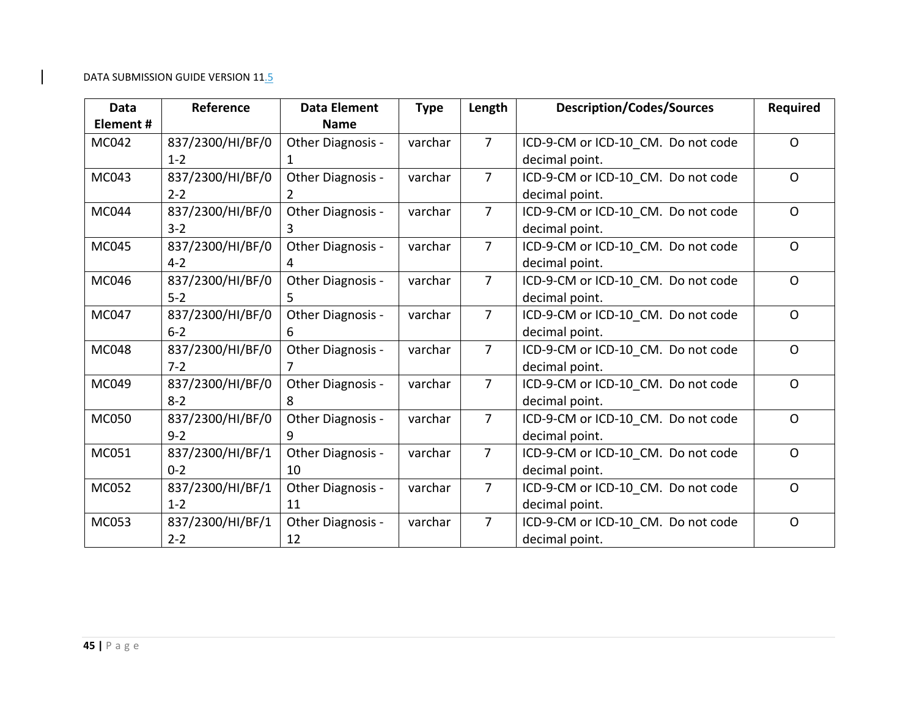| Data Element # | Reference | Data Element Name | Type | Length | Description/Codes/Sources | Required |
|---|---|---|---|---|---|---|
| MC042 | 837/2300/HI/BF/01-2 | Other Diagnosis - 1 | varchar | 7 | ICD-9-CM or ICD-10_CM. Do not code decimal point. | O |
| MC043 | 837/2300/HI/BF/02-2 | Other Diagnosis - 2 | varchar | 7 | ICD-9-CM or ICD-10_CM. Do not code decimal point. | O |
| MC044 | 837/2300/HI/BF/03-2 | Other Diagnosis - 3 | varchar | 7 | ICD-9-CM or ICD-10_CM. Do not code decimal point. | O |
| MC045 | 837/2300/HI/BF/04-2 | Other Diagnosis - 4 | varchar | 7 | ICD-9-CM or ICD-10_CM. Do not code decimal point. | O |
| MC046 | 837/2300/HI/BF/05-2 | Other Diagnosis - 5 | varchar | 7 | ICD-9-CM or ICD-10_CM. Do not code decimal point. | O |
| MC047 | 837/2300/HI/BF/06-2 | Other Diagnosis - 6 | varchar | 7 | ICD-9-CM or ICD-10_CM. Do not code decimal point. | O |
| MC048 | 837/2300/HI/BF/07-2 | Other Diagnosis - 7 | varchar | 7 | ICD-9-CM or ICD-10_CM. Do not code decimal point. | O |
| MC049 | 837/2300/HI/BF/08-2 | Other Diagnosis - 8 | varchar | 7 | ICD-9-CM or ICD-10_CM. Do not code decimal point. | O |
| MC050 | 837/2300/HI/BF/09-2 | Other Diagnosis - 9 | varchar | 7 | ICD-9-CM or ICD-10_CM. Do not code decimal point. | O |
| MC051 | 837/2300/HI/BF/10-2 | Other Diagnosis - 10 | varchar | 7 | ICD-9-CM or ICD-10_CM. Do not code decimal point. | O |
| MC052 | 837/2300/HI/BF/11-2 | Other Diagnosis - 11 | varchar | 7 | ICD-9-CM or ICD-10_CM. Do not code decimal point. | O |
| MC053 | 837/2300/HI/BF/12-2 | Other Diagnosis - 12 | varchar | 7 | ICD-9-CM or ICD-10_CM. Do not code decimal point. | O |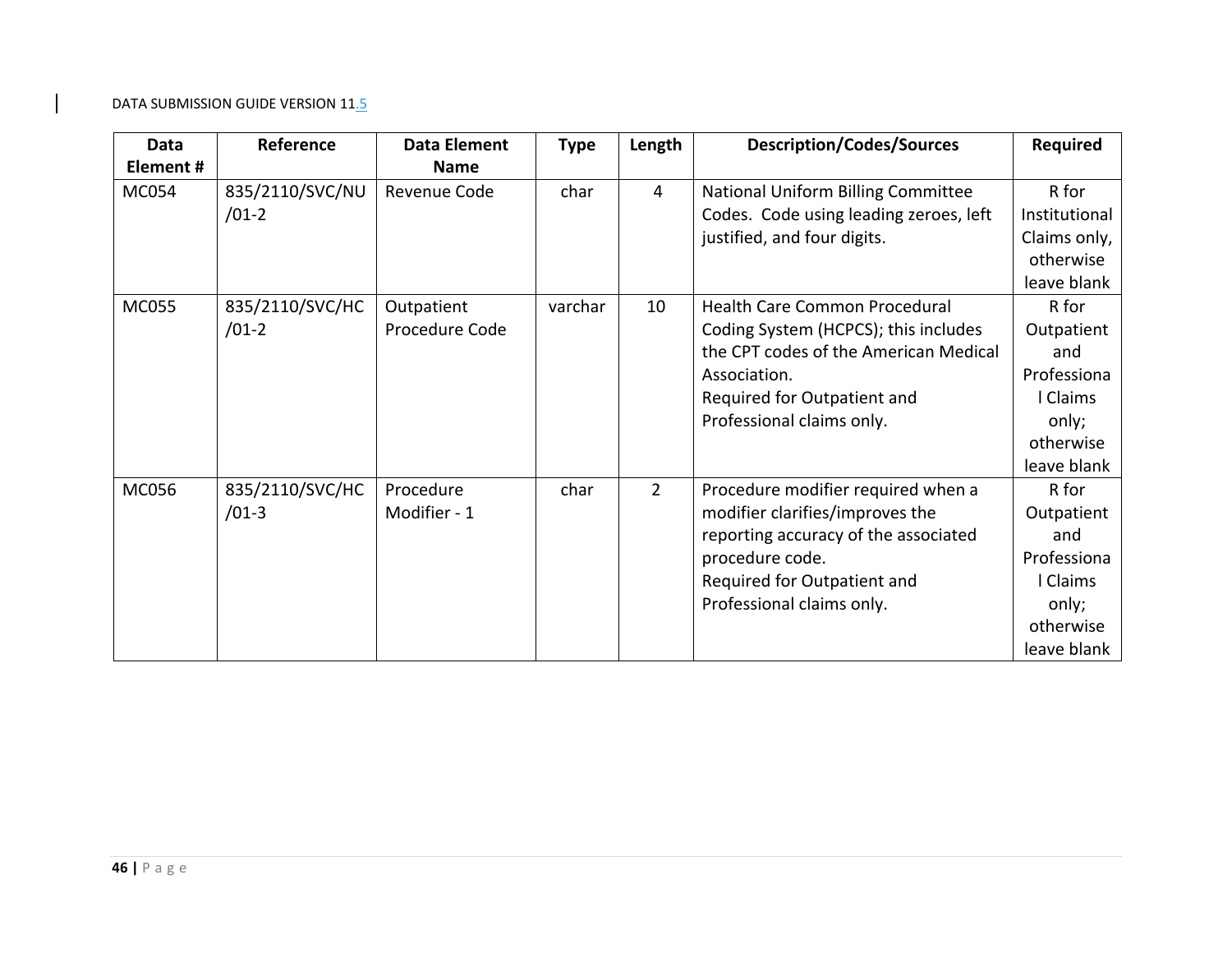| Data Element # | Reference | Data Element Name | Type | Length | Description/Codes/Sources | Required |
|---|---|---|---|---|---|---|
| MC054 | 835/2110/SVC/NU/01-2 | Revenue Code | char | 4 | National Uniform Billing Committee Codes. Code using leading zeroes, left justified, and four digits. | R for Institutional Claims only, otherwise leave blank |
| MC055 | 835/2110/SVC/HC/01-2 | Outpatient Procedure Code | varchar | 10 | Health Care Common Procedural Coding System (HCPCS); this includes the CPT codes of the American Medical Association. Required for Outpatient and Professional claims only. | R for Outpatient and Professional Claims only; otherwise leave blank |
| MC056 | 835/2110/SVC/HC/01-3 | Procedure Modifier - 1 | char | 2 | Procedure modifier required when a modifier clarifies/improves the reporting accuracy of the associated procedure code. Required for Outpatient and Professional claims only. | R for Outpatient and Professional Claims only; otherwise leave blank |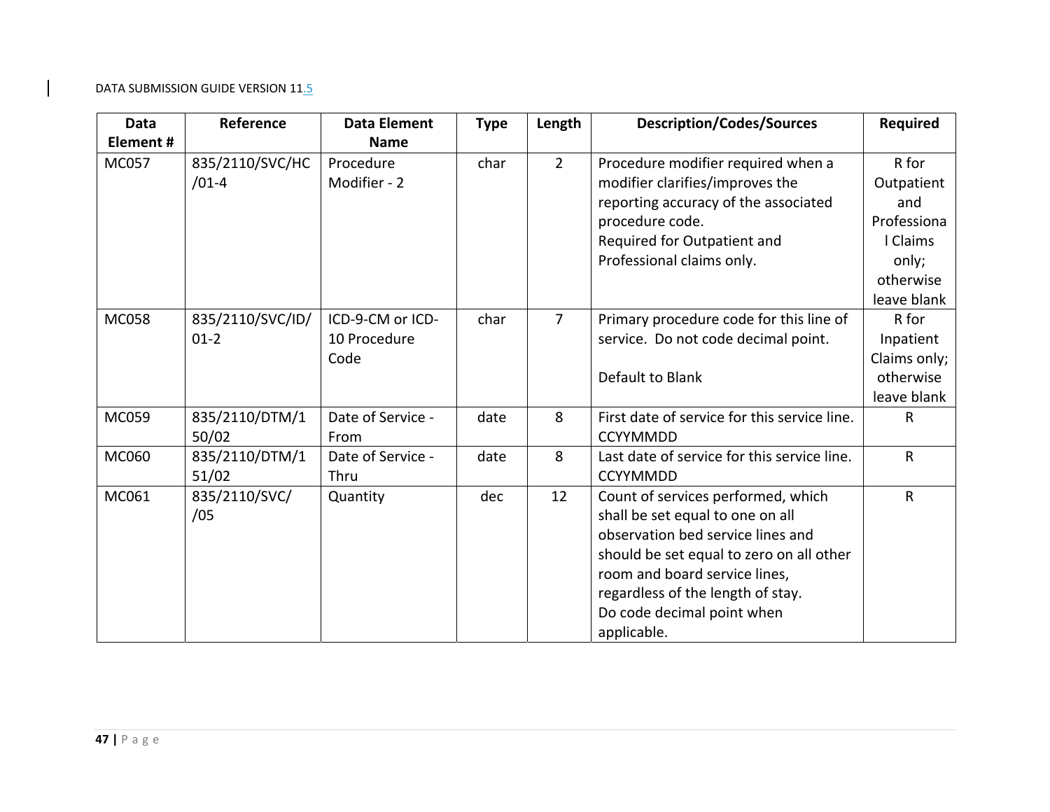| Data Element # | Reference | Data Element Name | Type | Length | Description/Codes/Sources | Required |
|---|---|---|---|---|---|---|
| MC057 | 835/2110/SVC/HC/01-4 | Procedure Modifier - 2 | char | 2 | Procedure modifier required when a modifier clarifies/improves the reporting accuracy of the associated procedure code. Required for Outpatient and Professional claims only. | R for Outpatient and Professional Claims only; otherwise leave blank |
| MC058 | 835/2110/SVC/ID/01-2 | ICD-9-CM or ICD-10 Procedure Code | char | 7 | Primary procedure code for this line of service. Do not code decimal point. Default to Blank | R for Inpatient Claims only; otherwise leave blank |
| MC059 | 835/2110/DTM/150/02 | Date of Service - From | date | 8 | First date of service for this service line. CCYYMMDD | R |
| MC060 | 835/2110/DTM/151/02 | Date of Service - Thru | date | 8 | Last date of service for this service line. CCYYMMDD | R |
| MC061 | 835/2110/SVC//05 | Quantity | dec | 12 | Count of services performed, which shall be set equal to one on all observation bed service lines and should be set equal to zero on all other room and board service lines, regardless of the length of stay. Do code decimal point when applicable. | R |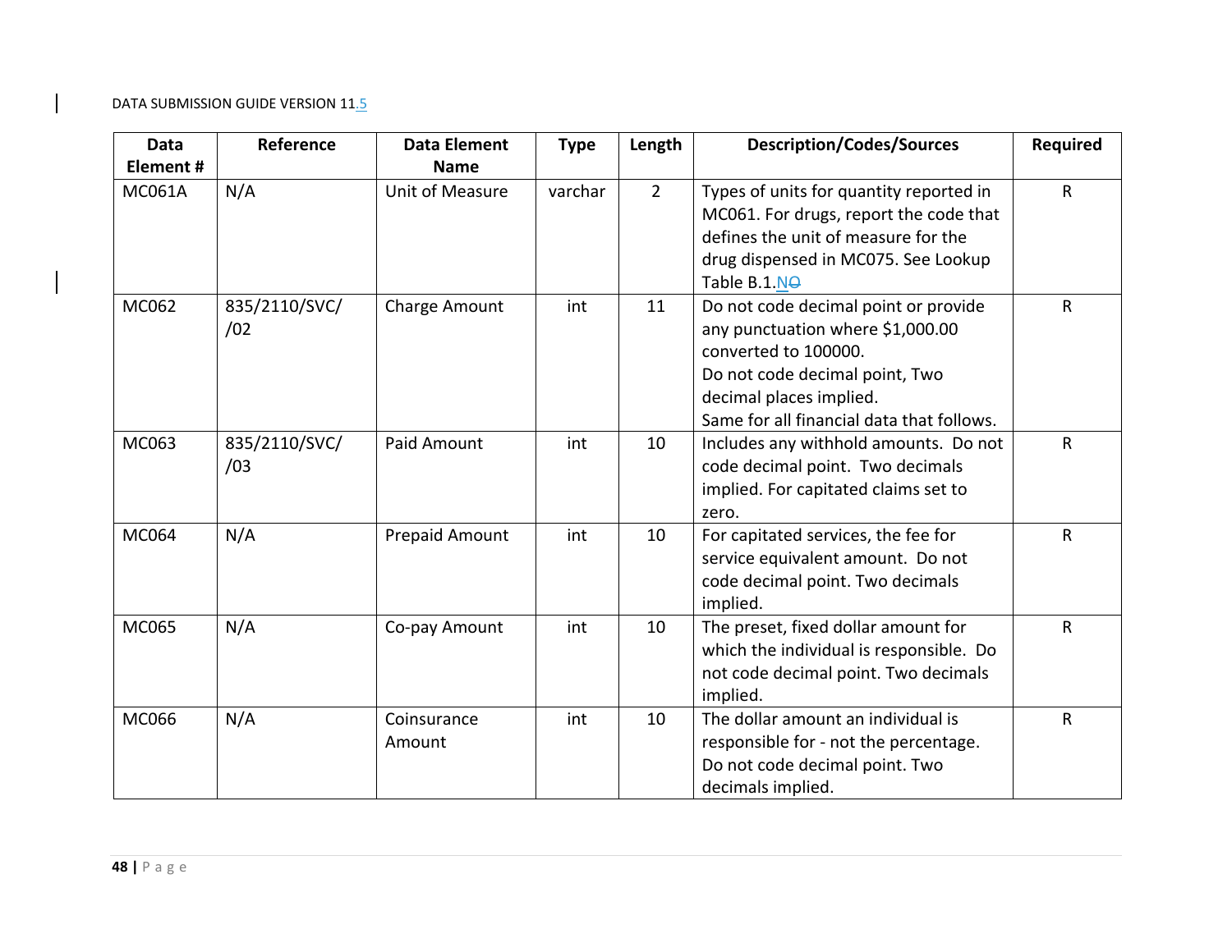| Data Element # | Reference | Data Element Name | Type | Length | Description/Codes/Sources | Required |
|---|---|---|---|---|---|---|
| MC061A | N/A | Unit of Measure | varchar | 2 | Types of units for quantity reported in MC061. For drugs, report the code that defines the unit of measure for the drug dispensed in MC075. See Lookup Table B.1.NO | R |
| MC062 | 835/2110/SVC/ /02 | Charge Amount | int | 11 | Do not code decimal point or provide any punctuation where $1,000.00 converted to 100000. Do not code decimal point, Two decimal places implied. Same for all financial data that follows. | R |
| MC063 | 835/2110/SVC/ /03 | Paid Amount | int | 10 | Includes any withhold amounts. Do not code decimal point. Two decimals implied. For capitated claims set to zero. | R |
| MC064 | N/A | Prepaid Amount | int | 10 | For capitated services, the fee for service equivalent amount. Do not code decimal point. Two decimals implied. | R |
| MC065 | N/A | Co-pay Amount | int | 10 | The preset, fixed dollar amount for which the individual is responsible. Do not code decimal point. Two decimals implied. | R |
| MC066 | N/A | Coinsurance Amount | int | 10 | The dollar amount an individual is responsible for - not the percentage. Do not code decimal point. Two decimals implied. | R |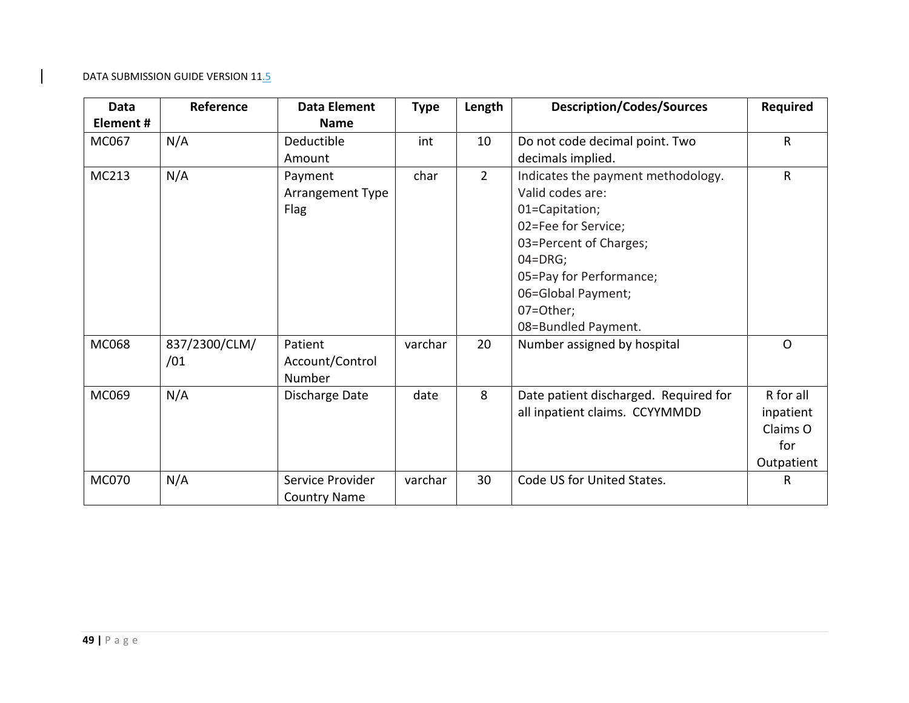| Data Element # | Reference | Data Element Name | Type | Length | Description/Codes/Sources | Required |
|---|---|---|---|---|---|---|
| MC067 | N/A | Deductible Amount | int | 10 | Do not code decimal point. Two decimals implied. | R |
| MC213 | N/A | Payment Arrangement Type Flag | char | 2 | Indicates the payment methodology. Valid codes are: 01=Capitation; 02=Fee for Service; 03=Percent of Charges; 04=DRG; 05=Pay for Performance; 06=Global Payment; 07=Other; 08=Bundled Payment. | R |
| MC068 | 837/2300/CLM//01 | Patient Account/Control Number | varchar | 20 | Number assigned by hospital | O |
| MC069 | N/A | Discharge Date | date | 8 | Date patient discharged. Required for all inpatient claims. CCYYMMDD | R for all inpatient Claims O for Outpatient |
| MC070 | N/A | Service Provider Country Name | varchar | 30 | Code US for United States. | R |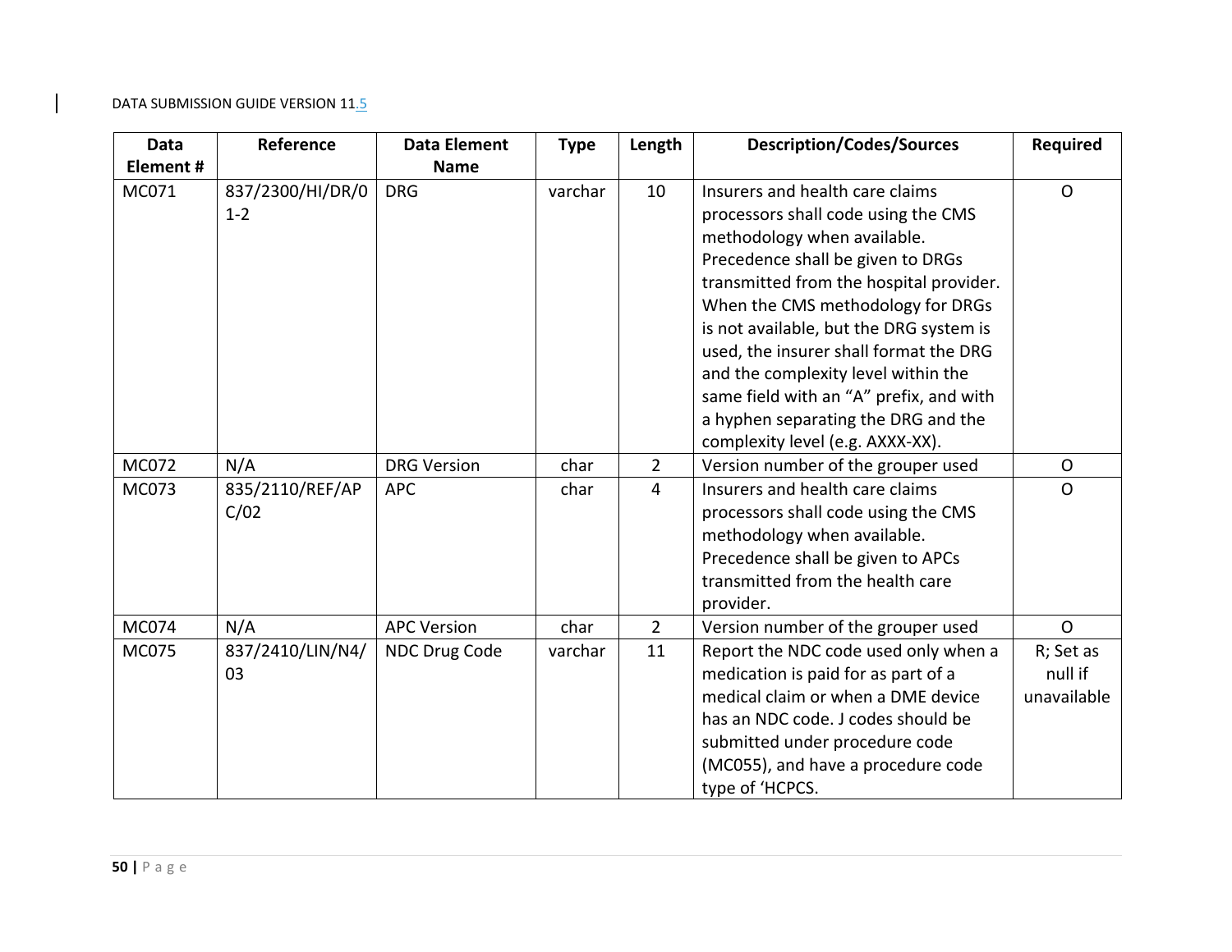| Data Element # | Reference | Data Element Name | Type | Length | Description/Codes/Sources | Required |
|---|---|---|---|---|---|---|
| MC071 | 837/2300/HI/DR/01-2 | DRG | varchar | 10 | Insurers and health care claims processors shall code using the CMS methodology when available. Precedence shall be given to DRGs transmitted from the hospital provider. When the CMS methodology for DRGs is not available, but the DRG system is used, the insurer shall format the DRG and the complexity level within the same field with an “A” prefix, and with a hyphen separating the DRG and the complexity level (e.g. AXXX-XX). | O |
| MC072 | N/A | DRG Version | char | 2 | Version number of the grouper used | O |
| MC073 | 835/2110/REF/APC/02 | APC | char | 4 | Insurers and health care claims processors shall code using the CMS methodology when available. Precedence shall be given to APCs transmitted from the health care provider. | O |
| MC074 | N/A | APC Version | char | 2 | Version number of the grouper used | O |
| MC075 | 837/2410/LIN/N4/03 | NDC Drug Code | varchar | 11 | Report the NDC code used only when a medication is paid for as part of a medical claim or when a DME device has an NDC code. J codes should be submitted under procedure code (MC055), and have a procedure code type of ‘HCPCS. | R; Set as null if unavailable |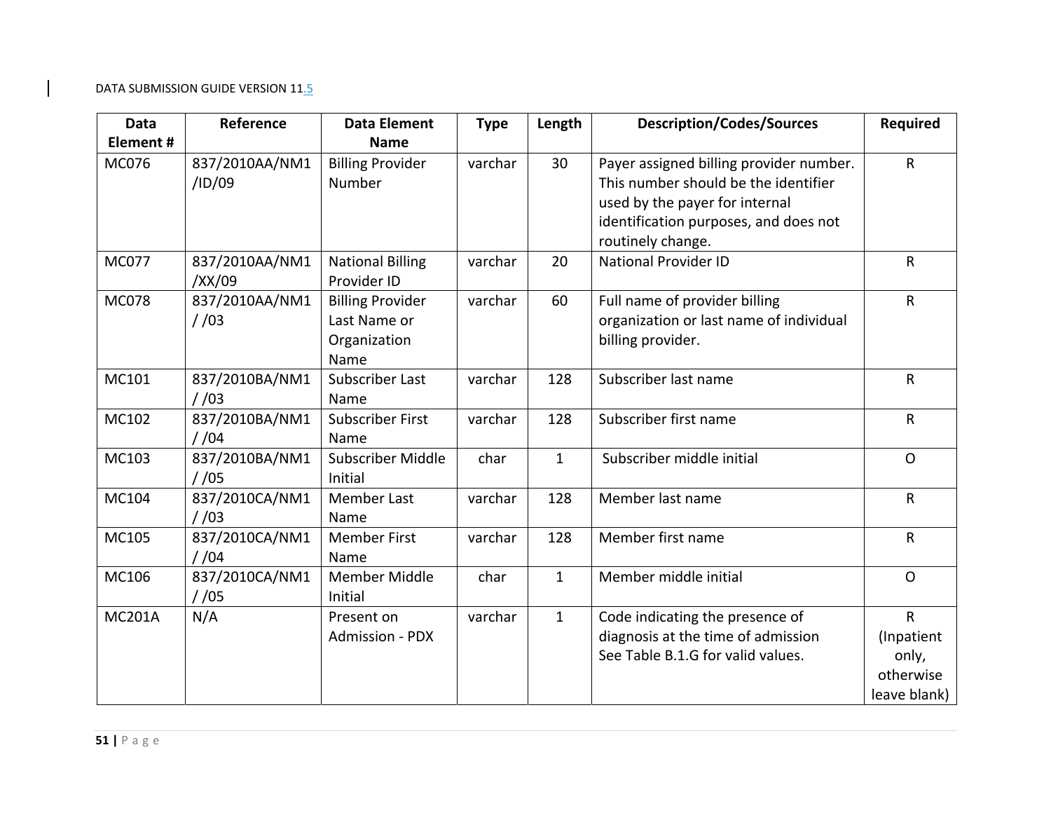| Data Element # | Reference | Data Element Name | Type | Length | Description/Codes/Sources | Required |
|---|---|---|---|---|---|---|
| MC076 | 837/2010AA/NM1 /ID/09 | Billing Provider Number | varchar | 30 | Payer assigned billing provider number. This number should be the identifier used by the payer for internal identification purposes, and does not routinely change. | R |
| MC077 | 837/2010AA/NM1 /XX/09 | National Billing Provider ID | varchar | 20 | National Provider ID | R |
| MC078 | 837/2010AA/NM1 / /03 | Billing Provider Last Name or Organization Name | varchar | 60 | Full name of provider billing organization or last name of individual billing provider. | R |
| MC101 | 837/2010BA/NM1 / /03 | Subscriber Last Name | varchar | 128 | Subscriber last name | R |
| MC102 | 837/2010BA/NM1 / /04 | Subscriber First Name | varchar | 128 | Subscriber first name | R |
| MC103 | 837/2010BA/NM1 / /05 | Subscriber Middle Initial | char | 1 | Subscriber middle initial | O |
| MC104 | 837/2010CA/NM1 / /03 | Member Last Name | varchar | 128 | Member last name | R |
| MC105 | 837/2010CA/NM1 / /04 | Member First Name | varchar | 128 | Member first name | R |
| MC106 | 837/2010CA/NM1 / /05 | Member Middle Initial | char | 1 | Member middle initial | O |
| MC201A | N/A | Present on Admission - PDX | varchar | 1 | Code indicating the presence of diagnosis at the time of admission See Table B.1.G for valid values. | R (Inpatient only, otherwise leave blank) |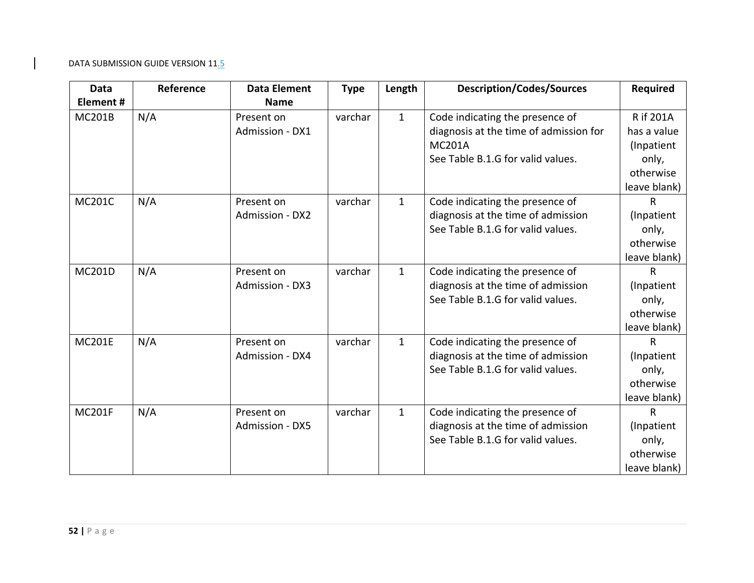| Data Element # | Reference | Data Element Name | Type | Length | Description/Codes/Sources | Required |
|---|---|---|---|---|---|---|
| MC201B | N/A | Present on Admission - DX1 | varchar | 1 | Code indicating the presence of diagnosis at the time of admission for MC201A<br>See Table B.1.G for valid values. | R if 201A has a value (Inpatient only, otherwise leave blank) |
| MC201C | N/A | Present on Admission - DX2 | varchar | 1 | Code indicating the presence of diagnosis at the time of admission<br>See Table B.1.G for valid values. | R (Inpatient only, otherwise leave blank) |
| MC201D | N/A | Present on Admission - DX3 | varchar | 1 | Code indicating the presence of diagnosis at the time of admission<br>See Table B.1.G for valid values. | R (Inpatient only, otherwise leave blank) |
| MC201E | N/A | Present on Admission - DX4 | varchar | 1 | Code indicating the presence of diagnosis at the time of admission<br>See Table B.1.G for valid values. | R (Inpatient only, otherwise leave blank) |
| MC201F | N/A | Present on Admission - DX5 | varchar | 1 | Code indicating the presence of diagnosis at the time of admission<br>See Table B.1.G for valid values. | R (Inpatient only, otherwise leave blank) |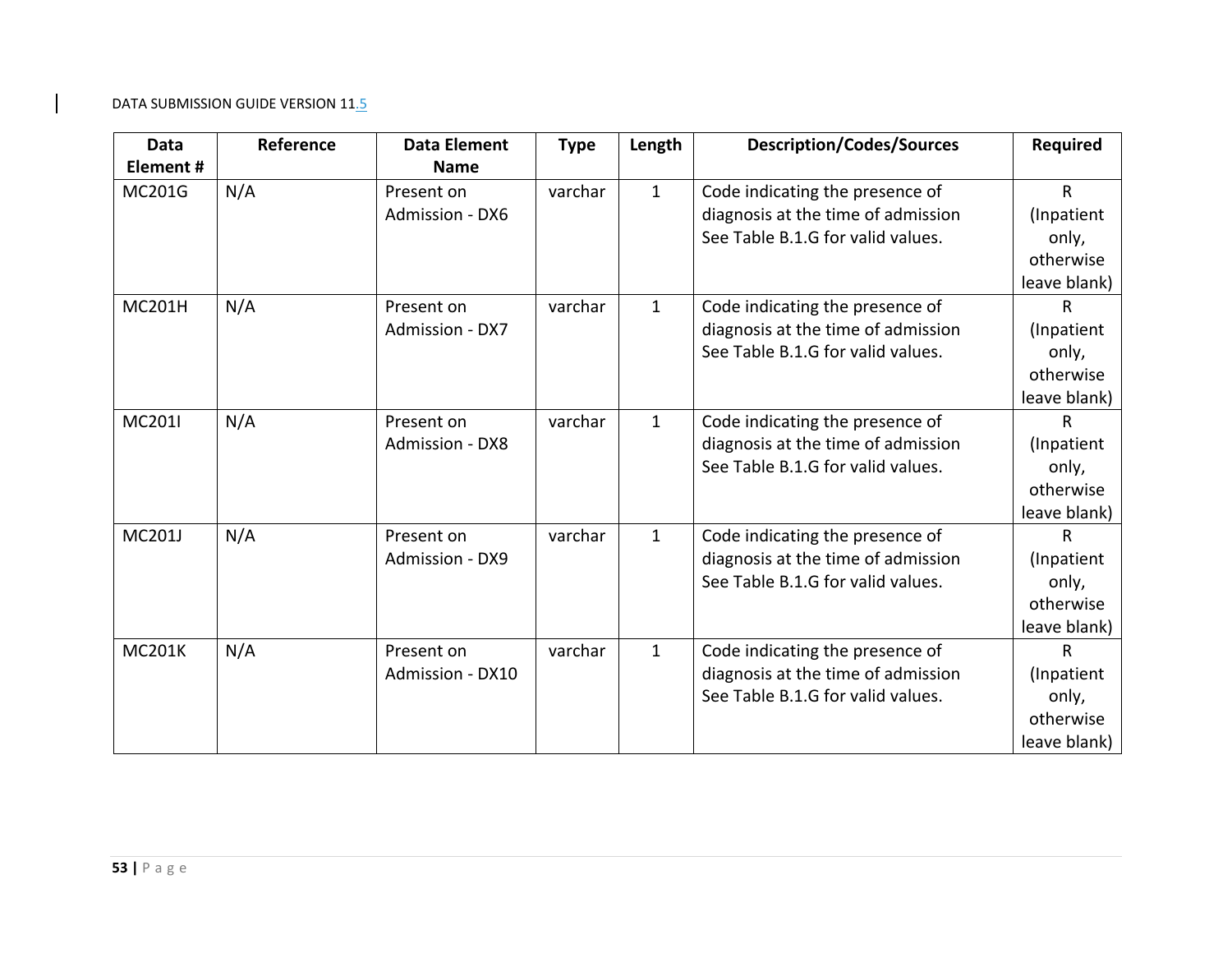| Data Element # | Reference | Data Element Name | Type | Length | Description/Codes/Sources | Required |
|---|---|---|---|---|---|---|
| MC201G | N/A | Present on Admission - DX6 | varchar | 1 | Code indicating the presence of diagnosis at the time of admission See Table B.1.G for valid values. | R (Inpatient only, otherwise leave blank) |
| MC201H | N/A | Present on Admission - DX7 | varchar | 1 | Code indicating the presence of diagnosis at the time of admission See Table B.1.G for valid values. | R (Inpatient only, otherwise leave blank) |
| MC201I | N/A | Present on Admission - DX8 | varchar | 1 | Code indicating the presence of diagnosis at the time of admission See Table B.1.G for valid values. | R (Inpatient only, otherwise leave blank) |
| MC201J | N/A | Present on Admission - DX9 | varchar | 1 | Code indicating the presence of diagnosis at the time of admission See Table B.1.G for valid values. | R (Inpatient only, otherwise leave blank) |
| MC201K | N/A | Present on Admission - DX10 | varchar | 1 | Code indicating the presence of diagnosis at the time of admission See Table B.1.G for valid values. | R (Inpatient only, otherwise leave blank) |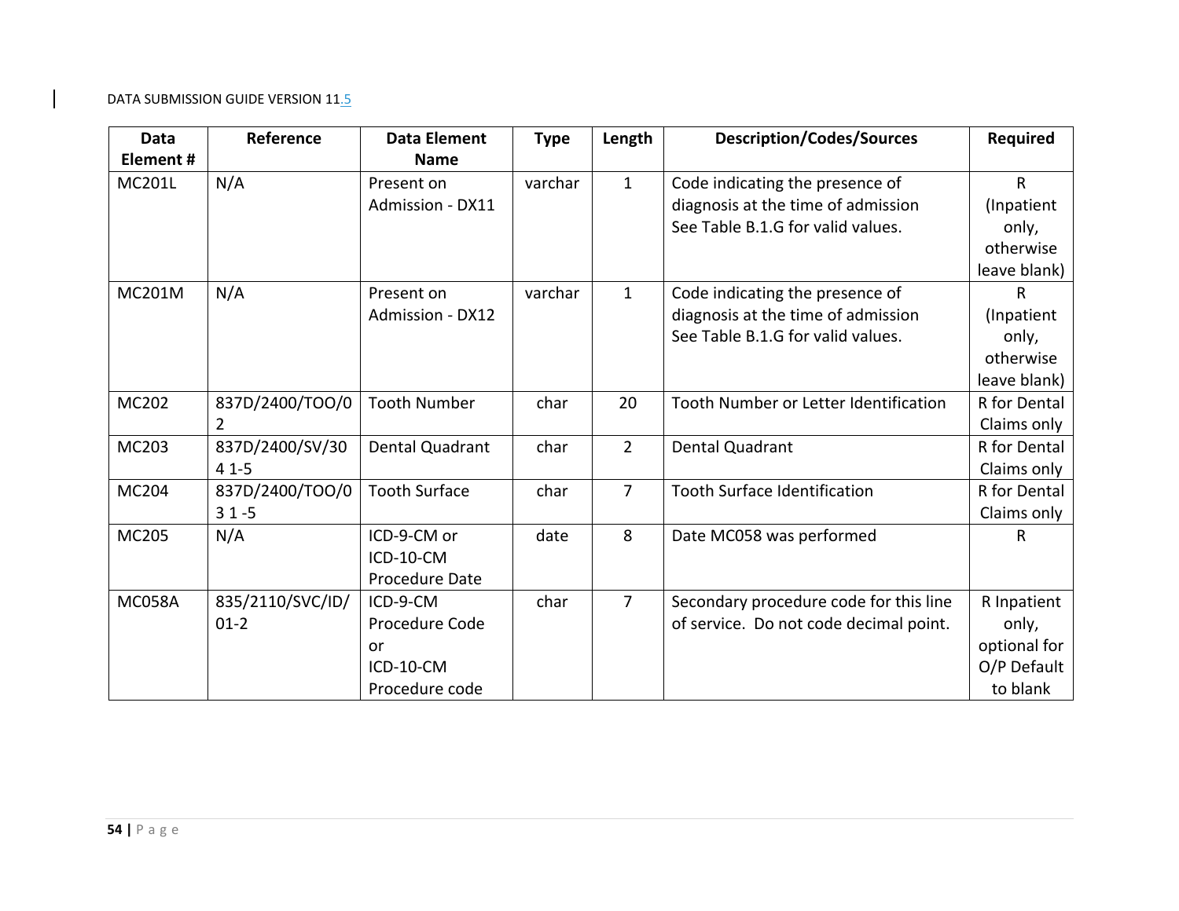| Data Element # | Reference | Data Element Name | Type | Length | Description/Codes/Sources | Required |
|---|---|---|---|---|---|---|
| MC201L | N/A | Present on Admission - DX11 | varchar | 1 | Code indicating the presence of diagnosis at the time of admission See Table B.1.G for valid values. | R (Inpatient only, otherwise leave blank) |
| MC201M | N/A | Present on Admission - DX12 | varchar | 1 | Code indicating the presence of diagnosis at the time of admission See Table B.1.G for valid values. | R (Inpatient only, otherwise leave blank) |
| MC202 | 837D/2400/TOO/02 | Tooth Number | char | 20 | Tooth Number or Letter Identification | R for Dental Claims only |
| MC203 | 837D/2400/SV/304 1-5 | Dental Quadrant | char | 2 | Dental Quadrant | R for Dental Claims only |
| MC204 | 837D/2400/TOO/03 1 -5 | Tooth Surface | char | 7 | Tooth Surface Identification | R for Dental Claims only |
| MC205 | N/A | ICD-9-CM or ICD-10-CM Procedure Date | date | 8 | Date MC058 was performed | R |
| MC058A | 835/2110/SVC/ID/01-2 | ICD-9-CM Procedure Code or ICD-10-CM Procedure code | char | 7 | Secondary procedure code for this line of service. Do not code decimal point. | R Inpatient only, optional for O/P Default to blank |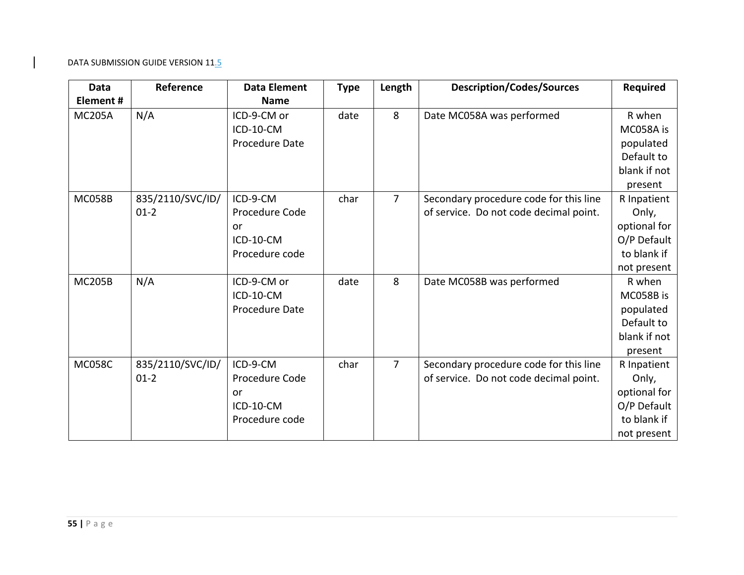| Data Element # | Reference | Data Element Name | Type | Length | Description/Codes/Sources | Required |
|---|---|---|---|---|---|---|
| MC205A | N/A | ICD-9-CM or ICD-10-CM Procedure Date | date | 8 | Date MC058A was performed | R when MC058A is populated Default to blank if not present |
| MC058B | 835/2110/SVC/ID/01-2 | ICD-9-CM Procedure Code or ICD-10-CM Procedure code | char | 7 | Secondary procedure code for this line of service. Do not code decimal point. | R Inpatient Only, optional for O/P Default to blank if not present |
| MC205B | N/A | ICD-9-CM or ICD-10-CM Procedure Date | date | 8 | Date MC058B was performed | R when MC058B is populated Default to blank if not present |
| MC058C | 835/2110/SVC/ID/01-2 | ICD-9-CM Procedure Code or ICD-10-CM Procedure code | char | 7 | Secondary procedure code for this line of service. Do not code decimal point. | R Inpatient Only, optional for O/P Default to blank if not present |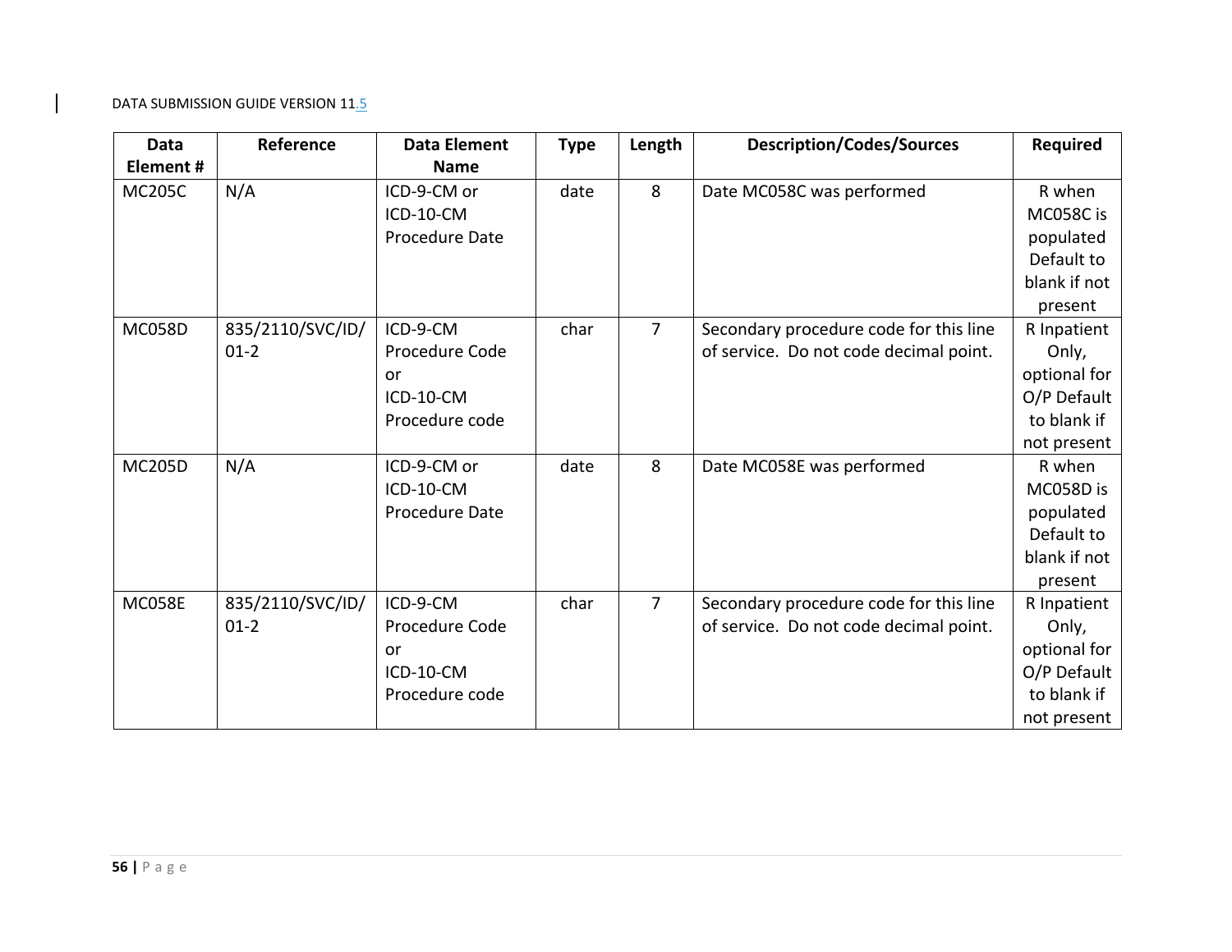| Data Element # | Reference | Data Element Name | Type | Length | Description/Codes/Sources | Required |
|---|---|---|---|---|---|---|
| MC205C | N/A | ICD-9-CM or ICD-10-CM Procedure Date | date | 8 | Date MC058C was performed | R when MC058C is populated Default to blank if not present |
| MC058D | 835/2110/SVC/ID/01-2 | ICD-9-CM Procedure Code or ICD-10-CM Procedure code | char | 7 | Secondary procedure code for this line of service. Do not code decimal point. | R Inpatient Only, optional for O/P Default to blank if not present |
| MC205D | N/A | ICD-9-CM or ICD-10-CM Procedure Date | date | 8 | Date MC058E was performed | R when MC058D is populated Default to blank if not present |
| MC058E | 835/2110/SVC/ID/01-2 | ICD-9-CM Procedure Code or ICD-10-CM Procedure code | char | 7 | Secondary procedure code for this line of service. Do not code decimal point. | R Inpatient Only, optional for O/P Default to blank if not present |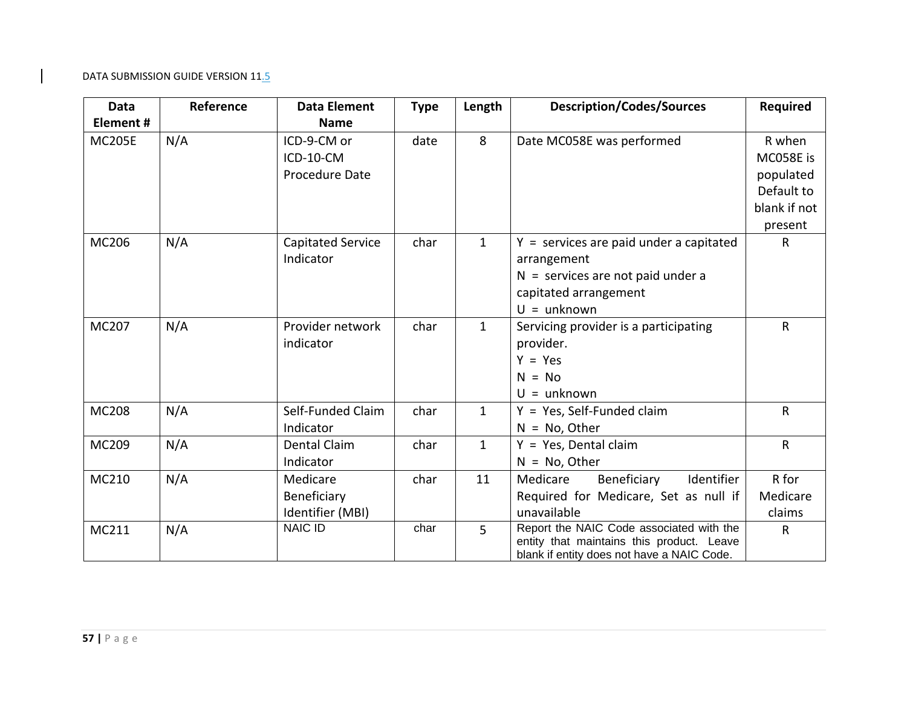| Data Element # | Reference | Data Element Name | Type | Length | Description/Codes/Sources | Required |
|---|---|---|---|---|---|---|
| MC205E | N/A | ICD-9-CM or ICD-10-CM Procedure Date | date | 8 | Date MC058E was performed | R when MC058E is populated Default to blank if not present |
| MC206 | N/A | Capitated Service Indicator | char | 1 | Y = services are paid under a capitated arrangement<br>N = services are not paid under a capitated arrangement<br>U = unknown | R |
| MC207 | N/A | Provider network indicator | char | 1 | Servicing provider is a participating provider.<br>Y = Yes<br>N = No<br>U = unknown | R |
| MC208 | N/A | Self-Funded Claim Indicator | char | 1 | Y = Yes, Self-Funded claim<br>N = No, Other | R |
| MC209 | N/A | Dental Claim Indicator | char | 1 | Y = Yes, Dental claim<br>N = No, Other | R |
| MC210 | N/A | Medicare Beneficiary Identifier (MBI) | char | 11 | Medicare Beneficiary Identifier Required for Medicare, Set as null if unavailable | R for Medicare claims |
| MC211 | N/A | NAIC ID | char | 5 | Report the NAIC Code associated with the entity that maintains this product. Leave blank if entity does not have a NAIC Code. | R |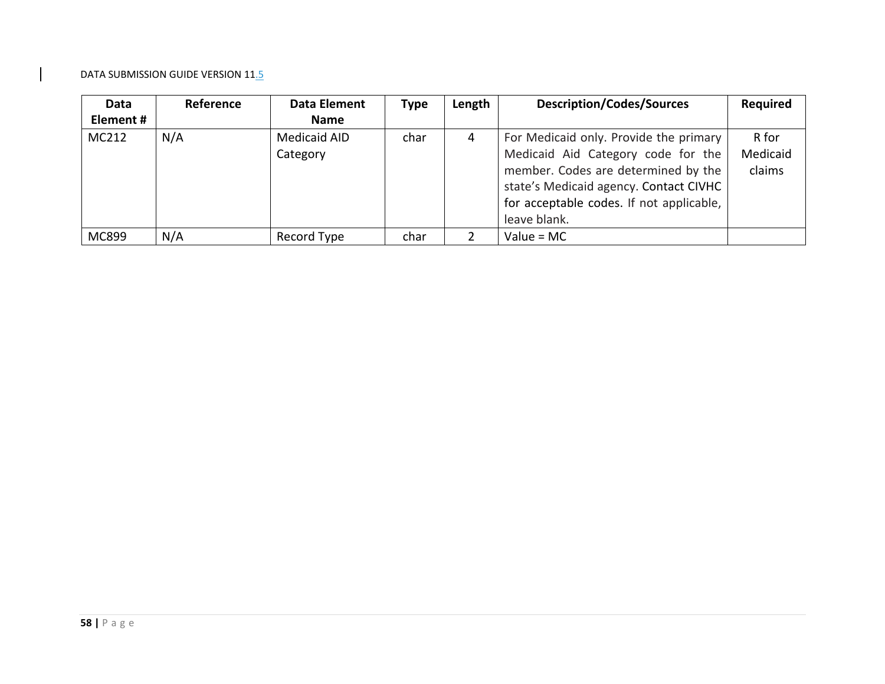| Data Element # | Reference | Data Element Name | Type | Length | Description/Codes/Sources | Required |
|---|---|---|---|---|---|---|
| MC212 | N/A | Medicaid AID Category | char | 4 | For Medicaid only. Provide the primary Medicaid Aid Category code for the member. Codes are determined by the state's Medicaid agency. Contact CIVHC for acceptable codes. If not applicable, leave blank. | R for Medicaid claims |
| MC899 | N/A | Record Type | char | 2 | Value = MC | |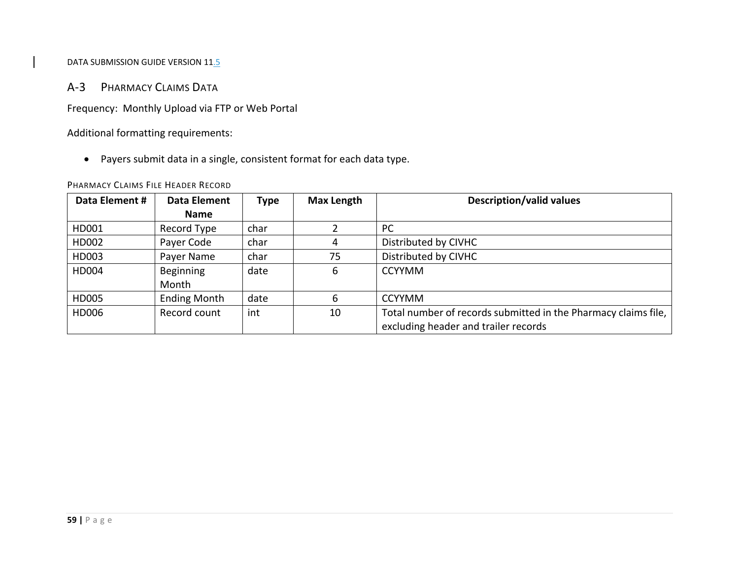## A-3 Pharmacy Claims Data

Frequency: Monthly Upload via FTP or Web Portal

Additional formatting requirements:

- Payers submit data in a single, consistent format for each data type.

PHARMACY CLAIMS FILE HEADER RECORD

| Data Element # | Data Element Name | Type | Max Length | Description/valid values |
|---|---|---|---|---|
| HD001 | Record Type | char | 2 | PC |
| HD002 | Payer Code | char | 4 | Distributed by CIVHC |
| HD003 | Payer Name | char | 75 | Distributed by CIVHC |
| HD004 | Beginning Month | date | 6 | CCYYMM |
| HD005 | Ending Month | date | 6 | CCYYMM |
| HD006 | Record count | int | 10 | Total number of records submitted in the Pharmacy claims file, excluding header and trailer records |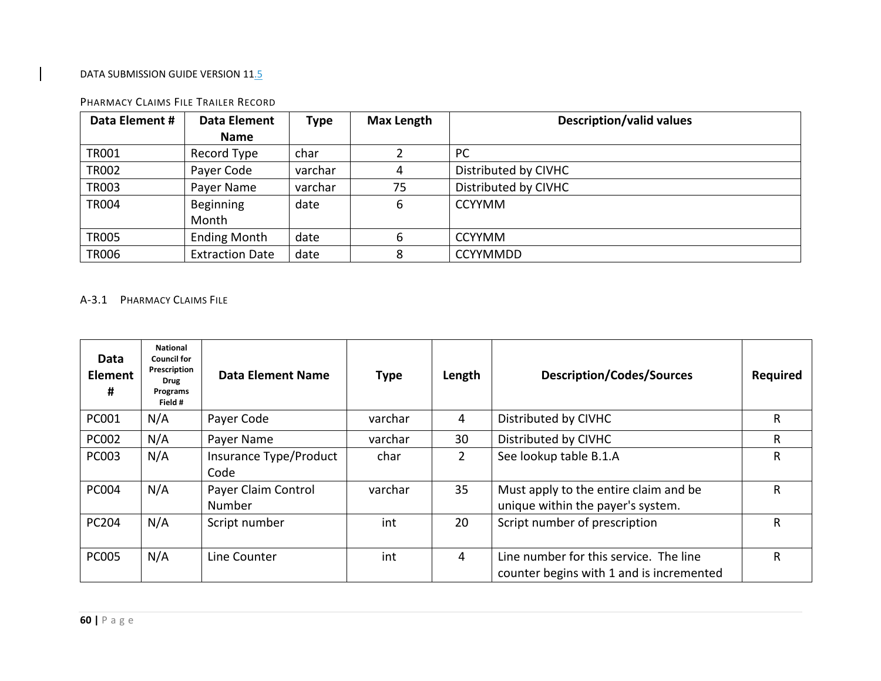PHARMACY CLAIMS FILE TRAILER RECORD

| Data Element # | Data Element Name | Type | Max Length | Description/valid values |
|---|---|---|---|---|
| TR001 | Record Type | char | 2 | PC |
| TR002 | Payer Code | varchar | 4 | Distributed by CIVHC |
| TR003 | Payer Name | varchar | 75 | Distributed by CIVHC |
| TR004 | Beginning Month | date | 6 | CCYYMM |
| TR005 | Ending Month | date | 6 | CCYYMM |
| TR006 | Extraction Date | date | 8 | CCYYMMDD |

## A-3.1 PHARMACY CLAIMS FILE

| Data Element # | National Council for Prescription Drug Programs Field # | Data Element Name | Type | Length | Description/Codes/Sources | Required |
|---|---|---|---|---|---|---|
| PC001 | N/A | Payer Code | varchar | 4 | Distributed by CIVHC | R |
| PC002 | N/A | Payer Name | varchar | 30 | Distributed by CIVHC | R |
| PC003 | N/A | Insurance Type/Product Code | char | 2 | See lookup table B.1.A | R |
| PC004 | N/A | Payer Claim Control Number | varchar | 35 | Must apply to the entire claim and be unique within the payer's system. | R |
| PC204 | N/A | Script number | int | 20 | Script number of prescription | R |
| PC005 | N/A | Line Counter | int | 4 | Line number for this service. The line counter begins with 1 and is incremented | R |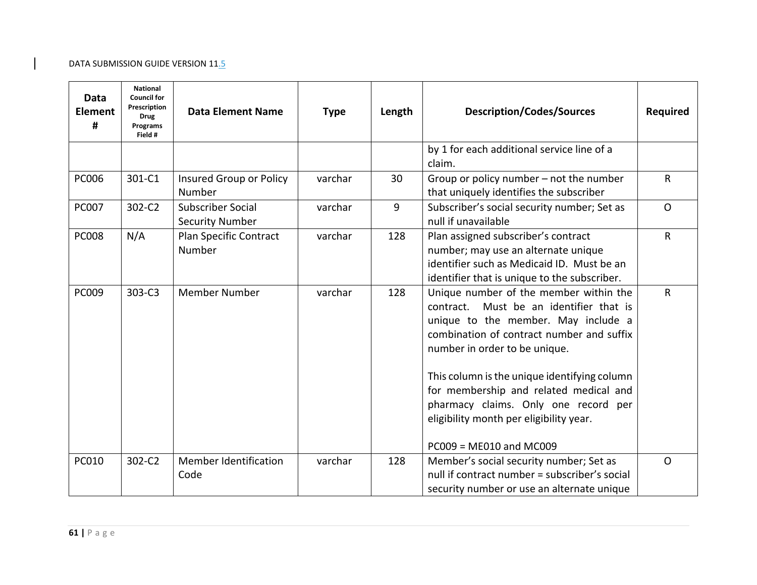| Data Element # | National Council for Prescription Drug Programs Field # | Data Element Name | Type | Length | Description/Codes/Sources | Required |
|---|---|---|---|---|---|---|
| | | | | | by 1 for each additional service line of a claim. | |
| PC006 | 301-C1 | Insured Group or Policy Number | varchar | 30 | Group or policy number – not the number that uniquely identifies the subscriber | R |
| PC007 | 302-C2 | Subscriber Social Security Number | varchar | 9 | Subscriber's social security number; Set as null if unavailable | O |
| PC008 | N/A | Plan Specific Contract Number | varchar | 128 | Plan assigned subscriber's contract number; may use an alternate unique identifier such as Medicaid ID. Must be an identifier that is unique to the subscriber. | R |
| PC009 | 303-C3 | Member Number | varchar | 128 | Unique number of the member within the contract. Must be an identifier that is unique to the member. May include a combination of contract number and suffix number in order to be unique.<br><br>This column is the unique identifying column for membership and related medical and pharmacy claims. Only one record per eligibility month per eligibility year.<br><br>PC009 = ME010 and MC009 | R |
| PC010 | 302-C2 | Member Identification Code | varchar | 128 | Member's social security number; Set as null if contract number = subscriber's social security number or use an alternate unique | O |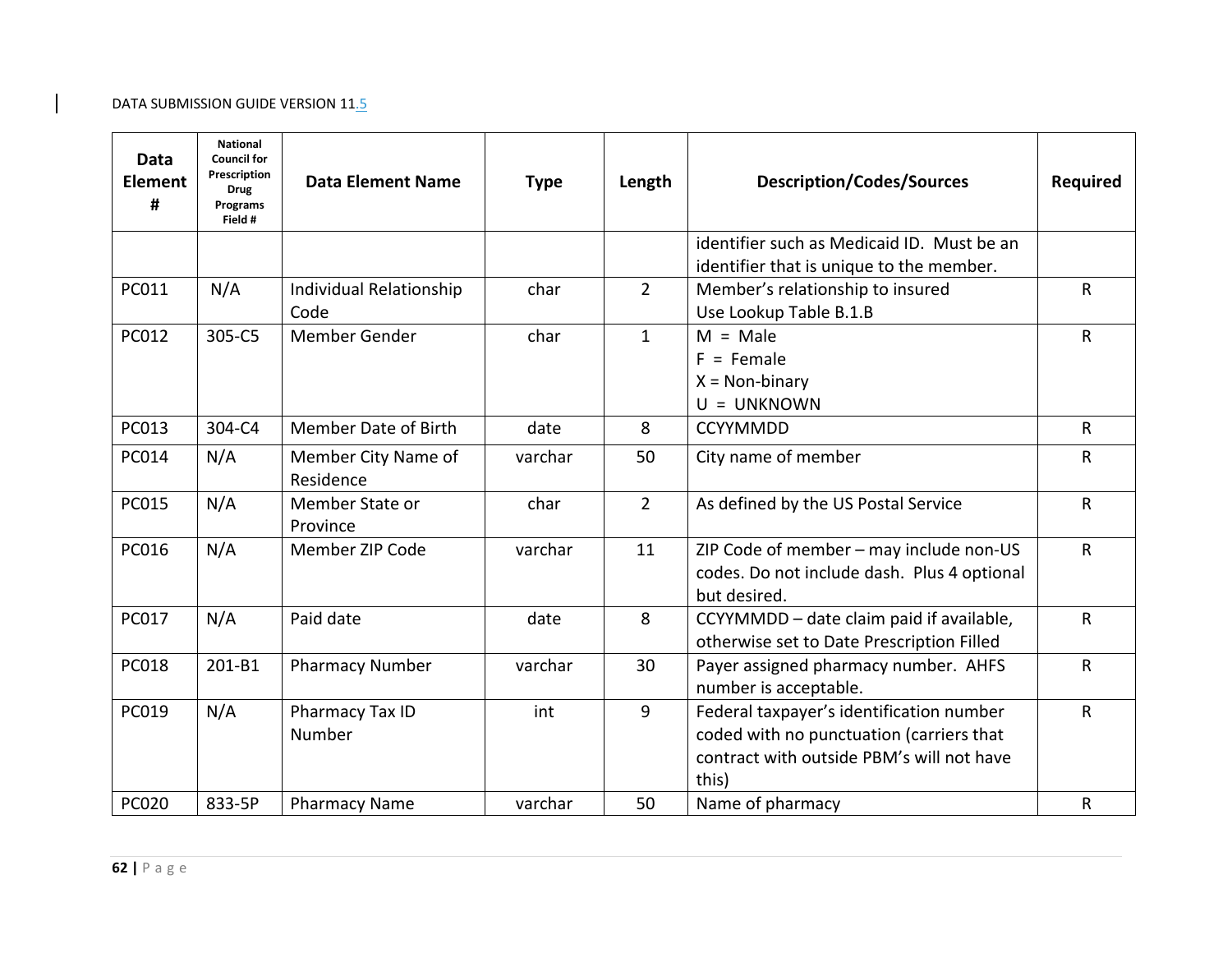| Data Element # | National Council for Prescription Drug Programs Field # | Data Element Name | Type | Length | Description/Codes/Sources | Required |
|---|---|---|---|---|---|---|
| | | | | | identifier such as Medicaid ID. Must be an identifier that is unique to the member. | |
| PC011 | N/A | Individual Relationship Code | char | 2 | Member's relationship to insured<br>Use Lookup Table B.1.B | R |
| PC012 | 305-C5 | Member Gender | char | 1 | M = Male<br>F = Female<br>X = Non-binary<br>U = UNKNOWN | R |
| PC013 | 304-C4 | Member Date of Birth | date | 8 | CCYYMMDD | R |
| PC014 | N/A | Member City Name of Residence | varchar | 50 | City name of member | R |
| PC015 | N/A | Member State or Province | char | 2 | As defined by the US Postal Service | R |
| PC016 | N/A | Member ZIP Code | varchar | 11 | ZIP Code of member – may include non-US codes. Do not include dash. Plus 4 optional but desired. | R |
| PC017 | N/A | Paid date | date | 8 | CCYYMMDD – date claim paid if available, otherwise set to Date Prescription Filled | R |
| PC018 | 201-B1 | Pharmacy Number | varchar | 30 | Payer assigned pharmacy number. AHFS number is acceptable. | R |
| PC019 | N/A | Pharmacy Tax ID Number | int | 9 | Federal taxpayer's identification number coded with no punctuation (carriers that contract with outside PBM's will not have this) | R |
| PC020 | 833-5P | Pharmacy Name | varchar | 50 | Name of pharmacy | R |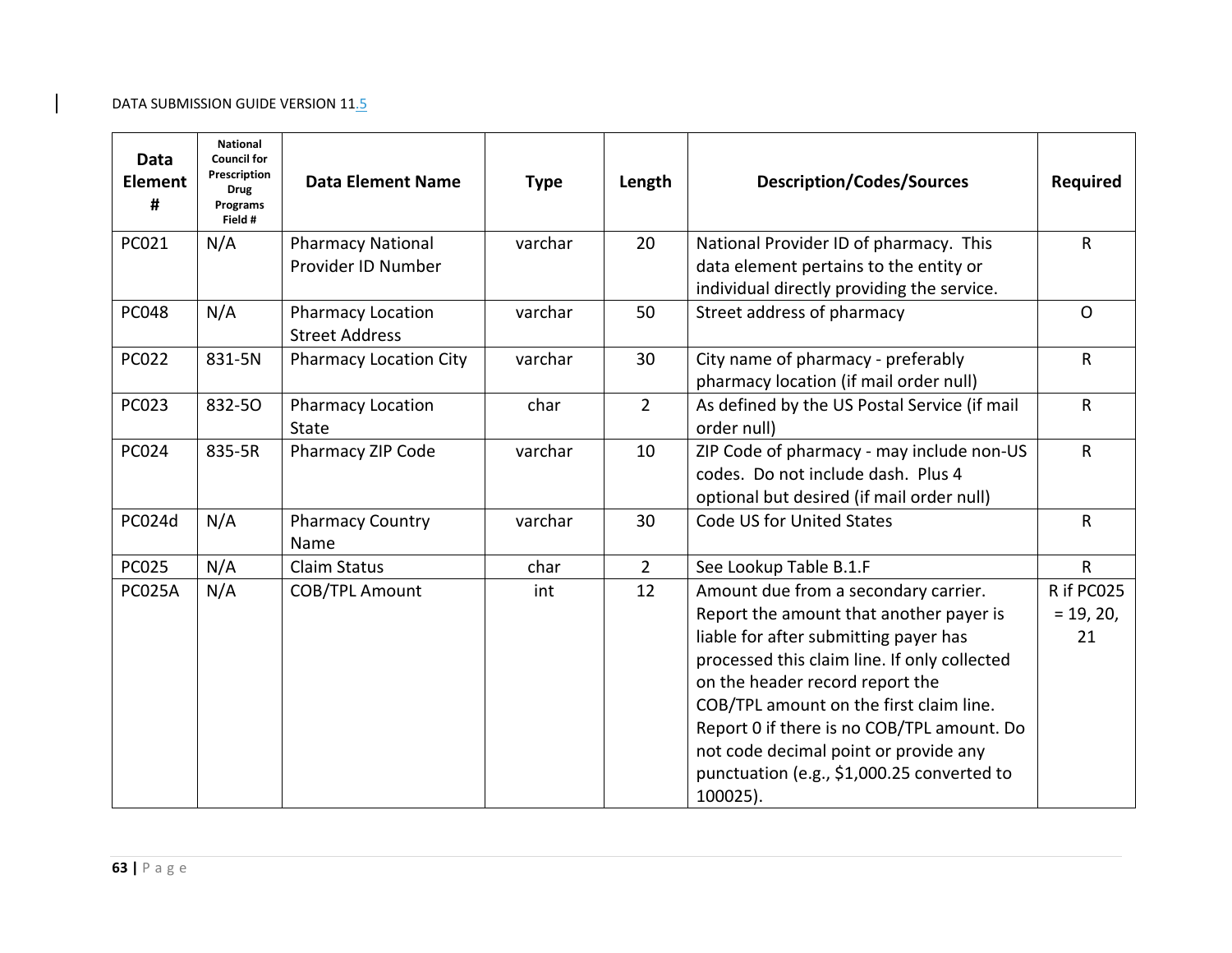| Data Element # | National Council for Prescription Drug Programs Field # | Data Element Name | Type | Length | Description/Codes/Sources | Required |
|---|---|---|---|---|---|---|
| PC021 | N/A | Pharmacy National Provider ID Number | varchar | 20 | National Provider ID of pharmacy. This data element pertains to the entity or individual directly providing the service. | R |
| PC048 | N/A | Pharmacy Location Street Address | varchar | 50 | Street address of pharmacy | O |
| PC022 | 831-5N | Pharmacy Location City | varchar | 30 | City name of pharmacy - preferably pharmacy location (if mail order null) | R |
| PC023 | 832-5O | Pharmacy Location State | char | 2 | As defined by the US Postal Service (if mail order null) | R |
| PC024 | 835-5R | Pharmacy ZIP Code | varchar | 10 | ZIP Code of pharmacy - may include non-US codes. Do not include dash. Plus 4 optional but desired (if mail order null) | R |
| PC024d | N/A | Pharmacy Country Name | varchar | 30 | Code US for United States | R |
| PC025 | N/A | Claim Status | char | 2 | See Lookup Table B.1.F | R |
| PC025A | N/A | COB/TPL Amount | int | 12 | Amount due from a secondary carrier. Report the amount that another payer is liable for after submitting payer has processed this claim line. If only collected on the header record report the COB/TPL amount on the first claim line. Report 0 if there is no COB/TPL amount. Do not code decimal point or provide any punctuation (e.g., $1,000.25 converted to 100025). | R if PC025 = 19, 20, 21 |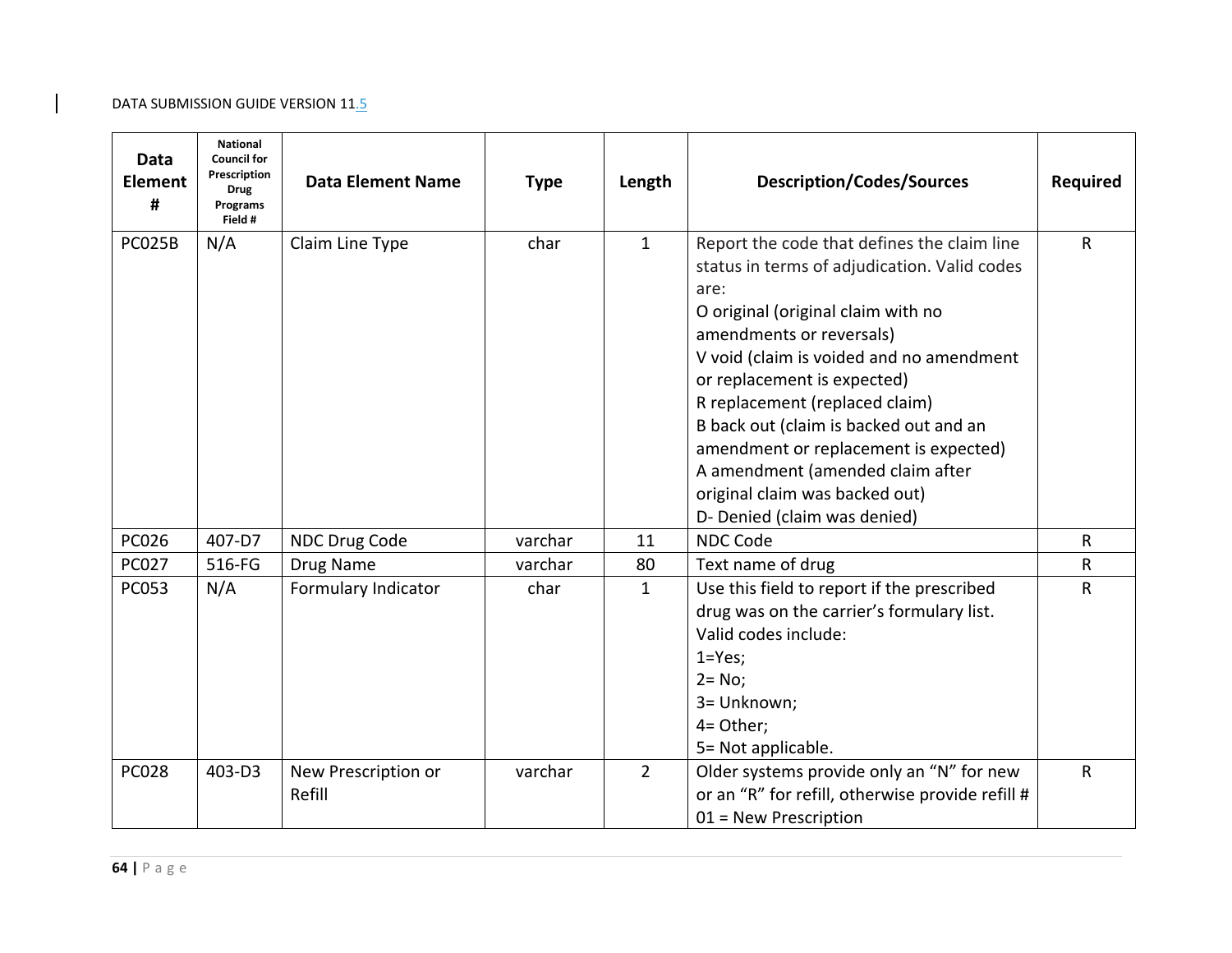| Data Element # | National Council for Prescription Drug Programs Field # | Data Element Name | Type | Length | Description/Codes/Sources | Required |
|---|---|---|---|---|---|---|
| PC025B | N/A | Claim Line Type | char | 1 | Report the code that defines the claim line status in terms of adjudication. Valid codes are:<br>O original (original claim with no amendments or reversals)<br>V void (claim is voided and no amendment or replacement is expected)<br>R replacement (replaced claim)<br>B back out (claim is backed out and an amendment or replacement is expected)<br>A amendment (amended claim after original claim was backed out)<br>D- Denied (claim was denied) | R |
| PC026 | 407-D7 | NDC Drug Code | varchar | 11 | NDC Code | R |
| PC027 | 516-FG | Drug Name | varchar | 80 | Text name of drug | R |
| PC053 | N/A | Formulary Indicator | char | 1 | Use this field to report if the prescribed drug was on the carrier's formulary list. Valid codes include:<br>1=Yes;<br>2= No;<br>3= Unknown;<br>4= Other;<br>5= Not applicable. | R |
| PC028 | 403-D3 | New Prescription or Refill | varchar | 2 | Older systems provide only an "N" for new or an "R" for refill, otherwise provide refill #<br>01 = New Prescription | R |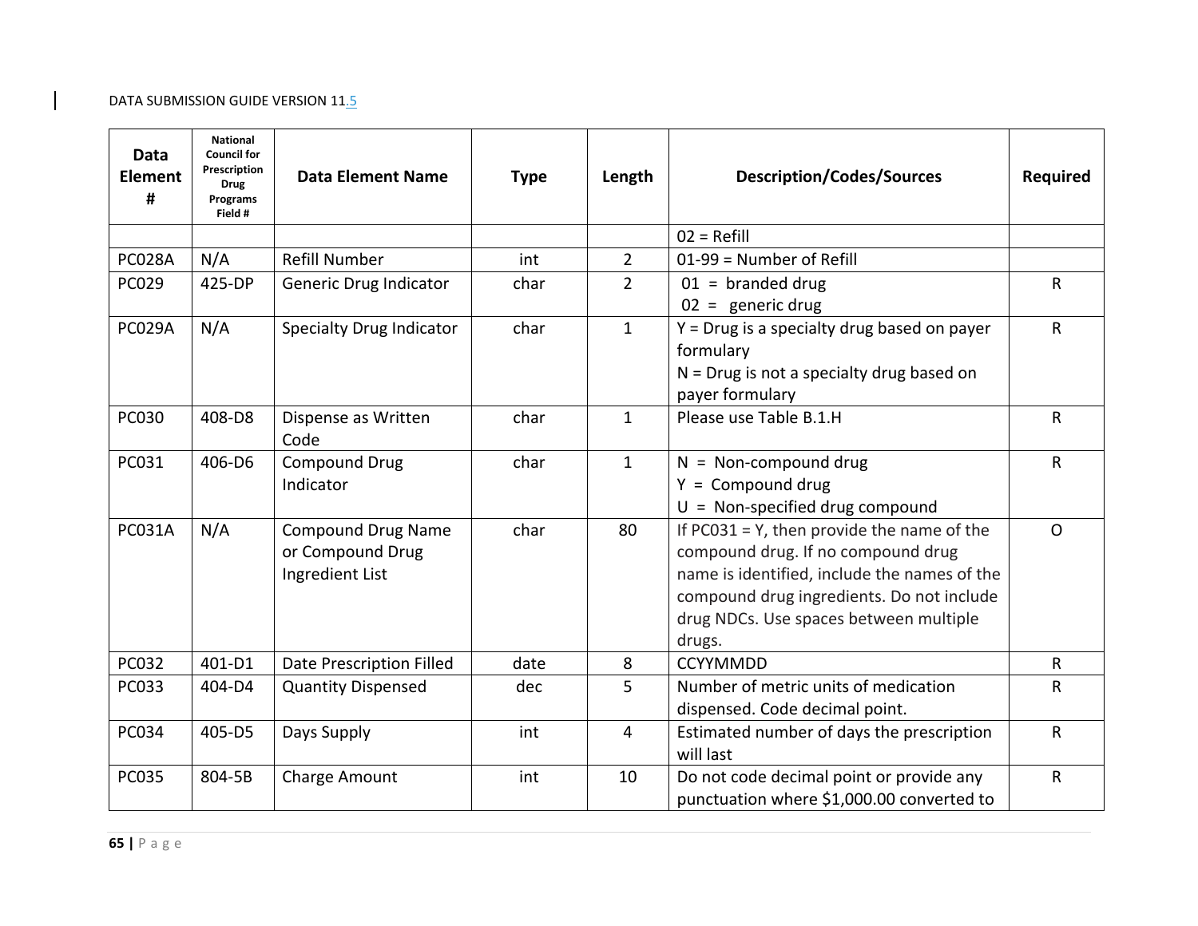| Data Element # | National Council for Prescription Drug Programs Field # | Data Element Name | Type | Length | Description/Codes/Sources | Required |
|---|---|---|---|---|---|---|
| | | | | | 02 = Refill | |
| PC028A | N/A | Refill Number | int | 2 | 01-99 = Number of Refill | |
| PC029 | 425-DP | Generic Drug Indicator | char | 2 | 01 = branded drug<br>02 = generic drug | R |
| PC029A | N/A | Specialty Drug Indicator | char | 1 | Y = Drug is a specialty drug based on payer formulary<br>N = Drug is not a specialty drug based on payer formulary | R |
| PC030 | 408-D8 | Dispense as Written Code | char | 1 | Please use Table B.1.H | R |
| PC031 | 406-D6 | Compound Drug Indicator | char | 1 | N = Non-compound drug<br>Y = Compound drug<br>U = Non-specified drug compound | R |
| PC031A | N/A | Compound Drug Name or Compound Drug Ingredient List | char | 80 | If PC031 = Y, then provide the name of the compound drug. If no compound drug name is identified, include the names of the compound drug ingredients. Do not include drug NDCs. Use spaces between multiple drugs. | O |
| PC032 | 401-D1 | Date Prescription Filled | date | 8 | CCYYMMDD | R |
| PC033 | 404-D4 | Quantity Dispensed | dec | 5 | Number of metric units of medication dispensed. Code decimal point. | R |
| PC034 | 405-D5 | Days Supply | int | 4 | Estimated number of days the prescription will last | R |
| PC035 | 804-5B | Charge Amount | int | 10 | Do not code decimal point or provide any punctuation where $1,000.00 converted to | R |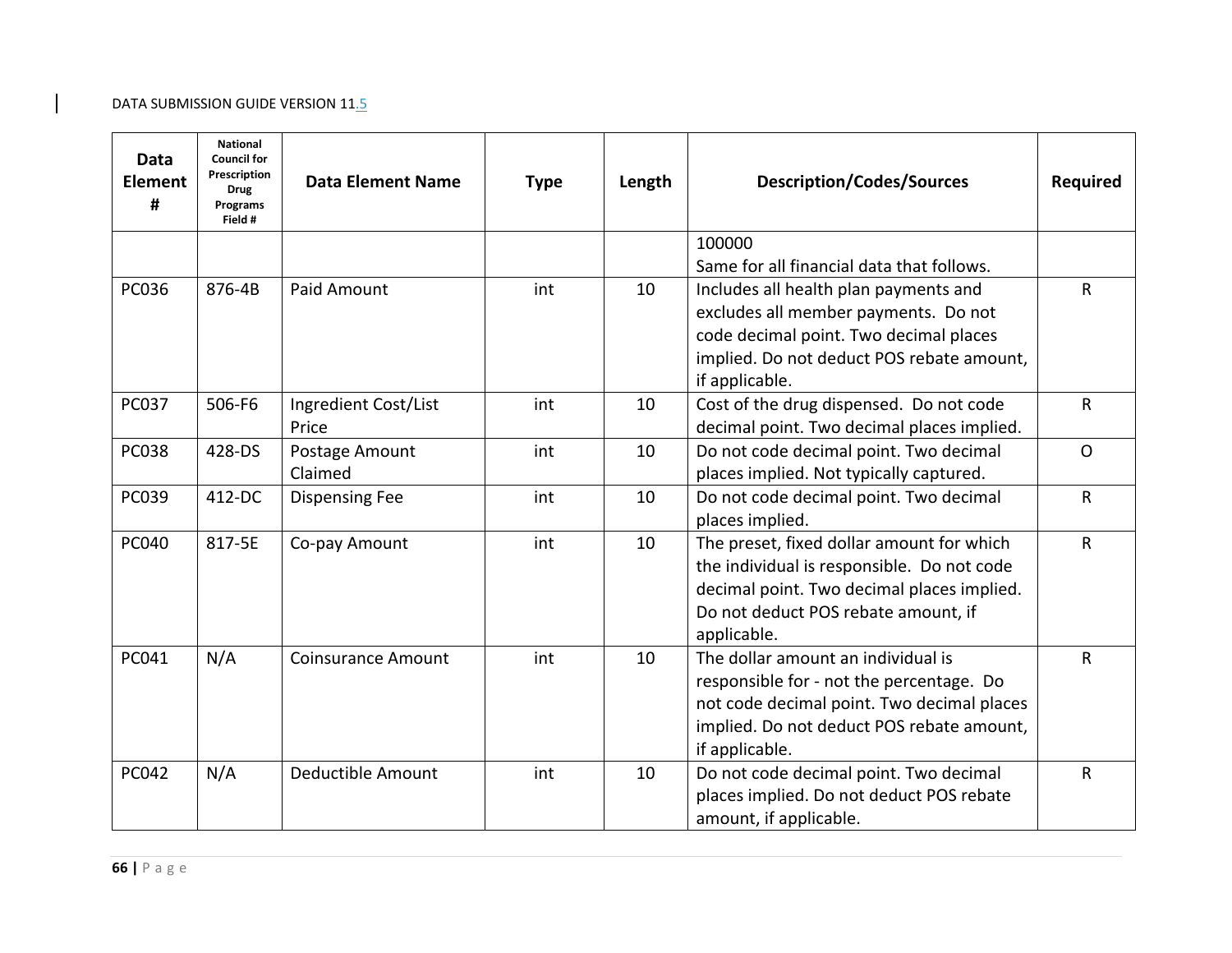| Data Element # | National Council for Prescription Drug Programs Field # | Data Element Name | Type | Length | Description/Codes/Sources | Required |
|---|---|---|---|---|---|---|
| | | | | | 100000<br>Same for all financial data that follows. | |
| PC036 | 876-4B | Paid Amount | int | 10 | Includes all health plan payments and excludes all member payments. Do not code decimal point. Two decimal places implied. Do not deduct POS rebate amount, if applicable. | R |
| PC037 | 506-F6 | Ingredient Cost/List Price | int | 10 | Cost of the drug dispensed. Do not code decimal point. Two decimal places implied. | R |
| PC038 | 428-DS | Postage Amount Claimed | int | 10 | Do not code decimal point. Two decimal places implied. Not typically captured. | O |
| PC039 | 412-DC | Dispensing Fee | int | 10 | Do not code decimal point. Two decimal places implied. | R |
| PC040 | 817-5E | Co-pay Amount | int | 10 | The preset, fixed dollar amount for which the individual is responsible. Do not code decimal point. Two decimal places implied. Do not deduct POS rebate amount, if applicable. | R |
| PC041 | N/A | Coinsurance Amount | int | 10 | The dollar amount an individual is responsible for - not the percentage. Do not code decimal point. Two decimal places implied. Do not deduct POS rebate amount, if applicable. | R |
| PC042 | N/A | Deductible Amount | int | 10 | Do not code decimal point. Two decimal places implied. Do not deduct POS rebate amount, if applicable. | R |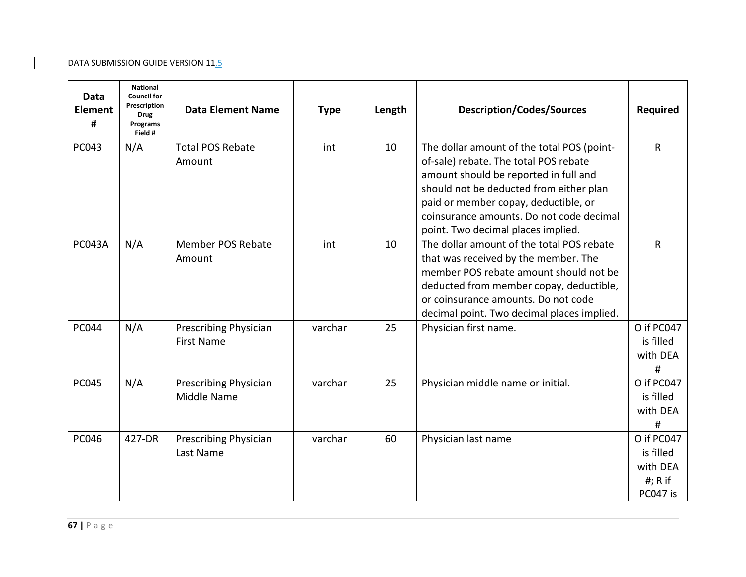| Data Element # | National Council for Prescription Drug Programs Field # | Data Element Name | Type | Length | Description/Codes/Sources | Required |
|---|---|---|---|---|---|---|
| PC043 | N/A | Total POS Rebate Amount | int | 10 | The dollar amount of the total POS (point-of-sale) rebate. The total POS rebate amount should be reported in full and should not be deducted from either plan paid or member copay, deductible, or coinsurance amounts. Do not code decimal point. Two decimal places implied. | R |
| PC043A | N/A | Member POS Rebate Amount | int | 10 | The dollar amount of the total POS rebate that was received by the member. The member POS rebate amount should not be deducted from member copay, deductible, or coinsurance amounts. Do not code decimal point. Two decimal places implied. | R |
| PC044 | N/A | Prescribing Physician First Name | varchar | 25 | Physician first name. | O if PC047 is filled with DEA # |
| PC045 | N/A | Prescribing Physician Middle Name | varchar | 25 | Physician middle name or initial. | O if PC047 is filled with DEA # |
| PC046 | 427-DR | Prescribing Physician Last Name | varchar | 60 | Physician last name | O if PC047 is filled with DEA #; R if PC047 is |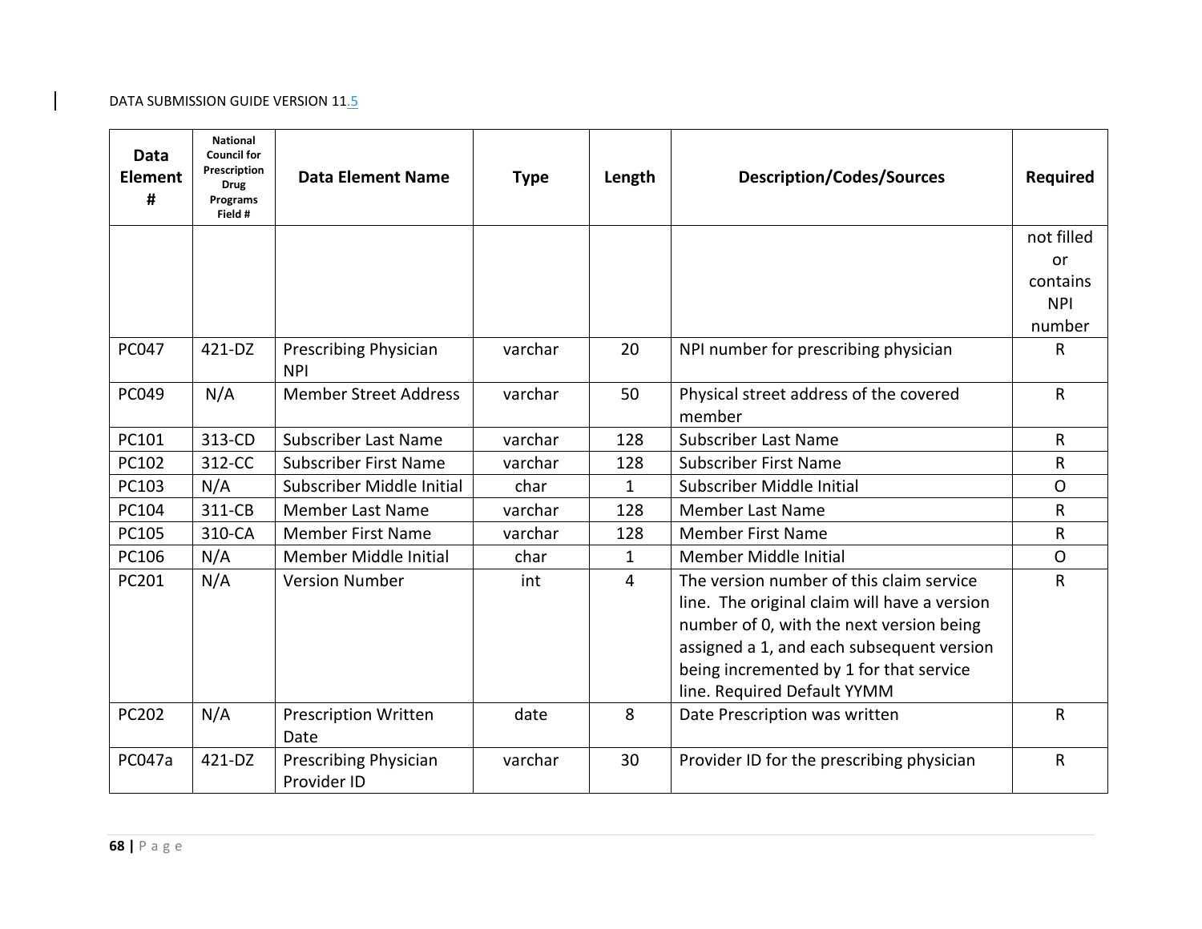| Data Element # | National Council for Prescription Drug Programs Field # | Data Element Name | Type | Length | Description/Codes/Sources | Required |
|---|---|---|---|---|---|---|
| | | | | | | not filled or contains NPI number |
| PC047 | 421-DZ | Prescribing Physician NPI | varchar | 20 | NPI number for prescribing physician | R |
| PC049 | N/A | Member Street Address | varchar | 50 | Physical street address of the covered member | R |
| PC101 | 313-CD | Subscriber Last Name | varchar | 128 | Subscriber Last Name | R |
| PC102 | 312-CC | Subscriber First Name | varchar | 128 | Subscriber First Name | R |
| PC103 | N/A | Subscriber Middle Initial | char | 1 | Subscriber Middle Initial | O |
| PC104 | 311-CB | Member Last Name | varchar | 128 | Member Last Name | R |
| PC105 | 310-CA | Member First Name | varchar | 128 | Member First Name | R |
| PC106 | N/A | Member Middle Initial | char | 1 | Member Middle Initial | O |
| PC201 | N/A | Version Number | int | 4 | The version number of this claim service line. The original claim will have a version number of 0, with the next version being assigned a 1, and each subsequent version being incremented by 1 for that service line. Required Default YYMM | R |
| PC202 | N/A | Prescription Written Date | date | 8 | Date Prescription was written | R |
| PC047a | 421-DZ | Prescribing Physician Provider ID | varchar | 30 | Provider ID for the prescribing physician | R |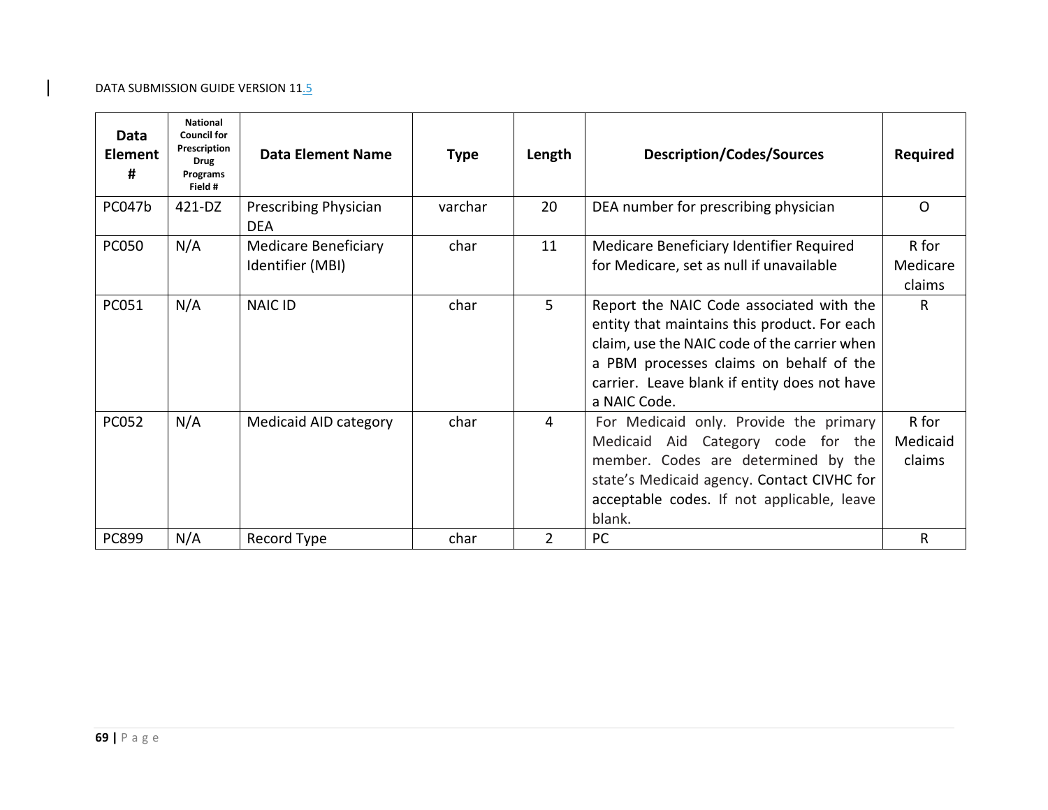| Data Element # | National Council for Prescription Drug Programs Field # | Data Element Name | Type | Length | Description/Codes/Sources | Required |
|---|---|---|---|---|---|---|
| PC047b | 421-DZ | Prescribing Physician DEA | varchar | 20 | DEA number for prescribing physician | O |
| PC050 | N/A | Medicare Beneficiary Identifier (MBI) | char | 11 | Medicare Beneficiary Identifier Required for Medicare, set as null if unavailable | R for Medicare claims |
| PC051 | N/A | NAIC ID | char | 5 | Report the NAIC Code associated with the entity that maintains this product. For each claim, use the NAIC code of the carrier when a PBM processes claims on behalf of the carrier. Leave blank if entity does not have a NAIC Code. | R |
| PC052 | N/A | Medicaid AID category | char | 4 | For Medicaid only. Provide the primary Medicaid Aid Category code for the member. Codes are determined by the state's Medicaid agency. Contact CIVHC for acceptable codes. If not applicable, leave blank. | R for Medicaid claims |
| PC899 | N/A | Record Type | char | 2 | PC | R |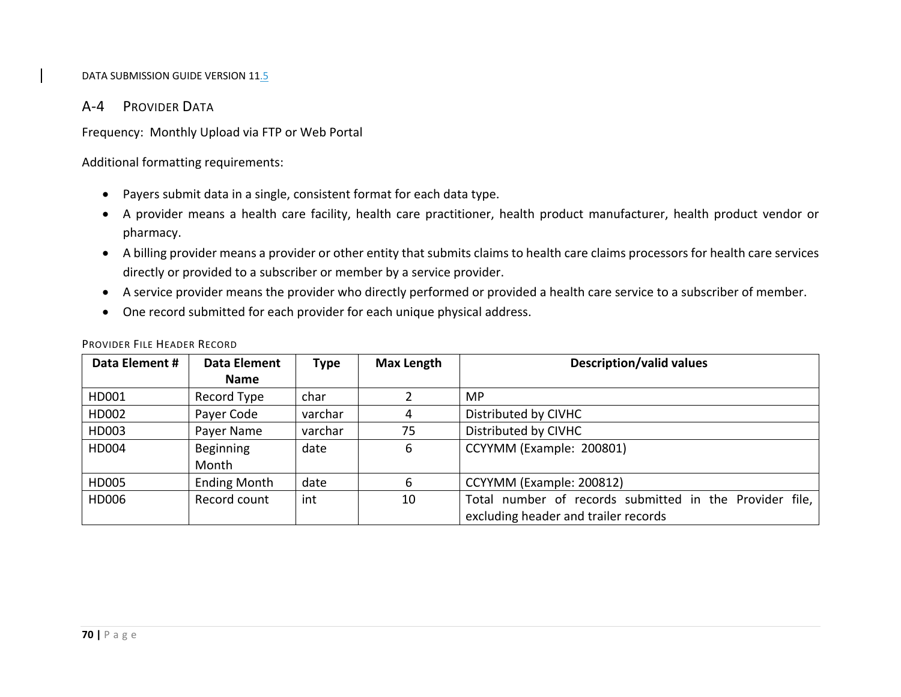## A-4 Provider Data

Frequency: Monthly Upload via FTP or Web Portal

Additional formatting requirements:

- Payers submit data in a single, consistent format for each data type.
- A provider means a health care facility, health care practitioner, health product manufacturer, health product vendor or pharmacy.
- A billing provider means a provider or other entity that submits claims to health care claims processors for health care services directly or provided to a subscriber or member by a service provider.
- A service provider means the provider who directly performed or provided a health care service to a subscriber of member.
- One record submitted for each provider for each unique physical address.

### Provider File Header Record

| Data Element # | Data Element Name | Type | Max Length | Description/valid values |
|---|---|---|---|---|
| HD001 | Record Type | char | 2 | MP |
| HD002 | Payer Code | varchar | 4 | Distributed by CIVHC |
| HD003 | Payer Name | varchar | 75 | Distributed by CIVHC |
| HD004 | Beginning Month | date | 6 | CCYYMM (Example: 200801) |
| HD005 | Ending Month | date | 6 | CCYYMM (Example: 200812) |
| HD006 | Record count | int | 10 | Total number of records submitted in the Provider file, excluding header and trailer records |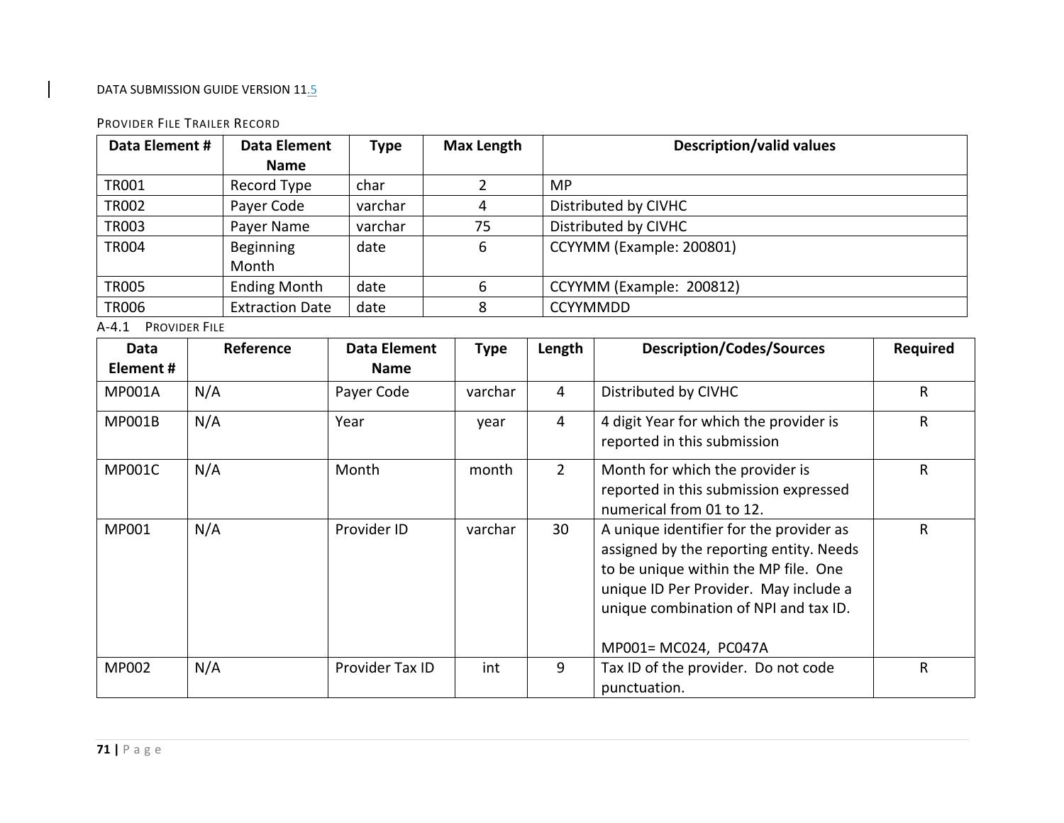PROVIDER FILE TRAILER RECORD

| Data Element # | Data Element Name | Type | Max Length | Description/valid values |
|---|---|---|---|---|
| TR001 | Record Type | char | 2 | MP |
| TR002 | Payer Code | varchar | 4 | Distributed by CIVHC |
| TR003 | Payer Name | varchar | 75 | Distributed by CIVHC |
| TR004 | Beginning Month | date | 6 | CCYYMM (Example: 200801) |
| TR005 | Ending Month | date | 6 | CCYYMM (Example: 200812) |
| TR006 | Extraction Date | date | 8 | CCYYMMDD |

A-4.1 PROVIDER FILE

| Data Element # | Reference | Data Element Name | Type | Length | Description/Codes/Sources | Required |
|---|---|---|---|---|---|---|
| MP001A | N/A | Payer Code | varchar | 4 | Distributed by CIVHC | R |
| MP001B | N/A | Year | year | 4 | 4 digit Year for which the provider is reported in this submission | R |
| MP001C | N/A | Month | month | 2 | Month for which the provider is reported in this submission expressed numerical from 01 to 12. | R |
| MP001 | N/A | Provider ID | varchar | 30 | A unique identifier for the provider as assigned by the reporting entity. Needs to be unique within the MP file. One unique ID Per Provider. May include a unique combination of NPI and tax ID.<br><br>MP001= MC024, PC047A | R |
| MP002 | N/A | Provider Tax ID | int | 9 | Tax ID of the provider. Do not code punctuation. | R |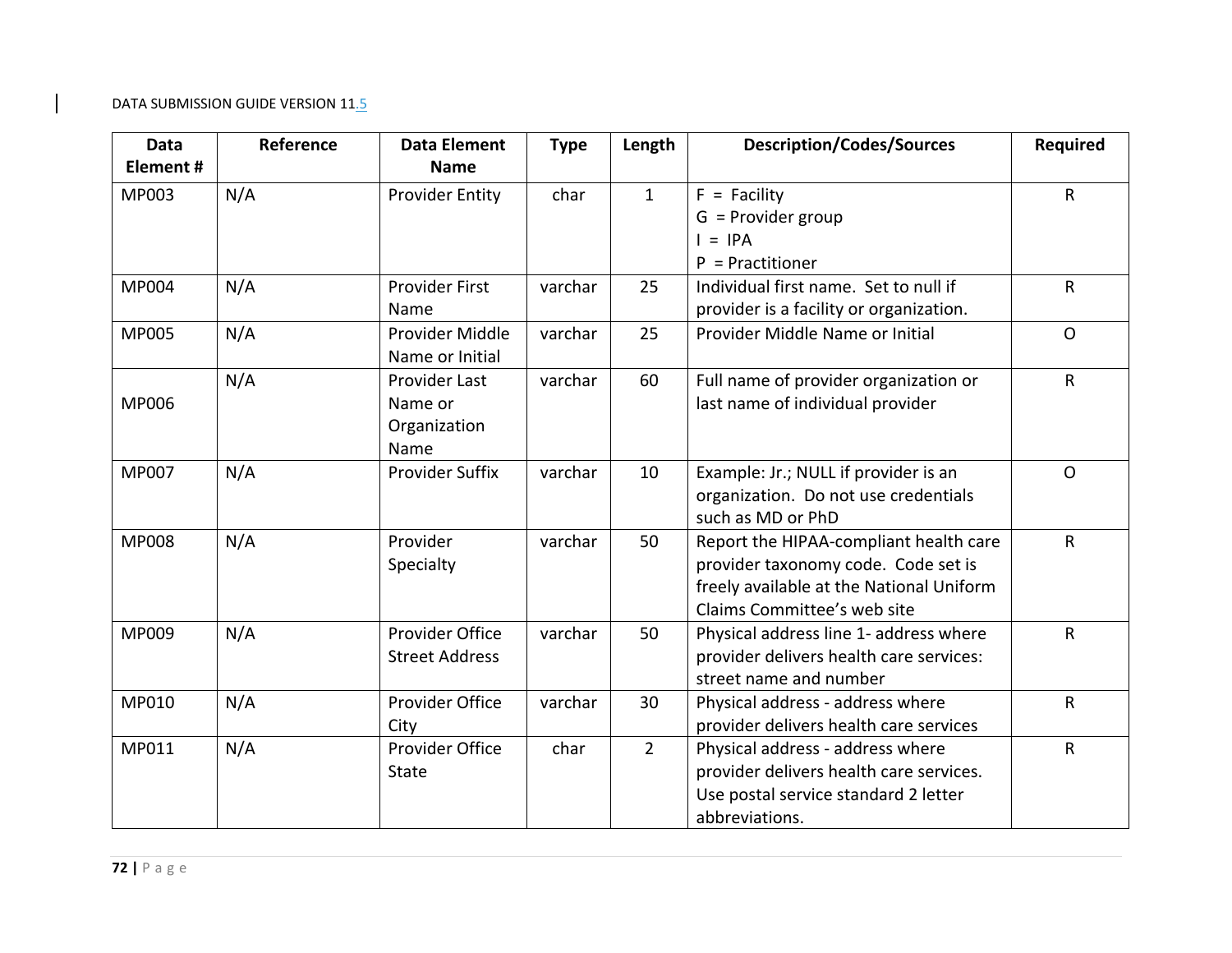| Data Element # | Reference | Data Element Name | Type | Length | Description/Codes/Sources | Required |
|---|---|---|---|---|---|---|
| MP003 | N/A | Provider Entity | char | 1 | F = Facility<br>G = Provider group<br>I = IPA<br>P = Practitioner | R |
| MP004 | N/A | Provider First Name | varchar | 25 | Individual first name. Set to null if provider is a facility or organization. | R |
| MP005 | N/A | Provider Middle Name or Initial | varchar | 25 | Provider Middle Name or Initial | O |
| MP006 | N/A | Provider Last Name or Organization Name | varchar | 60 | Full name of provider organization or last name of individual provider | R |
| MP007 | N/A | Provider Suffix | varchar | 10 | Example: Jr.; NULL if provider is an organization. Do not use credentials such as MD or PhD | O |
| MP008 | N/A | Provider Specialty | varchar | 50 | Report the HIPAA-compliant health care provider taxonomy code. Code set is freely available at the National Uniform Claims Committee's web site | R |
| MP009 | N/A | Provider Office Street Address | varchar | 50 | Physical address line 1- address where provider delivers health care services: street name and number | R |
| MP010 | N/A | Provider Office City | varchar | 30 | Physical address - address where provider delivers health care services | R |
| MP011 | N/A | Provider Office State | char | 2 | Physical address - address where provider delivers health care services. Use postal service standard 2 letter abbreviations. | R |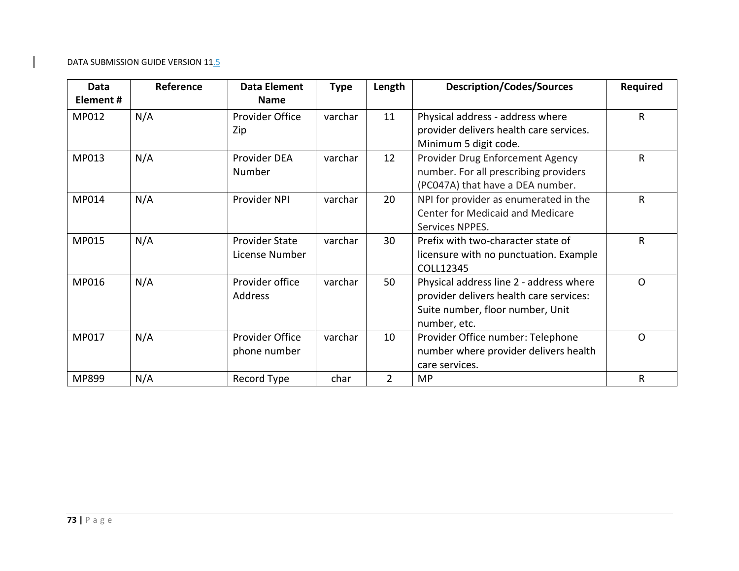| Data Element # | Reference | Data Element Name | Type | Length | Description/Codes/Sources | Required |
|---|---|---|---|---|---|---|
| MP012 | N/A | Provider Office Zip | varchar | 11 | Physical address - address where provider delivers health care services. Minimum 5 digit code. | R |
| MP013 | N/A | Provider DEA Number | varchar | 12 | Provider Drug Enforcement Agency number. For all prescribing providers (PC047A) that have a DEA number. | R |
| MP014 | N/A | Provider NPI | varchar | 20 | NPI for provider as enumerated in the Center for Medicaid and Medicare Services NPPES. | R |
| MP015 | N/A | Provider State License Number | varchar | 30 | Prefix with two-character state of licensure with no punctuation. Example COLL12345 | R |
| MP016 | N/A | Provider office Address | varchar | 50 | Physical address line 2 - address where provider delivers health care services: Suite number, floor number, Unit number, etc. | O |
| MP017 | N/A | Provider Office phone number | varchar | 10 | Provider Office number: Telephone number where provider delivers health care services. | O |
| MP899 | N/A | Record Type | char | 2 | MP | R |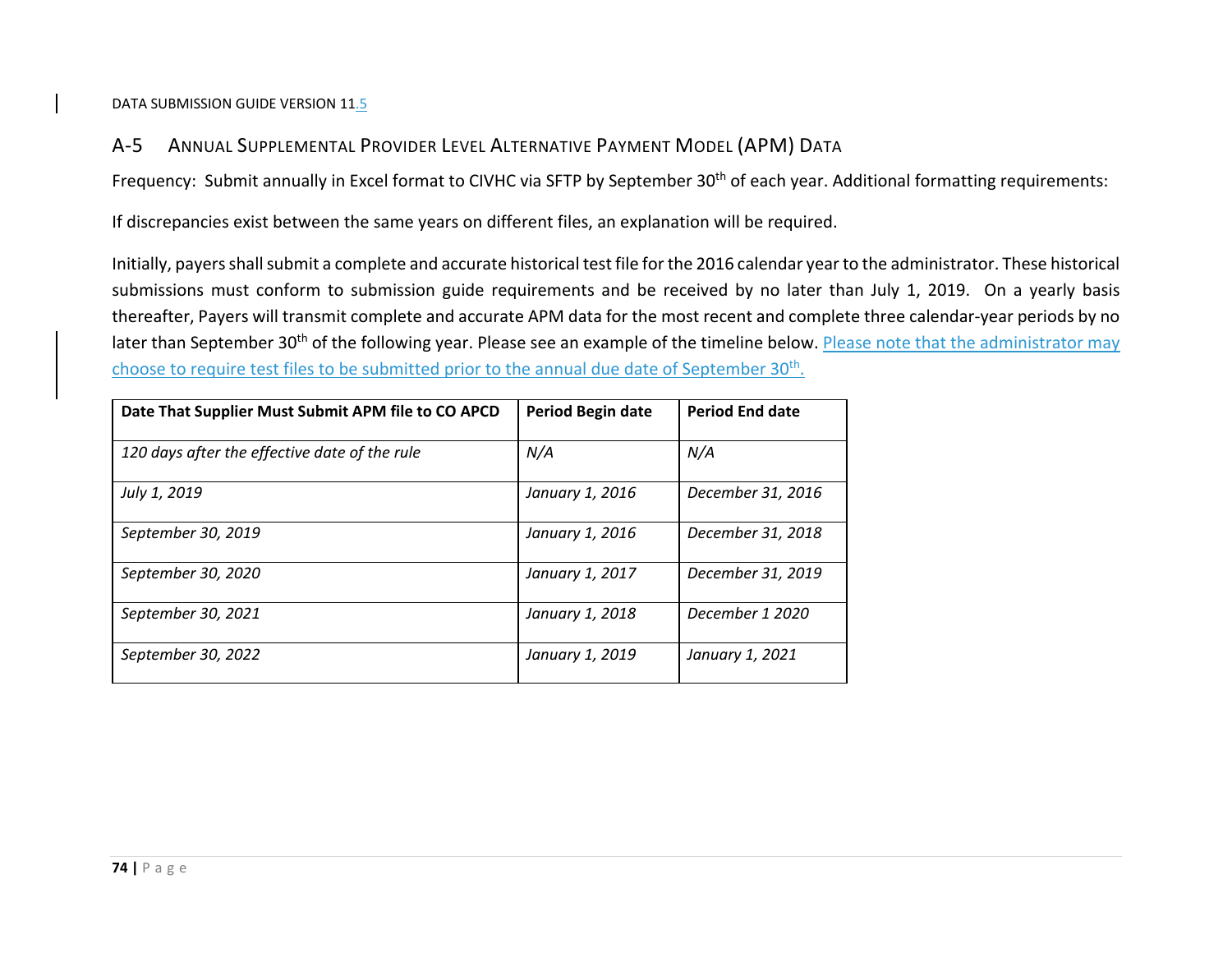## A-5 Annual Supplemental Provider Level Alternative Payment Model (APM) Data

Frequency: Submit annually in Excel format to CIVHC via SFTP by September 30th of each year. Additional formatting requirements:

If discrepancies exist between the same years on different files, an explanation will be required.

Initially, payers shall submit a complete and accurate historical test file for the 2016 calendar year to the administrator. These historical submissions must conform to submission guide requirements and be received by no later than July 1, 2019. On a yearly basis thereafter, Payers will transmit complete and accurate APM data for the most recent and complete three calendar-year periods by no later than September 30th of the following year. Please see an example of the timeline below. Please note that the administrator may choose to require test files to be submitted prior to the annual due date of September 30th.

| Date That Supplier Must Submit APM file to CO APCD | Period Begin date | Period End date |
|---|---|---|
| *120 days after the effective date of the rule* | *N/A* | *N/A* |
| *July 1, 2019* | *January 1, 2016* | *December 31, 2016* |
| *September 30, 2019* | *January 1, 2016* | *December 31, 2018* |
| *September 30, 2020* | *January 1, 2017* | *December 31, 2019* |
| *September 30, 2021* | *January 1, 2018* | *December 1 2020* |
| *September 30, 2022* | *January 1, 2019* | *January 1, 2021* |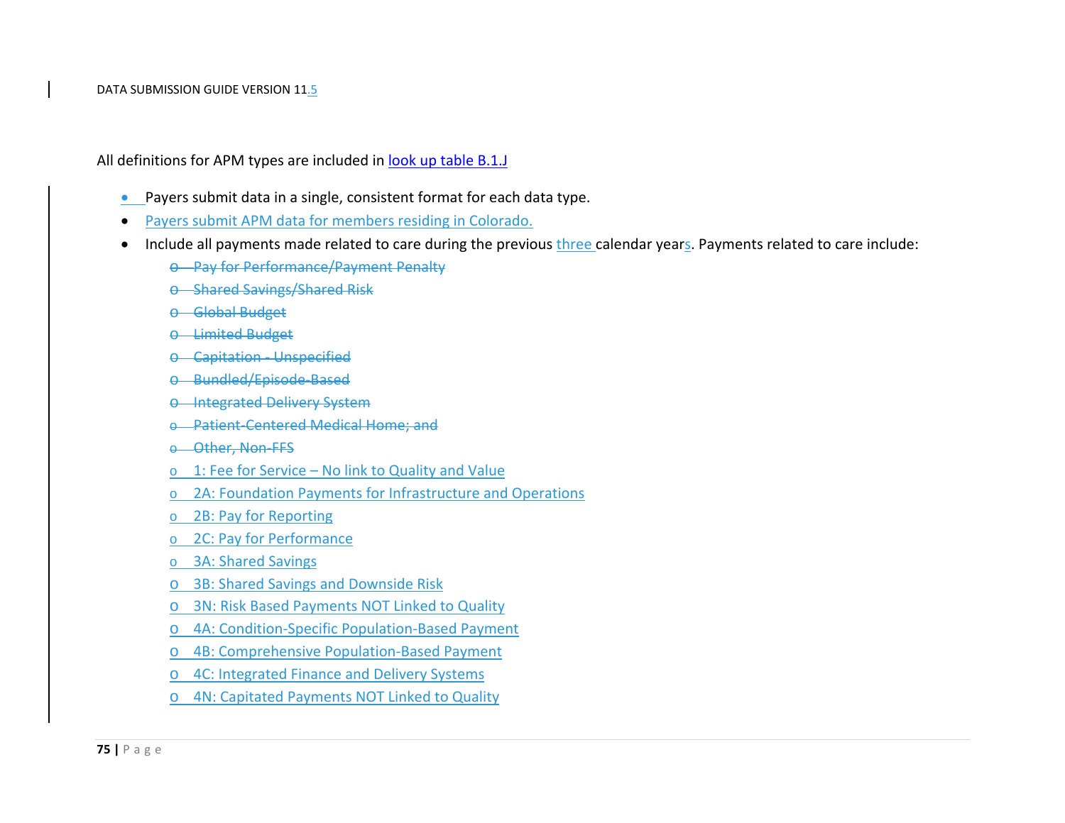All definitions for APM types are included in look up table B.1.J

- Payers submit data in a single, consistent format for each data type.
- Payers submit APM data for members residing in Colorado.
- Include all payments made related to care during the previous three calendar years. Payments related to care include:
    - ~~Pay for Performance/Payment Penalty~~
    - ~~Shared Savings/Shared Risk~~
    - ~~Global Budget~~
    - ~~Limited Budget~~
    - ~~Capitation - Unspecified~~
    - ~~Bundled/Episode-Based~~
    - ~~Integrated Delivery System~~
    - ~~Patient-Centered Medical Home; and~~
    - ~~Other, Non-FFS~~
    - 1: Fee for Service – No link to Quality and Value
    - 2A: Foundation Payments for Infrastructure and Operations
    - 2B: Pay for Reporting
    - 2C: Pay for Performance
    - 3A: Shared Savings
    - 3B: Shared Savings and Downside Risk
    - 3N: Risk Based Payments NOT Linked to Quality
    - 4A: Condition-Specific Population-Based Payment
    - 4B: Comprehensive Population-Based Payment
    - 4C: Integrated Finance and Delivery Systems
    - 4N: Capitated Payments NOT Linked to Quality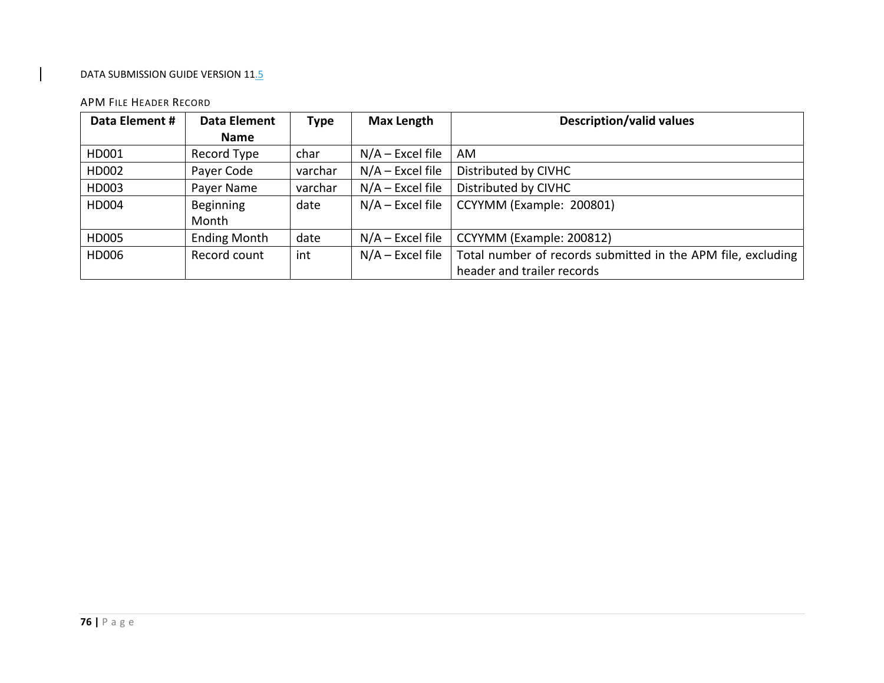APM File Header Record

| Data Element # | Data Element Name | Type | Max Length | Description/valid values |
|---|---|---|---|---|
| HD001 | Record Type | char | N/A – Excel file | AM |
| HD002 | Payer Code | varchar | N/A – Excel file | Distributed by CIVHC |
| HD003 | Payer Name | varchar | N/A – Excel file | Distributed by CIVHC |
| HD004 | Beginning Month | date | N/A – Excel file | CCYYMM (Example: 200801) |
| HD005 | Ending Month | date | N/A – Excel file | CCYYMM (Example: 200812) |
| HD006 | Record count | int | N/A – Excel file | Total number of records submitted in the APM file, excluding header and trailer records |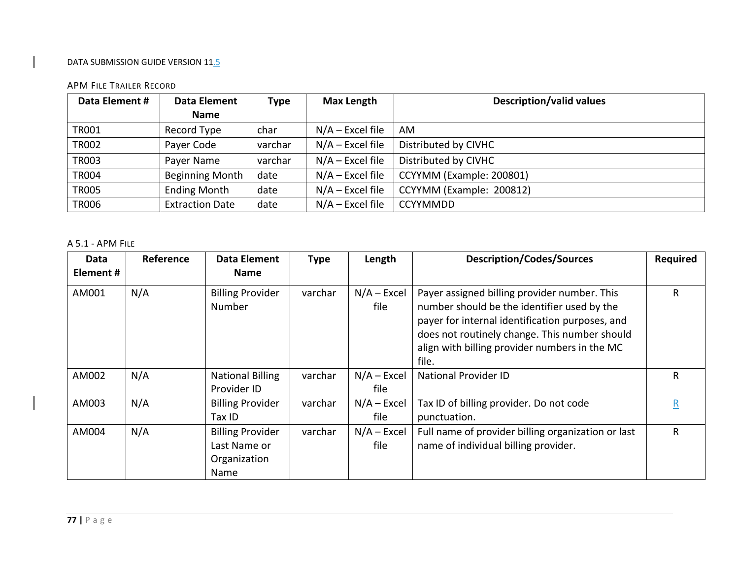### APM File Trailer Record

| Data Element # | Data Element Name | Type | Max Length | Description/valid values |
|---|---|---|---|---|
| TR001 | Record Type | char | N/A – Excel file | AM |
| TR002 | Payer Code | varchar | N/A – Excel file | Distributed by CIVHC |
| TR003 | Payer Name | varchar | N/A – Excel file | Distributed by CIVHC |
| TR004 | Beginning Month | date | N/A – Excel file | CCYYMM (Example: 200801) |
| TR005 | Ending Month | date | N/A – Excel file | CCYYMM (Example: 200812) |
| TR006 | Extraction Date | date | N/A – Excel file | CCYYMMDD |

### A 5.1 - APM File

| Data Element # | Reference | Data Element Name | Type | Length | Description/Codes/Sources | Required |
|---|---|---|---|---|---|---|
| AM001 | N/A | Billing Provider Number | varchar | N/A – Excel file | Payer assigned billing provider number. This number should be the identifier used by the payer for internal identification purposes, and does not routinely change. This number should align with billing provider numbers in the MC file. | R |
| AM002 | N/A | National Billing Provider ID | varchar | N/A – Excel file | National Provider ID | R |
| AM003 | N/A | Billing Provider Tax ID | varchar | N/A – Excel file | Tax ID of billing provider. Do not code punctuation. | R |
| AM004 | N/A | Billing Provider Last Name or Organization Name | varchar | N/A – Excel file | Full name of provider billing organization or last name of individual billing provider. | R |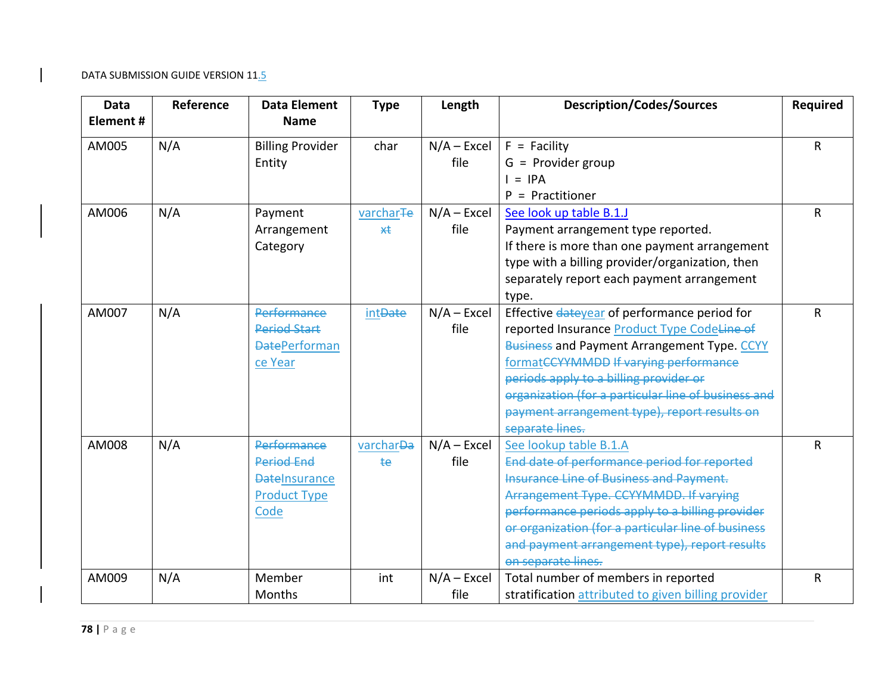| Data Element # | Reference | Data Element Name | Type | Length | Description/Codes/Sources | Required |
|---|---|---|---|---|---|---|
| AM005 | N/A | Billing Provider Entity | char | N/A – Excel file | F = Facility<br>G = Provider group<br>I = IPA<br>P = Practitioner | R |
| AM006 | N/A | Payment Arrangement Category | ~~Text~~ varchar | N/A – Excel file | See look up table B.1.J<br>Payment arrangement type reported.<br>If there is more than one payment arrangement type with a billing provider/organization, then separately report each payment arrangement type. | R |
| AM007 | N/A | ~~Performance Period Start Date~~ Performance Year | ~~Date~~ int | N/A – Excel file | Effective ~~date~~ year of performance period for reported Insurance ~~Line of Business~~ Product Type Code and Payment Arrangement Type. ~~CCYYMMDD~~ CCYY format ~~If varying performance periods apply to a billing provider or organization (for a particular line of business and payment arrangement type), report results on separate lines.~~ | R |
| AM008 | N/A | ~~Performance Period End Date~~ Insurance Product Type Code | ~~Date~~ varchar | N/A – Excel file | See lookup table B.1.A<br>~~End date of performance period for reported Insurance Line of Business and Payment. Arrangement Type. CCYYMMDD. If varying performance periods apply to a billing provider or organization (for a particular line of business and payment arrangement type), report results on separate lines.~~ | R |
| AM009 | N/A | Member Months | int | N/A – Excel file | Total number of members in reported stratification attributed to given billing provider | R |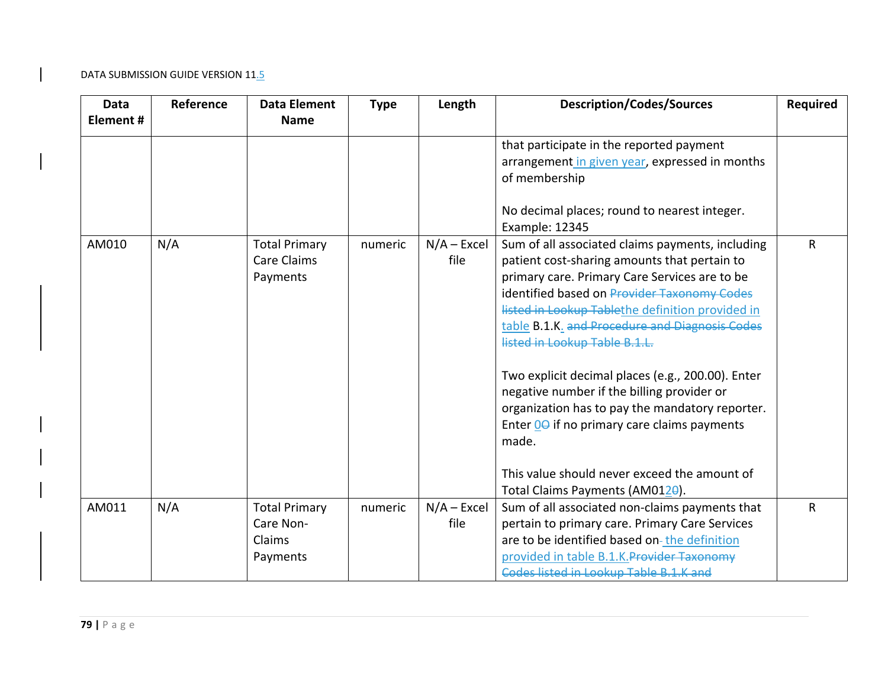| Data Element # | Reference | Data Element Name | Type | Length | Description/Codes/Sources | Required |
|---|---|---|---|---|---|---|
| | | | | | that participate in the reported payment arrangement in given year, expressed in months of membership<br><br>No decimal places; round to nearest integer. Example: 12345 | |
| AM010 | N/A | Total Primary Care Claims Payments | numeric | N/A – Excel file | Sum of all associated claims payments, including patient cost-sharing amounts that pertain to primary care. Primary Care Services are to be identified based on ~~Provider Taxonomy Codes listed in Lookup Table~~the definition provided in table B.1.K. ~~and Procedure and Diagnosis Codes listed in Lookup Table B.1.L.~~<br><br>Two explicit decimal places (e.g., 200.00). Enter negative number if the billing provider or organization has to pay the mandatory reporter. Enter 0~~O~~ if no primary care claims payments made.<br><br>This value should never exceed the amount of Total Claims Payments (AM012~~0~~). | R |
| AM011 | N/A | Total Primary Care Non-Claims Payments | numeric | N/A – Excel file | Sum of all associated non-claims payments that pertain to primary care. Primary Care Services are to be identified based on the definition provided in table B.1.K.~~Provider Taxonomy Codes listed in Lookup Table B.1.K and~~ | R |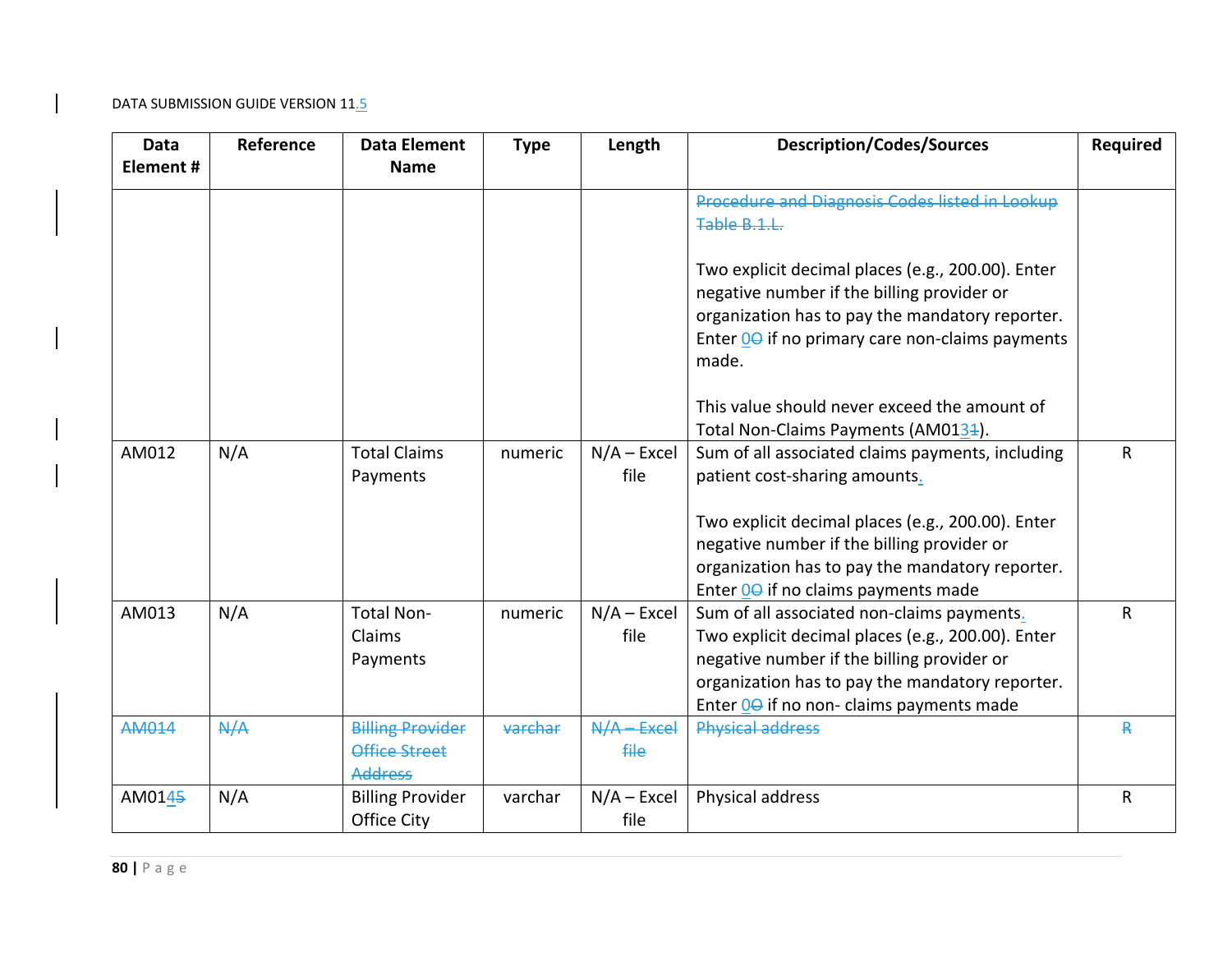| Data Element # | Reference | Data Element Name | Type | Length | Description/Codes/Sources | Required |
|---|---|---|---|---|---|---|
| | | | | | ~~Procedure and Diagnosis Codes listed in Lookup Table B.1.L.~~<br><br>Two explicit decimal places (e.g., 200.00). Enter negative number if the billing provider or organization has to pay the mandatory reporter. Enter 0~~O~~ if no primary care non-claims payments made.<br><br>This value should never exceed the amount of Total Non-Claims Payments (AM013~~1~~). | |
| AM012 | N/A | Total Claims Payments | numeric | N/A – Excel file | Sum of all associated claims payments, including patient cost-sharing amounts.<br><br>Two explicit decimal places (e.g., 200.00). Enter negative number if the billing provider or organization has to pay the mandatory reporter. Enter 0~~O~~ if no claims payments made | R |
| AM013 | N/A | Total Non-Claims Payments | numeric | N/A – Excel file | Sum of all associated non-claims payments.<br>Two explicit decimal places (e.g., 200.00). Enter negative number if the billing provider or organization has to pay the mandatory reporter. Enter 0~~O~~ if no non- claims payments made | R |
| ~~AM014~~ | ~~N/A~~ | ~~Billing Provider Office Street Address~~ | ~~varchar~~ | ~~N/A – Excel file~~ | ~~Physical address~~ | ~~R~~ |
| AM014~~5~~ | N/A | Billing Provider Office City | varchar | N/A – Excel file | Physical address | R |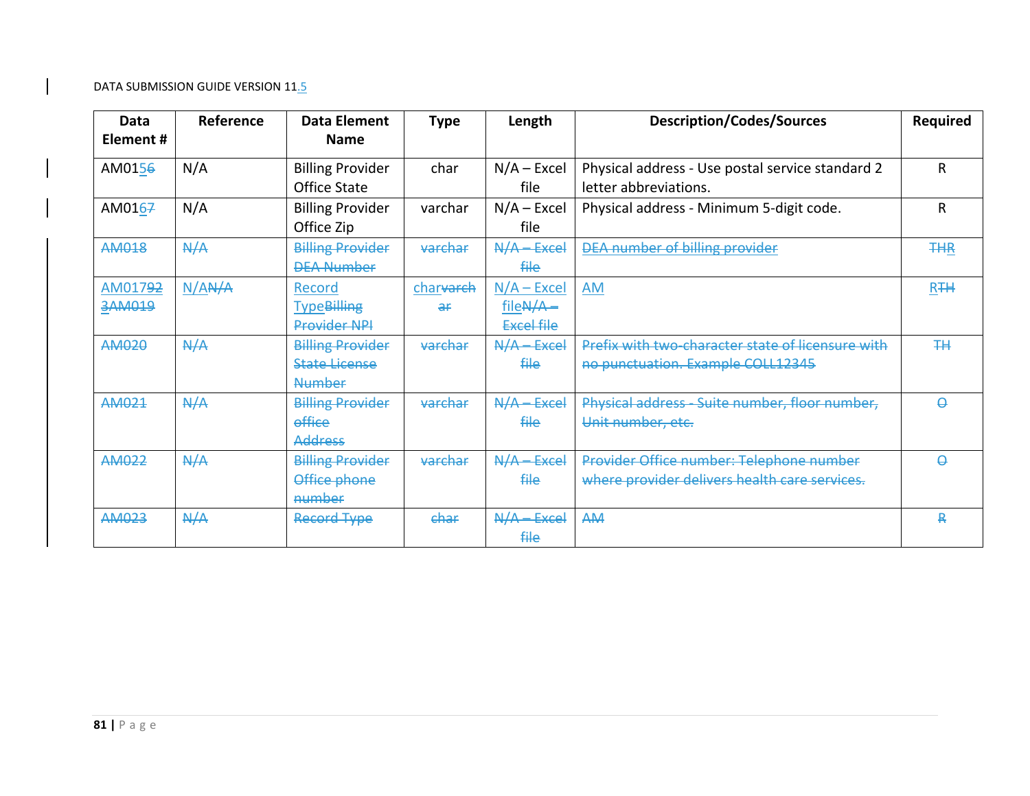| Data Element # | Reference | Data Element Name | Type | Length | Description/Codes/Sources | Required |
| --- | --- | --- | --- | --- | --- | --- |
| AM015~~6~~ | N/A | Billing Provider Office State | char | N/A – Excel file | Physical address - Use postal service standard 2 letter abbreviations. | R |
| AM016~~7~~ | N/A | Billing Provider Office Zip | varchar | N/A – Excel file | Physical address - Minimum 5-digit code. | R |
| ~~AM018~~ | ~~N/A~~ | ~~Billing Provider DEA Number~~ | ~~varchar~~ | ~~N/A – Excel file~~ | ~~DEA number of billing provider~~ | ~~TH~~~~R~~ |
| AM017~~92~~ ~~3AM019~~ | N/A~~N/A~~ | Record Type~~Billing Provider NPI~~ | char~~varchar~~ | N/A – Excel file~~N/A – Excel file~~ | AM | R~~TH~~ |
| ~~AM020~~ | ~~N/A~~ | ~~Billing Provider State License Number~~ | ~~varchar~~ | ~~N/A – Excel file~~ | ~~Prefix with two-character state of licensure with no punctuation. Example COLL12345~~ | ~~TH~~ |
| ~~AM021~~ | ~~N/A~~ | ~~Billing Provider office Address~~ | ~~varchar~~ | ~~N/A – Excel file~~ | ~~Physical address - Suite number, floor number, Unit number, etc.~~ | ~~O~~ |
| ~~AM022~~ | ~~N/A~~ | ~~Billing Provider Office phone number~~ | ~~varchar~~ | ~~N/A – Excel file~~ | ~~Provider Office number: Telephone number where provider delivers health care services.~~ | ~~O~~ |
| ~~AM023~~ | ~~N/A~~ | ~~Record Type~~ | ~~char~~ | ~~N/A – Excel file~~ | ~~AM~~ | ~~R~~ |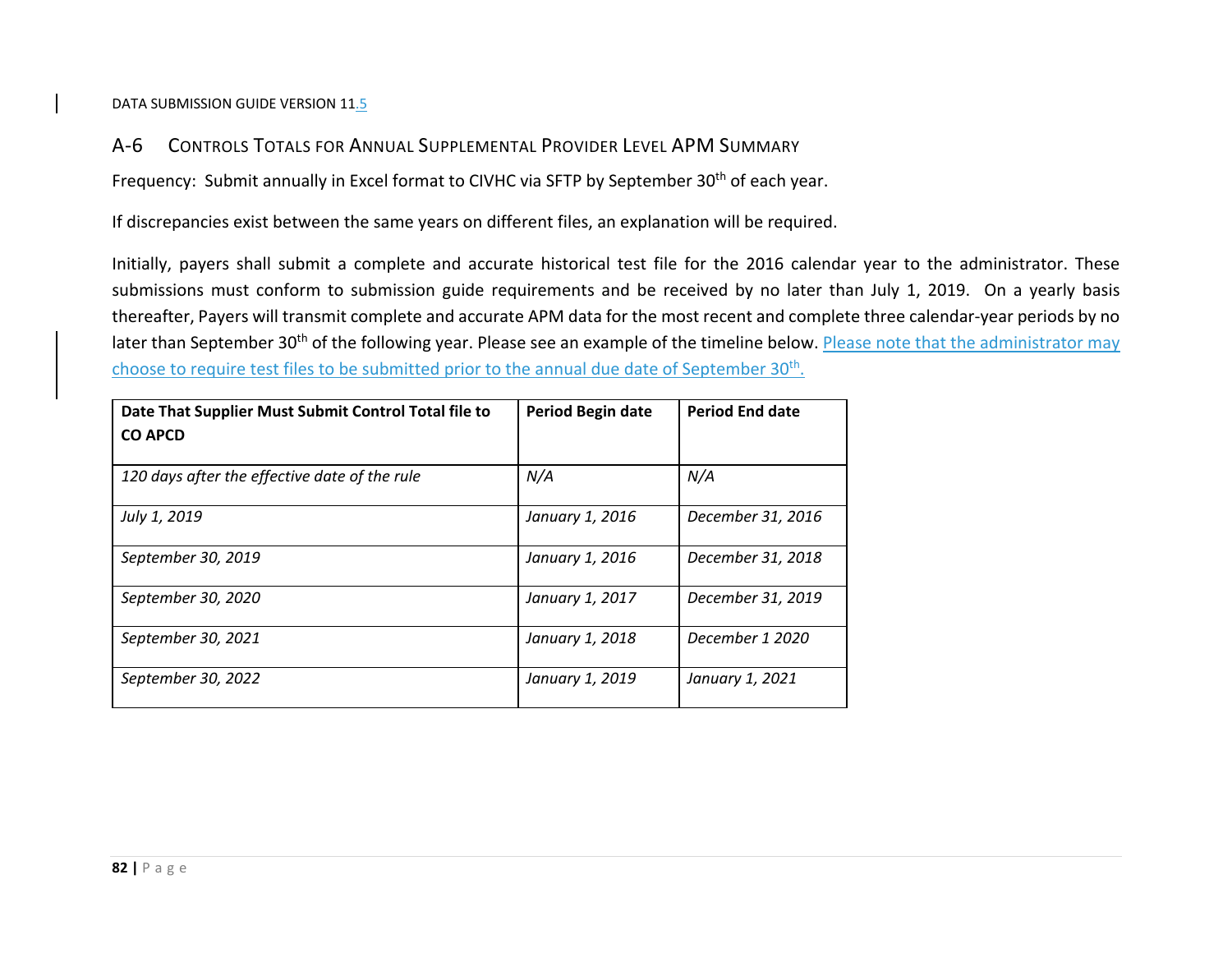## A-6 Controls Totals for Annual Supplemental Provider Level APM Summary

Frequency: Submit annually in Excel format to CIVHC via SFTP by September 30th of each year.

If discrepancies exist between the same years on different files, an explanation will be required.

Initially, payers shall submit a complete and accurate historical test file for the 2016 calendar year to the administrator. These submissions must conform to submission guide requirements and be received by no later than July 1, 2019. On a yearly basis thereafter, Payers will transmit complete and accurate APM data for the most recent and complete three calendar-year periods by no later than September 30th of the following year. Please see an example of the timeline below. Please note that the administrator may choose to require test files to be submitted prior to the annual due date of September 30th.

| Date That Supplier Must Submit Control Total file to CO APCD | Period Begin date | Period End date |
|---|---|---|
| *120 days after the effective date of the rule* | *N/A* | *N/A* |
| *July 1, 2019* | *January 1, 2016* | *December 31, 2016* |
| *September 30, 2019* | *January 1, 2016* | *December 31, 2018* |
| *September 30, 2020* | *January 1, 2017* | *December 31, 2019* |
| *September 30, 2021* | *January 1, 2018* | *December 1 2020* |
| *September 30, 2022* | *January 1, 2019* | *January 1, 2021* |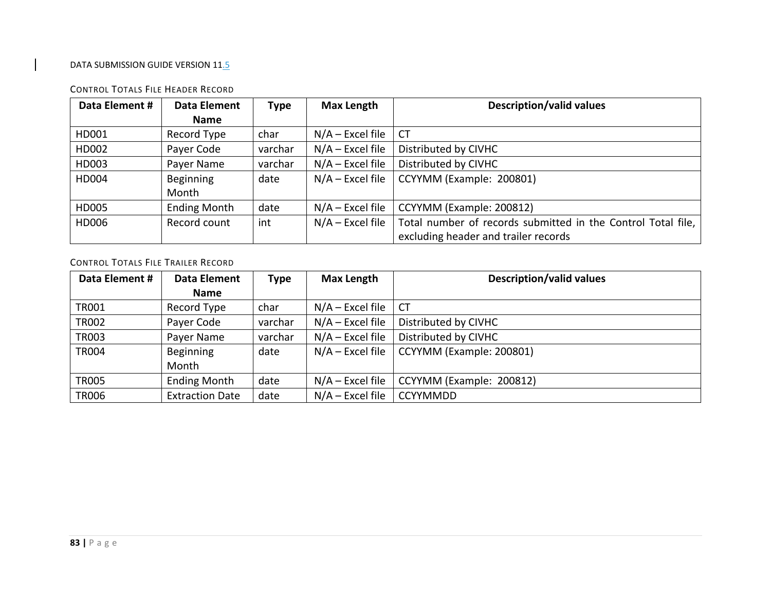#### CONTROL TOTALS FILE HEADER RECORD

| Data Element # | Data Element Name | Type | Max Length | Description/valid values |
|---|---|---|---|---|
| HD001 | Record Type | char | N/A – Excel file | CT |
| HD002 | Payer Code | varchar | N/A – Excel file | Distributed by CIVHC |
| HD003 | Payer Name | varchar | N/A – Excel file | Distributed by CIVHC |
| HD004 | Beginning Month | date | N/A – Excel file | CCYYMM (Example: 200801) |
| HD005 | Ending Month | date | N/A – Excel file | CCYYMM (Example: 200812) |
| HD006 | Record count | int | N/A – Excel file | Total number of records submitted in the Control Total file, excluding header and trailer records |

#### CONTROL TOTALS FILE TRAILER RECORD

| Data Element # | Data Element Name | Type | Max Length | Description/valid values |
|---|---|---|---|---|
| TR001 | Record Type | char | N/A – Excel file | CT |
| TR002 | Payer Code | varchar | N/A – Excel file | Distributed by CIVHC |
| TR003 | Payer Name | varchar | N/A – Excel file | Distributed by CIVHC |
| TR004 | Beginning Month | date | N/A – Excel file | CCYYMM (Example: 200801) |
| TR005 | Ending Month | date | N/A – Excel file | CCYYMM (Example: 200812) |
| TR006 | Extraction Date | date | N/A – Excel file | CCYYMMDD |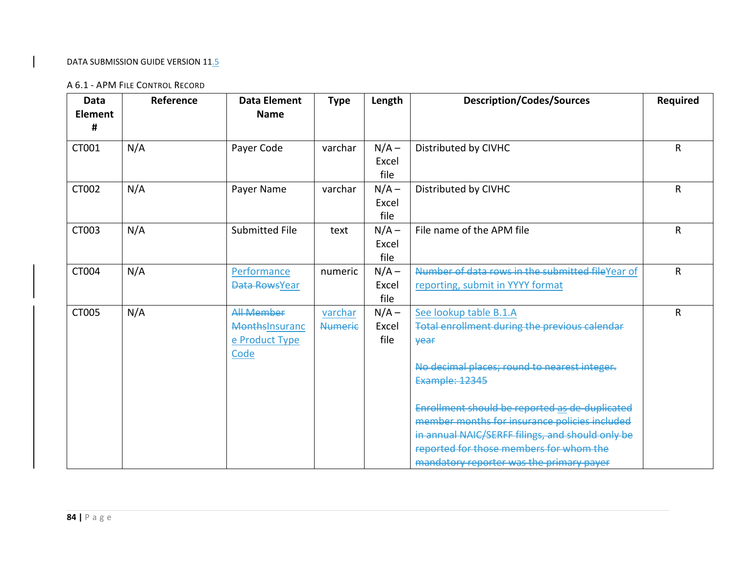A 6.1 - APM File Control Record

| Data Element # | Reference | Data Element Name | Type | Length | Description/Codes/Sources | Required |
|---|---|---|---|---|---|---|
| CT001 | N/A | Payer Code | varchar | N/A – Excel file | Distributed by CIVHC | R |
| CT002 | N/A | Payer Name | varchar | N/A – Excel file | Distributed by CIVHC | R |
| CT003 | N/A | Submitted File | text | N/A – Excel file | File name of the APM file | R |
| CT004 | N/A | ~~Data Rows~~Performance Year | numeric | N/A – Excel file | ~~Number of data rows in the submitted file~~Year of reporting, submit in YYYY format | R |
| CT005 | N/A | ~~All Member Months~~Insurance Product Type Code | varchar ~~Numeric~~ | N/A – Excel file | See lookup table B.1.A ~~Total enrollment during the previous calendar year~~<br><br>~~No decimal places; round to nearest integer. Example: 12345~~<br><br>~~Enrollment should be reported as de-duplicated member months for insurance policies included in annual NAIC/SERFF filings, and should only be reported for those members for whom the mandatory reporter was the primary payer~~ | R |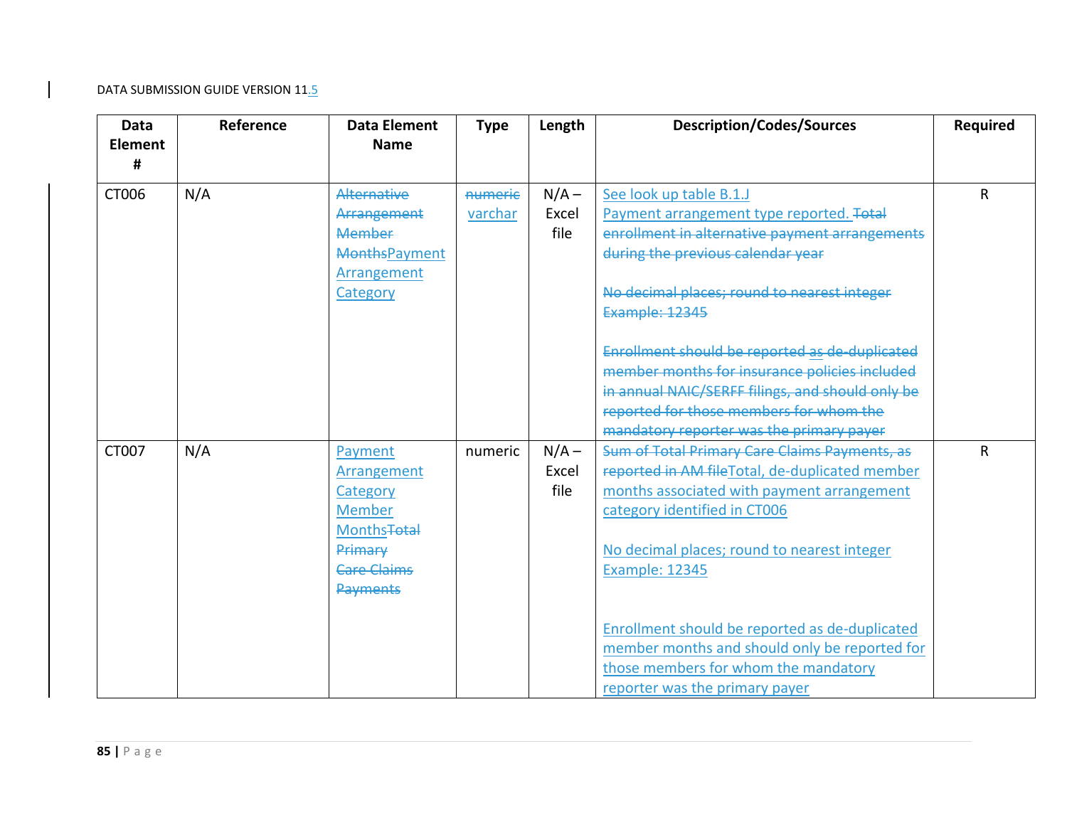| Data Element # | Reference | Data Element Name | Type | Length | Description/Codes/Sources | Required |
|---|---|---|---|---|---|---|
| CT006 | N/A | ~~Alternative Arrangement Member Months~~Payment Arrangement Category | ~~numeric~~ varchar | N/A – Excel file | See look up table B.1.J<br>Payment arrangement type reported. ~~Total enrollment in alternative payment arrangements during the previous calendar year~~<br><br>~~No decimal places; round to nearest integer Example: 12345~~<br><br>~~Enrollment should be reported as de-duplicated member months for insurance policies included in annual NAIC/SERFF filings, and should only be reported for those members for whom the mandatory reporter was the primary payer~~ | R |
| CT007 | N/A | Payment Arrangement Category Member Months~~Total Primary Care Claims Payments~~ | numeric | N/A – Excel file | ~~Sum of Total Primary Care Claims Payments, as reported in AM file~~Total, de-duplicated member months associated with payment arrangement category identified in CT006<br><br>No decimal places; round to nearest integer Example: 12345<br><br>Enrollment should be reported as de-duplicated member months and should only be reported for those members for whom the mandatory reporter was the primary payer | R |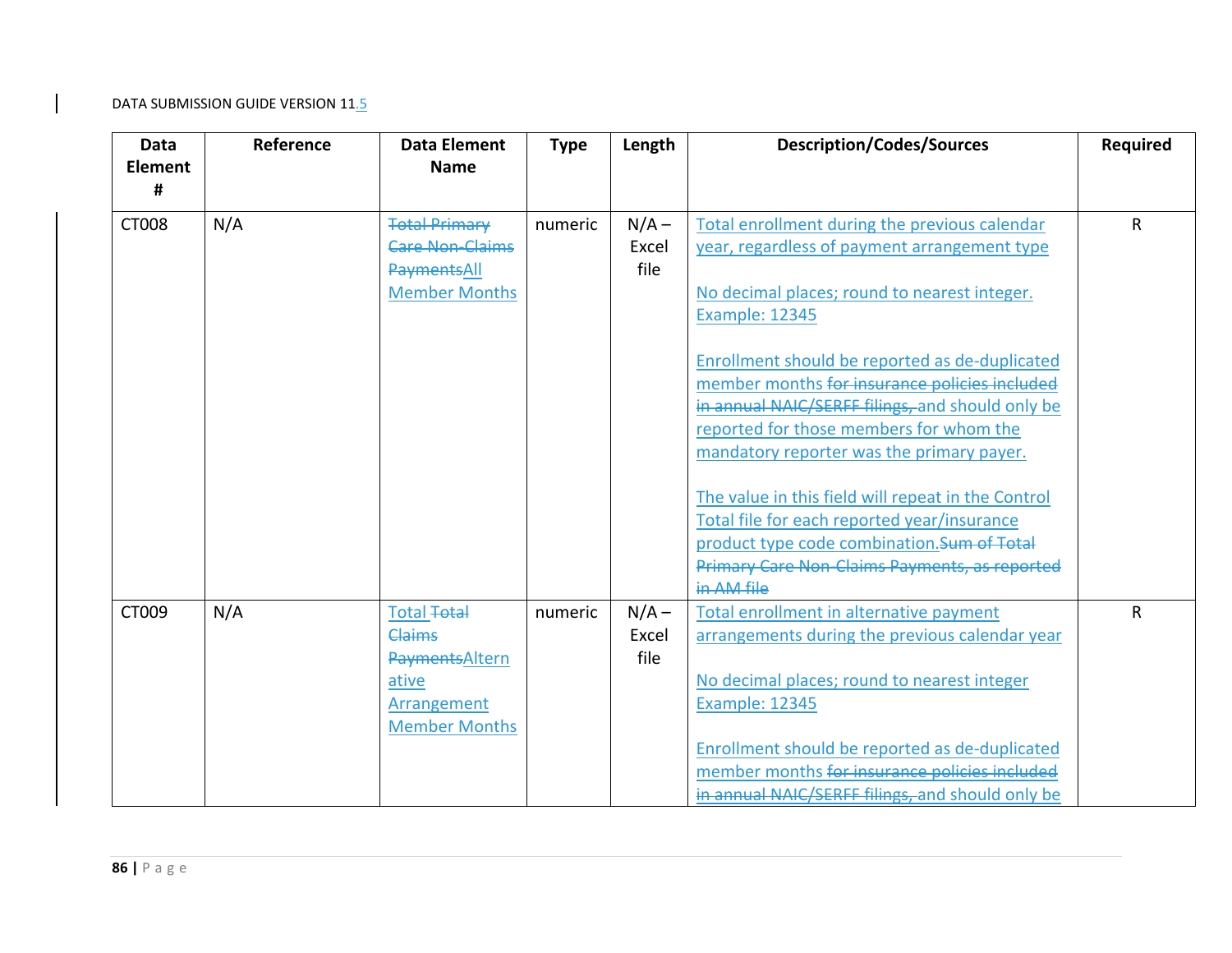| Data Element # | Reference | Data Element Name | Type | Length | Description/Codes/Sources | Required |
|---|---|---|---|---|---|---|
| CT008 | N/A | ~~Total Primary Care Non-Claims Payments~~All Member Months | numeric | N/A – Excel file | Total enrollment during the previous calendar year, regardless of payment arrangement type<br><br>No decimal places; round to nearest integer. Example: 12345<br><br>Enrollment should be reported as de-duplicated member months ~~for insurance policies included in annual NAIC/SERFF filings,~~ and should only be reported for those members for whom the mandatory reporter was the primary payer.<br><br>The value in this field will repeat in the Control Total file for each reported year/insurance product type code combination.~~Sum of Total Primary Care Non-Claims Payments, as reported in AM file~~ | R |
| CT009 | N/A | Total ~~Total Claims Payments~~Alternative Arrangement Member Months | numeric | N/A – Excel file | Total enrollment in alternative payment arrangements during the previous calendar year<br><br>No decimal places; round to nearest integer Example: 12345<br><br>Enrollment should be reported as de-duplicated member months ~~for insurance policies included in annual NAIC/SERFF filings,~~ and should only be | R |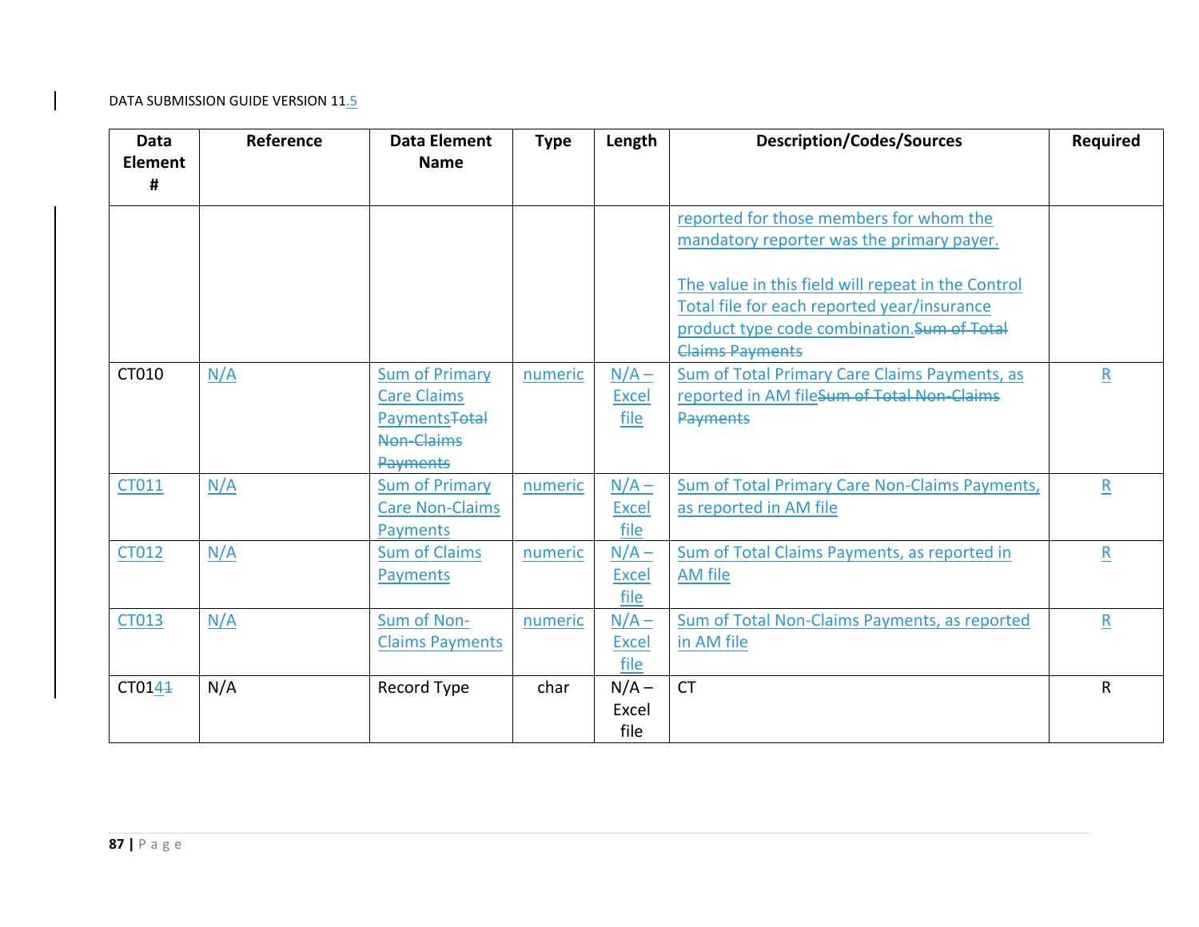| Data Element # | Reference | Data Element Name | Type | Length | Description/Codes/Sources | Required |
|---|---|---|---|---|---|---|
| | | | | | reported for those members for whom the mandatory reporter was the primary payer.<br><br>The value in this field will repeat in the Control Total file for each reported year/insurance product type code combination.~~Sum of Total Claims Payments~~ | |
| CT010 | N/A | Sum of Primary Care Claims Payments~~Total Non-Claims Payments~~ | numeric | N/A – Excel file | Sum of Total Primary Care Claims Payments, as reported in AM file~~Sum of Total Non-Claims Payments~~ | R |
| CT011 | N/A | Sum of Primary Care Non-Claims Payments | numeric | N/A – Excel file | Sum of Total Primary Care Non-Claims Payments, as reported in AM file | R |
| CT012 | N/A | Sum of Claims Payments | numeric | N/A – Excel file | Sum of Total Claims Payments, as reported in AM file | R |
| CT013 | N/A | Sum of Non-Claims Payments | numeric | N/A – Excel file | Sum of Total Non-Claims Payments, as reported in AM file | R |
| CT014~~1~~ | N/A | Record Type | char | N/A – Excel file | CT | R |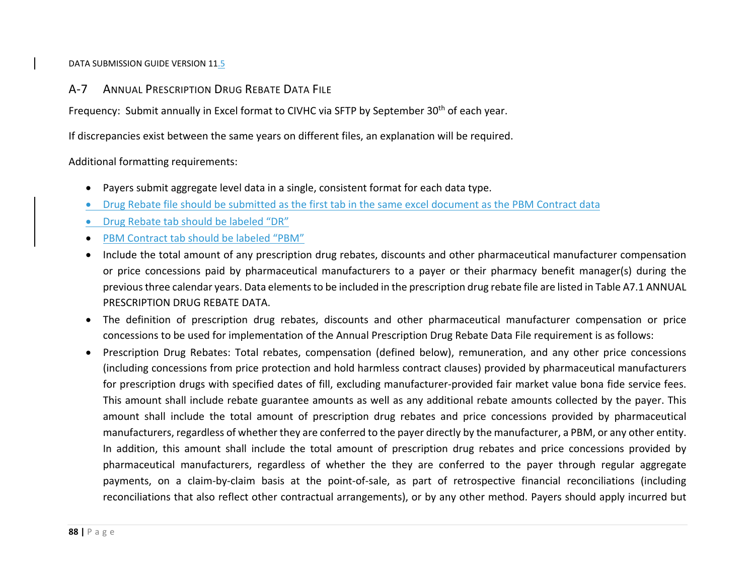## A-7 Annual Prescription Drug Rebate Data File

Frequency: Submit annually in Excel format to CIVHC via SFTP by September 30th of each year.

If discrepancies exist between the same years on different files, an explanation will be required.

Additional formatting requirements:

- Payers submit aggregate level data in a single, consistent format for each data type.
- Drug Rebate file should be submitted as the first tab in the same excel document as the PBM Contract data
- Drug Rebate tab should be labeled "DR"
- PBM Contract tab should be labeled "PBM"
- Include the total amount of any prescription drug rebates, discounts and other pharmaceutical manufacturer compensation or price concessions paid by pharmaceutical manufacturers to a payer or their pharmacy benefit manager(s) during the previous three calendar years. Data elements to be included in the prescription drug rebate file are listed in Table A7.1 ANNUAL PRESCRIPTION DRUG REBATE DATA.
- The definition of prescription drug rebates, discounts and other pharmaceutical manufacturer compensation or price concessions to be used for implementation of the Annual Prescription Drug Rebate Data File requirement is as follows:
- Prescription Drug Rebates: Total rebates, compensation (defined below), remuneration, and any other price concessions (including concessions from price protection and hold harmless contract clauses) provided by pharmaceutical manufacturers for prescription drugs with specified dates of fill, excluding manufacturer-provided fair market value bona fide service fees. This amount shall include rebate guarantee amounts as well as any additional rebate amounts collected by the payer. This amount shall include the total amount of prescription drug rebates and price concessions provided by pharmaceutical manufacturers, regardless of whether they are conferred to the payer directly by the manufacturer, a PBM, or any other entity. In addition, this amount shall include the total amount of prescription drug rebates and price concessions provided by pharmaceutical manufacturers, regardless of whether the they are conferred to the payer through regular aggregate payments, on a claim-by-claim basis at the point-of-sale, as part of retrospective financial reconciliations (including reconciliations that also reflect other contractual arrangements), or by any other method. Payers should apply incurred but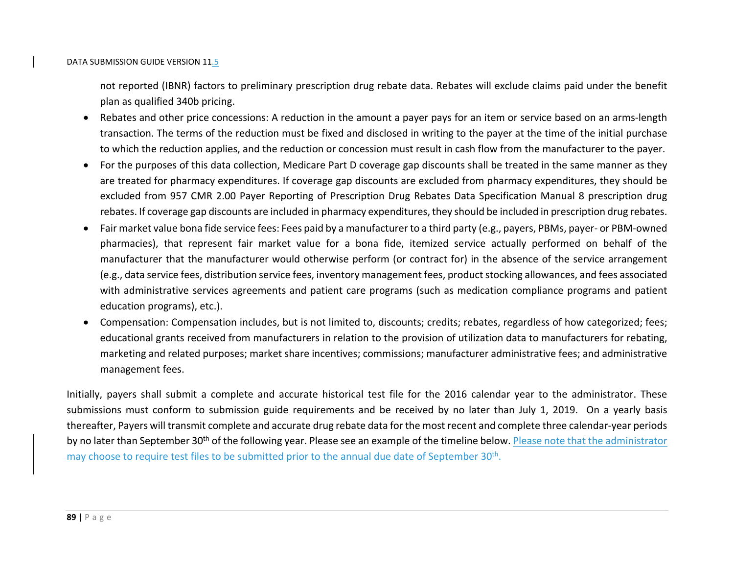not reported (IBNR) factors to preliminary prescription drug rebate data. Rebates will exclude claims paid under the benefit plan as qualified 340b pricing.

- Rebates and other price concessions: A reduction in the amount a payer pays for an item or service based on an arms-length transaction. The terms of the reduction must be fixed and disclosed in writing to the payer at the time of the initial purchase to which the reduction applies, and the reduction or concession must result in cash flow from the manufacturer to the payer.
- For the purposes of this data collection, Medicare Part D coverage gap discounts shall be treated in the same manner as they are treated for pharmacy expenditures. If coverage gap discounts are excluded from pharmacy expenditures, they should be excluded from 957 CMR 2.00 Payer Reporting of Prescription Drug Rebates Data Specification Manual 8 prescription drug rebates. If coverage gap discounts are included in pharmacy expenditures, they should be included in prescription drug rebates.
- Fair market value bona fide service fees: Fees paid by a manufacturer to a third party (e.g., payers, PBMs, payer- or PBM-owned pharmacies), that represent fair market value for a bona fide, itemized service actually performed on behalf of the manufacturer that the manufacturer would otherwise perform (or contract for) in the absence of the service arrangement (e.g., data service fees, distribution service fees, inventory management fees, product stocking allowances, and fees associated with administrative services agreements and patient care programs (such as medication compliance programs and patient education programs), etc.).
- Compensation: Compensation includes, but is not limited to, discounts; credits; rebates, regardless of how categorized; fees; educational grants received from manufacturers in relation to the provision of utilization data to manufacturers for rebating, marketing and related purposes; market share incentives; commissions; manufacturer administrative fees; and administrative management fees.

Initially, payers shall submit a complete and accurate historical test file for the 2016 calendar year to the administrator. These submissions must conform to submission guide requirements and be received by no later than July 1, 2019. On a yearly basis thereafter, Payers will transmit complete and accurate drug rebate data for the most recent and complete three calendar-year periods by no later than September 30th of the following year. Please see an example of the timeline below. Please note that the administrator may choose to require test files to be submitted prior to the annual due date of September 30th.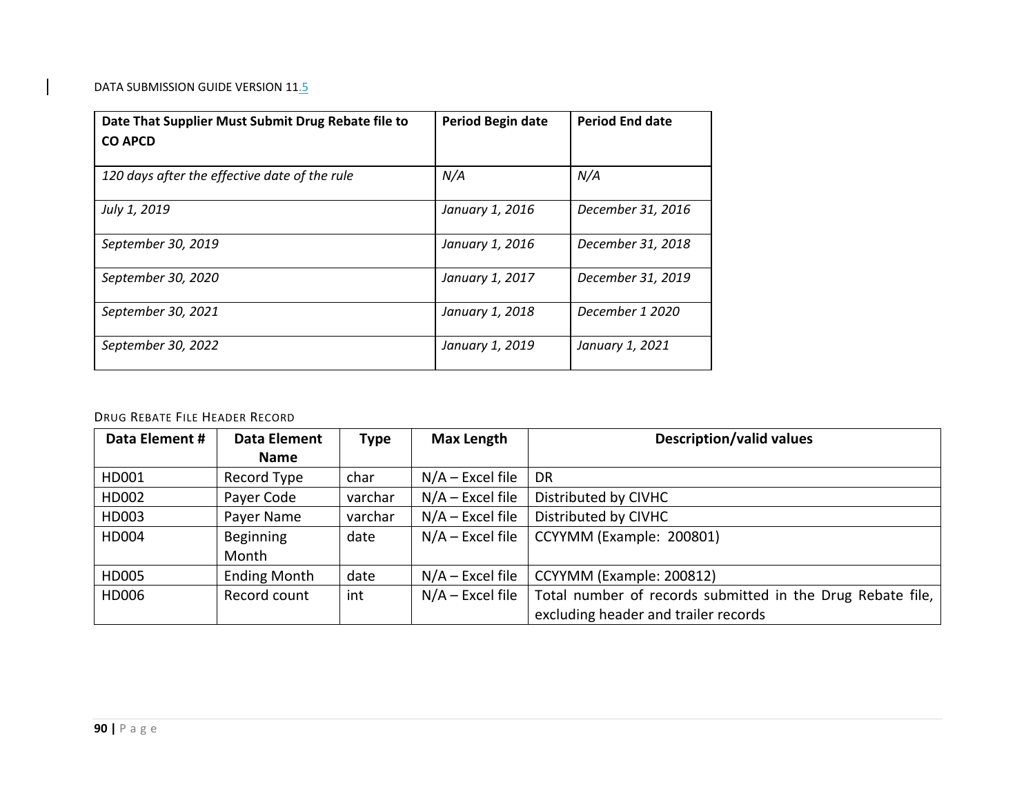| Date That Supplier Must Submit Drug Rebate file to CO APCD | Period Begin date | Period End date |
|---|---|---|
| *120 days after the effective date of the rule* | *N/A* | *N/A* |
| *July 1, 2019* | *January 1, 2016* | *December 31, 2016* |
| *September 30, 2019* | *January 1, 2016* | *December 31, 2018* |
| *September 30, 2020* | *January 1, 2017* | *December 31, 2019* |
| *September 30, 2021* | *January 1, 2018* | *December 1 2020* |
| *September 30, 2022* | *January 1, 2019* | *January 1, 2021* |

### Drug Rebate File Header Record

| Data Element # | Data Element Name | Type | Max Length | Description/valid values |
|---|---|---|---|---|
| HD001 | Record Type | char | N/A – Excel file | DR |
| HD002 | Payer Code | varchar | N/A – Excel file | Distributed by CIVHC |
| HD003 | Payer Name | varchar | N/A – Excel file | Distributed by CIVHC |
| HD004 | Beginning Month | date | N/A – Excel file | CCYYMM (Example: 200801) |
| HD005 | Ending Month | date | N/A – Excel file | CCYYMM (Example: 200812) |
| HD006 | Record count | int | N/A – Excel file | Total number of records submitted in the Drug Rebate file, excluding header and trailer records |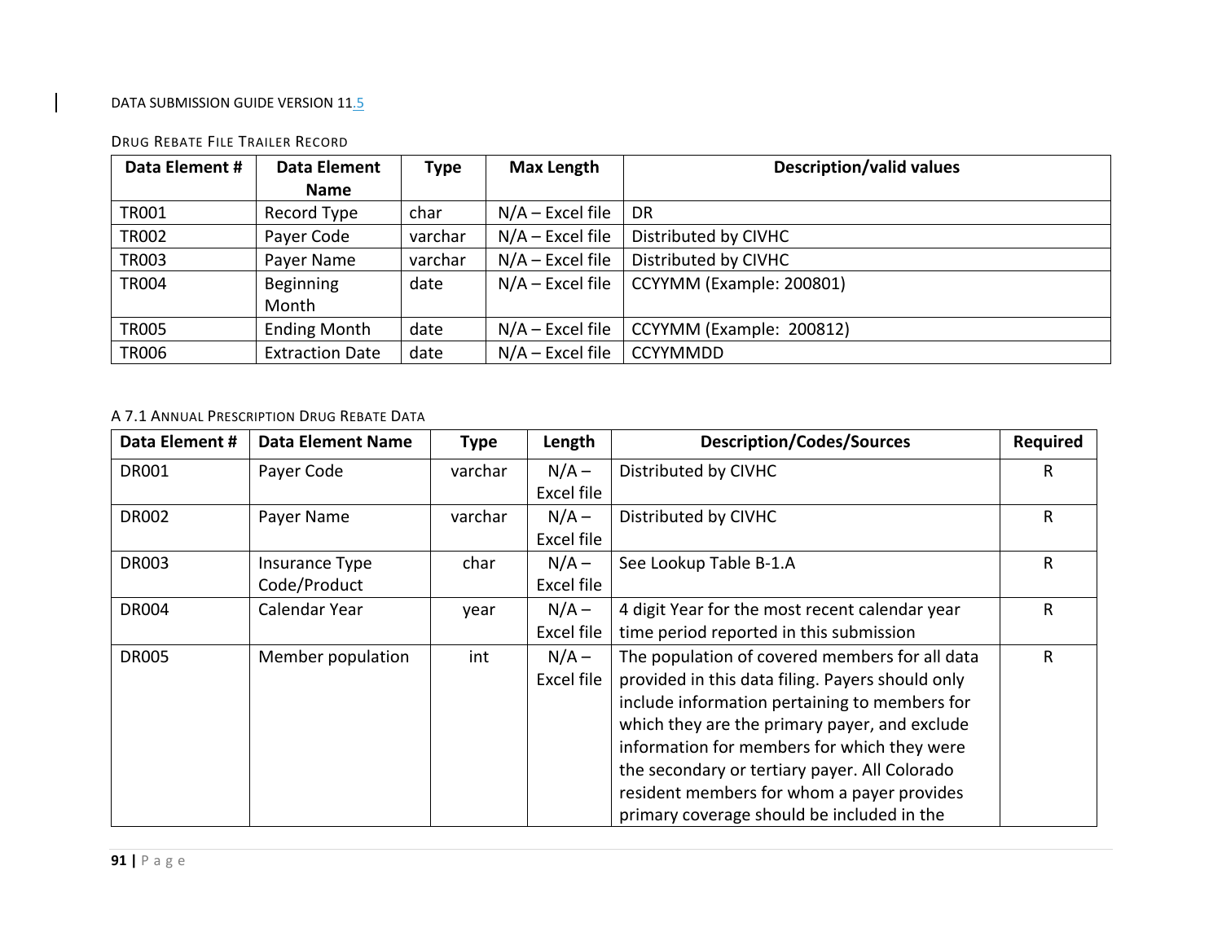#### Drug Rebate File Trailer Record

| Data Element # | Data Element Name | Type | Max Length | Description/valid values |
|---|---|---|---|---|
| TR001 | Record Type | char | N/A – Excel file | DR |
| TR002 | Payer Code | varchar | N/A – Excel file | Distributed by CIVHC |
| TR003 | Payer Name | varchar | N/A – Excel file | Distributed by CIVHC |
| TR004 | Beginning Month | date | N/A – Excel file | CCYYMM (Example: 200801) |
| TR005 | Ending Month | date | N/A – Excel file | CCYYMM (Example: 200812) |
| TR006 | Extraction Date | date | N/A – Excel file | CCYYMMDD |

#### A 7.1 Annual Prescription Drug Rebate Data

| Data Element # | Data Element Name | Type | Length | Description/Codes/Sources | Required |
|---|---|---|---|---|---|
| DR001 | Payer Code | varchar | N/A – Excel file | Distributed by CIVHC | R |
| DR002 | Payer Name | varchar | N/A – Excel file | Distributed by CIVHC | R |
| DR003 | Insurance Type Code/Product | char | N/A – Excel file | See Lookup Table B-1.A | R |
| DR004 | Calendar Year | year | N/A – Excel file | 4 digit Year for the most recent calendar year time period reported in this submission | R |
| DR005 | Member population | int | N/A – Excel file | The population of covered members for all data provided in this data filing. Payers should only include information pertaining to members for which they are the primary payer, and exclude information for members for which they were the secondary or tertiary payer. All Colorado resident members for whom a payer provides primary coverage should be included in the | R |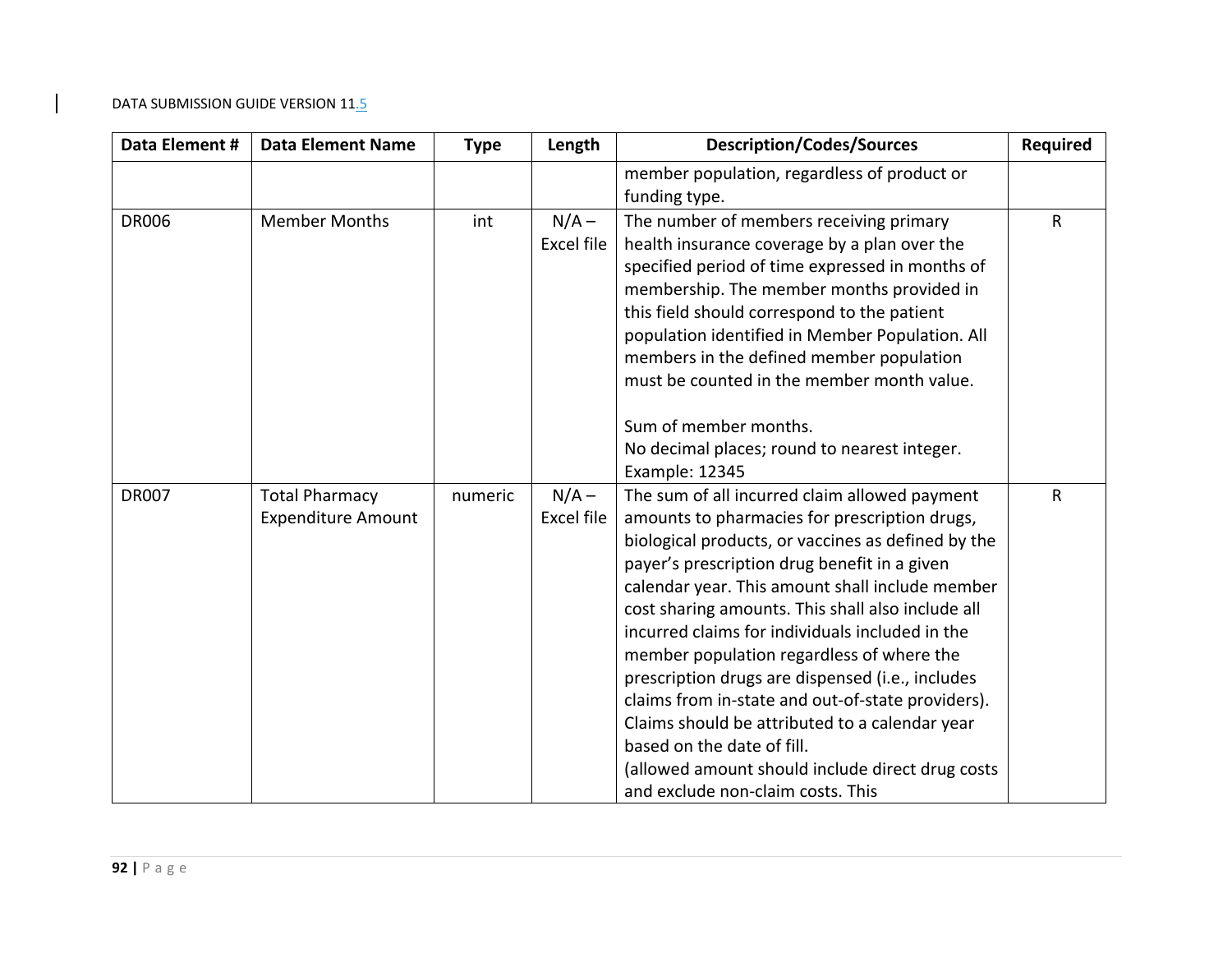| Data Element # | Data Element Name | Type | Length | Description/Codes/Sources | Required |
|---|---|---|---|---|---|
| | | | | member population, regardless of product or funding type. | |
| DR006 | Member Months | int | N/A – Excel file | The number of members receiving primary health insurance coverage by a plan over the specified period of time expressed in months of membership. The member months provided in this field should correspond to the patient population identified in Member Population. All members in the defined member population must be counted in the member month value.<br><br>Sum of member months.<br>No decimal places; round to nearest integer.<br>Example: 12345 | R |
| DR007 | Total Pharmacy Expenditure Amount | numeric | N/A – Excel file | The sum of all incurred claim allowed payment amounts to pharmacies for prescription drugs, biological products, or vaccines as defined by the payer's prescription drug benefit in a given calendar year. This amount shall include member cost sharing amounts. This shall also include all incurred claims for individuals included in the member population regardless of where the prescription drugs are dispensed (i.e., includes claims from in-state and out-of-state providers). Claims should be attributed to a calendar year based on the date of fill.<br>(allowed amount should include direct drug costs and exclude non-claim costs. This | R |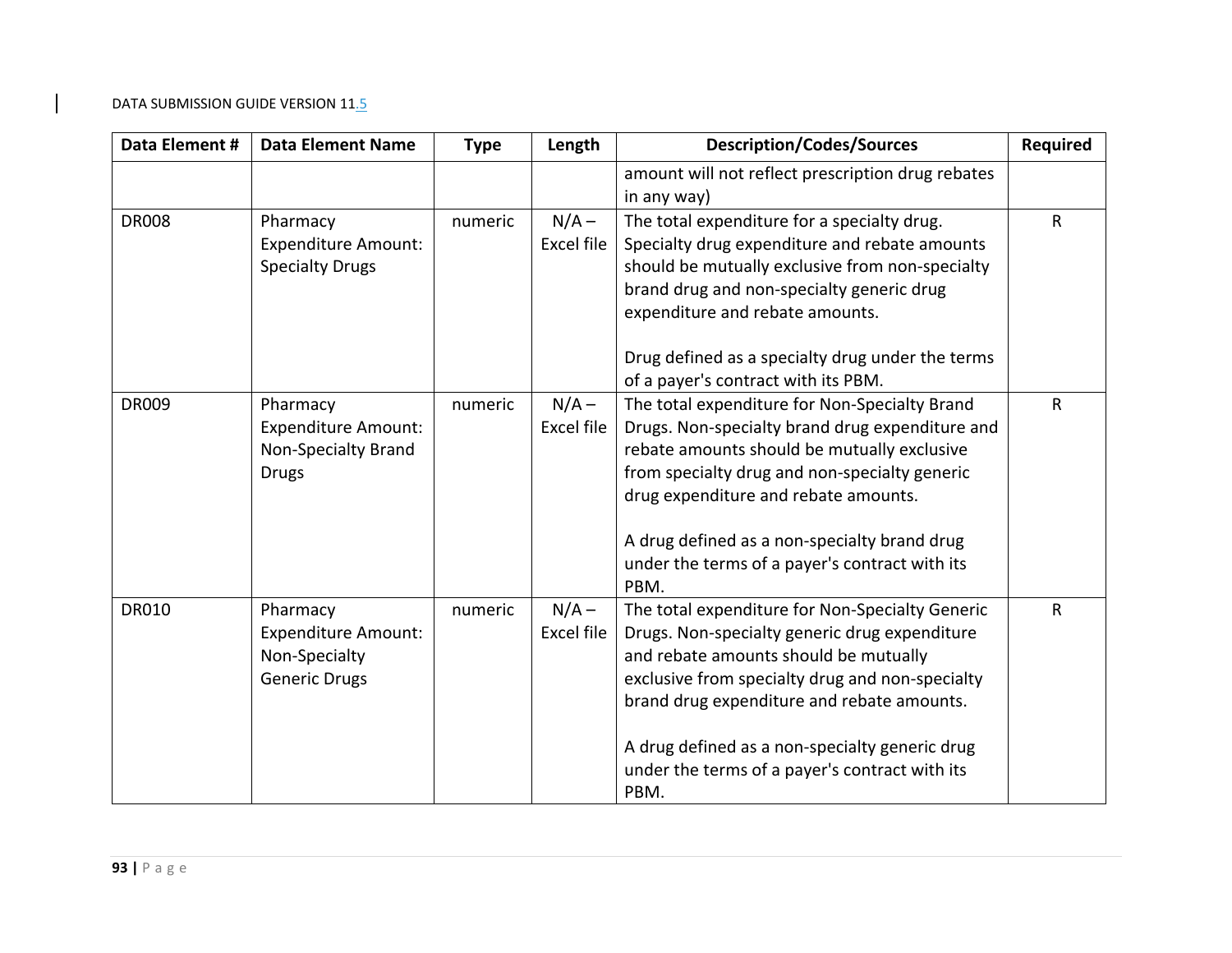| Data Element # | Data Element Name | Type | Length | Description/Codes/Sources | Required |
|---|---|---|---|---|---|
| | | | | amount will not reflect prescription drug rebates in any way) | |
| DR008 | Pharmacy Expenditure Amount: Specialty Drugs | numeric | N/A – Excel file | The total expenditure for a specialty drug. Specialty drug expenditure and rebate amounts should be mutually exclusive from non-specialty brand drug and non-specialty generic drug expenditure and rebate amounts.<br><br>Drug defined as a specialty drug under the terms of a payer's contract with its PBM. | R |
| DR009 | Pharmacy Expenditure Amount: Non-Specialty Brand Drugs | numeric | N/A – Excel file | The total expenditure for Non-Specialty Brand Drugs. Non-specialty brand drug expenditure and rebate amounts should be mutually exclusive from specialty drug and non-specialty generic drug expenditure and rebate amounts.<br><br>A drug defined as a non-specialty brand drug under the terms of a payer's contract with its PBM. | R |
| DR010 | Pharmacy Expenditure Amount: Non-Specialty Generic Drugs | numeric | N/A – Excel file | The total expenditure for Non-Specialty Generic Drugs. Non-specialty generic drug expenditure and rebate amounts should be mutually exclusive from specialty drug and non-specialty brand drug expenditure and rebate amounts.<br><br>A drug defined as a non-specialty generic drug under the terms of a payer's contract with its PBM. | R |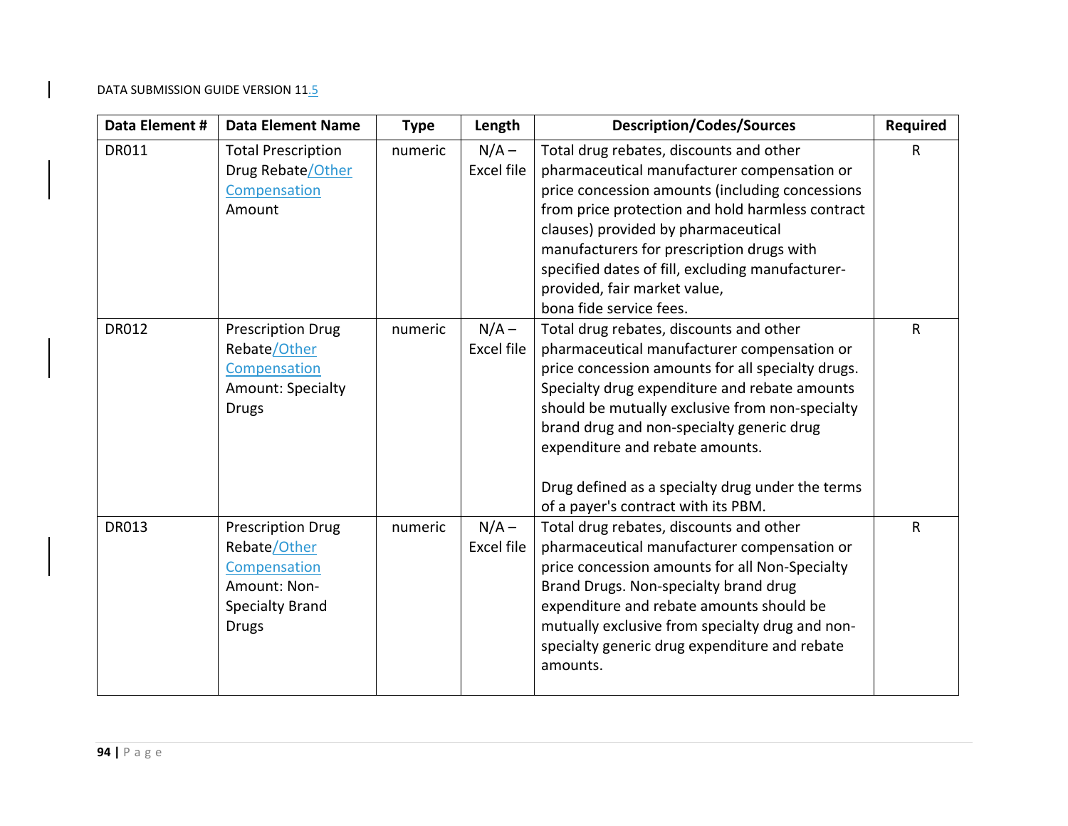| Data Element # | Data Element Name | Type | Length | Description/Codes/Sources | Required |
|---|---|---|---|---|---|
| DR011 | Total Prescription Drug Rebate/Other Compensation Amount | numeric | N/A – Excel file | Total drug rebates, discounts and other pharmaceutical manufacturer compensation or price concession amounts (including concessions from price protection and hold harmless contract clauses) provided by pharmaceutical manufacturers for prescription drugs with specified dates of fill, excluding manufacturer-provided, fair market value, bona fide service fees. | R |
| DR012 | Prescription Drug Rebate/Other Compensation Amount: Specialty Drugs | numeric | N/A – Excel file | Total drug rebates, discounts and other pharmaceutical manufacturer compensation or price concession amounts for all specialty drugs. Specialty drug expenditure and rebate amounts should be mutually exclusive from non-specialty brand drug and non-specialty generic drug expenditure and rebate amounts.<br><br>Drug defined as a specialty drug under the terms of a payer's contract with its PBM. | R |
| DR013 | Prescription Drug Rebate/Other Compensation Amount: Non-Specialty Brand Drugs | numeric | N/A – Excel file | Total drug rebates, discounts and other pharmaceutical manufacturer compensation or price concession amounts for all Non-Specialty Brand Drugs. Non-specialty brand drug expenditure and rebate amounts should be mutually exclusive from specialty drug and non-specialty generic drug expenditure and rebate amounts. | R |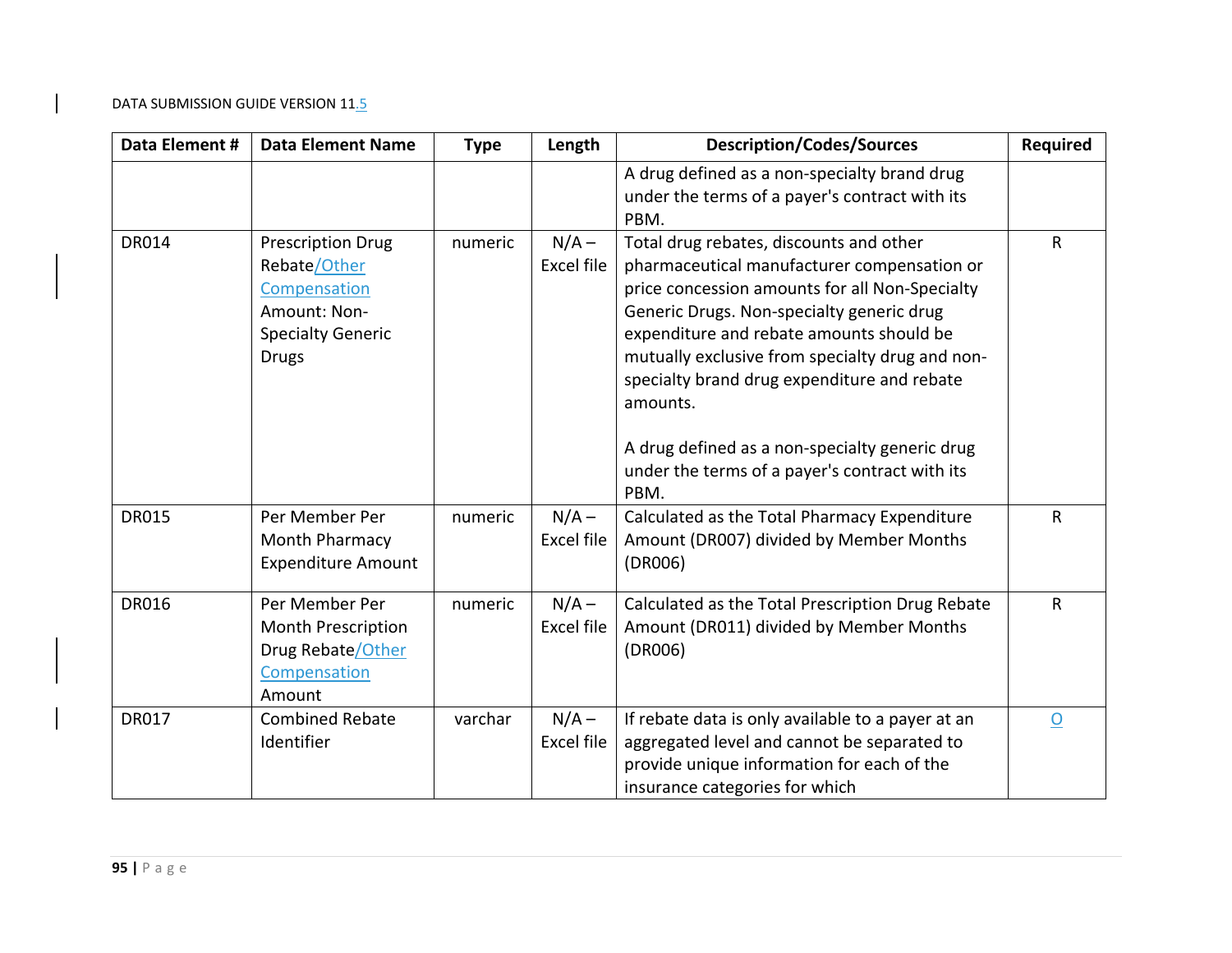| Data Element # | Data Element Name | Type | Length | Description/Codes/Sources | Required |
|---|---|---|---|---|---|
| | | | | A drug defined as a non-specialty brand drug under the terms of a payer's contract with its PBM. | |
| DR014 | Prescription Drug Rebate/Other Compensation Amount: Non-Specialty Generic Drugs | numeric | N/A – Excel file | Total drug rebates, discounts and other pharmaceutical manufacturer compensation or price concession amounts for all Non-Specialty Generic Drugs. Non-specialty generic drug expenditure and rebate amounts should be mutually exclusive from specialty drug and non-specialty brand drug expenditure and rebate amounts.<br><br>A drug defined as a non-specialty generic drug under the terms of a payer's contract with its PBM. | R |
| DR015 | Per Member Per Month Pharmacy Expenditure Amount | numeric | N/A – Excel file | Calculated as the Total Pharmacy Expenditure Amount (DR007) divided by Member Months (DR006) | R |
| DR016 | Per Member Per Month Prescription Drug Rebate/Other Compensation Amount | numeric | N/A – Excel file | Calculated as the Total Prescription Drug Rebate Amount (DR011) divided by Member Months (DR006) | R |
| DR017 | Combined Rebate Identifier | varchar | N/A – Excel file | If rebate data is only available to a payer at an aggregated level and cannot be separated to provide unique information for each of the insurance categories for which | O |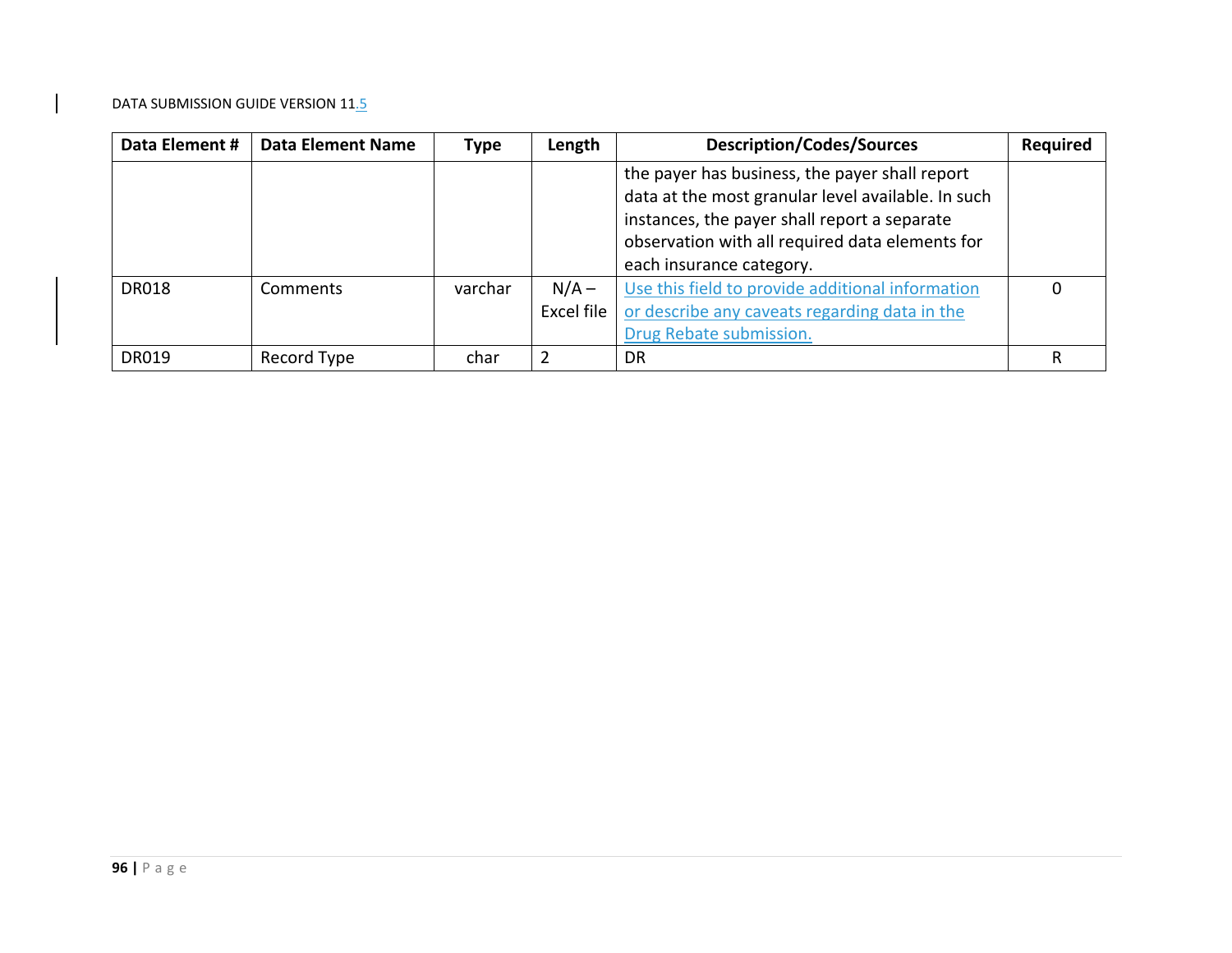| Data Element # | Data Element Name | Type | Length | Description/Codes/Sources | Required |
|---|---|---|---|---|---|
| | | | | the payer has business, the payer shall report data at the most granular level available. In such instances, the payer shall report a separate observation with all required data elements for each insurance category. | |
| DR018 | Comments | varchar | N/A – Excel file | Use this field to provide additional information or describe any caveats regarding data in the Drug Rebate submission. | 0 |
| DR019 | Record Type | char | 2 | DR | R |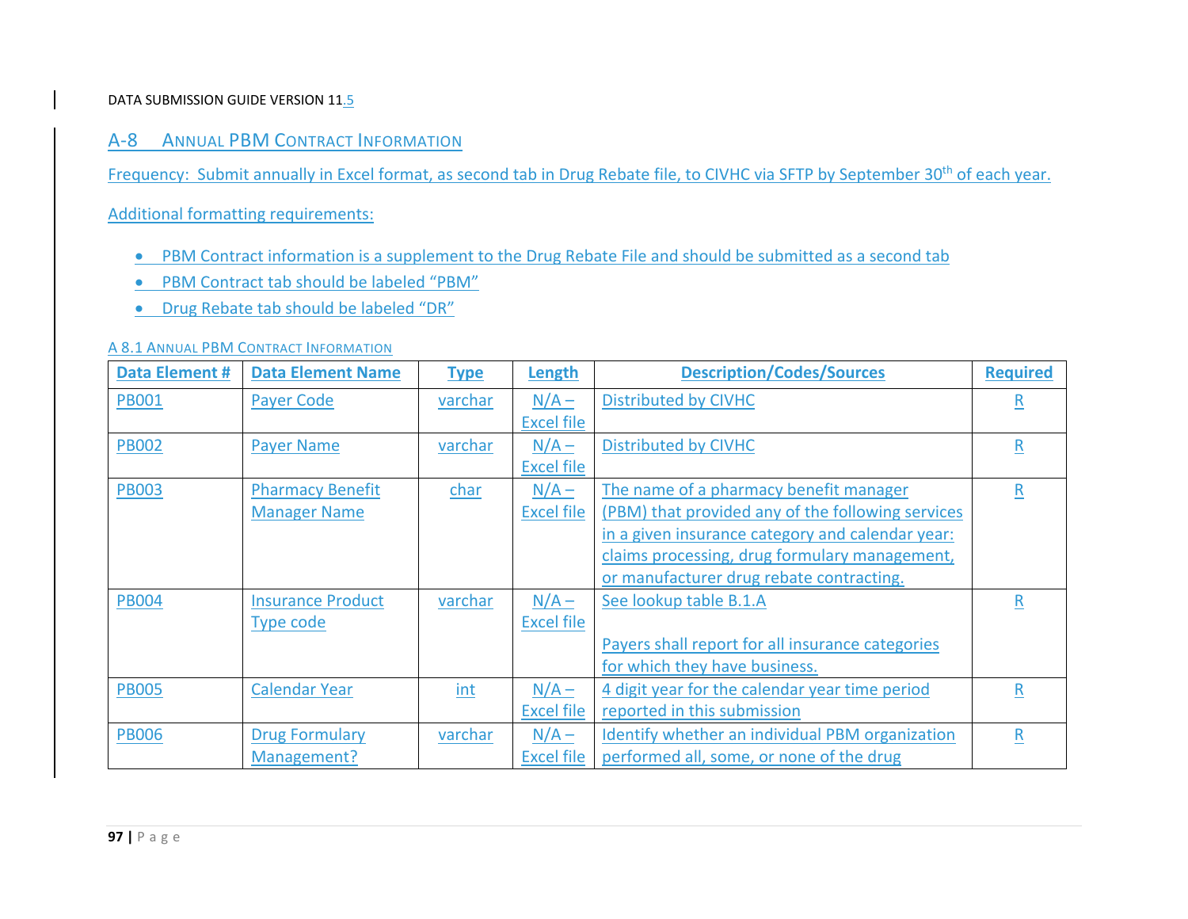## A-8 Annual PBM Contract Information

Frequency: Submit annually in Excel format, as second tab in Drug Rebate file, to CIVHC via SFTP by September 30th of each year.

Additional formatting requirements:

- PBM Contract information is a supplement to the Drug Rebate File and should be submitted as a second tab
- PBM Contract tab should be labeled "PBM"
- Drug Rebate tab should be labeled "DR"

### A 8.1 Annual PBM Contract Information

| Data Element # | Data Element Name | Type | Length | Description/Codes/Sources | Required |
|---|---|---|---|---|---|
| PB001 | Payer Code | varchar | N/A – Excel file | Distributed by CIVHC | R |
| PB002 | Payer Name | varchar | N/A – Excel file | Distributed by CIVHC | R |
| PB003 | Pharmacy Benefit Manager Name | char | N/A – Excel file | The name of a pharmacy benefit manager (PBM) that provided any of the following services in a given insurance category and calendar year: claims processing, drug formulary management, or manufacturer drug rebate contracting. | R |
| PB004 | Insurance Product Type code | varchar | N/A – Excel file | See lookup table B.1.A<br><br>Payers shall report for all insurance categories for which they have business. | R |
| PB005 | Calendar Year | int | N/A – Excel file | 4 digit year for the calendar year time period reported in this submission | R |
| PB006 | Drug Formulary Management? | varchar | N/A – Excel file | Identify whether an individual PBM organization performed all, some, or none of the drug | R |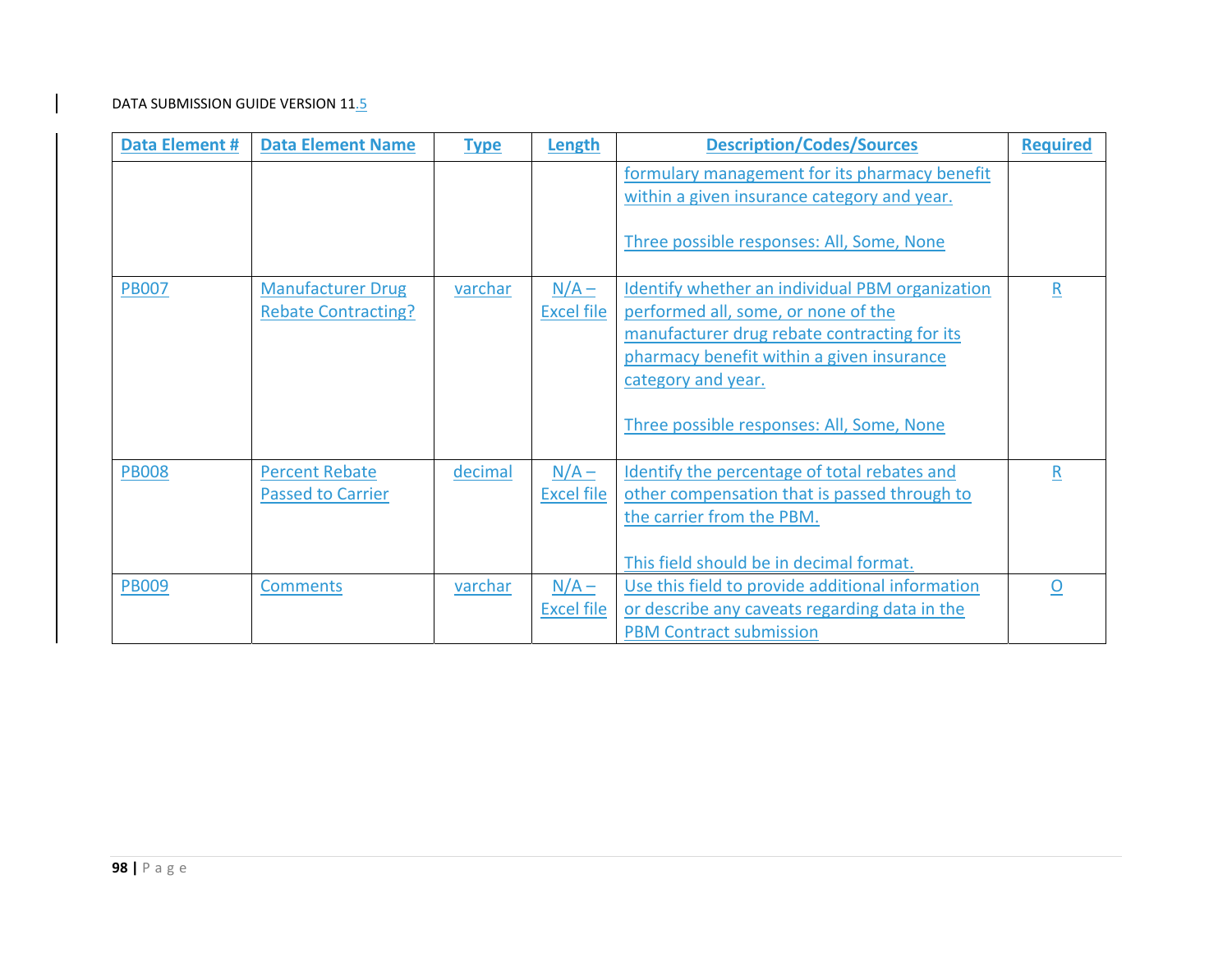| Data Element # | Data Element Name | Type | Length | Description/Codes/Sources | Required |
|---|---|---|---|---|---|
| | | | | formulary management for its pharmacy benefit within a given insurance category and year.<br><br>Three possible responses: All, Some, None | |
| PB007 | Manufacturer Drug Rebate Contracting? | varchar | N/A – Excel file | Identify whether an individual PBM organization performed all, some, or none of the manufacturer drug rebate contracting for its pharmacy benefit within a given insurance category and year.<br><br>Three possible responses: All, Some, None | R |
| PB008 | Percent Rebate Passed to Carrier | decimal | N/A – Excel file | Identify the percentage of total rebates and other compensation that is passed through to the carrier from the PBM.<br><br>This field should be in decimal format. | R |
| PB009 | Comments | varchar | N/A – Excel file | Use this field to provide additional information or describe any caveats regarding data in the PBM Contract submission | O |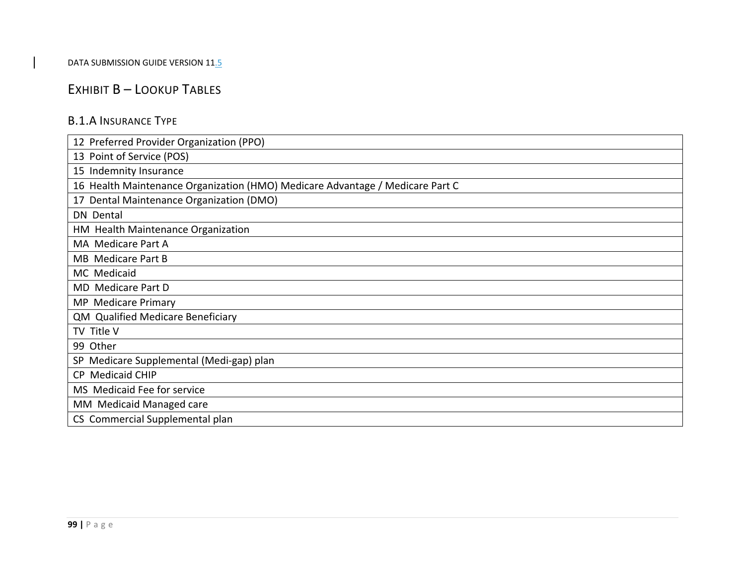## EXHIBIT B – LOOKUP TABLES

### B.1.A INSURANCE TYPE

| |
|---|
| 12 Preferred Provider Organization (PPO) |
| 13 Point of Service (POS) |
| 15 Indemnity Insurance |
| 16 Health Maintenance Organization (HMO) Medicare Advantage / Medicare Part C |
| 17 Dental Maintenance Organization (DMO) |
| DN Dental |
| HM Health Maintenance Organization |
| MA Medicare Part A |
| MB Medicare Part B |
| MC Medicaid |
| MD Medicare Part D |
| MP Medicare Primary |
| QM Qualified Medicare Beneficiary |
| TV Title V |
| 99 Other |
| SP Medicare Supplemental (Medi-gap) plan |
| CP Medicaid CHIP |
| MS Medicaid Fee for service |
| MM Medicaid Managed care |
| CS Commercial Supplemental plan |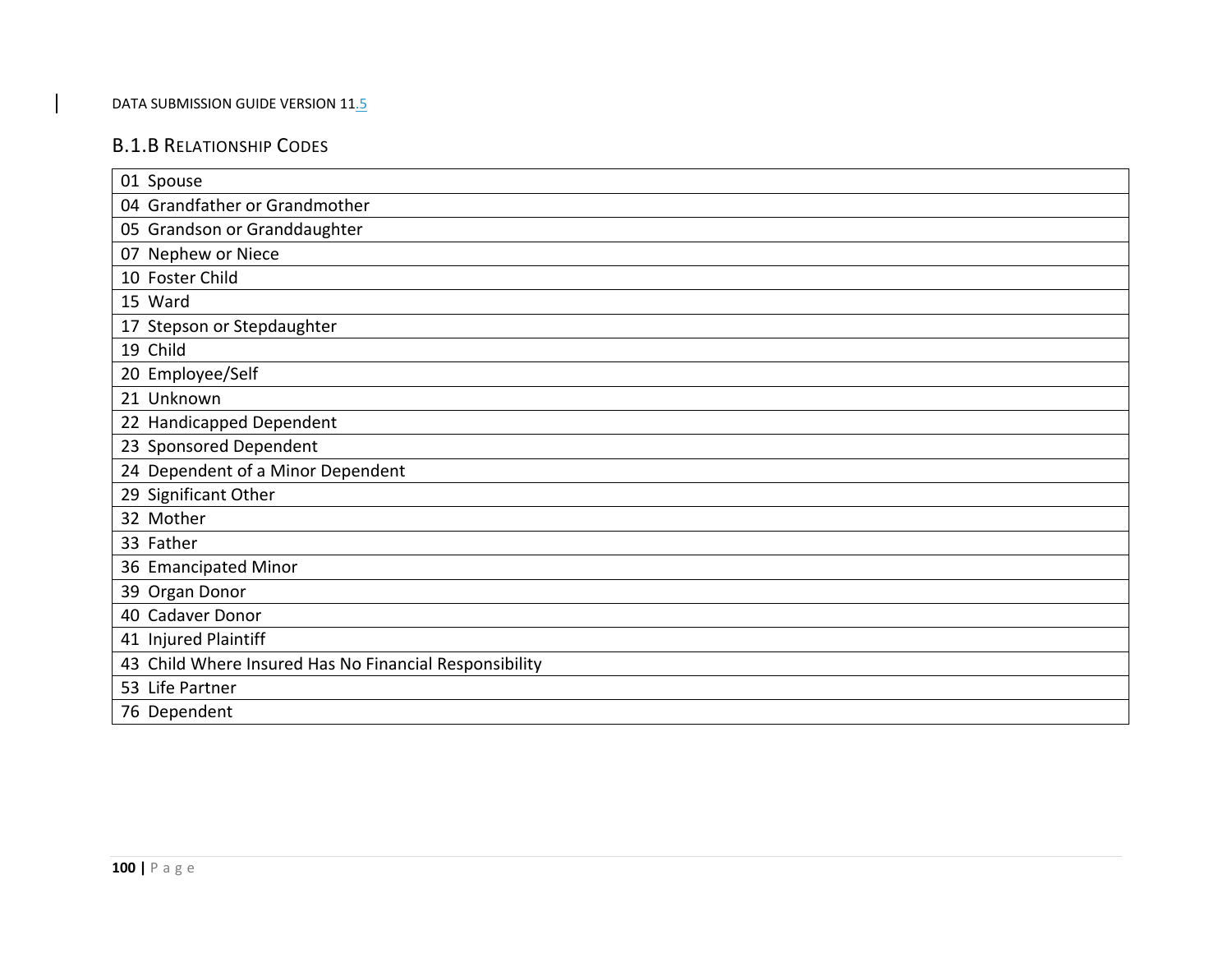### B.1.B Relationship Codes

| |
|---|
| 01 Spouse |
| 04 Grandfather or Grandmother |
| 05 Grandson or Granddaughter |
| 07 Nephew or Niece |
| 10 Foster Child |
| 15 Ward |
| 17 Stepson or Stepdaughter |
| 19 Child |
| 20 Employee/Self |
| 21 Unknown |
| 22 Handicapped Dependent |
| 23 Sponsored Dependent |
| 24 Dependent of a Minor Dependent |
| 29 Significant Other |
| 32 Mother |
| 33 Father |
| 36 Emancipated Minor |
| 39 Organ Donor |
| 40 Cadaver Donor |
| 41 Injured Plaintiff |
| 43 Child Where Insured Has No Financial Responsibility |
| 53 Life Partner |
| 76 Dependent |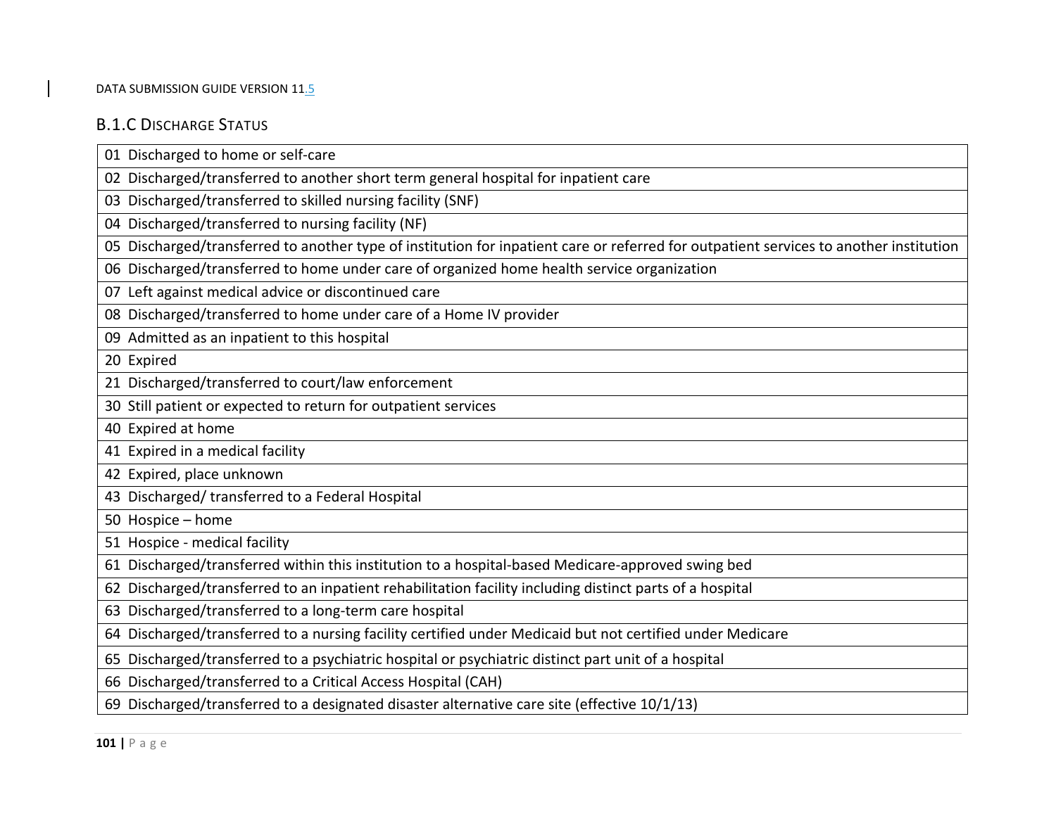### B.1.C Discharge Status

| |
|---|
| 01 Discharged to home or self-care |
| 02 Discharged/transferred to another short term general hospital for inpatient care |
| 03 Discharged/transferred to skilled nursing facility (SNF) |
| 04 Discharged/transferred to nursing facility (NF) |
| 05 Discharged/transferred to another type of institution for inpatient care or referred for outpatient services to another institution |
| 06 Discharged/transferred to home under care of organized home health service organization |
| 07 Left against medical advice or discontinued care |
| 08 Discharged/transferred to home under care of a Home IV provider |
| 09 Admitted as an inpatient to this hospital |
| 20 Expired |
| 21 Discharged/transferred to court/law enforcement |
| 30 Still patient or expected to return for outpatient services |
| 40 Expired at home |
| 41 Expired in a medical facility |
| 42 Expired, place unknown |
| 43 Discharged/ transferred to a Federal Hospital |
| 50 Hospice – home |
| 51 Hospice - medical facility |
| 61 Discharged/transferred within this institution to a hospital-based Medicare-approved swing bed |
| 62 Discharged/transferred to an inpatient rehabilitation facility including distinct parts of a hospital |
| 63 Discharged/transferred to a long-term care hospital |
| 64 Discharged/transferred to a nursing facility certified under Medicaid but not certified under Medicare |
| 65 Discharged/transferred to a psychiatric hospital or psychiatric distinct part unit of a hospital |
| 66 Discharged/transferred to a Critical Access Hospital (CAH) |
| 69 Discharged/transferred to a designated disaster alternative care site (effective 10/1/13) |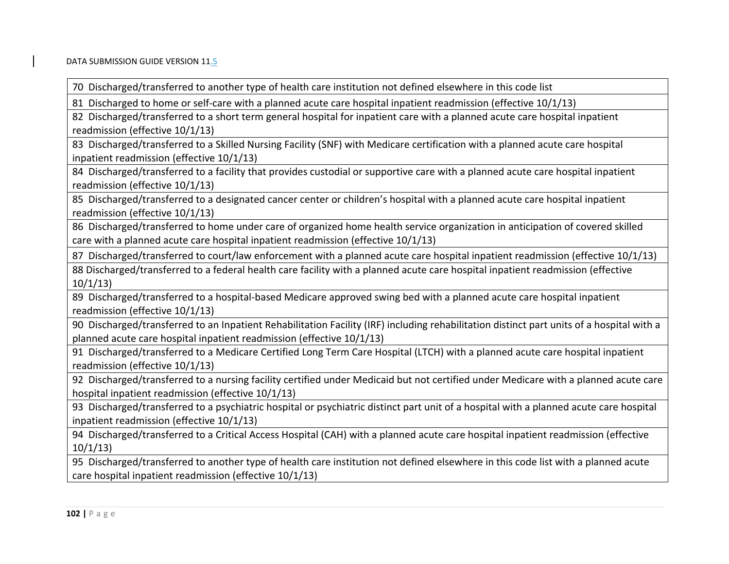| 70 Discharged/transferred to another type of health care institution not defined elsewhere in this code list |
|---|
| 81 Discharged to home or self-care with a planned acute care hospital inpatient readmission (effective 10/1/13) |
| 82 Discharged/transferred to a short term general hospital for inpatient care with a planned acute care hospital inpatient readmission (effective 10/1/13) |
| 83 Discharged/transferred to a Skilled Nursing Facility (SNF) with Medicare certification with a planned acute care hospital inpatient readmission (effective 10/1/13) |
| 84 Discharged/transferred to a facility that provides custodial or supportive care with a planned acute care hospital inpatient readmission (effective 10/1/13) |
| 85 Discharged/transferred to a designated cancer center or children's hospital with a planned acute care hospital inpatient readmission (effective 10/1/13) |
| 86 Discharged/transferred to home under care of organized home health service organization in anticipation of covered skilled care with a planned acute care hospital inpatient readmission (effective 10/1/13) |
| 87 Discharged/transferred to court/law enforcement with a planned acute care hospital inpatient readmission (effective 10/1/13) |
| 88 Discharged/transferred to a federal health care facility with a planned acute care hospital inpatient readmission (effective 10/1/13) |
| 89 Discharged/transferred to a hospital-based Medicare approved swing bed with a planned acute care hospital inpatient readmission (effective 10/1/13) |
| 90 Discharged/transferred to an Inpatient Rehabilitation Facility (IRF) including rehabilitation distinct part units of a hospital with a planned acute care hospital inpatient readmission (effective 10/1/13) |
| 91 Discharged/transferred to a Medicare Certified Long Term Care Hospital (LTCH) with a planned acute care hospital inpatient readmission (effective 10/1/13) |
| 92 Discharged/transferred to a nursing facility certified under Medicaid but not certified under Medicare with a planned acute care hospital inpatient readmission (effective 10/1/13) |
| 93 Discharged/transferred to a psychiatric hospital or psychiatric distinct part unit of a hospital with a planned acute care hospital inpatient readmission (effective 10/1/13) |
| 94 Discharged/transferred to a Critical Access Hospital (CAH) with a planned acute care hospital inpatient readmission (effective 10/1/13) |
| 95 Discharged/transferred to another type of health care institution not defined elsewhere in this code list with a planned acute care hospital inpatient readmission (effective 10/1/13) |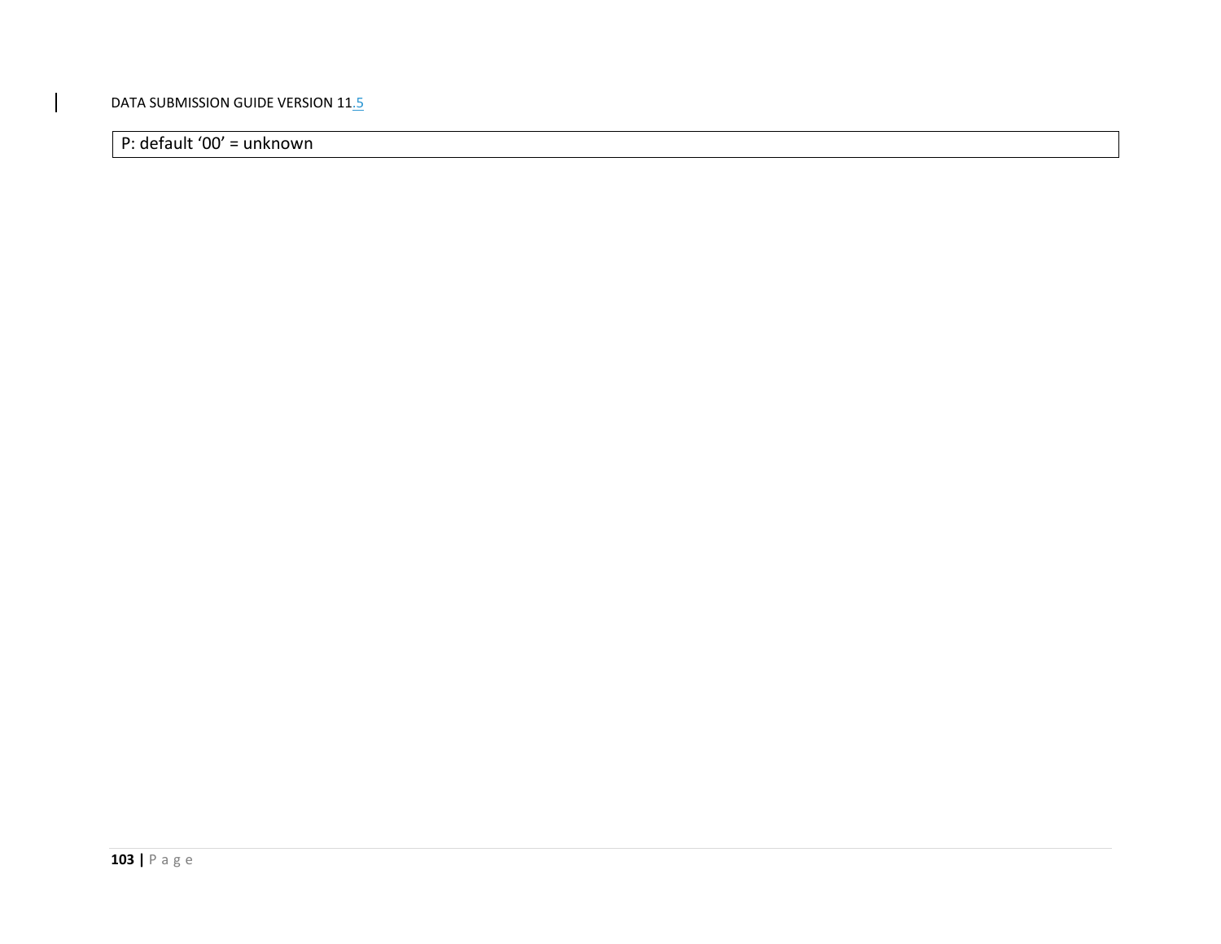| P: default ‘00’ = unknown |
| --- |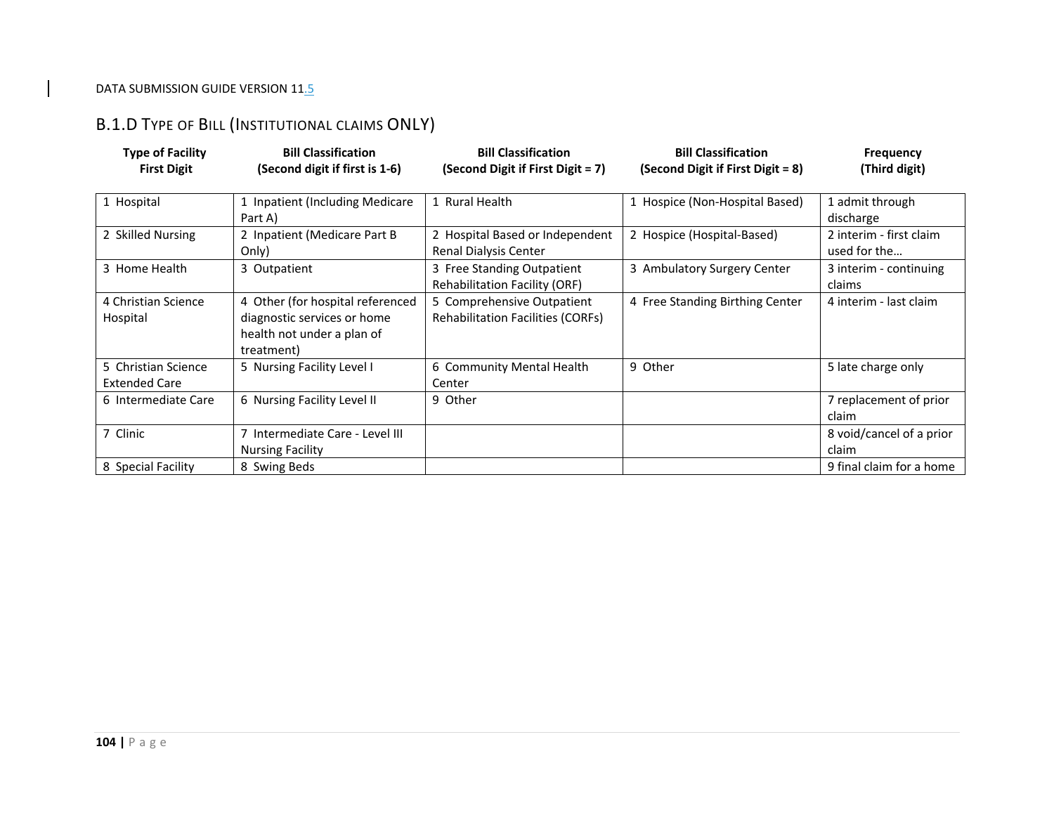## B.1.D Type of Bill (Institutional claims ONLY)

| Type of Facility First Digit | Bill Classification (Second digit if first is 1-6) | Bill Classification (Second Digit if First Digit = 7) | Bill Classification (Second Digit if First Digit = 8) | Frequency (Third digit) |
|---|---|---|---|---|
| 1 Hospital | 1 Inpatient (Including Medicare Part A) | 1 Rural Health | 1 Hospice (Non-Hospital Based) | 1 admit through discharge |
| 2 Skilled Nursing | 2 Inpatient (Medicare Part B Only) | 2 Hospital Based or Independent Renal Dialysis Center | 2 Hospice (Hospital-Based) | 2 interim - first claim used for the… |
| 3 Home Health | 3 Outpatient | 3 Free Standing Outpatient Rehabilitation Facility (ORF) | 3 Ambulatory Surgery Center | 3 interim - continuing claims |
| 4 Christian Science Hospital | 4 Other (for hospital referenced diagnostic services or home health not under a plan of treatment) | 5 Comprehensive Outpatient Rehabilitation Facilities (CORFs) | 4 Free Standing Birthing Center | 4 interim - last claim |
| 5 Christian Science Extended Care | 5 Nursing Facility Level I | 6 Community Mental Health Center | 9 Other | 5 late charge only |
| 6 Intermediate Care | 6 Nursing Facility Level II | 9 Other | | 7 replacement of prior claim |
| 7 Clinic | 7 Intermediate Care - Level III Nursing Facility | | | 8 void/cancel of a prior claim |
| 8 Special Facility | 8 Swing Beds | | | 9 final claim for a home |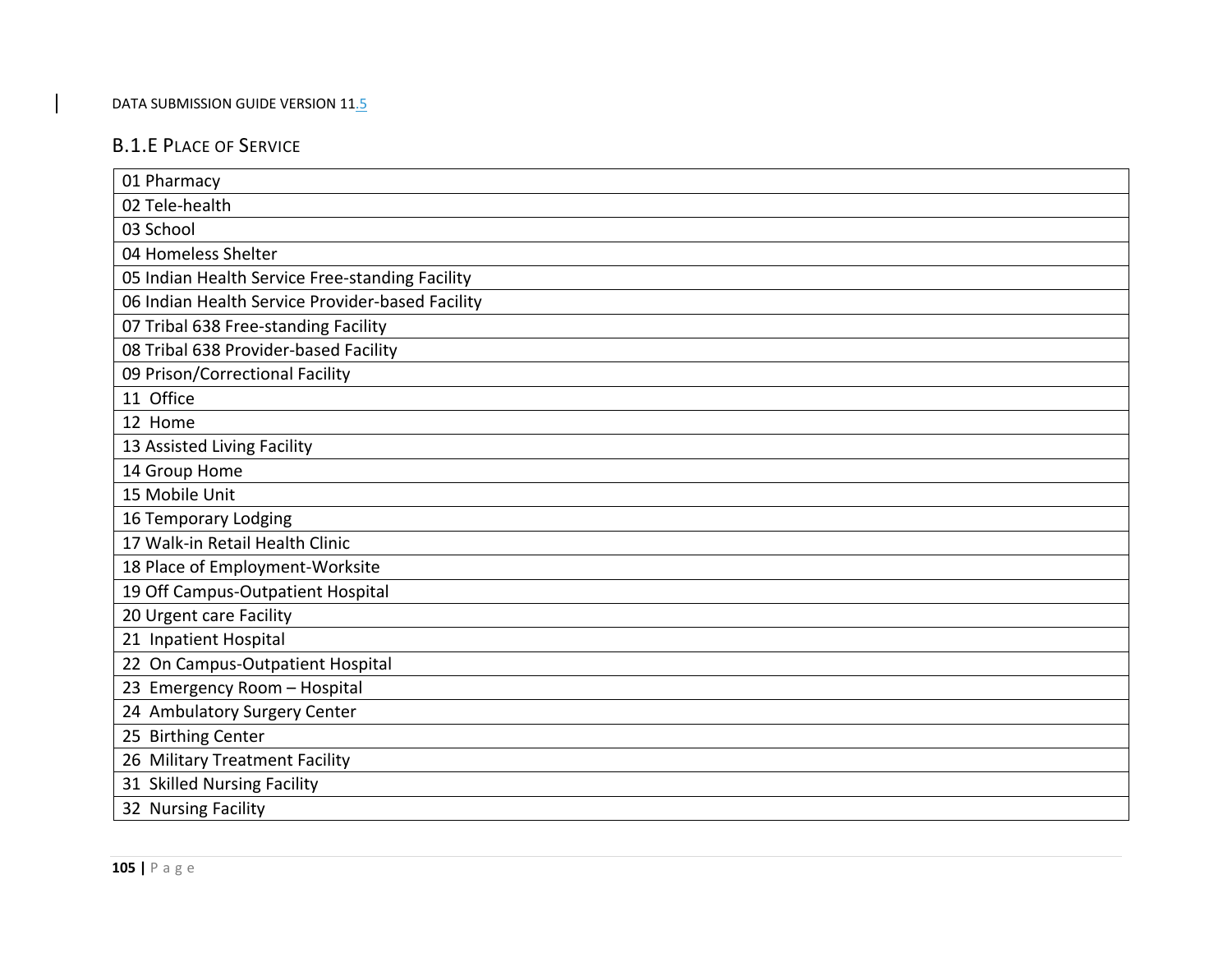## B.1.E Place of Service

| 01 Pharmacy |
|---|
| 02 Tele-health |
| 03 School |
| 04 Homeless Shelter |
| 05 Indian Health Service Free-standing Facility |
| 06 Indian Health Service Provider-based Facility |
| 07 Tribal 638 Free-standing Facility |
| 08 Tribal 638 Provider-based Facility |
| 09 Prison/Correctional Facility |
| 11 Office |
| 12 Home |
| 13 Assisted Living Facility |
| 14 Group Home |
| 15 Mobile Unit |
| 16 Temporary Lodging |
| 17 Walk-in Retail Health Clinic |
| 18 Place of Employment-Worksite |
| 19 Off Campus-Outpatient Hospital |
| 20 Urgent care Facility |
| 21 Inpatient Hospital |
| 22 On Campus-Outpatient Hospital |
| 23 Emergency Room – Hospital |
| 24 Ambulatory Surgery Center |
| 25 Birthing Center |
| 26 Military Treatment Facility |
| 31 Skilled Nursing Facility |
| 32 Nursing Facility |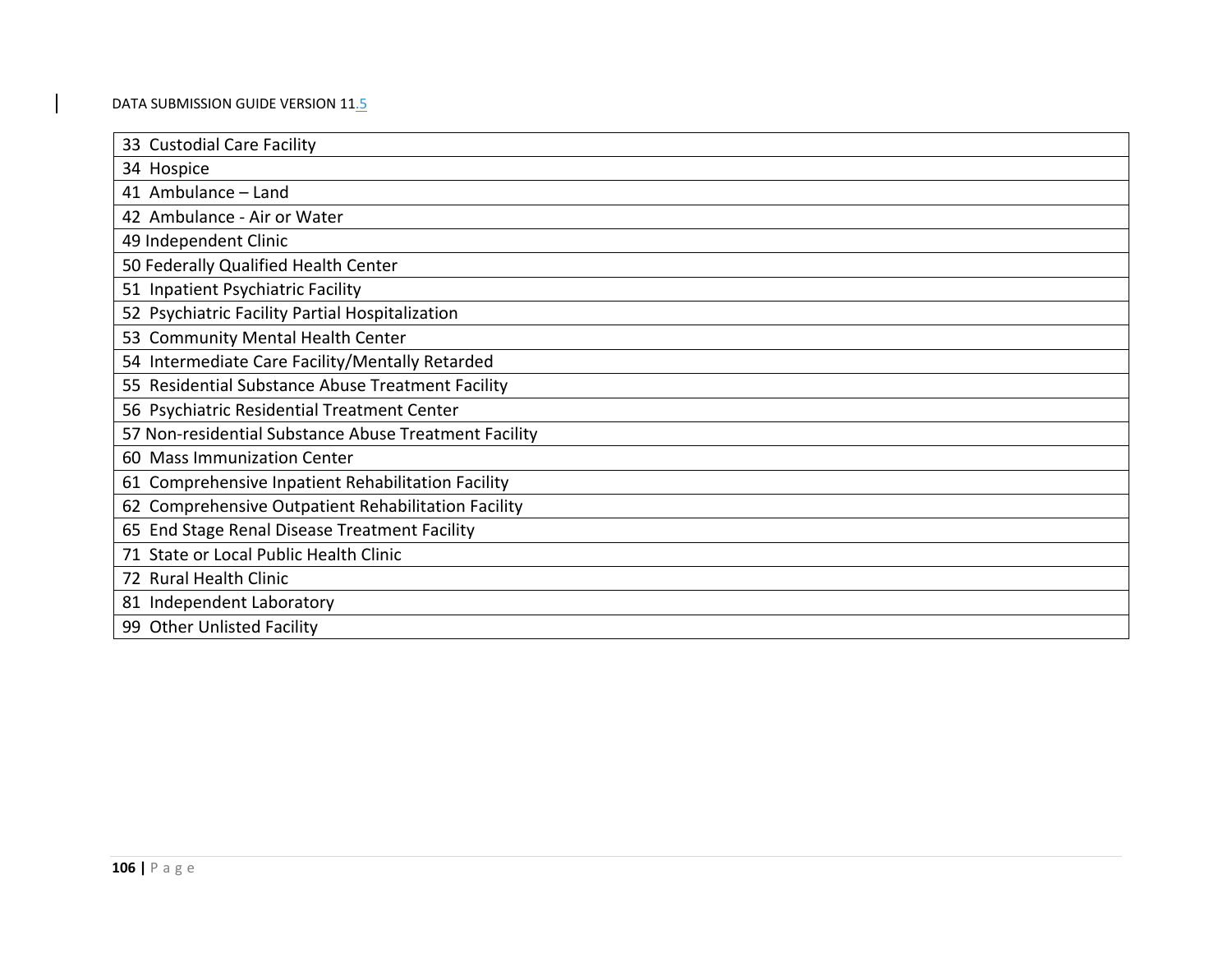| 33 Custodial Care Facility |
|---|
| 34 Hospice |
| 41 Ambulance – Land |
| 42 Ambulance - Air or Water |
| 49 Independent Clinic |
| 50 Federally Qualified Health Center |
| 51 Inpatient Psychiatric Facility |
| 52 Psychiatric Facility Partial Hospitalization |
| 53 Community Mental Health Center |
| 54 Intermediate Care Facility/Mentally Retarded |
| 55 Residential Substance Abuse Treatment Facility |
| 56 Psychiatric Residential Treatment Center |
| 57 Non-residential Substance Abuse Treatment Facility |
| 60 Mass Immunization Center |
| 61 Comprehensive Inpatient Rehabilitation Facility |
| 62 Comprehensive Outpatient Rehabilitation Facility |
| 65 End Stage Renal Disease Treatment Facility |
| 71 State or Local Public Health Clinic |
| 72 Rural Health Clinic |
| 81 Independent Laboratory |
| 99 Other Unlisted Facility |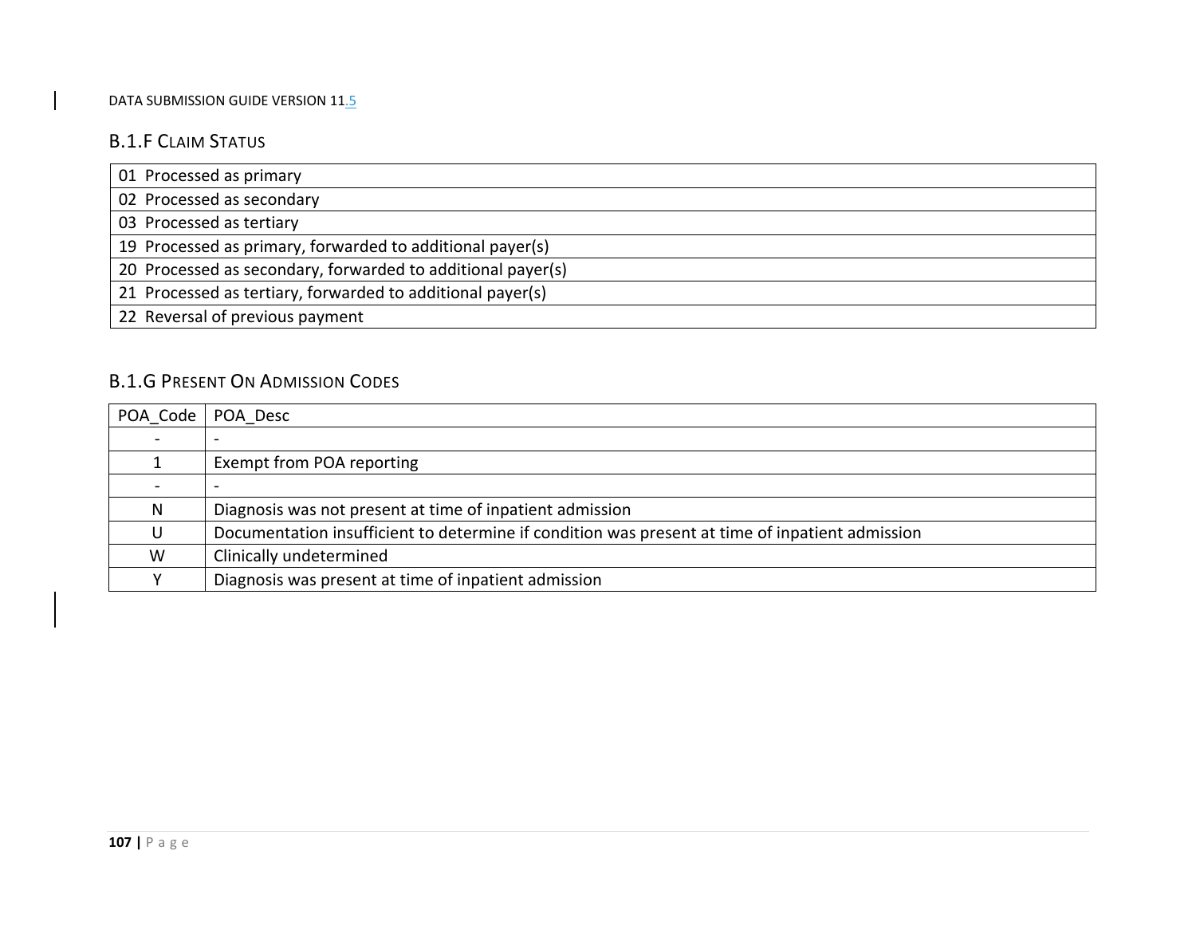### B.1.F Claim Status

| |
|---|
| 01 Processed as primary |
| 02 Processed as secondary |
| 03 Processed as tertiary |
| 19 Processed as primary, forwarded to additional payer(s) |
| 20 Processed as secondary, forwarded to additional payer(s) |
| 21 Processed as tertiary, forwarded to additional payer(s) |
| 22 Reversal of previous payment |

### B.1.G Present On Admission Codes

| POA_Code | POA_Desc |
|---|---|
| - | - |
| 1 | Exempt from POA reporting |
| - | - |
| N | Diagnosis was not present at time of inpatient admission |
| U | Documentation insufficient to determine if condition was present at time of inpatient admission |
| W | Clinically undetermined |
| Y | Diagnosis was present at time of inpatient admission |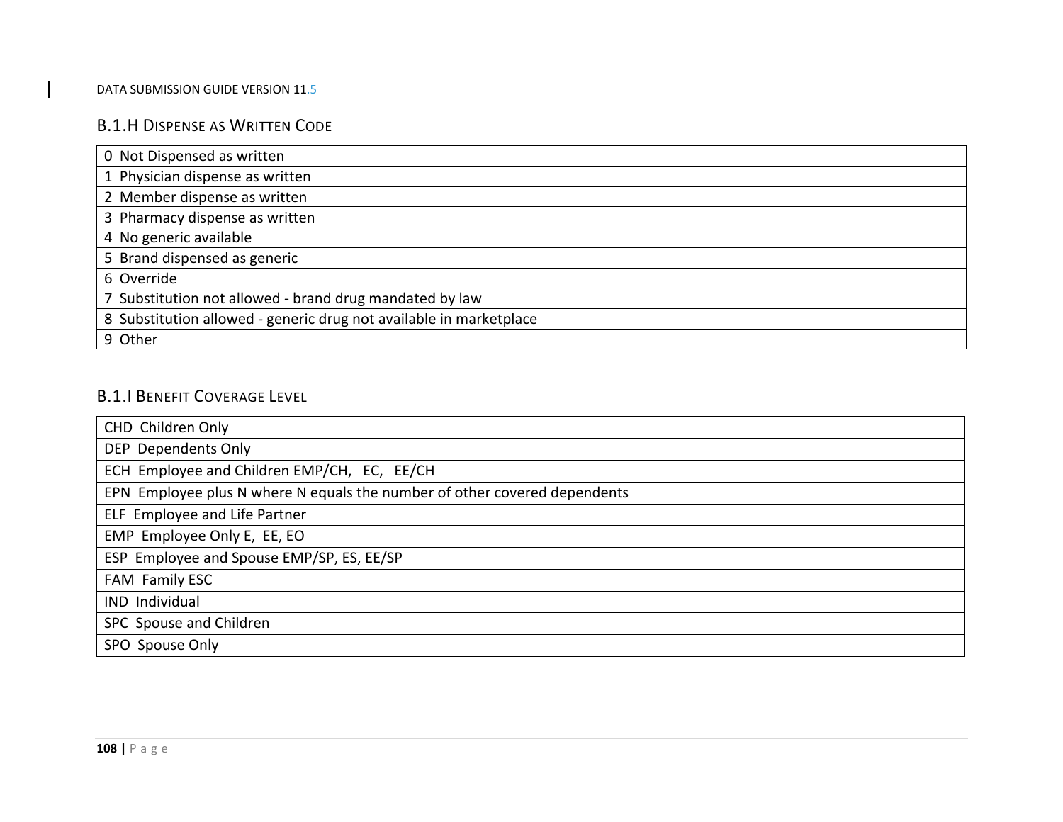### B.1.H Dispense as Written Code

| |
|---|
| 0 Not Dispensed as written |
| 1 Physician dispense as written |
| 2 Member dispense as written |
| 3 Pharmacy dispense as written |
| 4 No generic available |
| 5 Brand dispensed as generic |
| 6 Override |
| 7 Substitution not allowed - brand drug mandated by law |
| 8 Substitution allowed - generic drug not available in marketplace |
| 9 Other |

### B.1.I Benefit Coverage Level

| |
|---|
| CHD Children Only |
| DEP Dependents Only |
| ECH Employee and Children EMP/CH, EC, EE/CH |
| EPN Employee plus N where N equals the number of other covered dependents |
| ELF Employee and Life Partner |
| EMP Employee Only E, EE, EO |
| ESP Employee and Spouse EMP/SP, ES, EE/SP |
| FAM Family ESC |
| IND Individual |
| SPC Spouse and Children |
| SPO Spouse Only |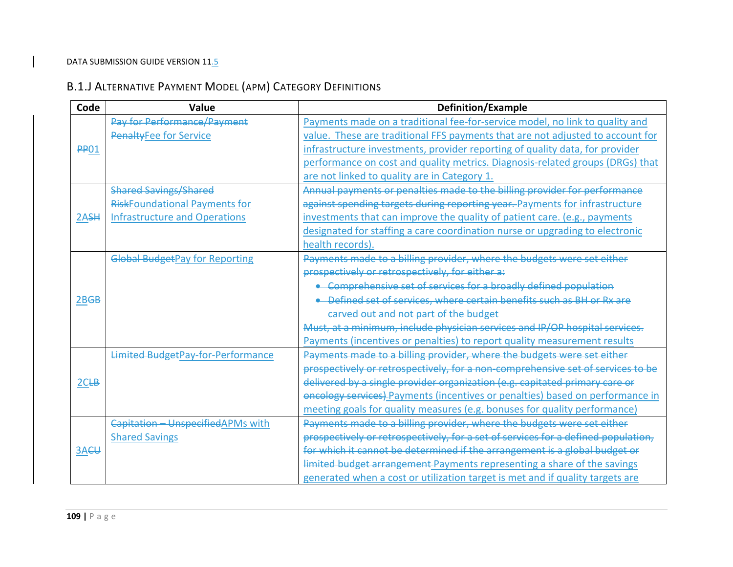### B.1.J Alternative Payment Model (APM) Category Definitions

| Code | Value | Definition/Example |
|---|---|---|
| ~~PP~~01 | ~~Pay for Performance/Payment Penalty~~Fee for Service | Payments made on a traditional fee-for-service model, no link to quality and value. These are traditional FFS payments that are not adjusted to account for infrastructure investments, provider reporting of quality data, for provider performance on cost and quality metrics. Diagnosis-related groups (DRGs) that are not linked to quality are in Category 1. |
| 2A~~SH~~ | ~~Shared Savings/Shared Risk~~Foundational Payments for Infrastructure and Operations | ~~Annual payments or penalties made to the billing provider for performance against spending targets during reporting year.~~ Payments for infrastructure investments that can improve the quality of patient care. (e.g., payments designated for staffing a care coordination nurse or upgrading to electronic health records). |
| 2B~~GB~~ | ~~Global Budget~~Pay for Reporting | ~~Payments made to a billing provider, where the budgets were set either prospectively or retrospectively, for either a:~~<br>• ~~Comprehensive set of services for a broadly defined population~~<br>• ~~Defined set of services, where certain benefits such as BH or Rx are carved out and not part of the budget~~<br>~~Must, at a minimum, include physician services and IP/OP hospital services.~~<br>Payments (incentives or penalties) to report quality measurement results |
| 2C~~LB~~ | ~~Limited Budget~~Pay-for-Performance | ~~Payments made to a billing provider, where the budgets were set either prospectively or retrospectively, for a non-comprehensive set of services to be delivered by a single provider organization (e.g. capitated primary care or oncology services)~~ Payments (incentives or penalties) based on performance in meeting goals for quality measures (e.g. bonuses for quality performance) |
| 3A~~CU~~ | ~~Capitation – Unspecified~~APMs with Shared Savings | ~~Payments made to a billing provider, where the budgets were set either prospectively or retrospectively, for a set of services for a defined population, for which it cannot be determined if the arrangement is a global budget or limited budget arrangement~~ Payments representing a share of the savings generated when a cost or utilization target is met and if quality targets are |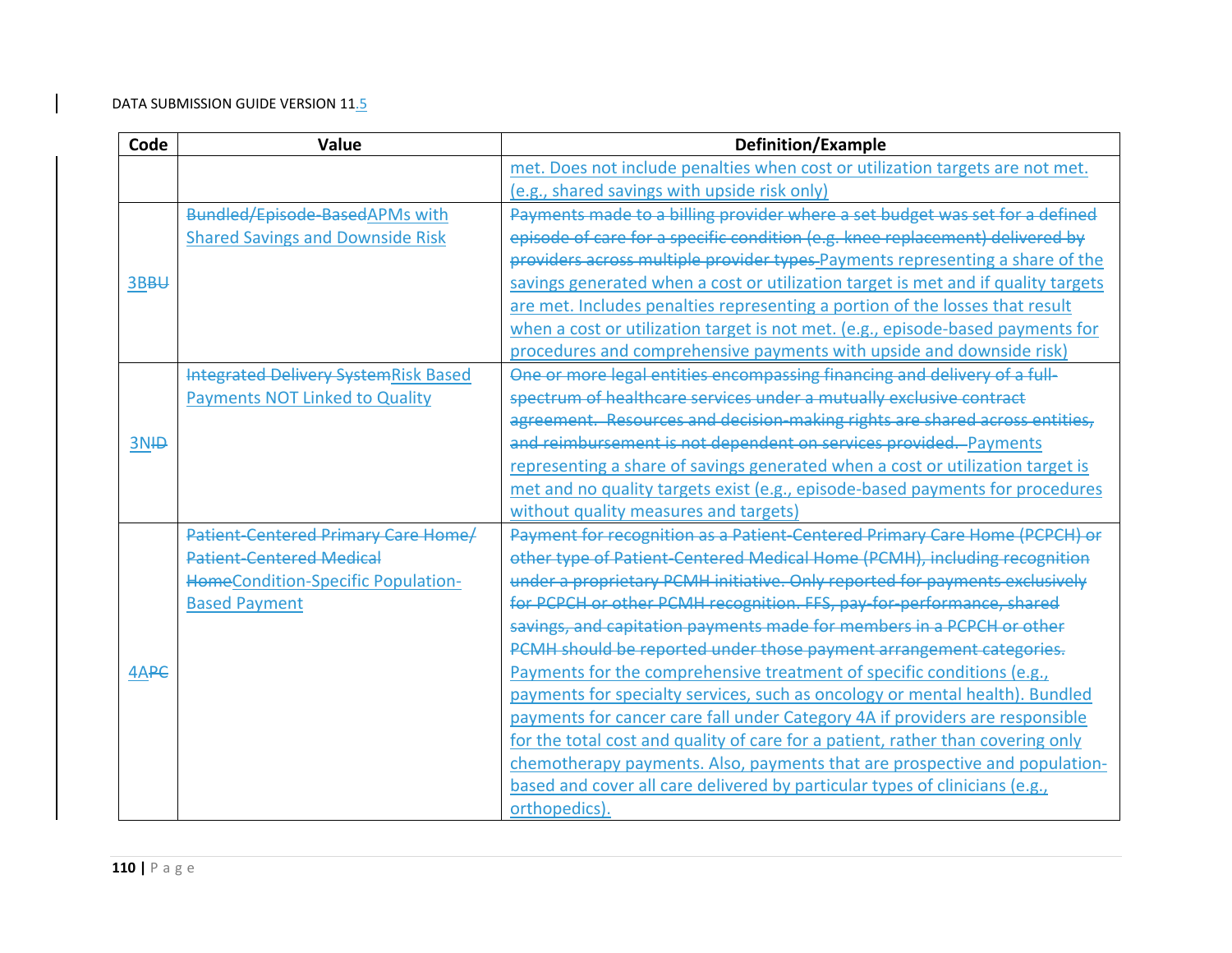| Code | Value | Definition/Example |
|---|---|---|
| | | met. Does not include penalties when cost or utilization targets are not met. (e.g., shared savings with upside risk only) |
| 3B~~BU~~ | ~~Bundled/Episode-Based~~APMs with Shared Savings and Downside Risk | ~~Payments made to a billing provider where a set budget was set for a defined episode of care for a specific condition (e.g. knee replacement) delivered by providers across multiple provider types~~ Payments representing a share of the savings generated when a cost or utilization target is met and if quality targets are met. Includes penalties representing a portion of the losses that result when a cost or utilization target is not met. (e.g., episode-based payments for procedures and comprehensive payments with upside and downside risk) |
| 3N~~ID~~ | ~~Integrated Delivery System~~Risk Based Payments NOT Linked to Quality | ~~One or more legal entities encompassing financing and delivery of a full-spectrum of healthcare services under a mutually exclusive contract agreement. Resources and decision-making rights are shared across entities, and reimbursement is not dependent on services provided.~~ Payments representing a share of savings generated when a cost or utilization target is met and no quality targets exist (e.g., episode-based payments for procedures without quality measures and targets) |
| 4A~~PC~~ | ~~Patient-Centered Primary Care Home/ Patient-Centered Medical Home~~Condition-Specific Population-Based Payment | ~~Payment for recognition as a Patient-Centered Primary Care Home (PCPCH) or other type of Patient-Centered Medical Home (PCMH), including recognition under a proprietary PCMH initiative. Only reported for payments exclusively for PCPCH or other PCMH recognition. FFS, pay-for-performance, shared savings, and capitation payments made for members in a PCPCH or other PCMH should be reported under those payment arrangement categories.~~ Payments for the comprehensive treatment of specific conditions (e.g., payments for specialty services, such as oncology or mental health). Bundled payments for cancer care fall under Category 4A if providers are responsible for the total cost and quality of care for a patient, rather than covering only chemotherapy payments. Also, payments that are prospective and population-based and cover all care delivered by particular types of clinicians (e.g., orthopedics). |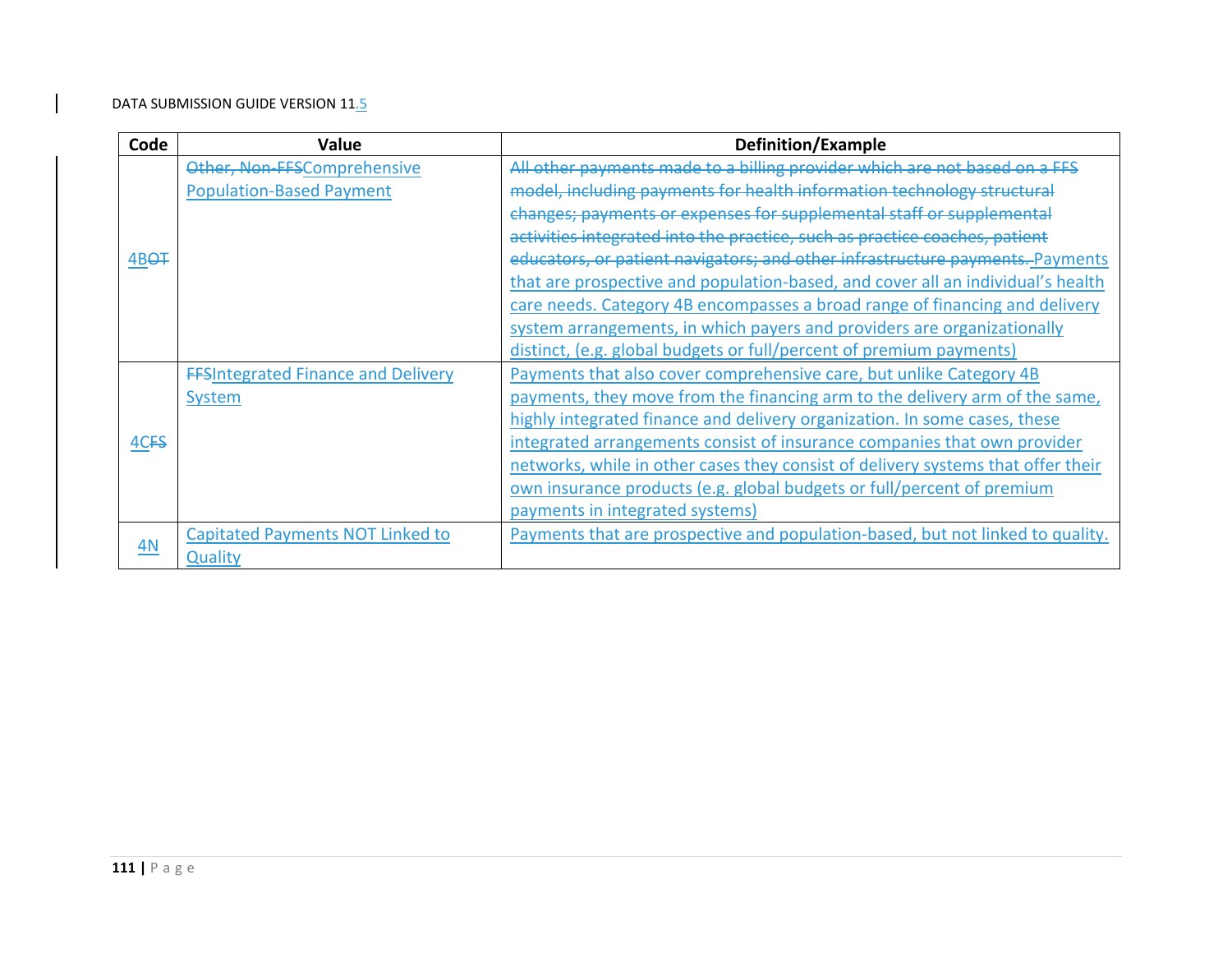| Code | Value | Definition/Example |
|---|---|---|
| 4B~~OT~~ | ~~Other, Non-FFS~~Comprehensive Population-Based Payment | ~~All other payments made to a billing provider which are not based on a FFS model, including payments for health information technology structural changes; payments or expenses for supplemental staff or supplemental activities integrated into the practice, such as practice coaches, patient educators, or patient navigators; and other infrastructure payments.~~ Payments that are prospective and population-based, and cover all an individual's health care needs. Category 4B encompasses a broad range of financing and delivery system arrangements, in which payers and providers are organizationally distinct, (e.g. global budgets or full/percent of premium payments) |
| 4C~~FS~~ | ~~FFS~~Integrated Finance and Delivery System | Payments that also cover comprehensive care, but unlike Category 4B payments, they move from the financing arm to the delivery arm of the same, highly integrated finance and delivery organization. In some cases, these integrated arrangements consist of insurance companies that own provider networks, while in other cases they consist of delivery systems that offer their own insurance products (e.g. global budgets or full/percent of premium payments in integrated systems) |
| 4N | Capitated Payments NOT Linked to Quality | Payments that are prospective and population-based, but not linked to quality. |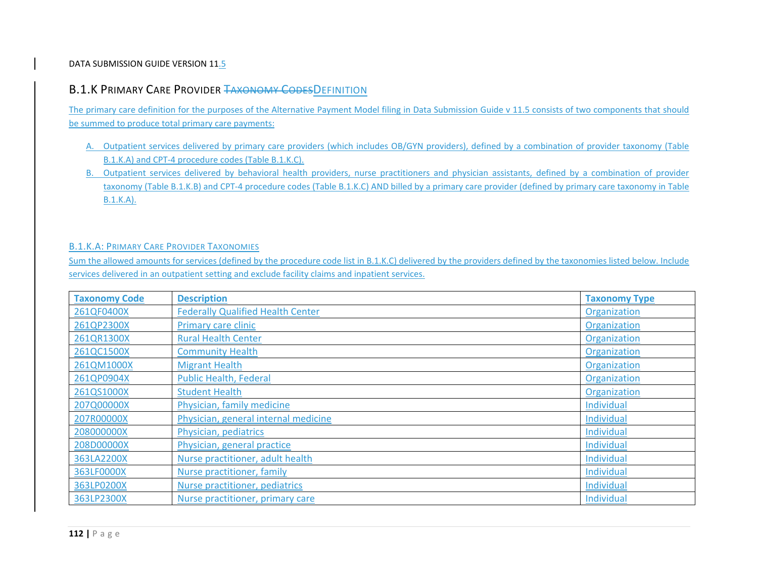## B.1.K Primary Care Provider ~~Taxonomy Codes~~Definition

The primary care definition for the purposes of the Alternative Payment Model filing in Data Submission Guide v 11.5 consists of two components that should be summed to produce total primary care payments:

A. Outpatient services delivered by primary care providers (which includes OB/GYN providers), defined by a combination of provider taxonomy (Table B.1.K.A) and CPT-4 procedure codes (Table B.1.K.C).

B. Outpatient services delivered by behavioral health providers, nurse practitioners and physician assistants, defined by a combination of provider taxonomy (Table B.1.K.B) and CPT-4 procedure codes (Table B.1.K.C) AND billed by a primary care provider (defined by primary care taxonomy in Table B.1.K.A).

### B.1.K.A: Primary Care Provider Taxonomies

Sum the allowed amounts for services (defined by the procedure code list in B.1.K.C) delivered by the providers defined by the taxonomies listed below. Include services delivered in an outpatient setting and exclude facility claims and inpatient services.

| Taxonomy Code | Description | Taxonomy Type |
|---|---|---|
| 261QF0400X | Federally Qualified Health Center | Organization |
| 261QP2300X | Primary care clinic | Organization |
| 261QR1300X | Rural Health Center | Organization |
| 261QC1500X | Community Health | Organization |
| 261QM1000X | Migrant Health | Organization |
| 261QP0904X | Public Health, Federal | Organization |
| 261QS1000X | Student Health | Organization |
| 207Q00000X | Physician, family medicine | Individual |
| 207R00000X | Physician, general internal medicine | Individual |
| 208000000X | Physician, pediatrics | Individual |
| 208D00000X | Physician, general practice | Individual |
| 363LA2200X | Nurse practitioner, adult health | Individual |
| 363LF0000X | Nurse practitioner, family | Individual |
| 363LP0200X | Nurse practitioner, pediatrics | Individual |
| 363LP2300X | Nurse practitioner, primary care | Individual |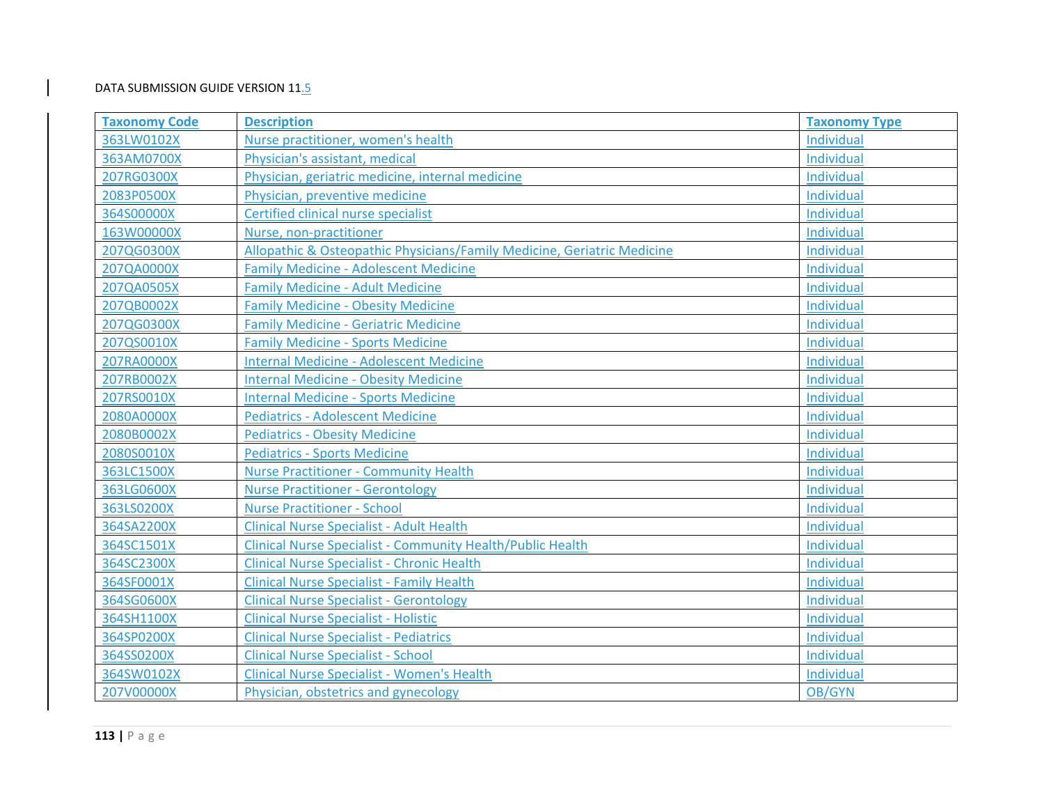| Taxonomy Code | Description | Taxonomy Type |
| --- | --- | --- |
| 363LW0102X | Nurse practitioner, women's health | Individual |
| 363AM0700X | Physician's assistant, medical | Individual |
| 207RG0300X | Physician, geriatric medicine, internal medicine | Individual |
| 2083P0500X | Physician, preventive medicine | Individual |
| 364S00000X | Certified clinical nurse specialist | Individual |
| 163W00000X | Nurse, non-practitioner | Individual |
| 207QG0300X | Allopathic & Osteopathic Physicians/Family Medicine, Geriatric Medicine | Individual |
| 207QA0000X | Family Medicine - Adolescent Medicine | Individual |
| 207QA0505X | Family Medicine - Adult Medicine | Individual |
| 207QB0002X | Family Medicine - Obesity Medicine | Individual |
| 207QG0300X | Family Medicine - Geriatric Medicine | Individual |
| 207QS0010X | Family Medicine - Sports Medicine | Individual |
| 207RA0000X | Internal Medicine - Adolescent Medicine | Individual |
| 207RB0002X | Internal Medicine - Obesity Medicine | Individual |
| 207RS0010X | Internal Medicine - Sports Medicine | Individual |
| 2080A0000X | Pediatrics - Adolescent Medicine | Individual |
| 2080B0002X | Pediatrics - Obesity Medicine | Individual |
| 2080S0010X | Pediatrics - Sports Medicine | Individual |
| 363LC1500X | Nurse Practitioner - Community Health | Individual |
| 363LG0600X | Nurse Practitioner - Gerontology | Individual |
| 363LS0200X | Nurse Practitioner - School | Individual |
| 364SA2200X | Clinical Nurse Specialist - Adult Health | Individual |
| 364SC1501X | Clinical Nurse Specialist - Community Health/Public Health | Individual |
| 364SC2300X | Clinical Nurse Specialist - Chronic Health | Individual |
| 364SF0001X | Clinical Nurse Specialist - Family Health | Individual |
| 364SG0600X | Clinical Nurse Specialist - Gerontology | Individual |
| 364SH1100X | Clinical Nurse Specialist - Holistic | Individual |
| 364SP0200X | Clinical Nurse Specialist - Pediatrics | Individual |
| 364SS0200X | Clinical Nurse Specialist - School | Individual |
| 364SW0102X | Clinical Nurse Specialist - Women's Health | Individual |
| 207V00000X | Physician, obstetrics and gynecology | OB/GYN |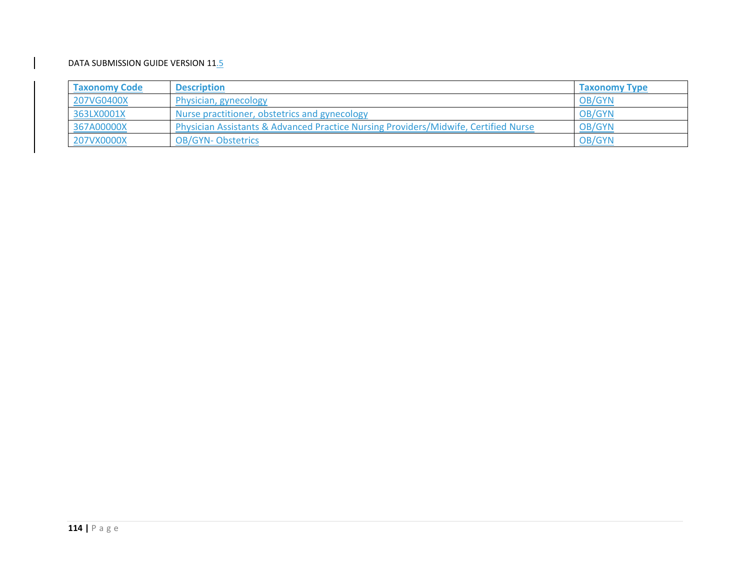| Taxonomy Code | Description | Taxonomy Type |
| --- | --- | --- |
| 207VG0400X | Physician, gynecology | OB/GYN |
| 363LX0001X | Nurse practitioner, obstetrics and gynecology | OB/GYN |
| 367A00000X | Physician Assistants & Advanced Practice Nursing Providers/Midwife, Certified Nurse | OB/GYN |
| 207VX0000X | OB/GYN- Obstetrics | OB/GYN |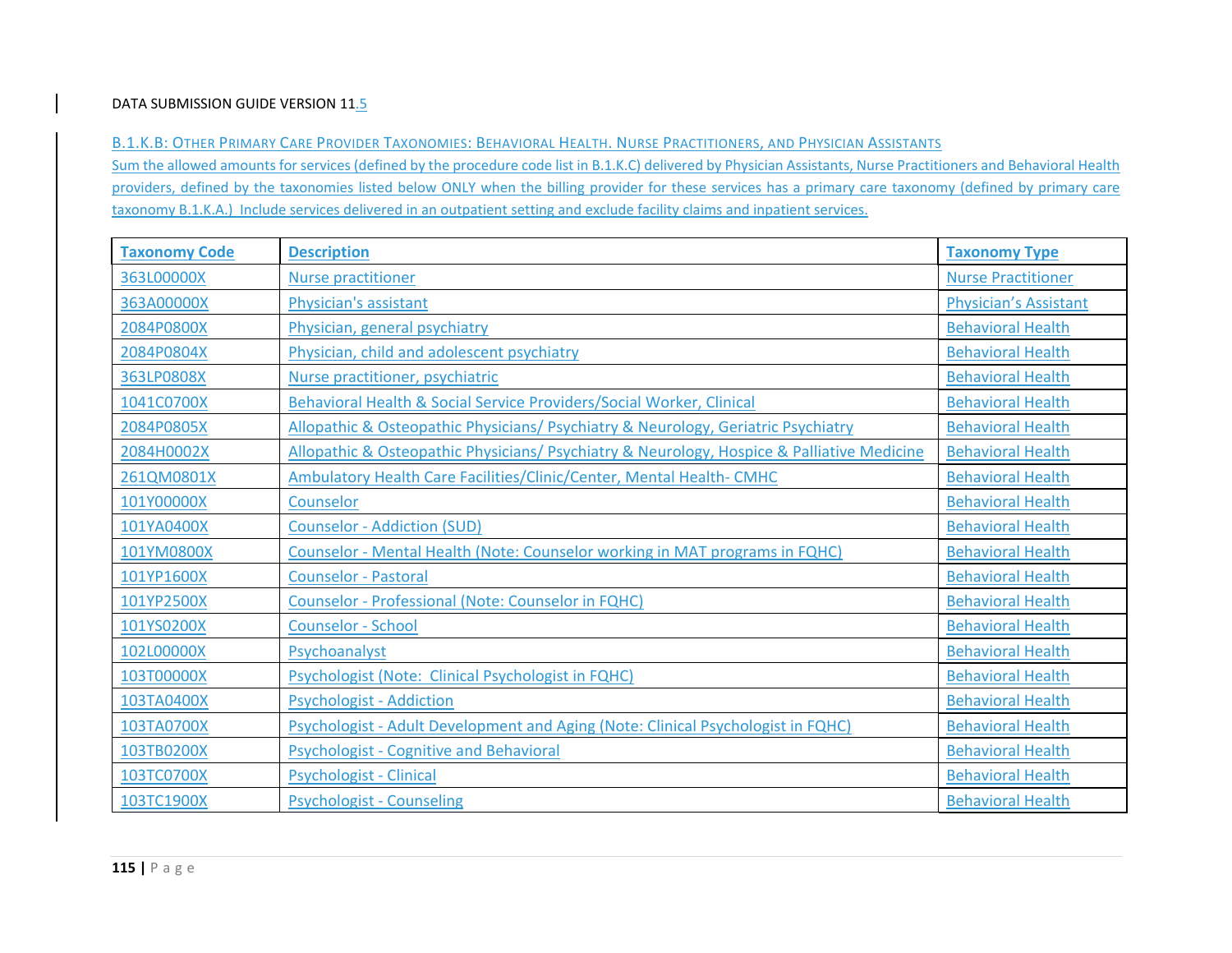### B.1.K.B: Other Primary Care Provider Taxonomies: Behavioral Health. Nurse Practitioners, and Physician Assistants

Sum the allowed amounts for services (defined by the procedure code list in B.1.K.C) delivered by Physician Assistants, Nurse Practitioners and Behavioral Health providers, defined by the taxonomies listed below ONLY when the billing provider for these services has a primary care taxonomy (defined by primary care taxonomy B.1.K.A.) Include services delivered in an outpatient setting and exclude facility claims and inpatient services.

| Taxonomy Code | Description | Taxonomy Type |
|---|---|---|
| 363L00000X | Nurse practitioner | Nurse Practitioner |
| 363A00000X | Physician's assistant | Physician's Assistant |
| 2084P0800X | Physician, general psychiatry | Behavioral Health |
| 2084P0804X | Physician, child and adolescent psychiatry | Behavioral Health |
| 363LP0808X | Nurse practitioner, psychiatric | Behavioral Health |
| 1041C0700X | Behavioral Health & Social Service Providers/Social Worker, Clinical | Behavioral Health |
| 2084P0805X | Allopathic & Osteopathic Physicians/ Psychiatry & Neurology, Geriatric Psychiatry | Behavioral Health |
| 2084H0002X | Allopathic & Osteopathic Physicians/ Psychiatry & Neurology, Hospice & Palliative Medicine | Behavioral Health |
| 261QM0801X | Ambulatory Health Care Facilities/Clinic/Center, Mental Health- CMHC | Behavioral Health |
| 101Y00000X | Counselor | Behavioral Health |
| 101YA0400X | Counselor - Addiction (SUD) | Behavioral Health |
| 101YM0800X | Counselor - Mental Health (Note: Counselor working in MAT programs in FQHC) | Behavioral Health |
| 101YP1600X | Counselor - Pastoral | Behavioral Health |
| 101YP2500X | Counselor - Professional (Note: Counselor in FQHC) | Behavioral Health |
| 101YS0200X | Counselor - School | Behavioral Health |
| 102L00000X | Psychoanalyst | Behavioral Health |
| 103T00000X | Psychologist (Note: Clinical Psychologist in FQHC) | Behavioral Health |
| 103TA0400X | Psychologist - Addiction | Behavioral Health |
| 103TA0700X | Psychologist - Adult Development and Aging (Note: Clinical Psychologist in FQHC) | Behavioral Health |
| 103TB0200X | Psychologist - Cognitive and Behavioral | Behavioral Health |
| 103TC0700X | Psychologist - Clinical | Behavioral Health |
| 103TC1900X | Psychologist - Counseling | Behavioral Health |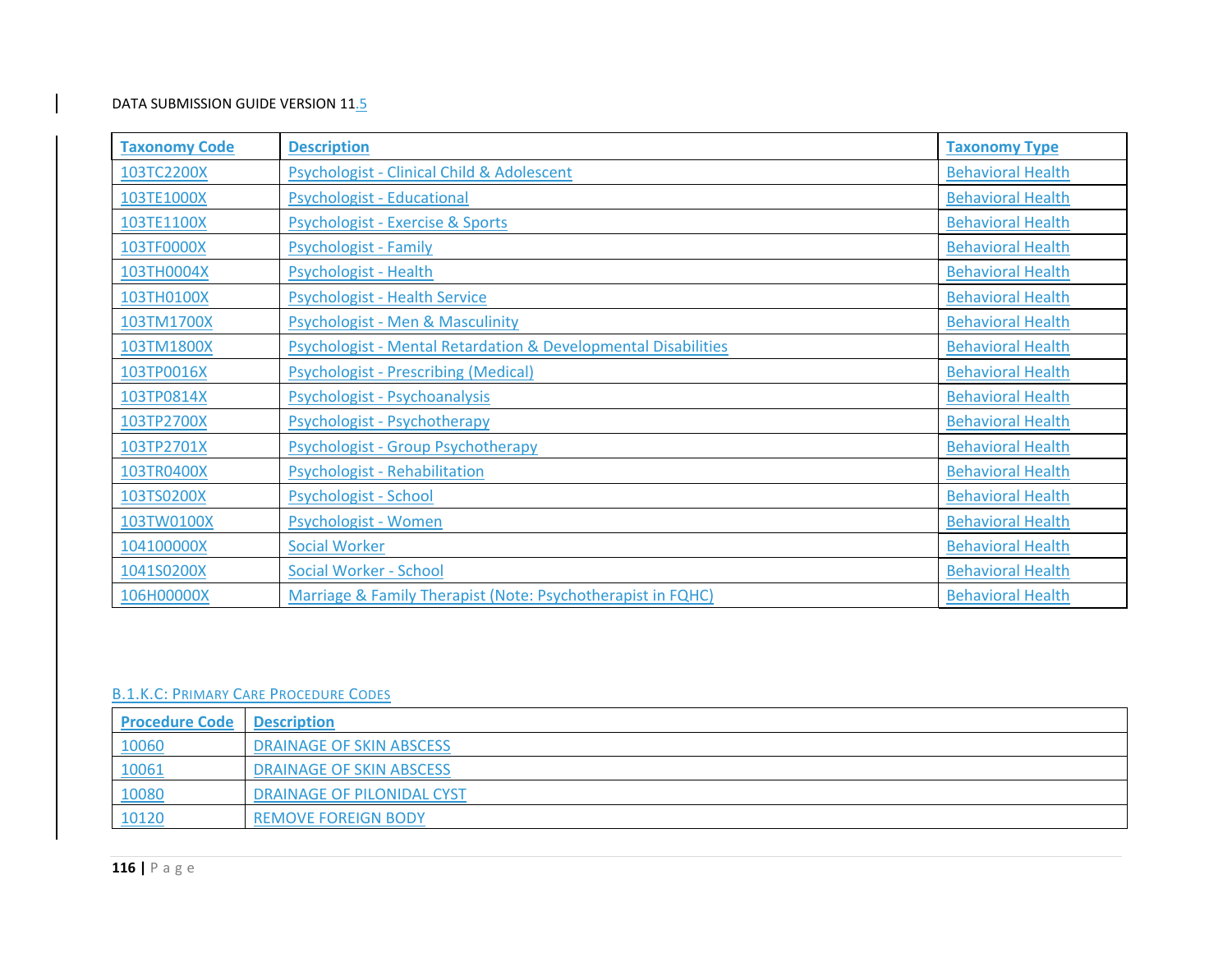| Taxonomy Code | Description | Taxonomy Type |
|---|---|---|
| 103TC2200X | Psychologist - Clinical Child & Adolescent | Behavioral Health |
| 103TE1000X | Psychologist - Educational | Behavioral Health |
| 103TE1100X | Psychologist - Exercise & Sports | Behavioral Health |
| 103TF0000X | Psychologist - Family | Behavioral Health |
| 103TH0004X | Psychologist - Health | Behavioral Health |
| 103TH0100X | Psychologist - Health Service | Behavioral Health |
| 103TM1700X | Psychologist - Men & Masculinity | Behavioral Health |
| 103TM1800X | Psychologist - Mental Retardation & Developmental Disabilities | Behavioral Health |
| 103TP0016X | Psychologist - Prescribing (Medical) | Behavioral Health |
| 103TP0814X | Psychologist - Psychoanalysis | Behavioral Health |
| 103TP2700X | Psychologist - Psychotherapy | Behavioral Health |
| 103TP2701X | Psychologist - Group Psychotherapy | Behavioral Health |
| 103TR0400X | Psychologist - Rehabilitation | Behavioral Health |
| 103TS0200X | Psychologist - School | Behavioral Health |
| 103TW0100X | Psychologist - Women | Behavioral Health |
| 104100000X | Social Worker | Behavioral Health |
| 1041S0200X | Social Worker - School | Behavioral Health |
| 106H00000X | Marriage & Family Therapist (Note: Psychotherapist in FQHC) | Behavioral Health |

#### B.1.K.C: Primary Care Procedure Codes

| Procedure Code | Description |
|---|---|
| 10060 | DRAINAGE OF SKIN ABSCESS |
| 10061 | DRAINAGE OF SKIN ABSCESS |
| 10080 | DRAINAGE OF PILONIDAL CYST |
| 10120 | REMOVE FOREIGN BODY |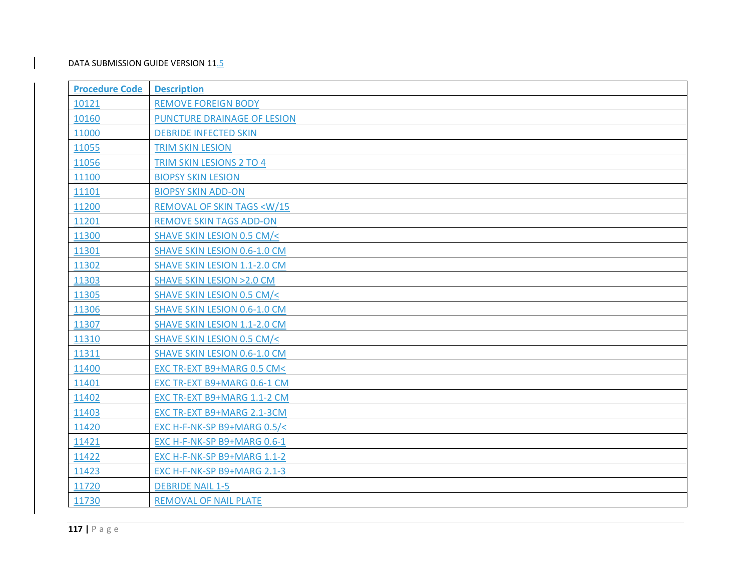| Procedure Code | Description |
|---|---|
| 10121 | REMOVE FOREIGN BODY |
| 10160 | PUNCTURE DRAINAGE OF LESION |
| 11000 | DEBRIDE INFECTED SKIN |
| 11055 | TRIM SKIN LESION |
| 11056 | TRIM SKIN LESIONS 2 TO 4 |
| 11100 | BIOPSY SKIN LESION |
| 11101 | BIOPSY SKIN ADD-ON |
| 11200 | REMOVAL OF SKIN TAGS <W/15 |
| 11201 | REMOVE SKIN TAGS ADD-ON |
| 11300 | SHAVE SKIN LESION 0.5 CM/< |
| 11301 | SHAVE SKIN LESION 0.6-1.0 CM |
| 11302 | SHAVE SKIN LESION 1.1-2.0 CM |
| 11303 | SHAVE SKIN LESION >2.0 CM |
| 11305 | SHAVE SKIN LESION 0.5 CM/< |
| 11306 | SHAVE SKIN LESION 0.6-1.0 CM |
| 11307 | SHAVE SKIN LESION 1.1-2.0 CM |
| 11310 | SHAVE SKIN LESION 0.5 CM/< |
| 11311 | SHAVE SKIN LESION 0.6-1.0 CM |
| 11400 | EXC TR-EXT B9+MARG 0.5 CM< |
| 11401 | EXC TR-EXT B9+MARG 0.6-1 CM |
| 11402 | EXC TR-EXT B9+MARG 1.1-2 CM |
| 11403 | EXC TR-EXT B9+MARG 2.1-3CM |
| 11420 | EXC H-F-NK-SP B9+MARG 0.5/< |
| 11421 | EXC H-F-NK-SP B9+MARG 0.6-1 |
| 11422 | EXC H-F-NK-SP B9+MARG 1.1-2 |
| 11423 | EXC H-F-NK-SP B9+MARG 2.1-3 |
| 11720 | DEBRIDE NAIL 1-5 |
| 11730 | REMOVAL OF NAIL PLATE |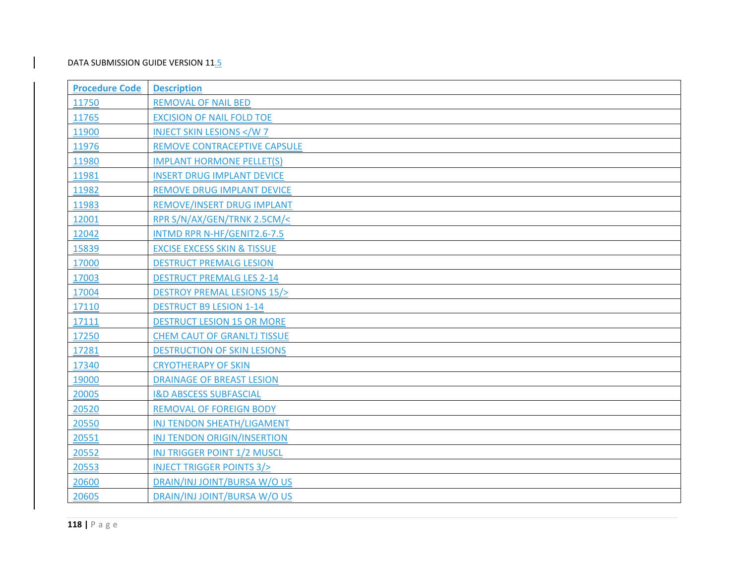| Procedure Code | Description |
|---|---|
| 11750 | REMOVAL OF NAIL BED |
| 11765 | EXCISION OF NAIL FOLD TOE |
| 11900 | INJECT SKIN LESIONS </W 7 |
| 11976 | REMOVE CONTRACEPTIVE CAPSULE |
| 11980 | IMPLANT HORMONE PELLET(S) |
| 11981 | INSERT DRUG IMPLANT DEVICE |
| 11982 | REMOVE DRUG IMPLANT DEVICE |
| 11983 | REMOVE/INSERT DRUG IMPLANT |
| 12001 | RPR S/N/AX/GEN/TRNK 2.5CM/< |
| 12042 | INTMD RPR N-HF/GENIT2.6-7.5 |
| 15839 | EXCISE EXCESS SKIN & TISSUE |
| 17000 | DESTRUCT PREMALG LESION |
| 17003 | DESTRUCT PREMALG LES 2-14 |
| 17004 | DESTROY PREMAL LESIONS 15/> |
| 17110 | DESTRUCT B9 LESION 1-14 |
| 17111 | DESTRUCT LESION 15 OR MORE |
| 17250 | CHEM CAUT OF GRANLTJ TISSUE |
| 17281 | DESTRUCTION OF SKIN LESIONS |
| 17340 | CRYOTHERAPY OF SKIN |
| 19000 | DRAINAGE OF BREAST LESION |
| 20005 | I&D ABSCESS SUBFASCIAL |
| 20520 | REMOVAL OF FOREIGN BODY |
| 20550 | INJ TENDON SHEATH/LIGAMENT |
| 20551 | INJ TENDON ORIGIN/INSERTION |
| 20552 | INJ TRIGGER POINT 1/2 MUSCL |
| 20553 | INJECT TRIGGER POINTS 3/> |
| 20600 | DRAIN/INJ JOINT/BURSA W/O US |
| 20605 | DRAIN/INJ JOINT/BURSA W/O US |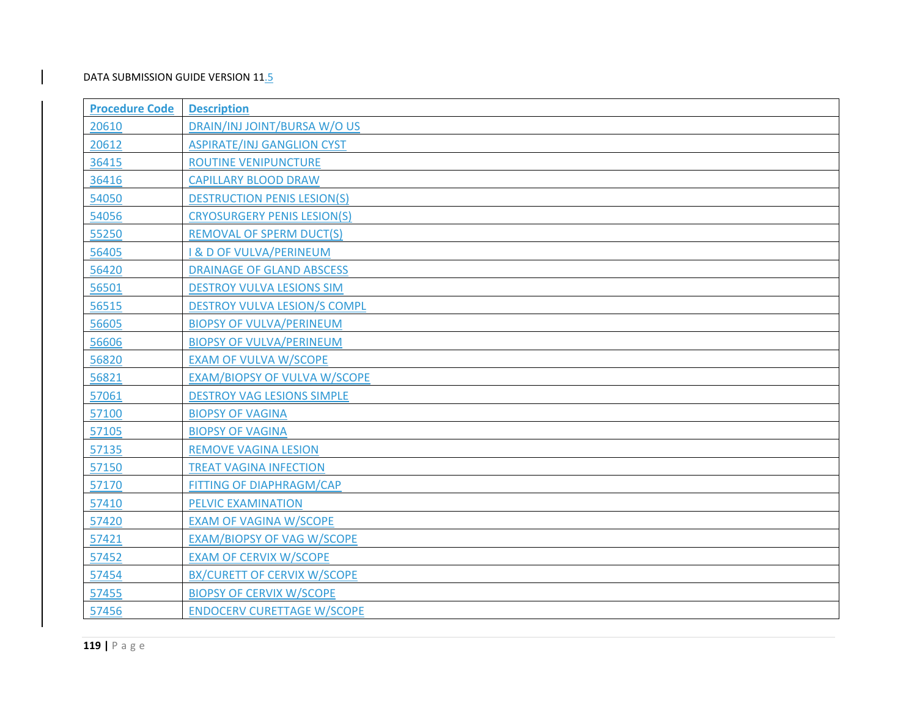| Procedure Code | Description |
|---|---|
| 20610 | DRAIN/INJ JOINT/BURSA W/O US |
| 20612 | ASPIRATE/INJ GANGLION CYST |
| 36415 | ROUTINE VENIPUNCTURE |
| 36416 | CAPILLARY BLOOD DRAW |
| 54050 | DESTRUCTION PENIS LESION(S) |
| 54056 | CRYOSURGERY PENIS LESION(S) |
| 55250 | REMOVAL OF SPERM DUCT(S) |
| 56405 | I & D OF VULVA/PERINEUM |
| 56420 | DRAINAGE OF GLAND ABSCESS |
| 56501 | DESTROY VULVA LESIONS SIM |
| 56515 | DESTROY VULVA LESION/S COMPL |
| 56605 | BIOPSY OF VULVA/PERINEUM |
| 56606 | BIOPSY OF VULVA/PERINEUM |
| 56820 | EXAM OF VULVA W/SCOPE |
| 56821 | EXAM/BIOPSY OF VULVA W/SCOPE |
| 57061 | DESTROY VAG LESIONS SIMPLE |
| 57100 | BIOPSY OF VAGINA |
| 57105 | BIOPSY OF VAGINA |
| 57135 | REMOVE VAGINA LESION |
| 57150 | TREAT VAGINA INFECTION |
| 57170 | FITTING OF DIAPHRAGM/CAP |
| 57410 | PELVIC EXAMINATION |
| 57420 | EXAM OF VAGINA W/SCOPE |
| 57421 | EXAM/BIOPSY OF VAG W/SCOPE |
| 57452 | EXAM OF CERVIX W/SCOPE |
| 57454 | BX/CURETT OF CERVIX W/SCOPE |
| 57455 | BIOPSY OF CERVIX W/SCOPE |
| 57456 | ENDOCERV CURETTAGE W/SCOPE |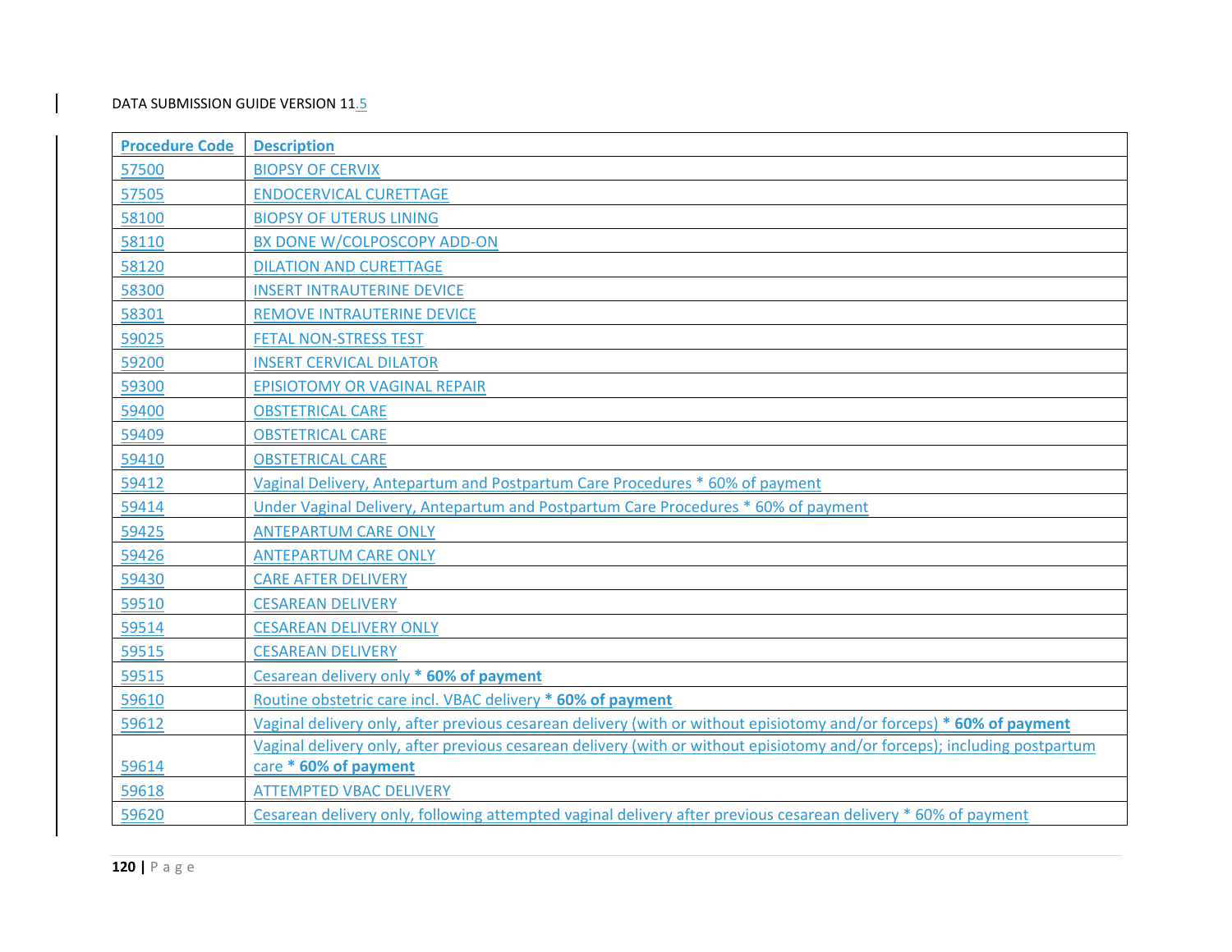| Procedure Code | Description |
|---|---|
| 57500 | BIOPSY OF CERVIX |
| 57505 | ENDOCERVICAL CURETTAGE |
| 58100 | BIOPSY OF UTERUS LINING |
| 58110 | BX DONE W/COLPOSCOPY ADD-ON |
| 58120 | DILATION AND CURETTAGE |
| 58300 | INSERT INTRAUTERINE DEVICE |
| 58301 | REMOVE INTRAUTERINE DEVICE |
| 59025 | FETAL NON-STRESS TEST |
| 59200 | INSERT CERVICAL DILATOR |
| 59300 | EPISIOTOMY OR VAGINAL REPAIR |
| 59400 | OBSTETRICAL CARE |
| 59409 | OBSTETRICAL CARE |
| 59410 | OBSTETRICAL CARE |
| 59412 | Vaginal Delivery, Antepartum and Postpartum Care Procedures * 60% of payment |
| 59414 | Under Vaginal Delivery, Antepartum and Postpartum Care Procedures * 60% of payment |
| 59425 | ANTEPARTUM CARE ONLY |
| 59426 | ANTEPARTUM CARE ONLY |
| 59430 | CARE AFTER DELIVERY |
| 59510 | CESAREAN DELIVERY |
| 59514 | CESAREAN DELIVERY ONLY |
| 59515 | CESAREAN DELIVERY |
| 59515 | Cesarean delivery only *** 60% of payment** |
| 59610 | Routine obstetric care incl. VBAC delivery *** 60% of payment** |
| 59612 | Vaginal delivery only, after previous cesarean delivery (with or without episiotomy and/or forceps) *** 60% of payment** |
| 59614 | Vaginal delivery only, after previous cesarean delivery (with or without episiotomy and/or forceps); including postpartum care *** 60% of payment** |
| 59618 | ATTEMPTED VBAC DELIVERY |
| 59620 | Cesarean delivery only, following attempted vaginal delivery after previous cesarean delivery * 60% of payment |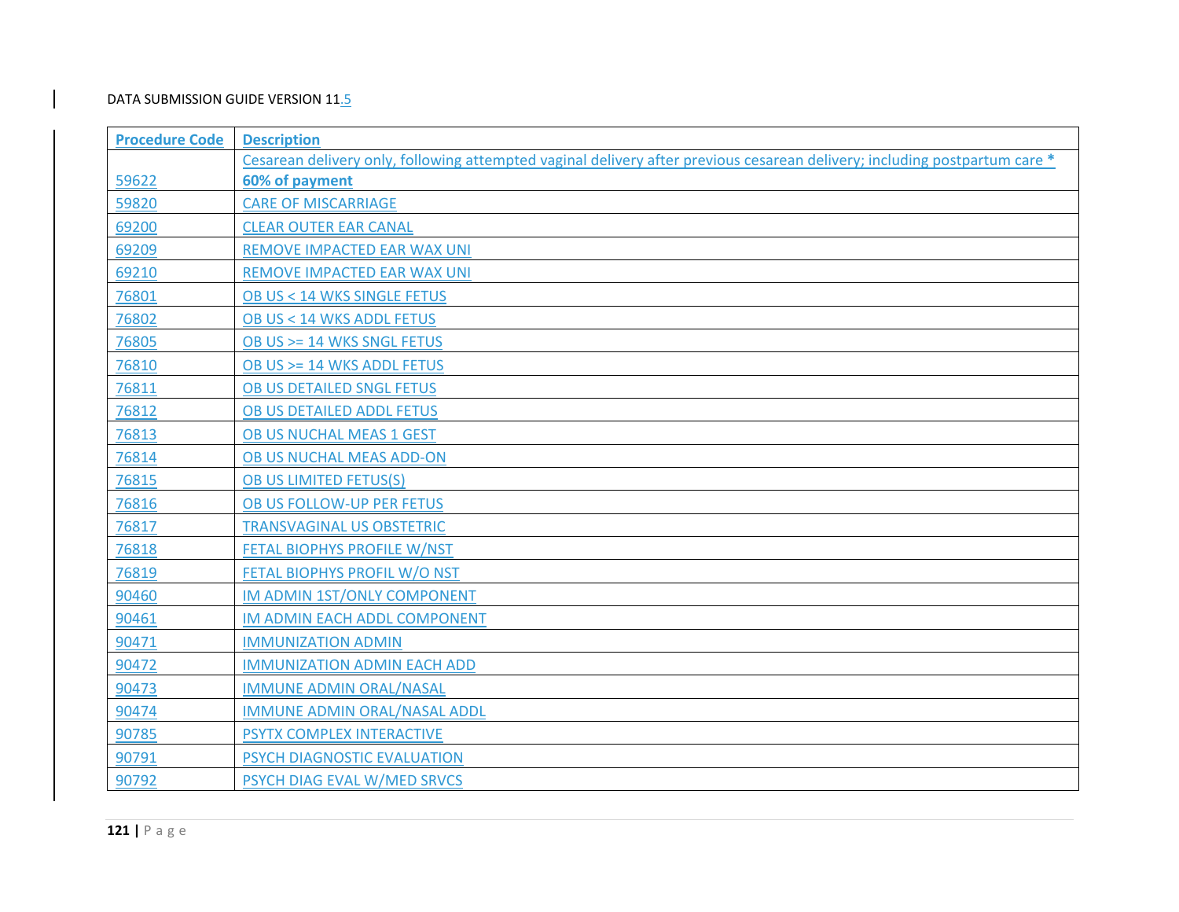| Procedure Code | Description |
|---|---|
| 59622 | Cesarean delivery only, following attempted vaginal delivery after previous cesarean delivery; including postpartum care * **60% of payment** |
| 59820 | CARE OF MISCARRIAGE |
| 69200 | CLEAR OUTER EAR CANAL |
| 69209 | REMOVE IMPACTED EAR WAX UNI |
| 69210 | REMOVE IMPACTED EAR WAX UNI |
| 76801 | OB US < 14 WKS SINGLE FETUS |
| 76802 | OB US < 14 WKS ADDL FETUS |
| 76805 | OB US >= 14 WKS SNGL FETUS |
| 76810 | OB US >= 14 WKS ADDL FETUS |
| 76811 | OB US DETAILED SNGL FETUS |
| 76812 | OB US DETAILED ADDL FETUS |
| 76813 | OB US NUCHAL MEAS 1 GEST |
| 76814 | OB US NUCHAL MEAS ADD-ON |
| 76815 | OB US LIMITED FETUS(S) |
| 76816 | OB US FOLLOW-UP PER FETUS |
| 76817 | TRANSVAGINAL US OBSTETRIC |
| 76818 | FETAL BIOPHYS PROFILE W/NST |
| 76819 | FETAL BIOPHYS PROFIL W/O NST |
| 90460 | IM ADMIN 1ST/ONLY COMPONENT |
| 90461 | IM ADMIN EACH ADDL COMPONENT |
| 90471 | IMMUNIZATION ADMIN |
| 90472 | IMMUNIZATION ADMIN EACH ADD |
| 90473 | IMMUNE ADMIN ORAL/NASAL |
| 90474 | IMMUNE ADMIN ORAL/NASAL ADDL |
| 90785 | PSYTX COMPLEX INTERACTIVE |
| 90791 | PSYCH DIAGNOSTIC EVALUATION |
| 90792 | PSYCH DIAG EVAL W/MED SRVCS |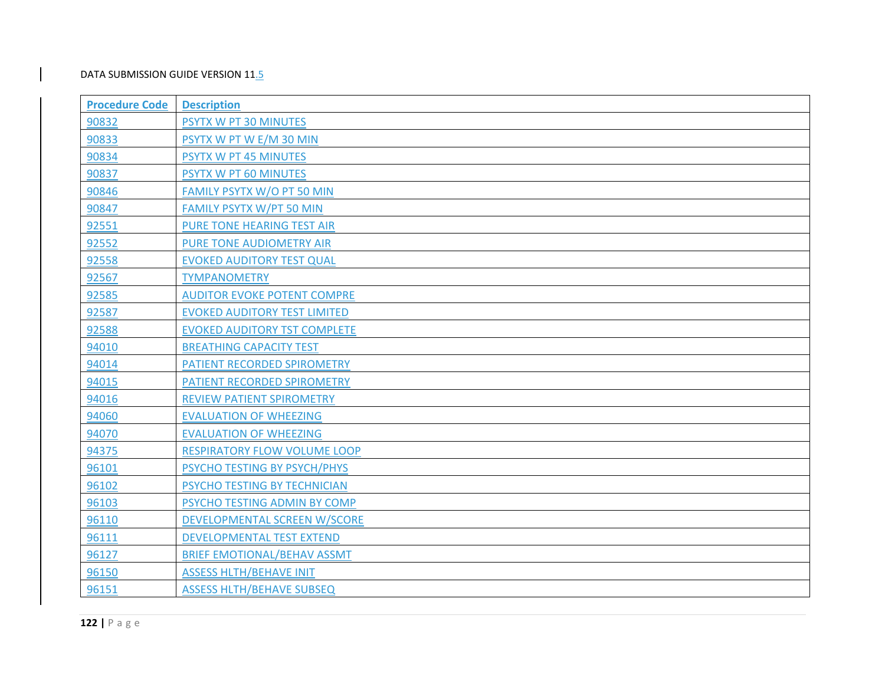| Procedure Code | Description |
|---|---|
| 90832 | PSYTX W PT 30 MINUTES |
| 90833 | PSYTX W PT W E/M 30 MIN |
| 90834 | PSYTX W PT 45 MINUTES |
| 90837 | PSYTX W PT 60 MINUTES |
| 90846 | FAMILY PSYTX W/O PT 50 MIN |
| 90847 | FAMILY PSYTX W/PT 50 MIN |
| 92551 | PURE TONE HEARING TEST AIR |
| 92552 | PURE TONE AUDIOMETRY AIR |
| 92558 | EVOKED AUDITORY TEST QUAL |
| 92567 | TYMPANOMETRY |
| 92585 | AUDITOR EVOKE POTENT COMPRE |
| 92587 | EVOKED AUDITORY TEST LIMITED |
| 92588 | EVOKED AUDITORY TST COMPLETE |
| 94010 | BREATHING CAPACITY TEST |
| 94014 | PATIENT RECORDED SPIROMETRY |
| 94015 | PATIENT RECORDED SPIROMETRY |
| 94016 | REVIEW PATIENT SPIROMETRY |
| 94060 | EVALUATION OF WHEEZING |
| 94070 | EVALUATION OF WHEEZING |
| 94375 | RESPIRATORY FLOW VOLUME LOOP |
| 96101 | PSYCHO TESTING BY PSYCH/PHYS |
| 96102 | PSYCHO TESTING BY TECHNICIAN |
| 96103 | PSYCHO TESTING ADMIN BY COMP |
| 96110 | DEVELOPMENTAL SCREEN W/SCORE |
| 96111 | DEVELOPMENTAL TEST EXTEND |
| 96127 | BRIEF EMOTIONAL/BEHAV ASSMT |
| 96150 | ASSESS HLTH/BEHAVE INIT |
| 96151 | ASSESS HLTH/BEHAVE SUBSEQ |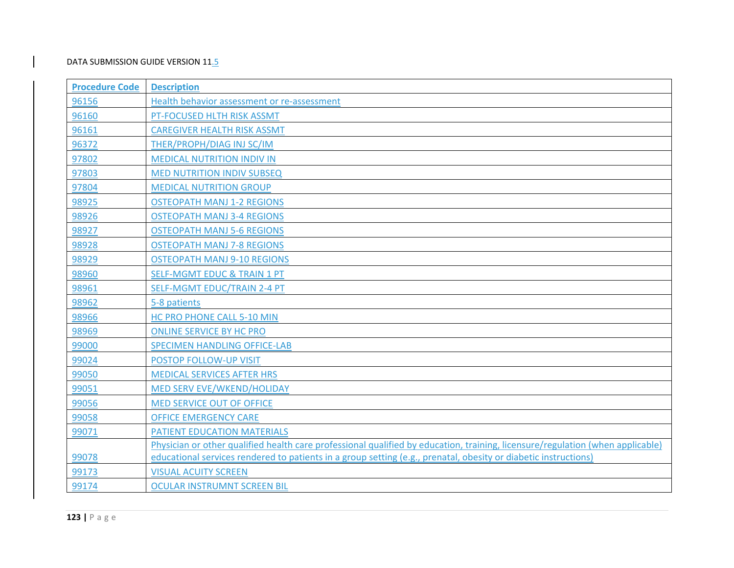| Procedure Code | Description |
|---|---|
| 96156 | Health behavior assessment or re-assessment |
| 96160 | PT-FOCUSED HLTH RISK ASSMT |
| 96161 | CAREGIVER HEALTH RISK ASSMT |
| 96372 | THER/PROPH/DIAG INJ SC/IM |
| 97802 | MEDICAL NUTRITION INDIV IN |
| 97803 | MED NUTRITION INDIV SUBSEQ |
| 97804 | MEDICAL NUTRITION GROUP |
| 98925 | OSTEOPATH MANJ 1-2 REGIONS |
| 98926 | OSTEOPATH MANJ 3-4 REGIONS |
| 98927 | OSTEOPATH MANJ 5-6 REGIONS |
| 98928 | OSTEOPATH MANJ 7-8 REGIONS |
| 98929 | OSTEOPATH MANJ 9-10 REGIONS |
| 98960 | SELF-MGMT EDUC & TRAIN 1 PT |
| 98961 | SELF-MGMT EDUC/TRAIN 2-4 PT |
| 98962 | 5-8 patients |
| 98966 | HC PRO PHONE CALL 5-10 MIN |
| 98969 | ONLINE SERVICE BY HC PRO |
| 99000 | SPECIMEN HANDLING OFFICE-LAB |
| 99024 | POSTOP FOLLOW-UP VISIT |
| 99050 | MEDICAL SERVICES AFTER HRS |
| 99051 | MED SERV EVE/WKEND/HOLIDAY |
| 99056 | MED SERVICE OUT OF OFFICE |
| 99058 | OFFICE EMERGENCY CARE |
| 99071 | PATIENT EDUCATION MATERIALS |
| 99078 | Physician or other qualified health care professional qualified by education, training, licensure/regulation (when applicable) educational services rendered to patients in a group setting (e.g., prenatal, obesity or diabetic instructions) |
| 99173 | VISUAL ACUITY SCREEN |
| 99174 | OCULAR INSTRUMNT SCREEN BIL |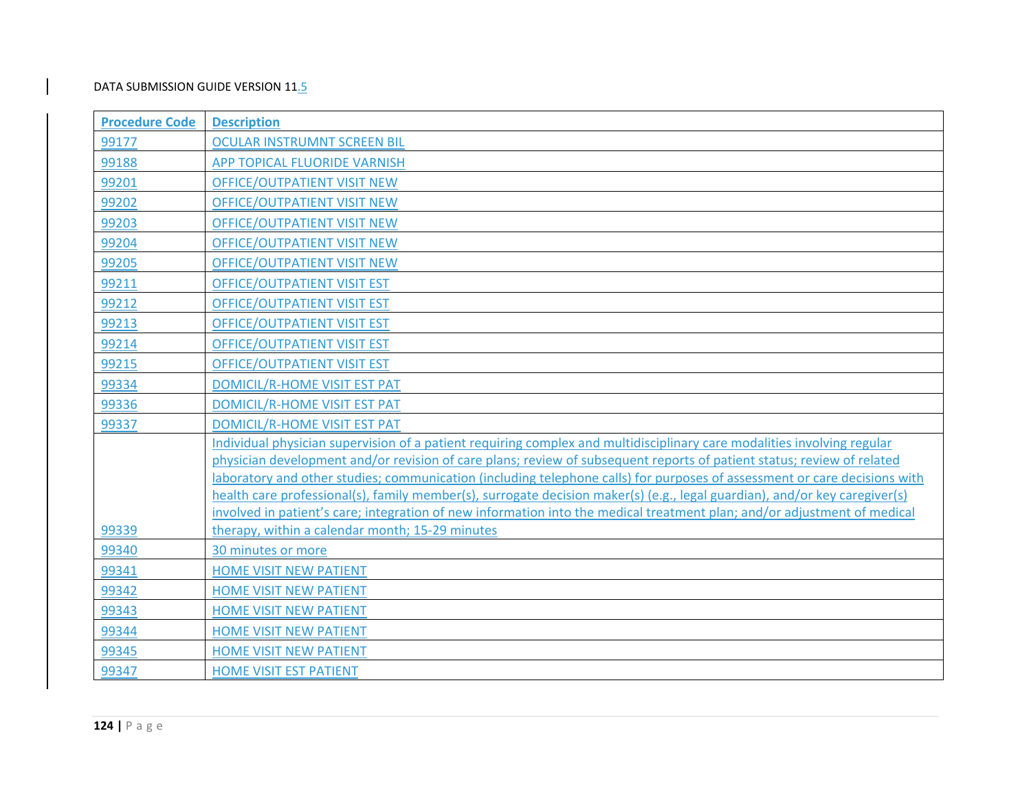| Procedure Code | Description |
|---|---|
| 99177 | OCULAR INSTRUMNT SCREEN BIL |
| 99188 | APP TOPICAL FLUORIDE VARNISH |
| 99201 | OFFICE/OUTPATIENT VISIT NEW |
| 99202 | OFFICE/OUTPATIENT VISIT NEW |
| 99203 | OFFICE/OUTPATIENT VISIT NEW |
| 99204 | OFFICE/OUTPATIENT VISIT NEW |
| 99205 | OFFICE/OUTPATIENT VISIT NEW |
| 99211 | OFFICE/OUTPATIENT VISIT EST |
| 99212 | OFFICE/OUTPATIENT VISIT EST |
| 99213 | OFFICE/OUTPATIENT VISIT EST |
| 99214 | OFFICE/OUTPATIENT VISIT EST |
| 99215 | OFFICE/OUTPATIENT VISIT EST |
| 99334 | DOMICIL/R-HOME VISIT EST PAT |
| 99336 | DOMICIL/R-HOME VISIT EST PAT |
| 99337 | DOMICIL/R-HOME VISIT EST PAT |
| 99339 | Individual physician supervision of a patient requiring complex and multidisciplinary care modalities involving regular physician development and/or revision of care plans; review of subsequent reports of patient status; review of related laboratory and other studies; communication (including telephone calls) for purposes of assessment or care decisions with health care professional(s), family member(s), surrogate decision maker(s) (e.g., legal guardian), and/or key caregiver(s) involved in patient's care; integration of new information into the medical treatment plan; and/or adjustment of medical therapy, within a calendar month; 15-29 minutes |
| 99340 | 30 minutes or more |
| 99341 | HOME VISIT NEW PATIENT |
| 99342 | HOME VISIT NEW PATIENT |
| 99343 | HOME VISIT NEW PATIENT |
| 99344 | HOME VISIT NEW PATIENT |
| 99345 | HOME VISIT NEW PATIENT |
| 99347 | HOME VISIT EST PATIENT |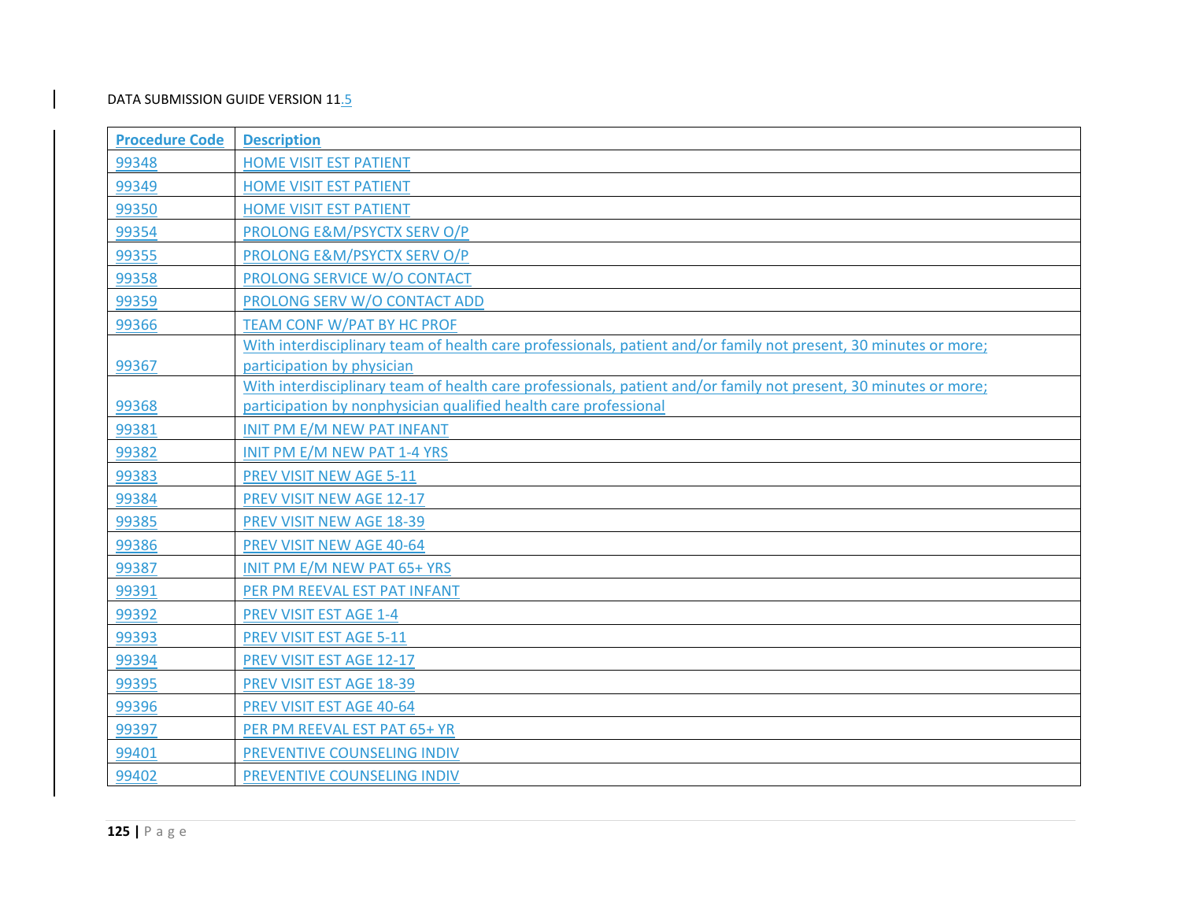| Procedure Code | Description |
|---|---|
| 99348 | HOME VISIT EST PATIENT |
| 99349 | HOME VISIT EST PATIENT |
| 99350 | HOME VISIT EST PATIENT |
| 99354 | PROLONG E&M/PSYCTX SERV O/P |
| 99355 | PROLONG E&M/PSYCTX SERV O/P |
| 99358 | PROLONG SERVICE W/O CONTACT |
| 99359 | PROLONG SERV W/O CONTACT ADD |
| 99366 | TEAM CONF W/PAT BY HC PROF |
| 99367 | With interdisciplinary team of health care professionals, patient and/or family not present, 30 minutes or more; participation by physician |
| 99368 | With interdisciplinary team of health care professionals, patient and/or family not present, 30 minutes or more; participation by nonphysician qualified health care professional |
| 99381 | INIT PM E/M NEW PAT INFANT |
| 99382 | INIT PM E/M NEW PAT 1-4 YRS |
| 99383 | PREV VISIT NEW AGE 5-11 |
| 99384 | PREV VISIT NEW AGE 12-17 |
| 99385 | PREV VISIT NEW AGE 18-39 |
| 99386 | PREV VISIT NEW AGE 40-64 |
| 99387 | INIT PM E/M NEW PAT 65+ YRS |
| 99391 | PER PM REEVAL EST PAT INFANT |
| 99392 | PREV VISIT EST AGE 1-4 |
| 99393 | PREV VISIT EST AGE 5-11 |
| 99394 | PREV VISIT EST AGE 12-17 |
| 99395 | PREV VISIT EST AGE 18-39 |
| 99396 | PREV VISIT EST AGE 40-64 |
| 99397 | PER PM REEVAL EST PAT 65+ YR |
| 99401 | PREVENTIVE COUNSELING INDIV |
| 99402 | PREVENTIVE COUNSELING INDIV |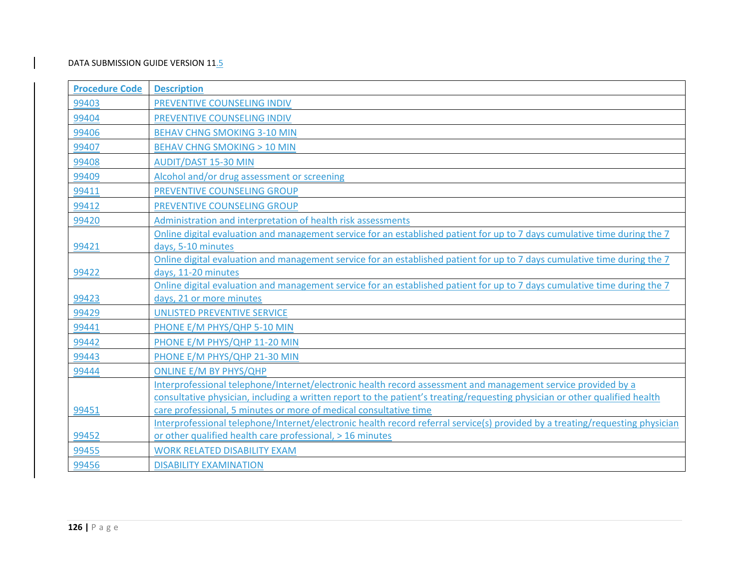| Procedure Code | Description |
|---|---|
| 99403 | PREVENTIVE COUNSELING INDIV |
| 99404 | PREVENTIVE COUNSELING INDIV |
| 99406 | BEHAV CHNG SMOKING 3-10 MIN |
| 99407 | BEHAV CHNG SMOKING > 10 MIN |
| 99408 | AUDIT/DAST 15-30 MIN |
| 99409 | Alcohol and/or drug assessment or screening |
| 99411 | PREVENTIVE COUNSELING GROUP |
| 99412 | PREVENTIVE COUNSELING GROUP |
| 99420 | Administration and interpretation of health risk assessments |
| 99421 | Online digital evaluation and management service for an established patient for up to 7 days cumulative time during the 7 days, 5-10 minutes |
| 99422 | Online digital evaluation and management service for an established patient for up to 7 days cumulative time during the 7 days, 11-20 minutes |
| 99423 | Online digital evaluation and management service for an established patient for up to 7 days cumulative time during the 7 days, 21 or more minutes |
| 99429 | UNLISTED PREVENTIVE SERVICE |
| 99441 | PHONE E/M PHYS/QHP 5-10 MIN |
| 99442 | PHONE E/M PHYS/QHP 11-20 MIN |
| 99443 | PHONE E/M PHYS/QHP 21-30 MIN |
| 99444 | ONLINE E/M BY PHYS/QHP |
| 99451 | Interprofessional telephone/Internet/electronic health record assessment and management service provided by a consultative physician, including a written report to the patient's treating/requesting physician or other qualified health care professional, 5 minutes or more of medical consultative time |
| 99452 | Interprofessional telephone/Internet/electronic health record referral service(s) provided by a treating/requesting physician or other qualified health care professional, > 16 minutes |
| 99455 | WORK RELATED DISABILITY EXAM |
| 99456 | DISABILITY EXAMINATION |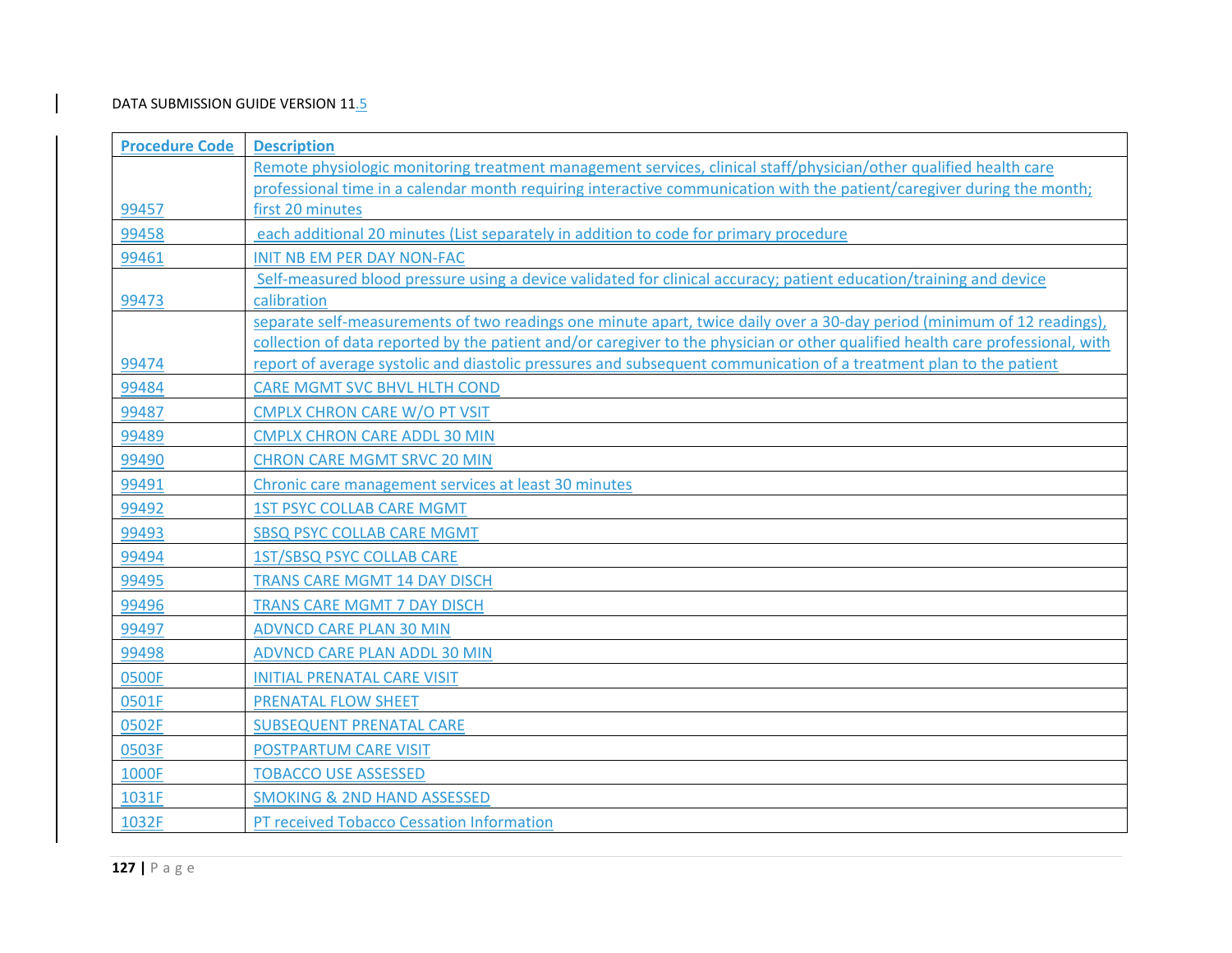| Procedure Code | Description |
|---|---|
| 99457 | Remote physiologic monitoring treatment management services, clinical staff/physician/other qualified health care professional time in a calendar month requiring interactive communication with the patient/caregiver during the month; first 20 minutes |
| 99458 | each additional 20 minutes (List separately in addition to code for primary procedure |
| 99461 | INIT NB EM PER DAY NON-FAC |
| 99473 | Self-measured blood pressure using a device validated for clinical accuracy; patient education/training and device calibration |
| 99474 | separate self-measurements of two readings one minute apart, twice daily over a 30-day period (minimum of 12 readings), collection of data reported by the patient and/or caregiver to the physician or other qualified health care professional, with report of average systolic and diastolic pressures and subsequent communication of a treatment plan to the patient |
| 99484 | CARE MGMT SVC BHVL HLTH COND |
| 99487 | CMPLX CHRON CARE W/O PT VSIT |
| 99489 | CMPLX CHRON CARE ADDL 30 MIN |
| 99490 | CHRON CARE MGMT SRVC 20 MIN |
| 99491 | Chronic care management services at least 30 minutes |
| 99492 | 1ST PSYC COLLAB CARE MGMT |
| 99493 | SBSQ PSYC COLLAB CARE MGMT |
| 99494 | 1ST/SBSQ PSYC COLLAB CARE |
| 99495 | TRANS CARE MGMT 14 DAY DISCH |
| 99496 | TRANS CARE MGMT 7 DAY DISCH |
| 99497 | ADVNCD CARE PLAN 30 MIN |
| 99498 | ADVNCD CARE PLAN ADDL 30 MIN |
| 0500F | INITIAL PRENATAL CARE VISIT |
| 0501F | PRENATAL FLOW SHEET |
| 0502F | SUBSEQUENT PRENATAL CARE |
| 0503F | POSTPARTUM CARE VISIT |
| 1000F | TOBACCO USE ASSESSED |
| 1031F | SMOKING & 2ND HAND ASSESSED |
| 1032F | PT received Tobacco Cessation Information |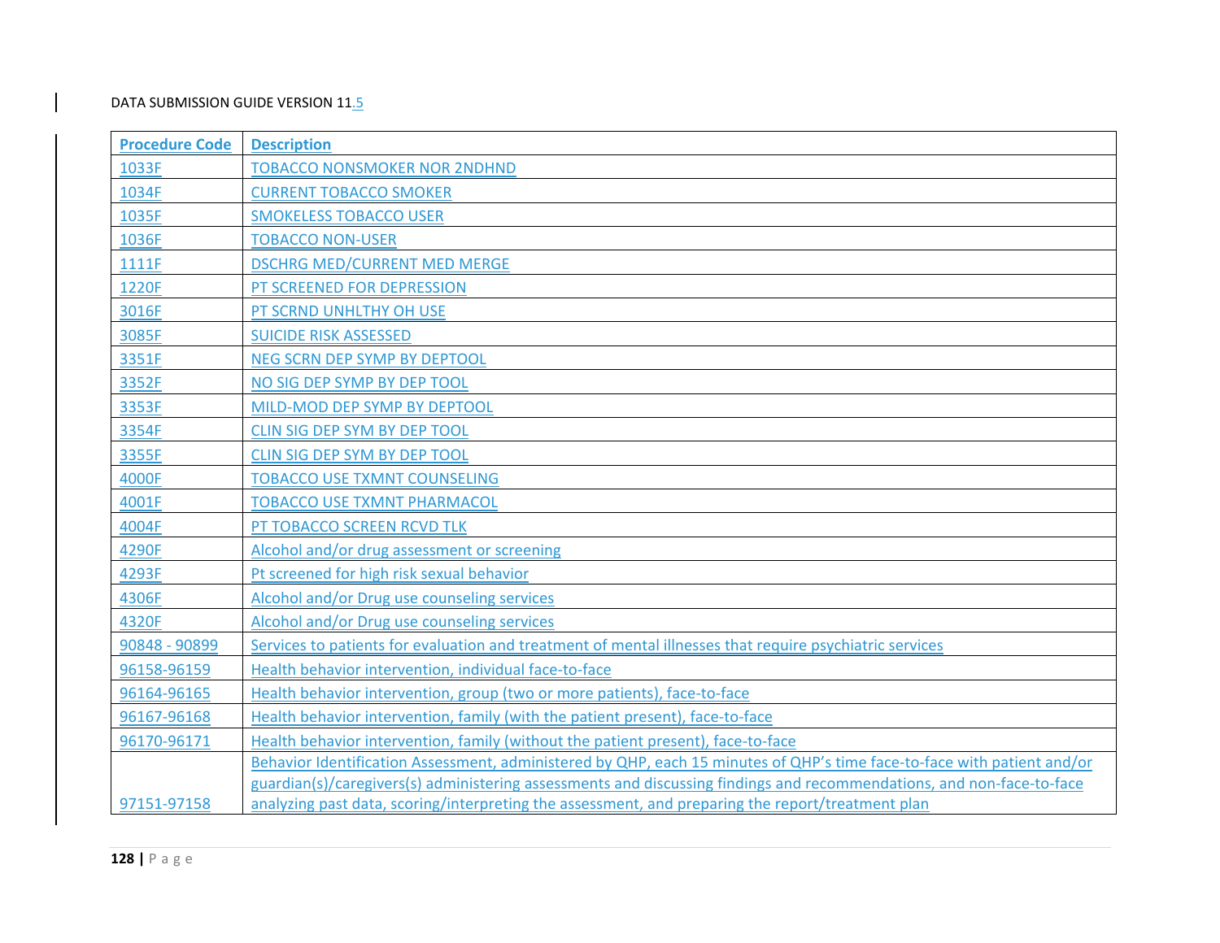| Procedure Code | Description |
|---|---|
| 1033F | TOBACCO NONSMOKER NOR 2NDHND |
| 1034F | CURRENT TOBACCO SMOKER |
| 1035F | SMOKELESS TOBACCO USER |
| 1036F | TOBACCO NON-USER |
| 1111F | DSCHRG MED/CURRENT MED MERGE |
| 1220F | PT SCREENED FOR DEPRESSION |
| 3016F | PT SCRND UNHLTHY OH USE |
| 3085F | SUICIDE RISK ASSESSED |
| 3351F | NEG SCRN DEP SYMP BY DEPTOOL |
| 3352F | NO SIG DEP SYMP BY DEP TOOL |
| 3353F | MILD-MOD DEP SYMP BY DEPTOOL |
| 3354F | CLIN SIG DEP SYM BY DEP TOOL |
| 3355F | CLIN SIG DEP SYM BY DEP TOOL |
| 4000F | TOBACCO USE TXMNT COUNSELING |
| 4001F | TOBACCO USE TXMNT PHARMACOL |
| 4004F | PT TOBACCO SCREEN RCVD TLK |
| 4290F | Alcohol and/or drug assessment or screening |
| 4293F | Pt screened for high risk sexual behavior |
| 4306F | Alcohol and/or Drug use counseling services |
| 4320F | Alcohol and/or Drug use counseling services |
| 90848 - 90899 | Services to patients for evaluation and treatment of mental illnesses that require psychiatric services |
| 96158-96159 | Health behavior intervention, individual face-to-face |
| 96164-96165 | Health behavior intervention, group (two or more patients), face-to-face |
| 96167-96168 | Health behavior intervention, family (with the patient present), face-to-face |
| 96170-96171 | Health behavior intervention, family (without the patient present), face-to-face |
| 97151-97158 | Behavior Identification Assessment, administered by QHP, each 15 minutes of QHP's time face-to-face with patient and/or guardian(s)/caregivers(s) administering assessments and discussing findings and recommendations, and non-face-to-face analyzing past data, scoring/interpreting the assessment, and preparing the report/treatment plan |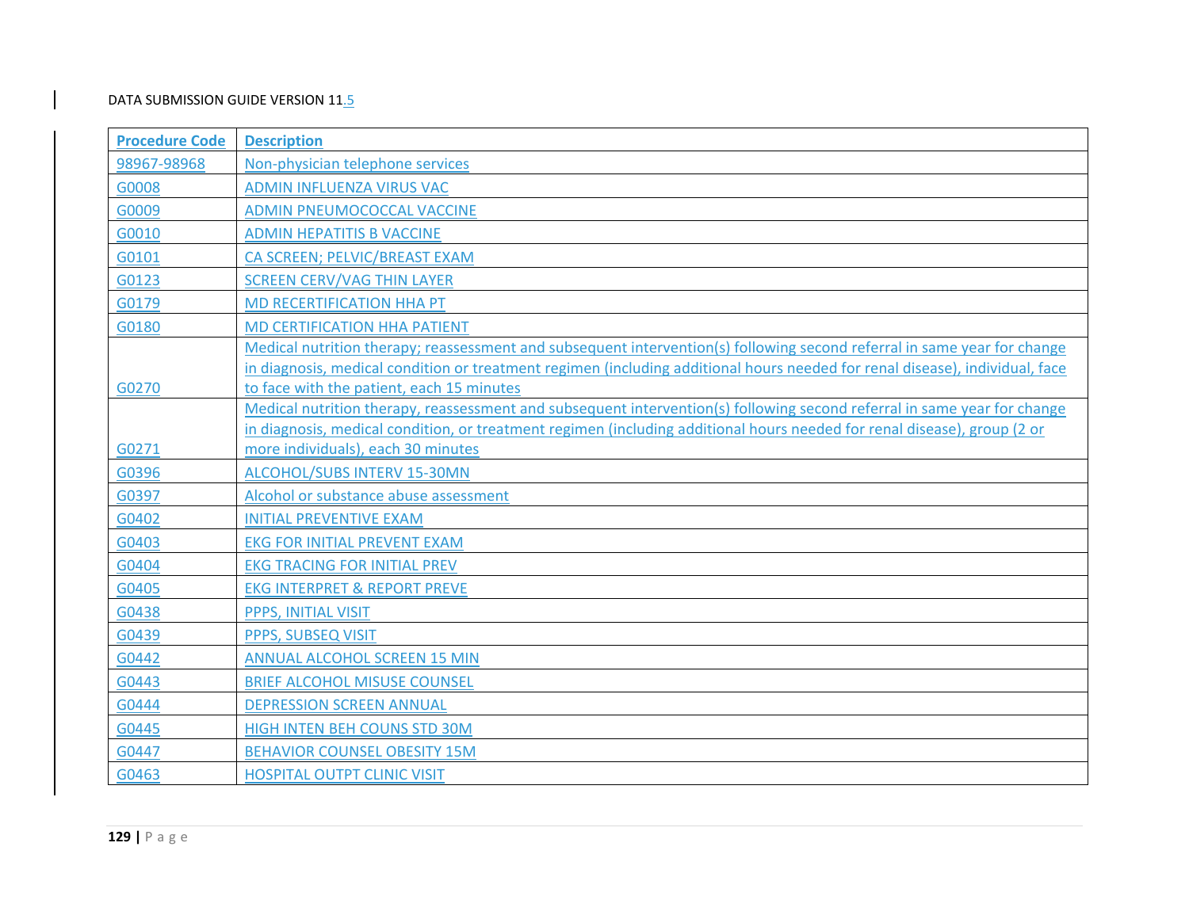| Procedure Code | Description |
|---|---|
| 98967-98968 | Non-physician telephone services |
| G0008 | ADMIN INFLUENZA VIRUS VAC |
| G0009 | ADMIN PNEUMOCOCCAL VACCINE |
| G0010 | ADMIN HEPATITIS B VACCINE |
| G0101 | CA SCREEN; PELVIC/BREAST EXAM |
| G0123 | SCREEN CERV/VAG THIN LAYER |
| G0179 | MD RECERTIFICATION HHA PT |
| G0180 | MD CERTIFICATION HHA PATIENT |
| G0270 | Medical nutrition therapy; reassessment and subsequent intervention(s) following second referral in same year for change in diagnosis, medical condition or treatment regimen (including additional hours needed for renal disease), individual, face to face with the patient, each 15 minutes |
| G0271 | Medical nutrition therapy, reassessment and subsequent intervention(s) following second referral in same year for change in diagnosis, medical condition, or treatment regimen (including additional hours needed for renal disease), group (2 or more individuals), each 30 minutes |
| G0396 | ALCOHOL/SUBS INTERV 15-30MN |
| G0397 | Alcohol or substance abuse assessment |
| G0402 | INITIAL PREVENTIVE EXAM |
| G0403 | EKG FOR INITIAL PREVENT EXAM |
| G0404 | EKG TRACING FOR INITIAL PREV |
| G0405 | EKG INTERPRET & REPORT PREVE |
| G0438 | PPPS, INITIAL VISIT |
| G0439 | PPPS, SUBSEQ VISIT |
| G0442 | ANNUAL ALCOHOL SCREEN 15 MIN |
| G0443 | BRIEF ALCOHOL MISUSE COUNSEL |
| G0444 | DEPRESSION SCREEN ANNUAL |
| G0445 | HIGH INTEN BEH COUNS STD 30M |
| G0447 | BEHAVIOR COUNSEL OBESITY 15M |
| G0463 | HOSPITAL OUTPT CLINIC VISIT |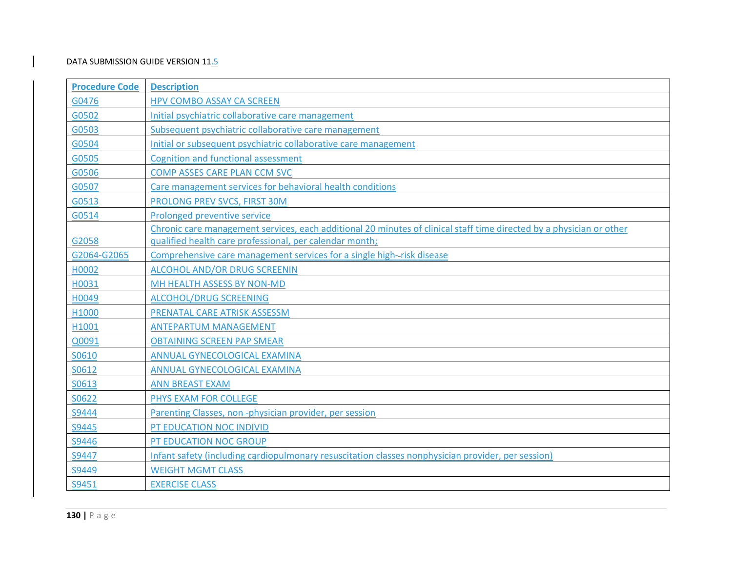| Procedure Code | Description |
|---|---|
| G0476 | HPV COMBO ASSAY CA SCREEN |
| G0502 | Initial psychiatric collaborative care management |
| G0503 | Subsequent psychiatric collaborative care management |
| G0504 | Initial or subsequent psychiatric collaborative care management |
| G0505 | Cognition and functional assessment |
| G0506 | COMP ASSES CARE PLAN CCM SVC |
| G0507 | Care management services for behavioral health conditions |
| G0513 | PROLONG PREV SVCS, FIRST 30M |
| G0514 | Prolonged preventive service |
| G2058 | Chronic care management services, each additional 20 minutes of clinical staff time directed by a physician or other qualified health care professional, per calendar month; |
| G2064-G2065 | Comprehensive care management services for a single high--risk disease |
| H0002 | ALCOHOL AND/OR DRUG SCREENIN |
| H0031 | MH HEALTH ASSESS BY NON-MD |
| H0049 | ALCOHOL/DRUG SCREENING |
| H1000 | PRENATAL CARE ATRISK ASSESSM |
| H1001 | ANTEPARTUM MANAGEMENT |
| Q0091 | OBTAINING SCREEN PAP SMEAR |
| S0610 | ANNUAL GYNECOLOGICAL EXAMINA |
| S0612 | ANNUAL GYNECOLOGICAL EXAMINA |
| S0613 | ANN BREAST EXAM |
| S0622 | PHYS EXAM FOR COLLEGE |
| S9444 | Parenting Classes, non--physician provider, per session |
| S9445 | PT EDUCATION NOC INDIVID |
| S9446 | PT EDUCATION NOC GROUP |
| S9447 | Infant safety (including cardiopulmonary resuscitation classes nonphysician provider, per session) |
| S9449 | WEIGHT MGMT CLASS |
| S9451 | EXERCISE CLASS |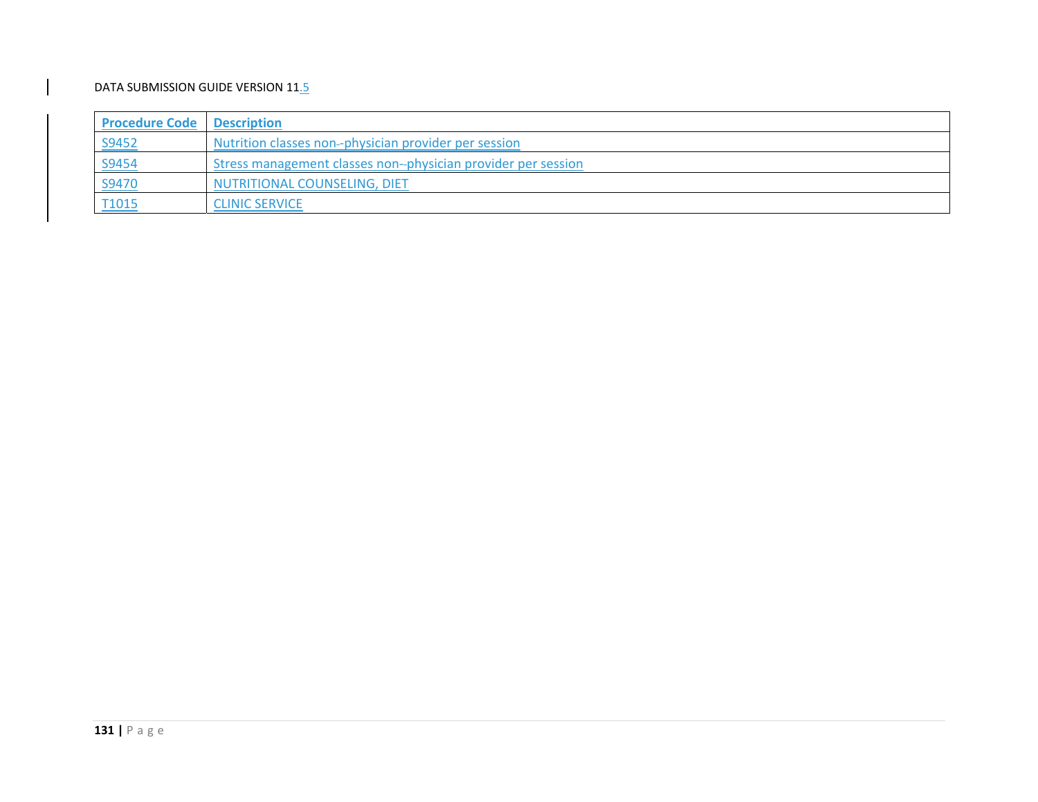| Procedure Code | Description |
| --- | --- |
| S9452 | Nutrition classes non--physician provider per session |
| S9454 | Stress management classes non--physician provider per session |
| S9470 | NUTRITIONAL COUNSELING, DIET |
| T1015 | CLINIC SERVICE |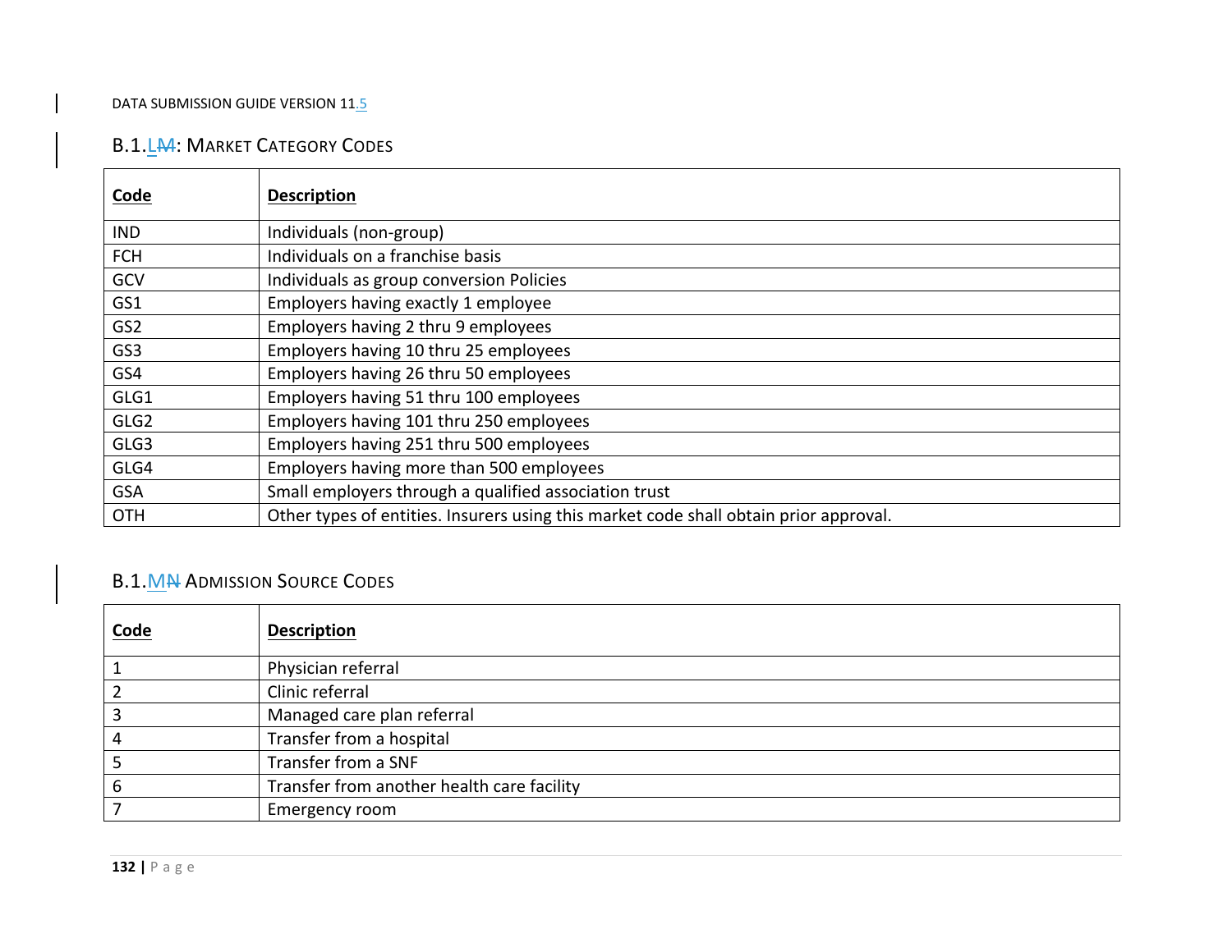## B.1.LM: Market Category Codes

| Code | Description |
|---|---|
| IND | Individuals (non-group) |
| FCH | Individuals on a franchise basis |
| GCV | Individuals as group conversion Policies |
| GS1 | Employers having exactly 1 employee |
| GS2 | Employers having 2 thru 9 employees |
| GS3 | Employers having 10 thru 25 employees |
| GS4 | Employers having 26 thru 50 employees |
| GLG1 | Employers having 51 thru 100 employees |
| GLG2 | Employers having 101 thru 250 employees |
| GLG3 | Employers having 251 thru 500 employees |
| GLG4 | Employers having more than 500 employees |
| GSA | Small employers through a qualified association trust |
| OTH | Other types of entities. Insurers using this market code shall obtain prior approval. |

## B.1.MN Admission Source Codes

| Code | Description |
|---|---|
| 1 | Physician referral |
| 2 | Clinic referral |
| 3 | Managed care plan referral |
| 4 | Transfer from a hospital |
| 5 | Transfer from a SNF |
| 6 | Transfer from another health care facility |
| 7 | Emergency room |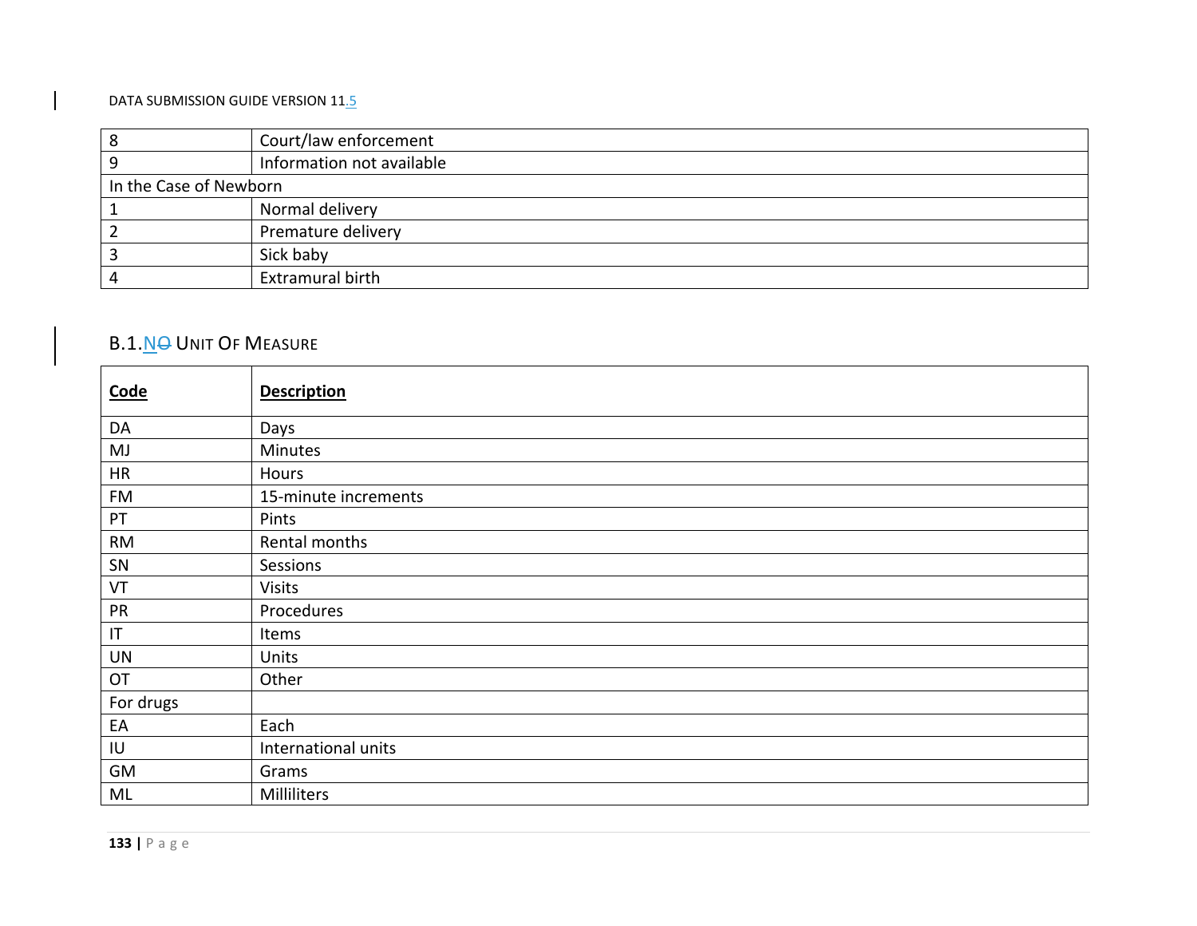| 8 | Court/law enforcement |
|---|---|
| 9 | Information not available |
| In the Case of Newborn | |
| 1 | Normal delivery |
| 2 | Premature delivery |
| 3 | Sick baby |
| 4 | Extramural birth |

## B.1.N Unit Of Measure

| **Code** | **Description** |
|---|---|
| DA | Days |
| MJ | Minutes |
| HR | Hours |
| FM | 15-minute increments |
| PT | Pints |
| RM | Rental months |
| SN | Sessions |
| VT | Visits |
| PR | Procedures |
| IT | Items |
| UN | Units |
| OT | Other |
| For drugs | |
| EA | Each |
| IU | International units |
| GM | Grams |
| ML | Milliliters |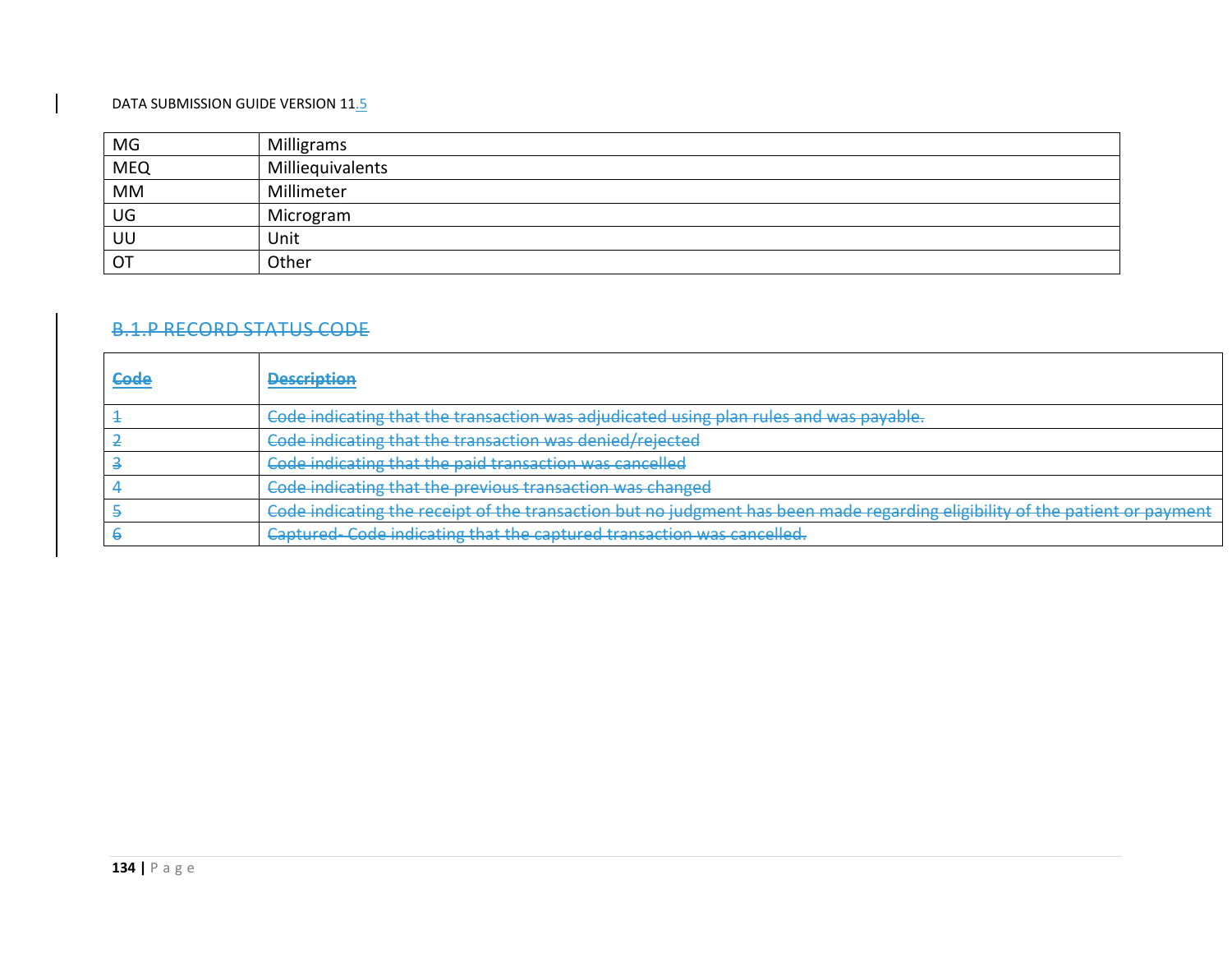| | |
|---|---|
| MG | Milligrams |
| MEQ | Milliequivalents |
| MM | Millimeter |
| UG | Microgram |
| UU | Unit |
| OT | Other |

### B.1.P RECORD STATUS CODE

| Code | Description |
|---|---|
| 1 | Code indicating that the transaction was adjudicated using plan rules and was payable. |
| 2 | Code indicating that the transaction was denied/rejected |
| 3 | Code indicating that the paid transaction was cancelled |
| 4 | Code indicating that the previous transaction was changed |
| 5 | Code indicating the receipt of the transaction but no judgment has been made regarding eligibility of the patient or payment |
| 6 | Captured- Code indicating that the captured transaction was cancelled. |